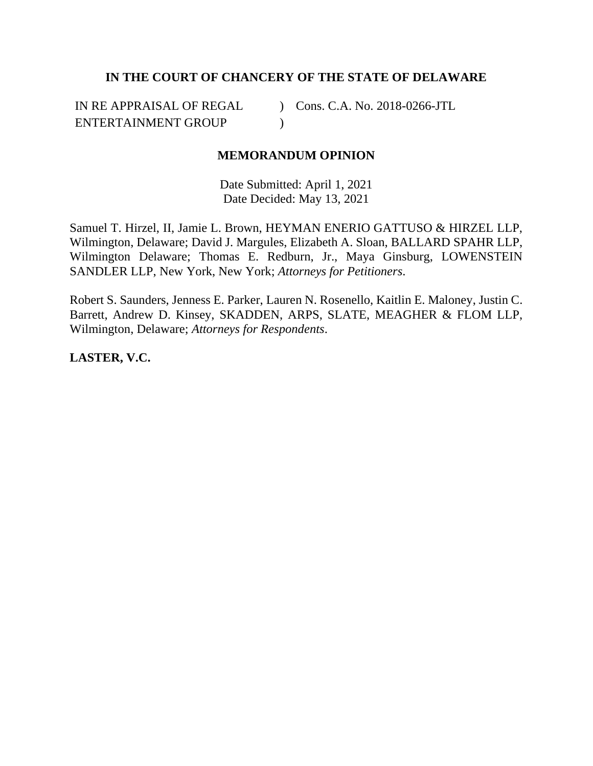**IN THE COURT OF CHANCERY OF THE STATE OF DELAWARE**

| | | |
|---|---|---|
| IN RE APPRAISAL OF REGAL | ) | Cons. C.A. No. 2018-0266-JTL |
| ENTERTAINMENT GROUP | ) | |

**MEMORANDUM OPINION**

Date Submitted: April 1, 2021
Date Decided: May 13, 2021

Samuel T. Hirzel, II, Jamie L. Brown, HEYMAN ENERIO GATTUSO & HIRZEL LLP, Wilmington, Delaware; David J. Margules, Elizabeth A. Sloan, BALLARD SPAHR LLP, Wilmington Delaware; Thomas E. Redburn, Jr., Maya Ginsburg, LOWENSTEIN SANDLER LLP, New York, New York; *Attorneys for Petitioners*.

Robert S. Saunders, Jenness E. Parker, Lauren N. Rosenello, Kaitlin E. Maloney, Justin C. Barrett, Andrew D. Kinsey, SKADDEN, ARPS, SLATE, MEAGHER & FLOM LLP, Wilmington, Delaware; *Attorneys for Respondents*.

**LASTER, V.C.**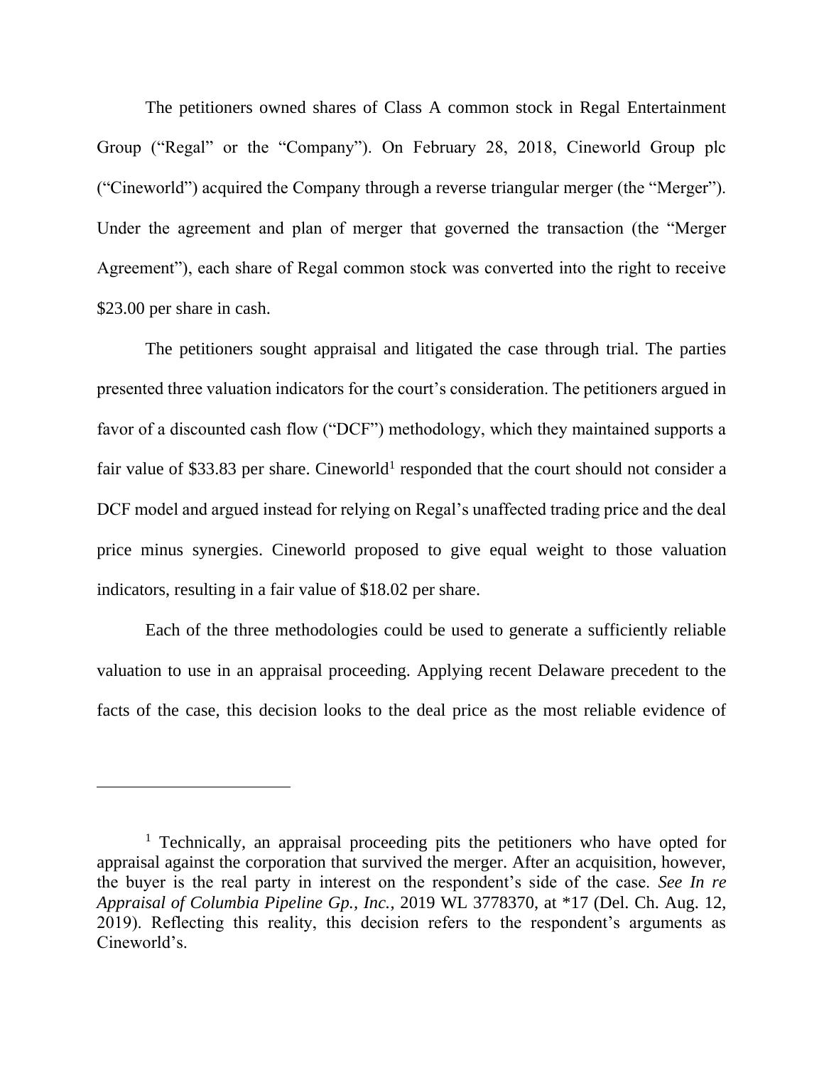The petitioners owned shares of Class A common stock in Regal Entertainment Group ("Regal" or the "Company"). On February 28, 2018, Cineworld Group plc ("Cineworld") acquired the Company through a reverse triangular merger (the "Merger"). Under the agreement and plan of merger that governed the transaction (the "Merger Agreement"), each share of Regal common stock was converted into the right to receive $23.00 per share in cash.

The petitioners sought appraisal and litigated the case through trial. The parties presented three valuation indicators for the court's consideration. The petitioners argued in favor of a discounted cash flow ("DCF") methodology, which they maintained supports a fair value of $33.83 per share. Cineworld[1] responded that the court should not consider a DCF model and argued instead for relying on Regal's unaffected trading price and the deal price minus synergies. Cineworld proposed to give equal weight to those valuation indicators, resulting in a fair value of $18.02 per share.

Each of the three methodologies could be used to generate a sufficiently reliable valuation to use in an appraisal proceeding. Applying recent Delaware precedent to the facts of the case, this decision looks to the deal price as the most reliable evidence of

---

[1] Technically, an appraisal proceeding pits the petitioners who have opted for appraisal against the corporation that survived the merger. After an acquisition, however, the buyer is the real party in interest on the respondent's side of the case. *See In re Appraisal of Columbia Pipeline Gp., Inc.*, 2019 WL 3778370, at *17 (Del. Ch. Aug. 12, 2019). Reflecting this reality, this decision refers to the respondent's arguments as Cineworld's.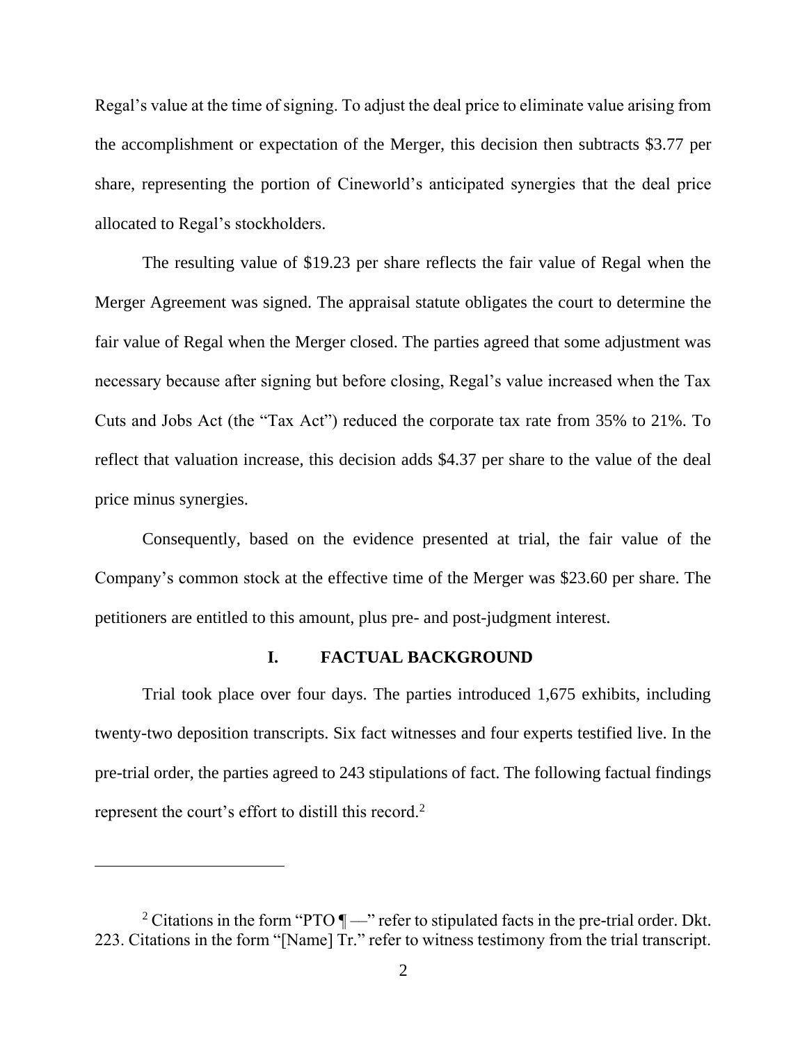Regal's value at the time of signing. To adjust the deal price to eliminate value arising from the accomplishment or expectation of the Merger, this decision then subtracts $3.77 per share, representing the portion of Cineworld's anticipated synergies that the deal price allocated to Regal's stockholders.

The resulting value of $19.23 per share reflects the fair value of Regal when the Merger Agreement was signed. The appraisal statute obligates the court to determine the fair value of Regal when the Merger closed. The parties agreed that some adjustment was necessary because after signing but before closing, Regal's value increased when the Tax Cuts and Jobs Act (the "Tax Act") reduced the corporate tax rate from 35% to 21%. To reflect that valuation increase, this decision adds $4.37 per share to the value of the deal price minus synergies.

Consequently, based on the evidence presented at trial, the fair value of the Company's common stock at the effective time of the Merger was $23.60 per share. The petitioners are entitled to this amount, plus pre- and post-judgment interest.

## I. FACTUAL BACKGROUND

Trial took place over four days. The parties introduced 1,675 exhibits, including twenty-two deposition transcripts. Six fact witnesses and four experts testified live. In the pre-trial order, the parties agreed to 243 stipulations of fact. The following factual findings represent the court's effort to distill this record.[2]

---

[2] Citations in the form "PTO ¶ —" refer to stipulated facts in the pre-trial order. Dkt. 223. Citations in the form "[Name] Tr." refer to witness testimony from the trial transcript.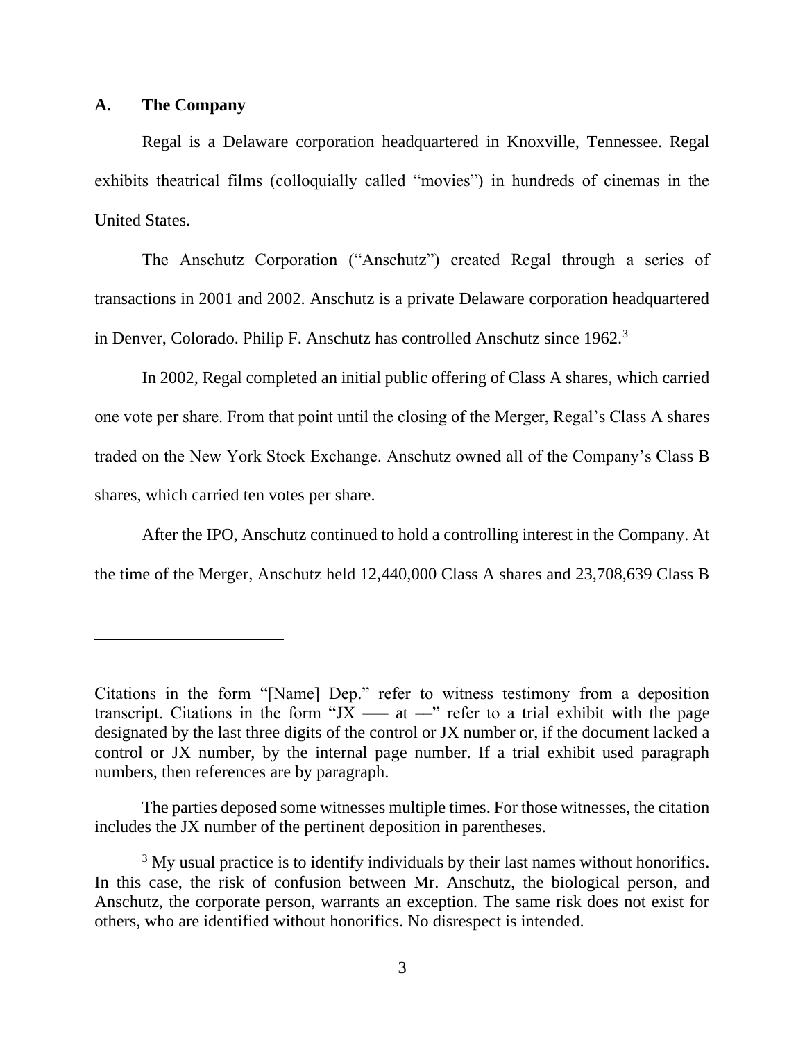## A. The Company

Regal is a Delaware corporation headquartered in Knoxville, Tennessee. Regal exhibits theatrical films (colloquially called "movies") in hundreds of cinemas in the United States.

The Anschutz Corporation ("Anschutz") created Regal through a series of transactions in 2001 and 2002. Anschutz is a private Delaware corporation headquartered in Denver, Colorado. Philip F. Anschutz has controlled Anschutz since 1962.[3]

In 2002, Regal completed an initial public offering of Class A shares, which carried one vote per share. From that point until the closing of the Merger, Regal's Class A shares traded on the New York Stock Exchange. Anschutz owned all of the Company's Class B shares, which carried ten votes per share.

After the IPO, Anschutz continued to hold a controlling interest in the Company. At the time of the Merger, Anschutz held 12,440,000 Class A shares and 23,708,639 Class B

---

Citations in the form "[Name] Dep." refer to witness testimony from a deposition transcript. Citations in the form "JX ––– at —" refer to a trial exhibit with the page designated by the last three digits of the control or JX number or, if the document lacked a control or JX number, by the internal page number. If a trial exhibit used paragraph numbers, then references are by paragraph.

The parties deposed some witnesses multiple times. For those witnesses, the citation includes the JX number of the pertinent deposition in parentheses.

[3] My usual practice is to identify individuals by their last names without honorifics. In this case, the risk of confusion between Mr. Anschutz, the biological person, and Anschutz, the corporate person, warrants an exception. The same risk does not exist for others, who are identified without honorifics. No disrespect is intended.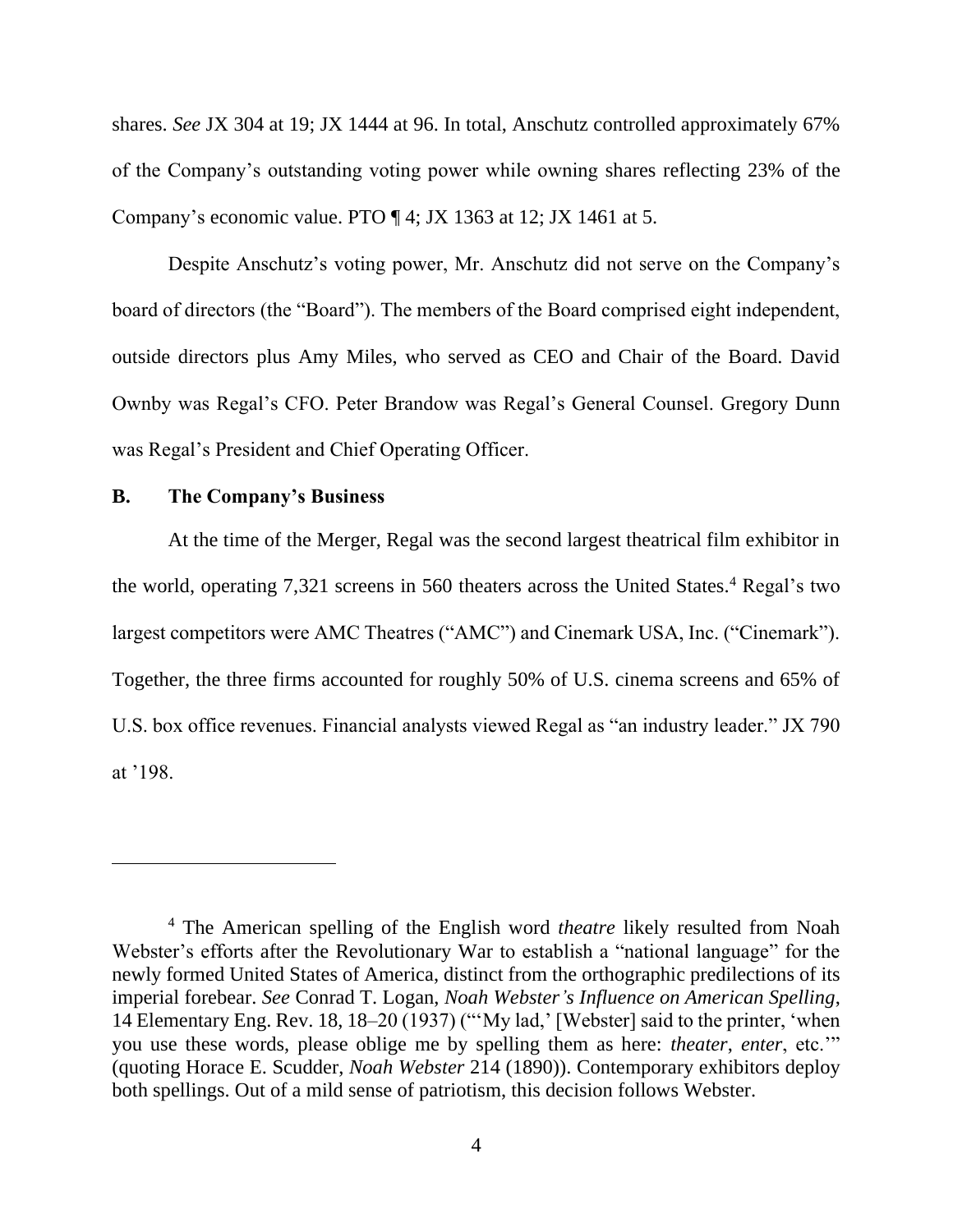shares. *See* JX 304 at 19; JX 1444 at 96. In total, Anschutz controlled approximately 67% of the Company's outstanding voting power while owning shares reflecting 23% of the Company's economic value. PTO ¶ 4; JX 1363 at 12; JX 1461 at 5.

Despite Anschutz's voting power, Mr. Anschutz did not serve on the Company's board of directors (the "Board"). The members of the Board comprised eight independent, outside directors plus Amy Miles, who served as CEO and Chair of the Board. David Ownby was Regal's CFO. Peter Brandow was Regal's General Counsel. Gregory Dunn was Regal's President and Chief Operating Officer.

### B. The Company's Business

At the time of the Merger, Regal was the second largest theatrical film exhibitor in the world, operating 7,321 screens in 560 theaters across the United States.[4] Regal's two largest competitors were AMC Theatres ("AMC") and Cinemark USA, Inc. ("Cinemark"). Together, the three firms accounted for roughly 50% of U.S. cinema screens and 65% of U.S. box office revenues. Financial analysts viewed Regal as "an industry leader." JX 790 at '198.

---

[4] The American spelling of the English word *theatre* likely resulted from Noah Webster's efforts after the Revolutionary War to establish a "national language" for the newly formed United States of America, distinct from the orthographic predilections of its imperial forebear. *See* Conrad T. Logan, *Noah Webster's Influence on American Spelling*, 14 Elementary Eng. Rev. 18, 18–20 (1937) ("'My lad,' [Webster] said to the printer, 'when you use these words, please oblige me by spelling them as here: *theater*, *enter*, etc.'" (quoting Horace E. Scudder, *Noah Webster* 214 (1890)). Contemporary exhibitors deploy both spellings. Out of a mild sense of patriotism, this decision follows Webster.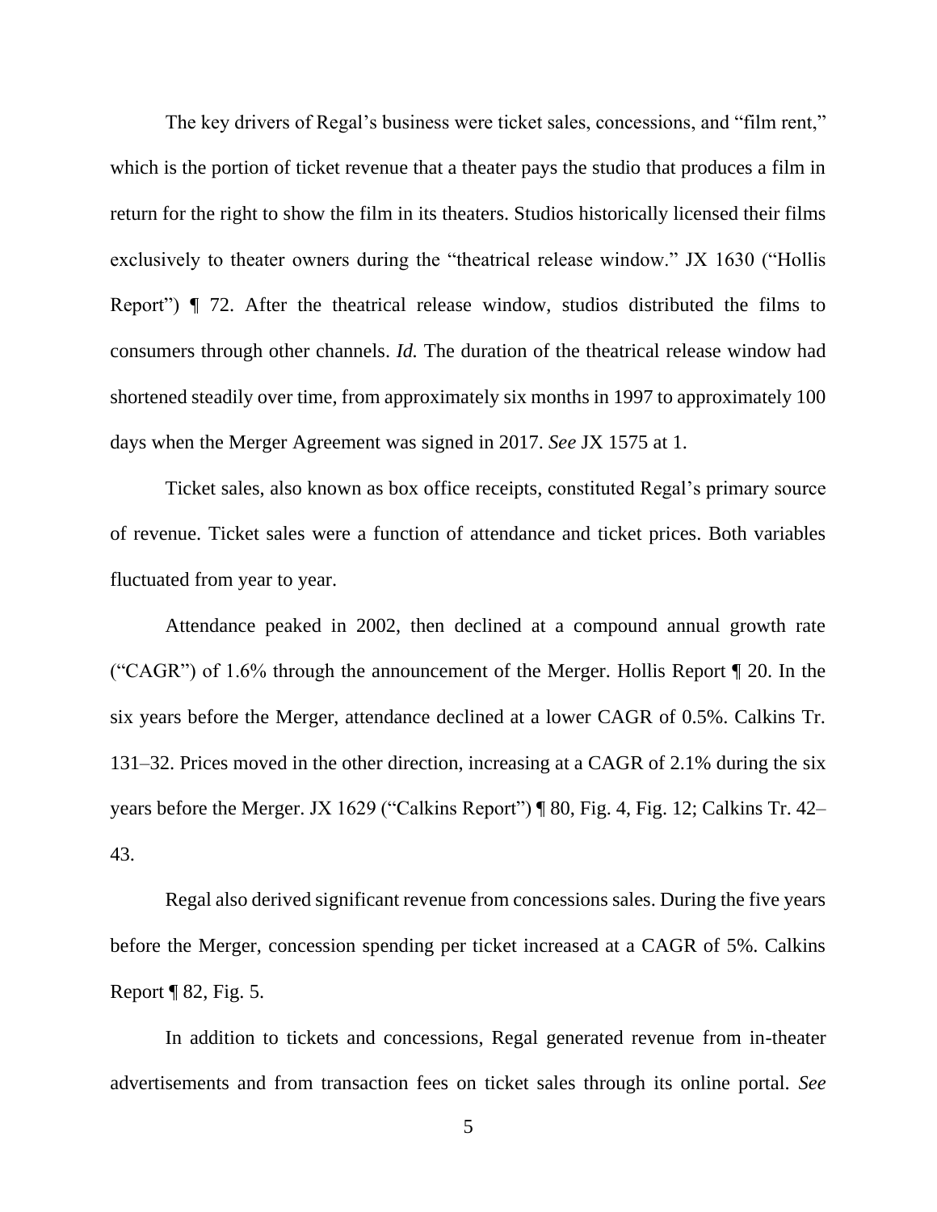The key drivers of Regal's business were ticket sales, concessions, and "film rent," which is the portion of ticket revenue that a theater pays the studio that produces a film in return for the right to show the film in its theaters. Studios historically licensed their films exclusively to theater owners during the "theatrical release window." JX 1630 ("Hollis Report") ¶ 72. After the theatrical release window, studios distributed the films to consumers through other channels. *Id.* The duration of the theatrical release window had shortened steadily over time, from approximately six months in 1997 to approximately 100 days when the Merger Agreement was signed in 2017. *See* JX 1575 at 1.

Ticket sales, also known as box office receipts, constituted Regal's primary source of revenue. Ticket sales were a function of attendance and ticket prices. Both variables fluctuated from year to year.

Attendance peaked in 2002, then declined at a compound annual growth rate ("CAGR") of 1.6% through the announcement of the Merger. Hollis Report ¶ 20. In the six years before the Merger, attendance declined at a lower CAGR of 0.5%. Calkins Tr. 131–32. Prices moved in the other direction, increasing at a CAGR of 2.1% during the six years before the Merger. JX 1629 ("Calkins Report") ¶ 80, Fig. 4, Fig. 12; Calkins Tr. 42–43.

Regal also derived significant revenue from concessions sales. During the five years before the Merger, concession spending per ticket increased at a CAGR of 5%. Calkins Report ¶ 82, Fig. 5.

In addition to tickets and concessions, Regal generated revenue from in-theater advertisements and from transaction fees on ticket sales through its online portal. *See*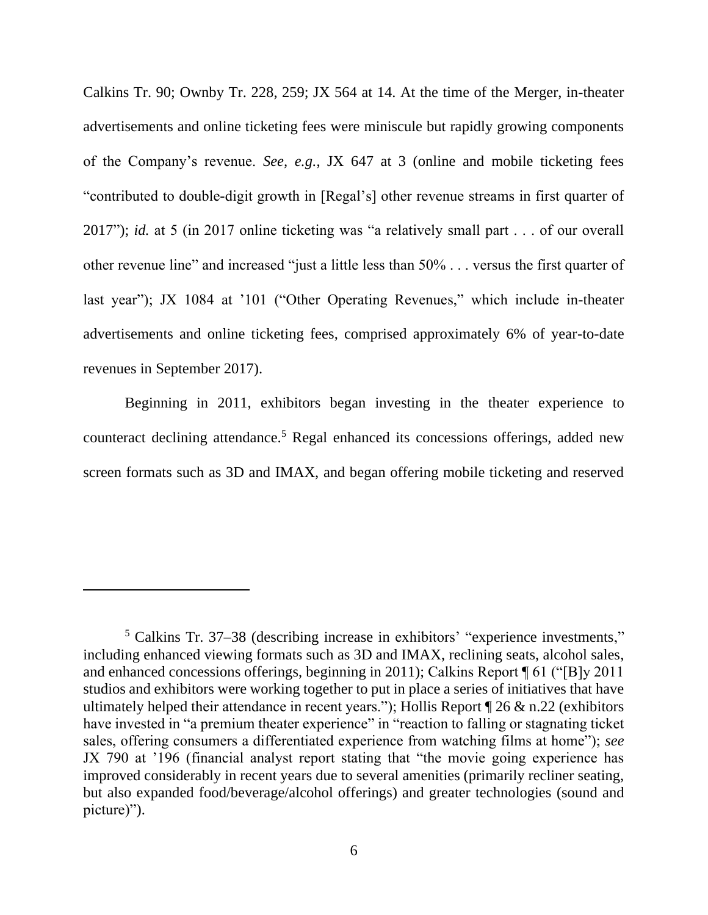Calkins Tr. 90; Ownby Tr. 228, 259; JX 564 at 14. At the time of the Merger, in-theater advertisements and online ticketing fees were miniscule but rapidly growing components of the Company's revenue. *See, e.g.*, JX 647 at 3 (online and mobile ticketing fees "contributed to double-digit growth in [Regal's] other revenue streams in first quarter of 2017"); *id.* at 5 (in 2017 online ticketing was "a relatively small part . . . of our overall other revenue line" and increased "just a little less than 50% . . . versus the first quarter of last year"); JX 1084 at '101 ("Other Operating Revenues," which include in-theater advertisements and online ticketing fees, comprised approximately 6% of year-to-date revenues in September 2017).

Beginning in 2011, exhibitors began investing in the theater experience to counteract declining attendance.[5] Regal enhanced its concessions offerings, added new screen formats such as 3D and IMAX, and began offering mobile ticketing and reserved

---

[5] Calkins Tr. 37–38 (describing increase in exhibitors' "experience investments," including enhanced viewing formats such as 3D and IMAX, reclining seats, alcohol sales, and enhanced concessions offerings, beginning in 2011); Calkins Report ¶ 61 ("[B]y 2011 studios and exhibitors were working together to put in place a series of initiatives that have ultimately helped their attendance in recent years."); Hollis Report ¶ 26 & n.22 (exhibitors have invested in "a premium theater experience" in "reaction to falling or stagnating ticket sales, offering consumers a differentiated experience from watching films at home"); *see* JX 790 at '196 (financial analyst report stating that "the movie going experience has improved considerably in recent years due to several amenities (primarily recliner seating, but also expanded food/beverage/alcohol offerings) and greater technologies (sound and picture)").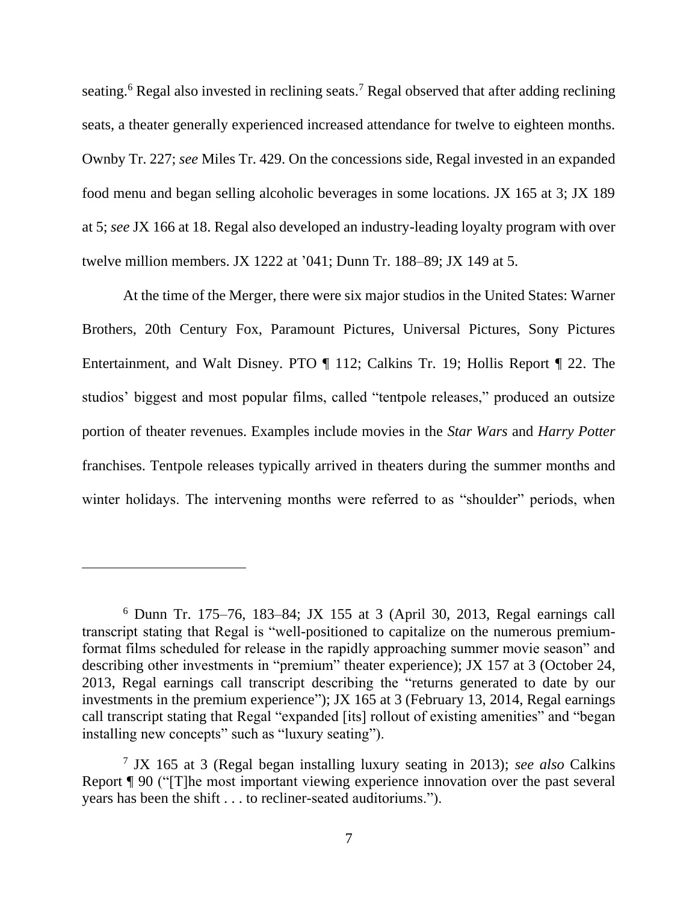seating.[6] Regal also invested in reclining seats.[7] Regal observed that after adding reclining seats, a theater generally experienced increased attendance for twelve to eighteen months. Ownby Tr. 227; *see* Miles Tr. 429. On the concessions side, Regal invested in an expanded food menu and began selling alcoholic beverages in some locations. JX 165 at 3; JX 189 at 5; *see* JX 166 at 18. Regal also developed an industry-leading loyalty program with over twelve million members. JX 1222 at '041; Dunn Tr. 188–89; JX 149 at 5.

At the time of the Merger, there were six major studios in the United States: Warner Brothers, 20th Century Fox, Paramount Pictures, Universal Pictures, Sony Pictures Entertainment, and Walt Disney. PTO ¶ 112; Calkins Tr. 19; Hollis Report ¶ 22. The studios' biggest and most popular films, called "tentpole releases," produced an outsize portion of theater revenues. Examples include movies in the *Star Wars* and *Harry Potter* franchises. Tentpole releases typically arrived in theaters during the summer months and winter holidays. The intervening months were referred to as "shoulder" periods, when

---

[6] Dunn Tr. 175–76, 183–84; JX 155 at 3 (April 30, 2013, Regal earnings call transcript stating that Regal is "well-positioned to capitalize on the numerous premium-format films scheduled for release in the rapidly approaching summer movie season" and describing other investments in "premium" theater experience); JX 157 at 3 (October 24, 2013, Regal earnings call transcript describing the "returns generated to date by our investments in the premium experience"); JX 165 at 3 (February 13, 2014, Regal earnings call transcript stating that Regal "expanded [its] rollout of existing amenities" and "began installing new concepts" such as "luxury seating").

[7] JX 165 at 3 (Regal began installing luxury seating in 2013); *see also* Calkins Report ¶ 90 ("[T]he most important viewing experience innovation over the past several years has been the shift . . . to recliner-seated auditoriums.").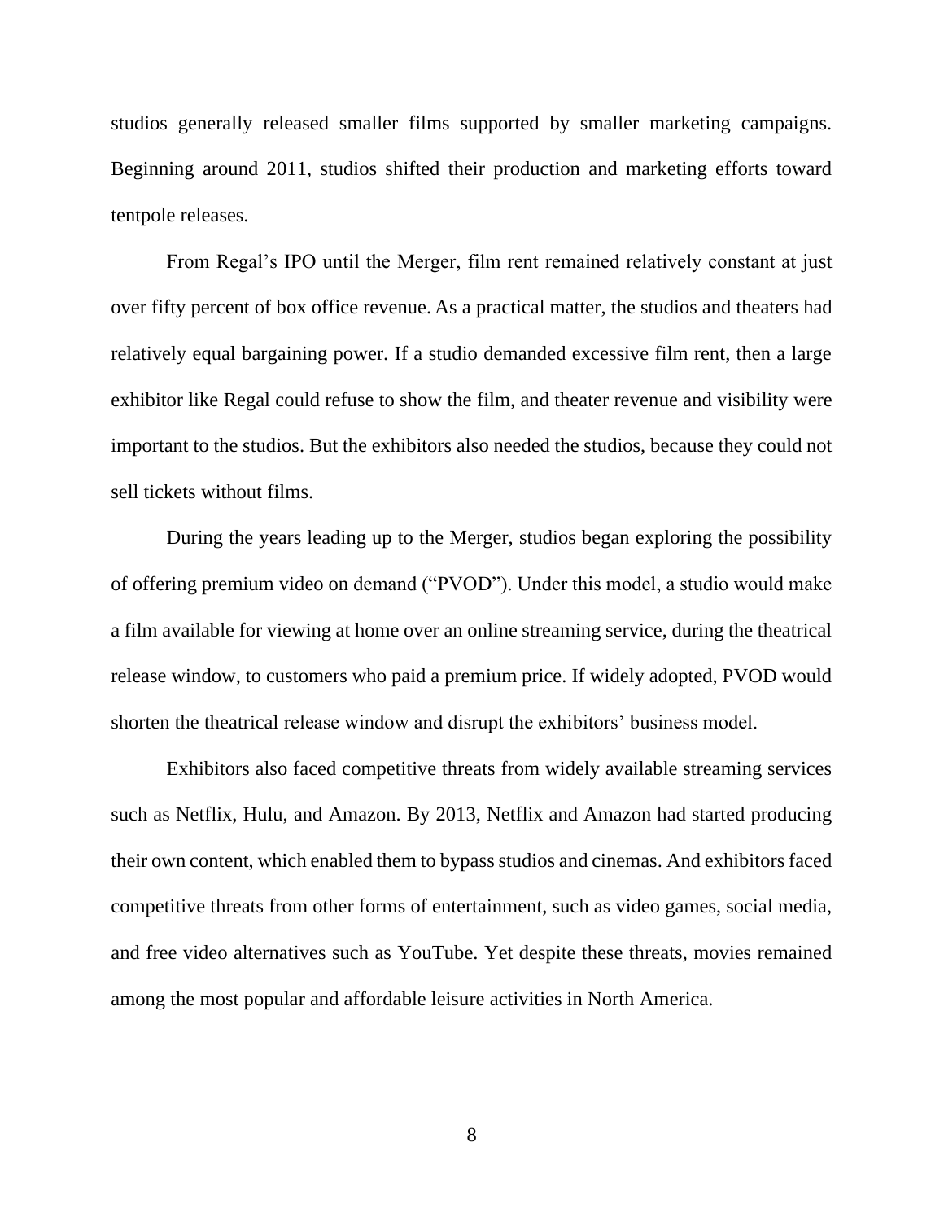studios generally released smaller films supported by smaller marketing campaigns. Beginning around 2011, studios shifted their production and marketing efforts toward tentpole releases.

From Regal's IPO until the Merger, film rent remained relatively constant at just over fifty percent of box office revenue. As a practical matter, the studios and theaters had relatively equal bargaining power. If a studio demanded excessive film rent, then a large exhibitor like Regal could refuse to show the film, and theater revenue and visibility were important to the studios. But the exhibitors also needed the studios, because they could not sell tickets without films.

During the years leading up to the Merger, studios began exploring the possibility of offering premium video on demand ("PVOD"). Under this model, a studio would make a film available for viewing at home over an online streaming service, during the theatrical release window, to customers who paid a premium price. If widely adopted, PVOD would shorten the theatrical release window and disrupt the exhibitors' business model.

Exhibitors also faced competitive threats from widely available streaming services such as Netflix, Hulu, and Amazon. By 2013, Netflix and Amazon had started producing their own content, which enabled them to bypass studios and cinemas. And exhibitors faced competitive threats from other forms of entertainment, such as video games, social media, and free video alternatives such as YouTube. Yet despite these threats, movies remained among the most popular and affordable leisure activities in North America.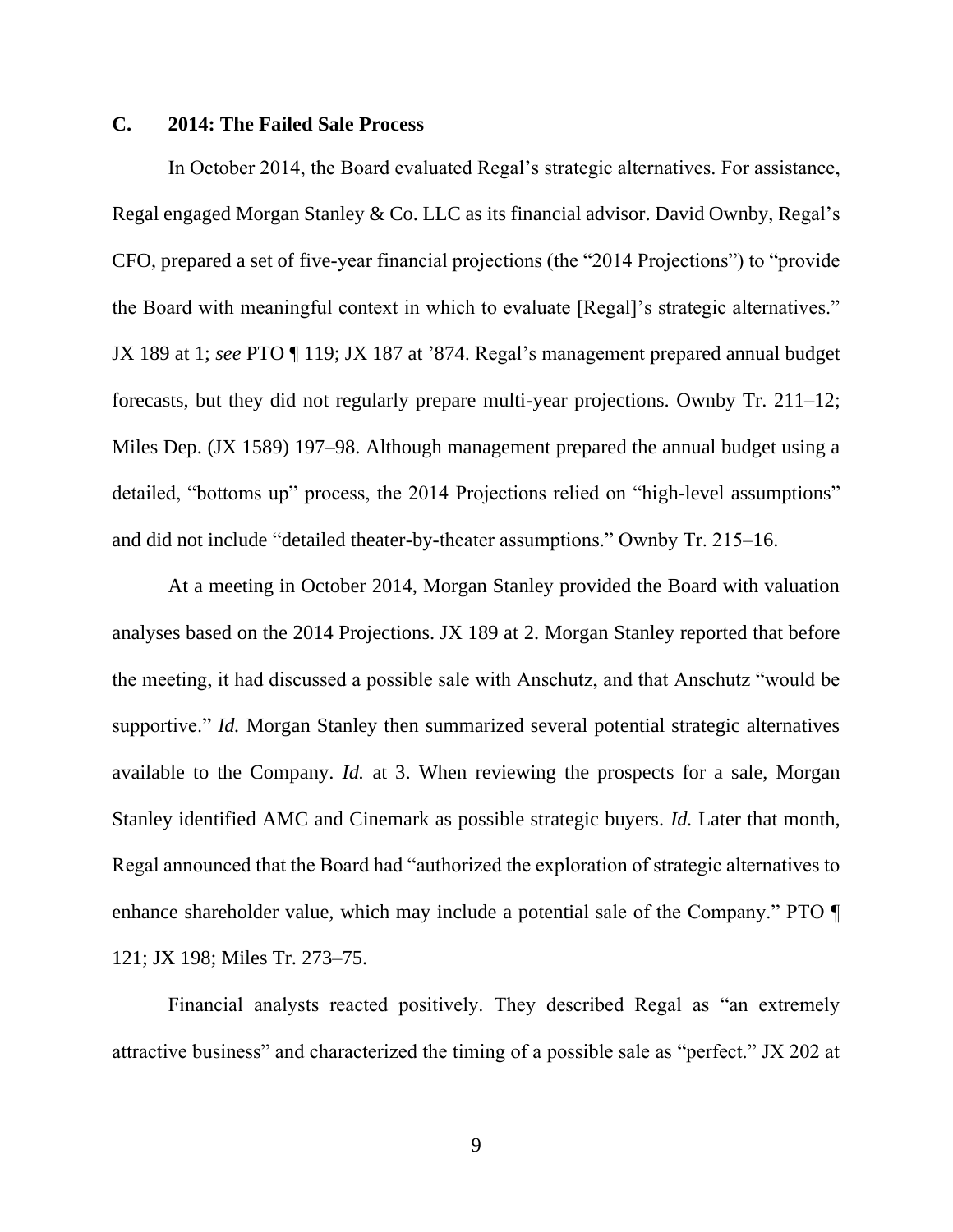### C. 2014: The Failed Sale Process

In October 2014, the Board evaluated Regal's strategic alternatives. For assistance, Regal engaged Morgan Stanley & Co. LLC as its financial advisor. David Ownby, Regal's CFO, prepared a set of five-year financial projections (the "2014 Projections") to "provide the Board with meaningful context in which to evaluate [Regal]'s strategic alternatives." JX 189 at 1; *see* PTO ¶ 119; JX 187 at '874. Regal's management prepared annual budget forecasts, but they did not regularly prepare multi-year projections. Ownby Tr. 211–12; Miles Dep. (JX 1589) 197–98. Although management prepared the annual budget using a detailed, "bottoms up" process, the 2014 Projections relied on "high-level assumptions" and did not include "detailed theater-by-theater assumptions." Ownby Tr. 215–16.

At a meeting in October 2014, Morgan Stanley provided the Board with valuation analyses based on the 2014 Projections. JX 189 at 2. Morgan Stanley reported that before the meeting, it had discussed a possible sale with Anschutz, and that Anschutz "would be supportive." *Id.* Morgan Stanley then summarized several potential strategic alternatives available to the Company. *Id.* at 3. When reviewing the prospects for a sale, Morgan Stanley identified AMC and Cinemark as possible strategic buyers. *Id.* Later that month, Regal announced that the Board had "authorized the exploration of strategic alternatives to enhance shareholder value, which may include a potential sale of the Company." PTO ¶ 121; JX 198; Miles Tr. 273–75.

Financial analysts reacted positively. They described Regal as "an extremely attractive business" and characterized the timing of a possible sale as "perfect." JX 202 at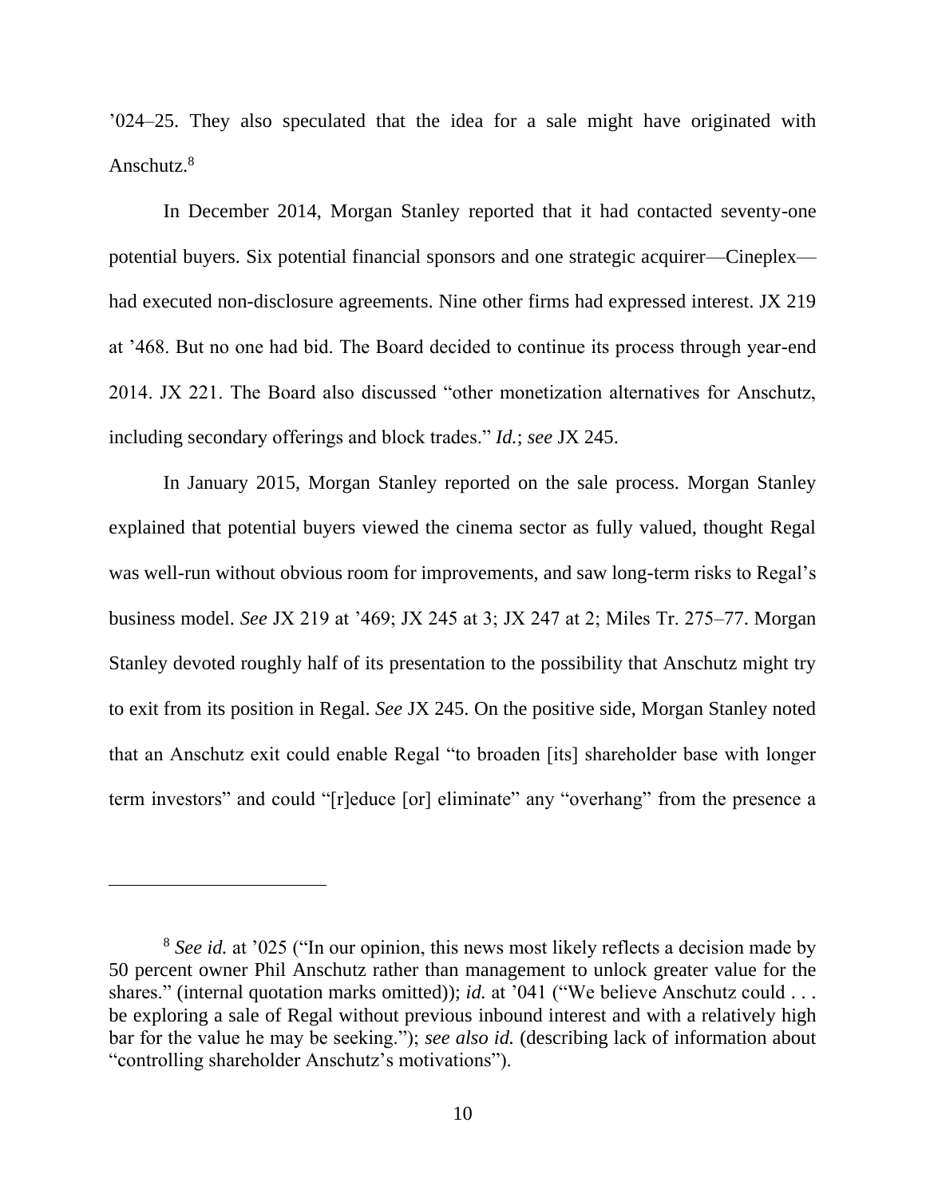’024–25. They also speculated that the idea for a sale might have originated with Anschutz.[8]

In December 2014, Morgan Stanley reported that it had contacted seventy-one potential buyers. Six potential financial sponsors and one strategic acquirer—Cineplex—had executed non-disclosure agreements. Nine other firms had expressed interest. JX 219 at ’468. But no one had bid. The Board decided to continue its process through year-end 2014. JX 221. The Board also discussed “other monetization alternatives for Anschutz, including secondary offerings and block trades.” *Id.*; *see* JX 245.

In January 2015, Morgan Stanley reported on the sale process. Morgan Stanley explained that potential buyers viewed the cinema sector as fully valued, thought Regal was well-run without obvious room for improvements, and saw long-term risks to Regal’s business model. *See* JX 219 at ’469; JX 245 at 3; JX 247 at 2; Miles Tr. 275–77. Morgan Stanley devoted roughly half of its presentation to the possibility that Anschutz might try to exit from its position in Regal. *See* JX 245. On the positive side, Morgan Stanley noted that an Anschutz exit could enable Regal “to broaden [its] shareholder base with longer term investors” and could “[r]educe [or] eliminate” any “overhang” from the presence a

---

[8] *See id.* at ’025 (“In our opinion, this news most likely reflects a decision made by 50 percent owner Phil Anschutz rather than management to unlock greater value for the shares.” (internal quotation marks omitted)); *id.* at ’041 (“We believe Anschutz could . . . be exploring a sale of Regal without previous inbound interest and with a relatively high bar for the value he may be seeking.”); *see also id.* (describing lack of information about “controlling shareholder Anschutz’s motivations”).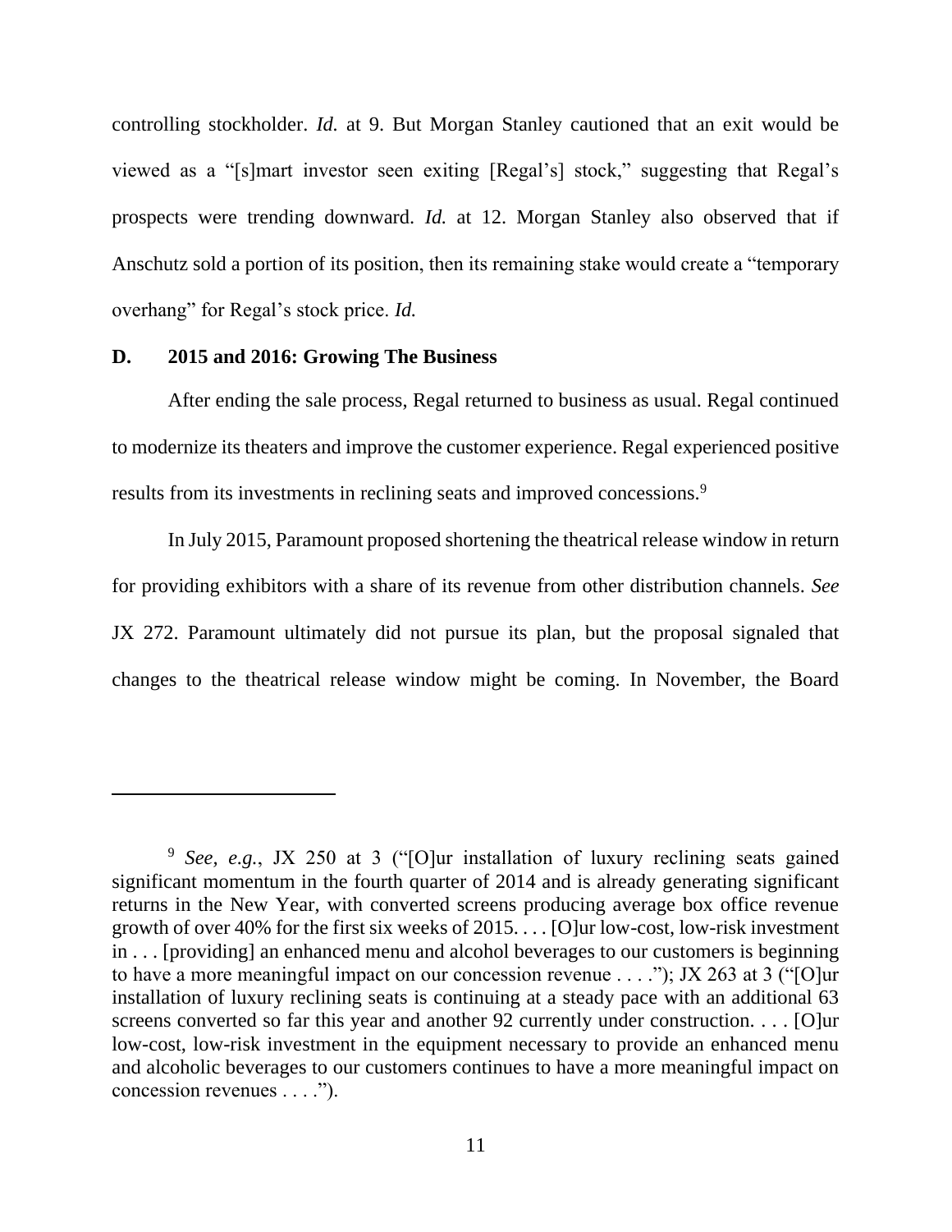controlling stockholder. *Id.* at 9. But Morgan Stanley cautioned that an exit would be viewed as a "[s]mart investor seen exiting [Regal's] stock," suggesting that Regal's prospects were trending downward. *Id.* at 12. Morgan Stanley also observed that if Anschutz sold a portion of its position, then its remaining stake would create a "temporary overhang" for Regal's stock price. *Id.*

**D. 2015 and 2016: Growing The Business**

After ending the sale process, Regal returned to business as usual. Regal continued to modernize its theaters and improve the customer experience. Regal experienced positive results from its investments in reclining seats and improved concessions.[9]

In July 2015, Paramount proposed shortening the theatrical release window in return for providing exhibitors with a share of its revenue from other distribution channels. *See* JX 272. Paramount ultimately did not pursue its plan, but the proposal signaled that changes to the theatrical release window might be coming. In November, the Board

---

[9] *See, e.g.*, JX 250 at 3 ("[O]ur installation of luxury reclining seats gained significant momentum in the fourth quarter of 2014 and is already generating significant returns in the New Year, with converted screens producing average box office revenue growth of over 40% for the first six weeks of 2015. . . . [O]ur low-cost, low-risk investment in . . . [providing] an enhanced menu and alcohol beverages to our customers is beginning to have a more meaningful impact on our concession revenue . . . ."); JX 263 at 3 ("[O]ur installation of luxury reclining seats is continuing at a steady pace with an additional 63 screens converted so far this year and another 92 currently under construction. . . . [O]ur low-cost, low-risk investment in the equipment necessary to provide an enhanced menu and alcoholic beverages to our customers continues to have a more meaningful impact on concession revenues . . . .").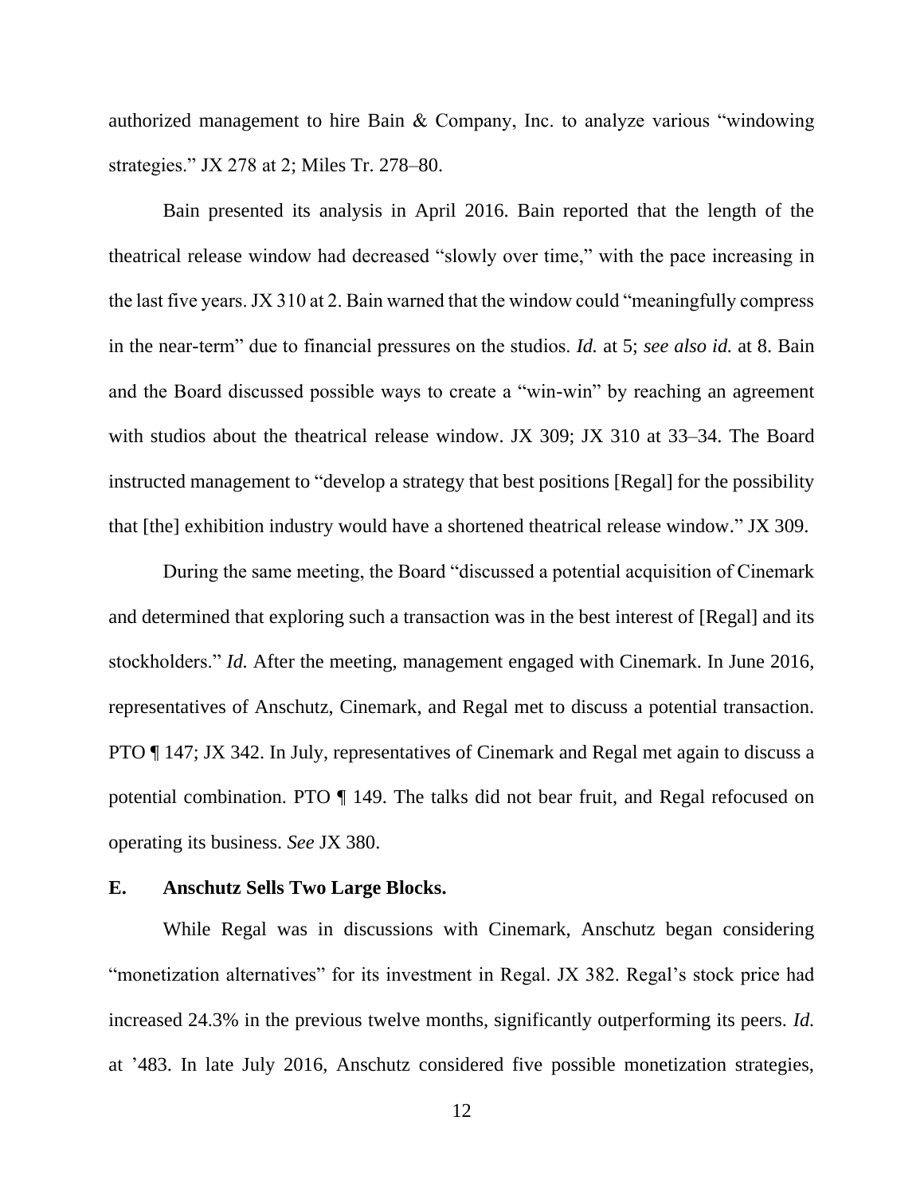authorized management to hire Bain & Company, Inc. to analyze various "windowing strategies." JX 278 at 2; Miles Tr. 278–80.

Bain presented its analysis in April 2016. Bain reported that the length of the theatrical release window had decreased "slowly over time," with the pace increasing in the last five years. JX 310 at 2. Bain warned that the window could "meaningfully compress in the near-term" due to financial pressures on the studios. *Id.* at 5; *see also id.* at 8. Bain and the Board discussed possible ways to create a "win-win" by reaching an agreement with studios about the theatrical release window. JX 309; JX 310 at 33–34. The Board instructed management to "develop a strategy that best positions [Regal] for the possibility that [the] exhibition industry would have a shortened theatrical release window." JX 309.

During the same meeting, the Board "discussed a potential acquisition of Cinemark and determined that exploring such a transaction was in the best interest of [Regal] and its stockholders." *Id.* After the meeting, management engaged with Cinemark. In June 2016, representatives of Anschutz, Cinemark, and Regal met to discuss a potential transaction. PTO ¶ 147; JX 342. In July, representatives of Cinemark and Regal met again to discuss a potential combination. PTO ¶ 149. The talks did not bear fruit, and Regal refocused on operating its business. *See* JX 380.

### E. Anschutz Sells Two Large Blocks.

While Regal was in discussions with Cinemark, Anschutz began considering "monetization alternatives" for its investment in Regal. JX 382. Regal's stock price had increased 24.3% in the previous twelve months, significantly outperforming its peers. *Id.* at '483. In late July 2016, Anschutz considered five possible monetization strategies,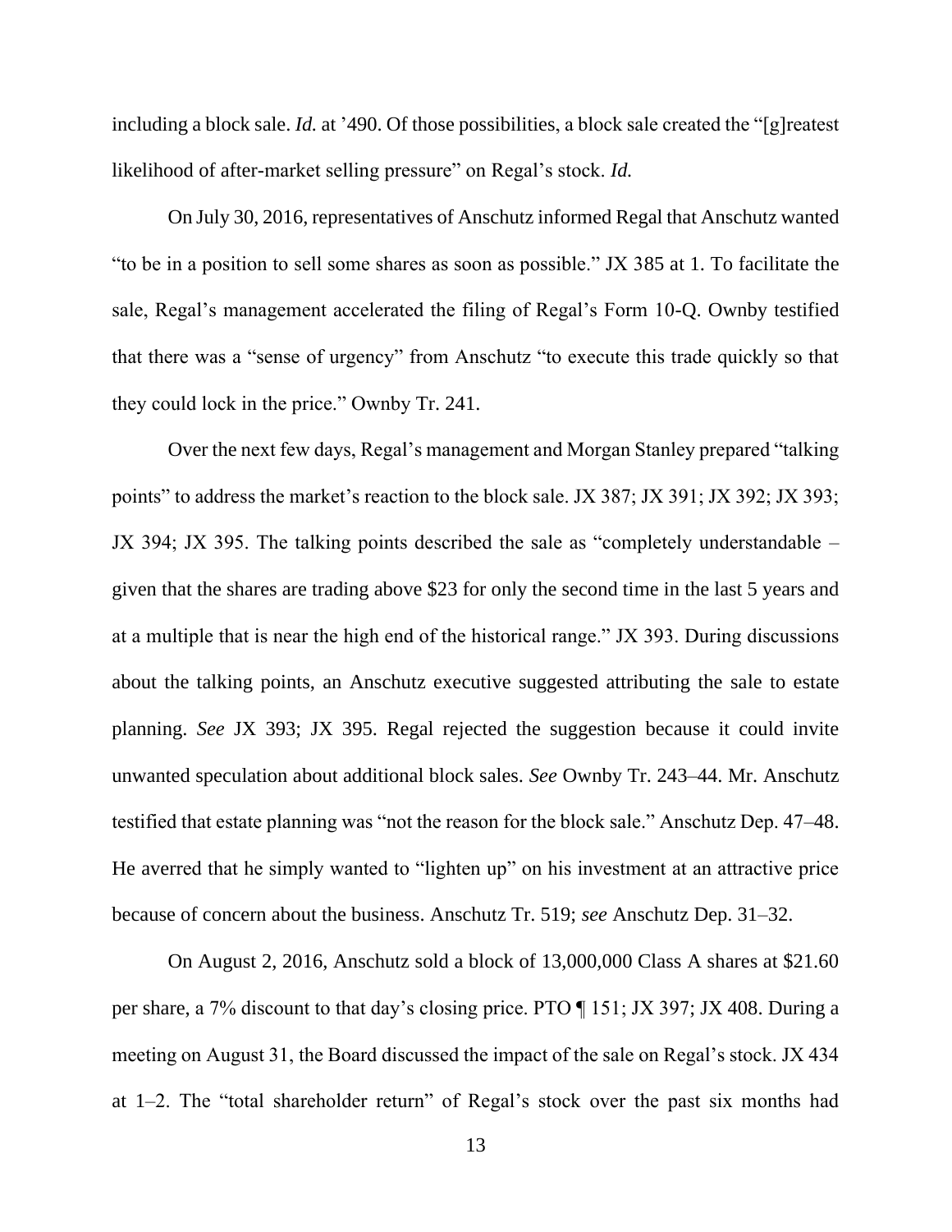including a block sale. *Id.* at '490. Of those possibilities, a block sale created the "[g]reatest likelihood of after-market selling pressure" on Regal's stock. *Id.*

On July 30, 2016, representatives of Anschutz informed Regal that Anschutz wanted "to be in a position to sell some shares as soon as possible." JX 385 at 1. To facilitate the sale, Regal's management accelerated the filing of Regal's Form 10-Q. Ownby testified that there was a "sense of urgency" from Anschutz "to execute this trade quickly so that they could lock in the price." Ownby Tr. 241.

Over the next few days, Regal's management and Morgan Stanley prepared "talking points" to address the market's reaction to the block sale. JX 387; JX 391; JX 392; JX 393; JX 394; JX 395. The talking points described the sale as "completely understandable – given that the shares are trading above $23 for only the second time in the last 5 years and at a multiple that is near the high end of the historical range." JX 393. During discussions about the talking points, an Anschutz executive suggested attributing the sale to estate planning. *See* JX 393; JX 395. Regal rejected the suggestion because it could invite unwanted speculation about additional block sales. *See* Ownby Tr. 243–44. Mr. Anschutz testified that estate planning was "not the reason for the block sale." Anschutz Dep. 47–48. He averred that he simply wanted to "lighten up" on his investment at an attractive price because of concern about the business. Anschutz Tr. 519; *see* Anschutz Dep. 31–32.

On August 2, 2016, Anschutz sold a block of 13,000,000 Class A shares at $21.60 per share, a 7% discount to that day's closing price. PTO ¶ 151; JX 397; JX 408. During a meeting on August 31, the Board discussed the impact of the sale on Regal's stock. JX 434 at 1–2. The "total shareholder return" of Regal's stock over the past six months had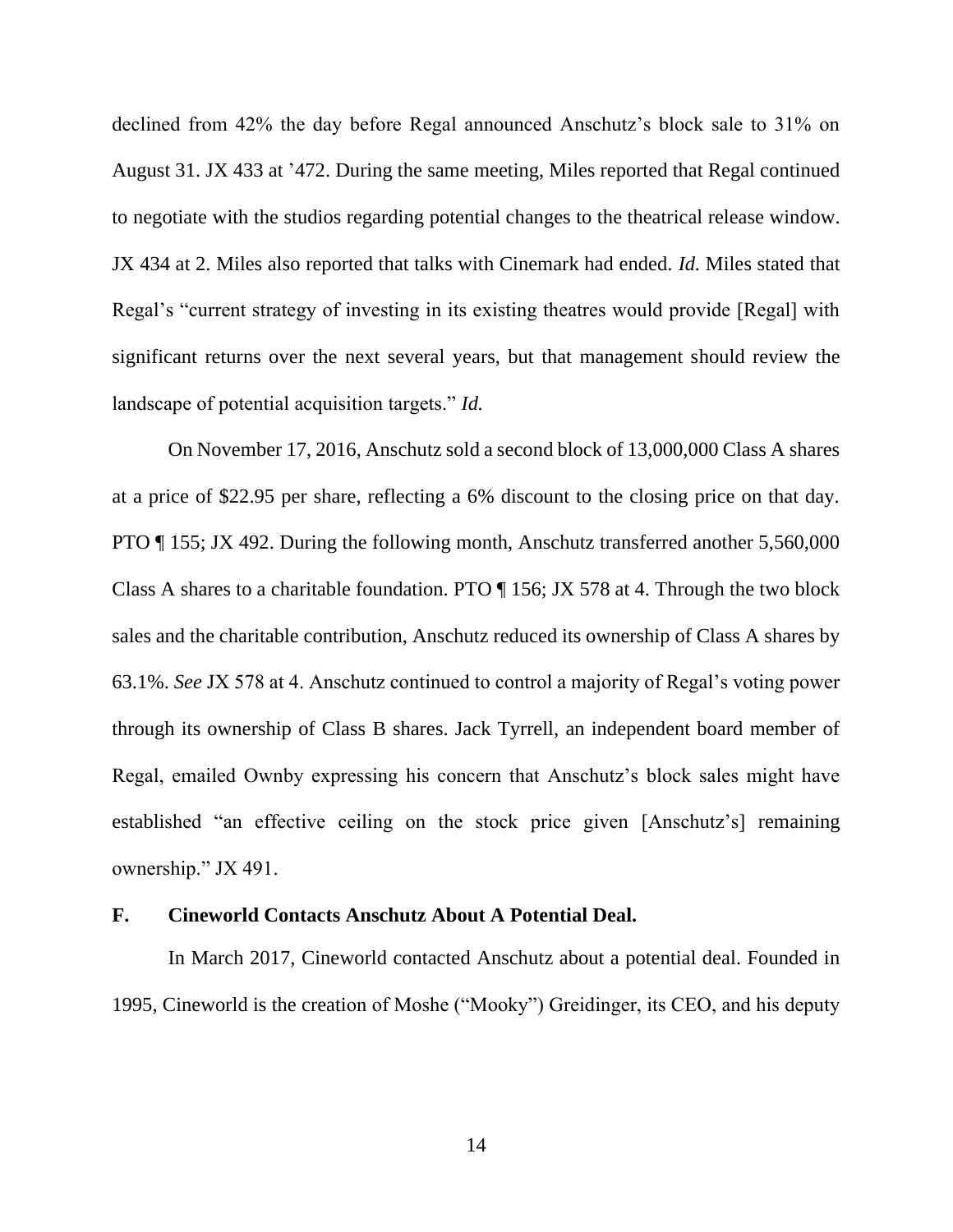declined from 42% the day before Regal announced Anschutz's block sale to 31% on August 31. JX 433 at '472. During the same meeting, Miles reported that Regal continued to negotiate with the studios regarding potential changes to the theatrical release window. JX 434 at 2. Miles also reported that talks with Cinemark had ended. *Id.* Miles stated that Regal's "current strategy of investing in its existing theatres would provide [Regal] with significant returns over the next several years, but that management should review the landscape of potential acquisition targets." *Id.*

On November 17, 2016, Anschutz sold a second block of 13,000,000 Class A shares at a price of $22.95 per share, reflecting a 6% discount to the closing price on that day. PTO ¶ 155; JX 492. During the following month, Anschutz transferred another 5,560,000 Class A shares to a charitable foundation. PTO ¶ 156; JX 578 at 4. Through the two block sales and the charitable contribution, Anschutz reduced its ownership of Class A shares by 63.1%. *See* JX 578 at 4. Anschutz continued to control a majority of Regal's voting power through its ownership of Class B shares. Jack Tyrrell, an independent board member of Regal, emailed Ownby expressing his concern that Anschutz's block sales might have established "an effective ceiling on the stock price given [Anschutz's] remaining ownership." JX 491.

### F. Cineworld Contacts Anschutz About A Potential Deal.

In March 2017, Cineworld contacted Anschutz about a potential deal. Founded in 1995, Cineworld is the creation of Moshe ("Mooky") Greidinger, its CEO, and his deputy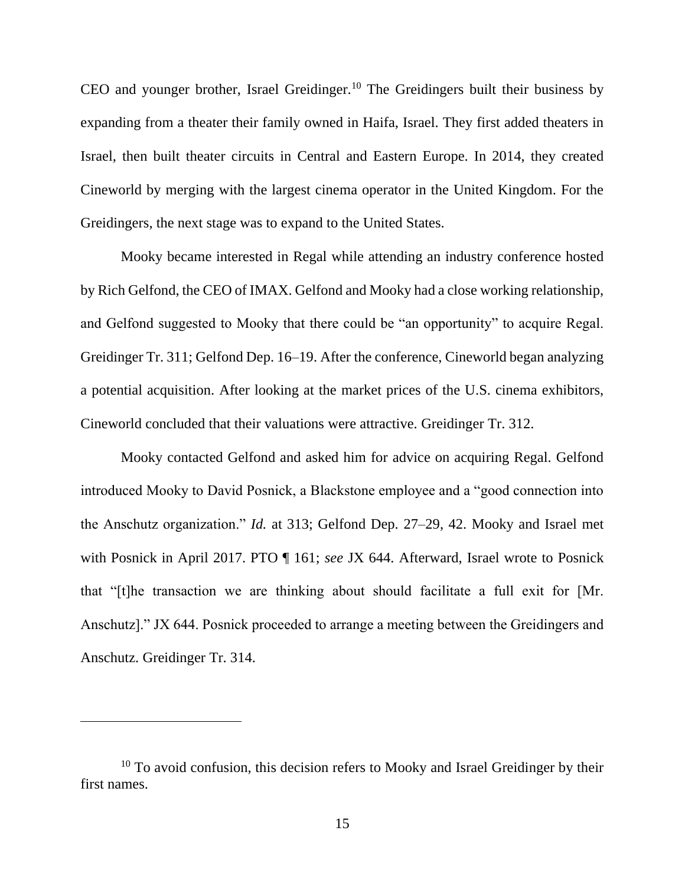CEO and younger brother, Israel Greidinger.[10] The Greidingers built their business by expanding from a theater their family owned in Haifa, Israel. They first added theaters in Israel, then built theater circuits in Central and Eastern Europe. In 2014, they created Cineworld by merging with the largest cinema operator in the United Kingdom. For the Greidingers, the next stage was to expand to the United States.

Mooky became interested in Regal while attending an industry conference hosted by Rich Gelfond, the CEO of IMAX. Gelfond and Mooky had a close working relationship, and Gelfond suggested to Mooky that there could be "an opportunity" to acquire Regal. Greidinger Tr. 311; Gelfond Dep. 16–19. After the conference, Cineworld began analyzing a potential acquisition. After looking at the market prices of the U.S. cinema exhibitors, Cineworld concluded that their valuations were attractive. Greidinger Tr. 312.

Mooky contacted Gelfond and asked him for advice on acquiring Regal. Gelfond introduced Mooky to David Posnick, a Blackstone employee and a "good connection into the Anschutz organization." *Id.* at 313; Gelfond Dep. 27–29, 42. Mooky and Israel met with Posnick in April 2017. PTO ¶ 161; *see* JX 644. Afterward, Israel wrote to Posnick that "[t]he transaction we are thinking about should facilitate a full exit for [Mr. Anschutz]." JX 644. Posnick proceeded to arrange a meeting between the Greidingers and Anschutz. Greidinger Tr. 314.

---

[10] To avoid confusion, this decision refers to Mooky and Israel Greidinger by their first names.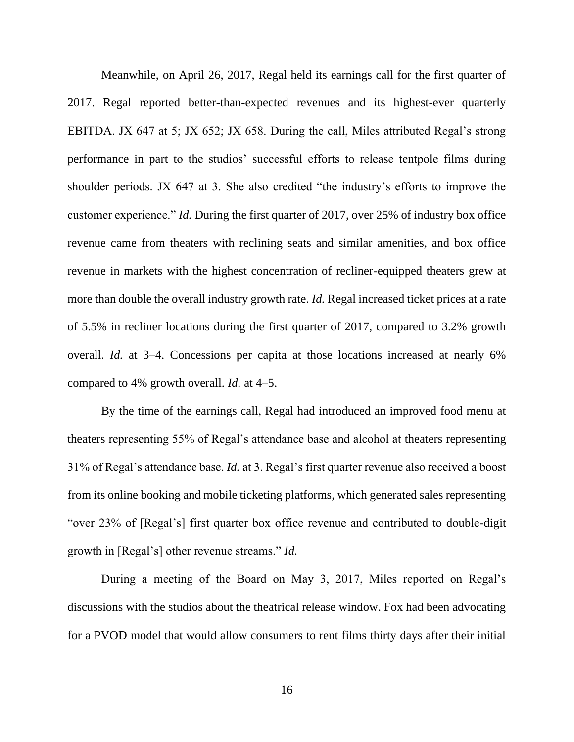Meanwhile, on April 26, 2017, Regal held its earnings call for the first quarter of 2017. Regal reported better-than-expected revenues and its highest-ever quarterly EBITDA. JX 647 at 5; JX 652; JX 658. During the call, Miles attributed Regal's strong performance in part to the studios' successful efforts to release tentpole films during shoulder periods. JX 647 at 3. She also credited "the industry's efforts to improve the customer experience." *Id.* During the first quarter of 2017, over 25% of industry box office revenue came from theaters with reclining seats and similar amenities, and box office revenue in markets with the highest concentration of recliner-equipped theaters grew at more than double the overall industry growth rate. *Id.* Regal increased ticket prices at a rate of 5.5% in recliner locations during the first quarter of 2017, compared to 3.2% growth overall. *Id.* at 3–4. Concessions per capita at those locations increased at nearly 6% compared to 4% growth overall. *Id.* at 4–5.

By the time of the earnings call, Regal had introduced an improved food menu at theaters representing 55% of Regal's attendance base and alcohol at theaters representing 31% of Regal's attendance base. *Id.* at 3. Regal's first quarter revenue also received a boost from its online booking and mobile ticketing platforms, which generated sales representing "over 23% of [Regal's] first quarter box office revenue and contributed to double-digit growth in [Regal's] other revenue streams." *Id.*

During a meeting of the Board on May 3, 2017, Miles reported on Regal's discussions with the studios about the theatrical release window. Fox had been advocating for a PVOD model that would allow consumers to rent films thirty days after their initial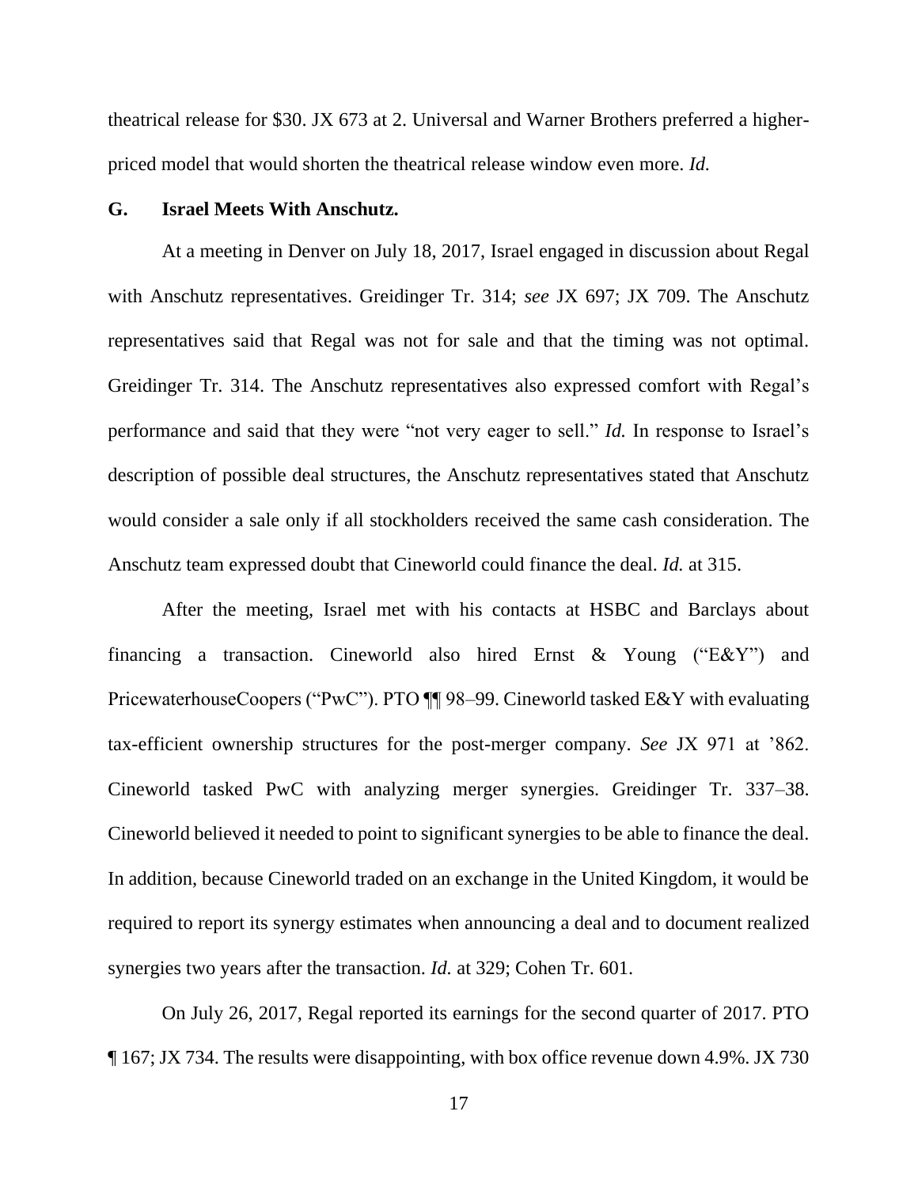theatrical release for $30. JX 673 at 2. Universal and Warner Brothers preferred a higher-priced model that would shorten the theatrical release window even more. *Id.*

### G. Israel Meets With Anschutz.

At a meeting in Denver on July 18, 2017, Israel engaged in discussion about Regal with Anschutz representatives. Greidinger Tr. 314; *see* JX 697; JX 709. The Anschutz representatives said that Regal was not for sale and that the timing was not optimal. Greidinger Tr. 314. The Anschutz representatives also expressed comfort with Regal's performance and said that they were "not very eager to sell." *Id.* In response to Israel's description of possible deal structures, the Anschutz representatives stated that Anschutz would consider a sale only if all stockholders received the same cash consideration. The Anschutz team expressed doubt that Cineworld could finance the deal. *Id.* at 315.

After the meeting, Israel met with his contacts at HSBC and Barclays about financing a transaction. Cineworld also hired Ernst & Young ("E&Y") and PricewaterhouseCoopers ("PwC"). PTO ¶¶ 98–99. Cineworld tasked E&Y with evaluating tax-efficient ownership structures for the post-merger company. *See* JX 971 at '862. Cineworld tasked PwC with analyzing merger synergies. Greidinger Tr. 337–38. Cineworld believed it needed to point to significant synergies to be able to finance the deal. In addition, because Cineworld traded on an exchange in the United Kingdom, it would be required to report its synergy estimates when announcing a deal and to document realized synergies two years after the transaction. *Id.* at 329; Cohen Tr. 601.

On July 26, 2017, Regal reported its earnings for the second quarter of 2017. PTO ¶ 167; JX 734. The results were disappointing, with box office revenue down 4.9%. JX 730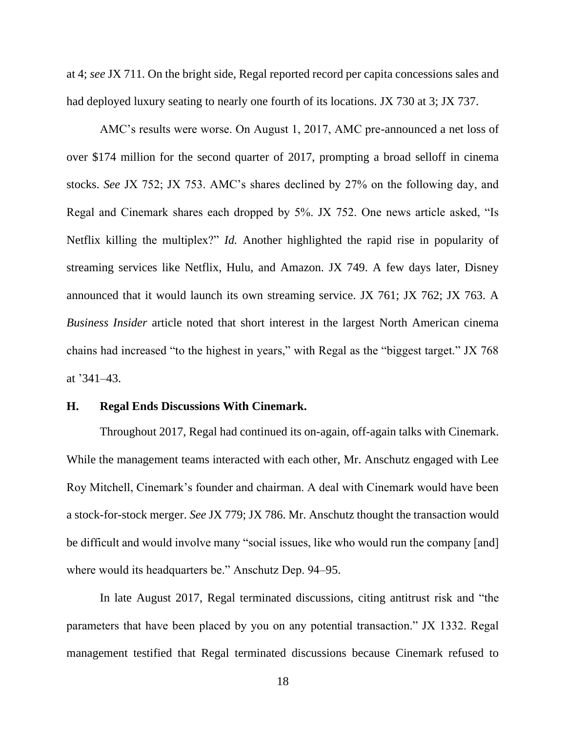at 4; *see* JX 711. On the bright side, Regal reported record per capita concessions sales and had deployed luxury seating to nearly one fourth of its locations. JX 730 at 3; JX 737.

AMC's results were worse. On August 1, 2017, AMC pre-announced a net loss of over $174 million for the second quarter of 2017, prompting a broad selloff in cinema stocks. *See* JX 752; JX 753. AMC's shares declined by 27% on the following day, and Regal and Cinemark shares each dropped by 5%. JX 752. One news article asked, "Is Netflix killing the multiplex?" *Id.* Another highlighted the rapid rise in popularity of streaming services like Netflix, Hulu, and Amazon. JX 749. A few days later, Disney announced that it would launch its own streaming service. JX 761; JX 762; JX 763. A *Business Insider* article noted that short interest in the largest North American cinema chains had increased "to the highest in years," with Regal as the "biggest target." JX 768 at '341–43.

### H. Regal Ends Discussions With Cinemark.

Throughout 2017, Regal had continued its on-again, off-again talks with Cinemark. While the management teams interacted with each other, Mr. Anschutz engaged with Lee Roy Mitchell, Cinemark's founder and chairman. A deal with Cinemark would have been a stock-for-stock merger. *See* JX 779; JX 786. Mr. Anschutz thought the transaction would be difficult and would involve many "social issues, like who would run the company [and] where would its headquarters be." Anschutz Dep. 94–95.

In late August 2017, Regal terminated discussions, citing antitrust risk and "the parameters that have been placed by you on any potential transaction." JX 1332. Regal management testified that Regal terminated discussions because Cinemark refused to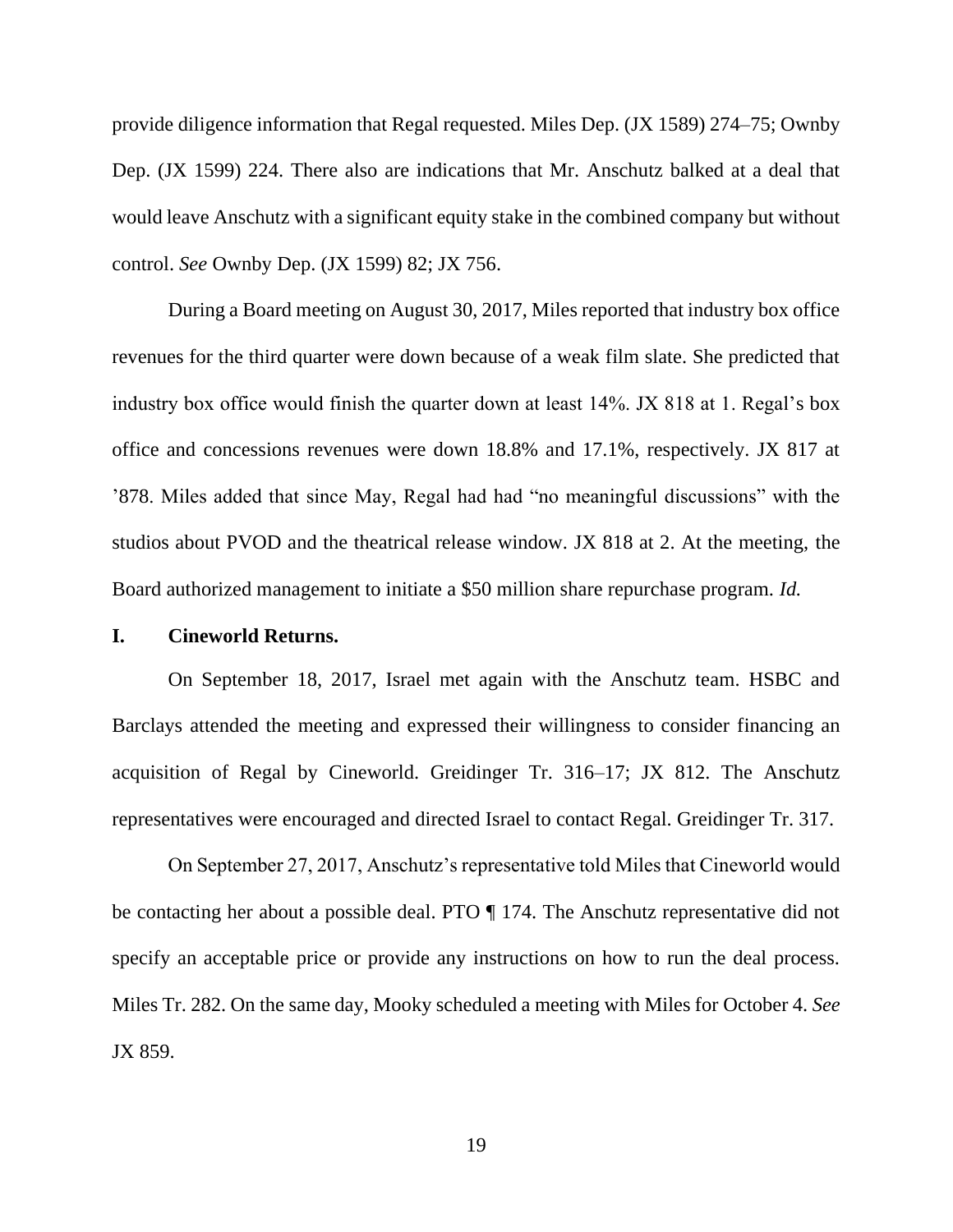provide diligence information that Regal requested. Miles Dep. (JX 1589) 274–75; Ownby Dep. (JX 1599) 224. There also are indications that Mr. Anschutz balked at a deal that would leave Anschutz with a significant equity stake in the combined company but without control. *See* Ownby Dep. (JX 1599) 82; JX 756.

During a Board meeting on August 30, 2017, Miles reported that industry box office revenues for the third quarter were down because of a weak film slate. She predicted that industry box office would finish the quarter down at least 14%. JX 818 at 1. Regal's box office and concessions revenues were down 18.8% and 17.1%, respectively. JX 817 at '878. Miles added that since May, Regal had had "no meaningful discussions" with the studios about PVOD and the theatrical release window. JX 818 at 2. At the meeting, the Board authorized management to initiate a $50 million share repurchase program. *Id.*

## I. Cineworld Returns.

On September 18, 2017, Israel met again with the Anschutz team. HSBC and Barclays attended the meeting and expressed their willingness to consider financing an acquisition of Regal by Cineworld. Greidinger Tr. 316–17; JX 812. The Anschutz representatives were encouraged and directed Israel to contact Regal. Greidinger Tr. 317.

On September 27, 2017, Anschutz's representative told Miles that Cineworld would be contacting her about a possible deal. PTO ¶ 174. The Anschutz representative did not specify an acceptable price or provide any instructions on how to run the deal process. Miles Tr. 282. On the same day, Mooky scheduled a meeting with Miles for October 4. *See* JX 859.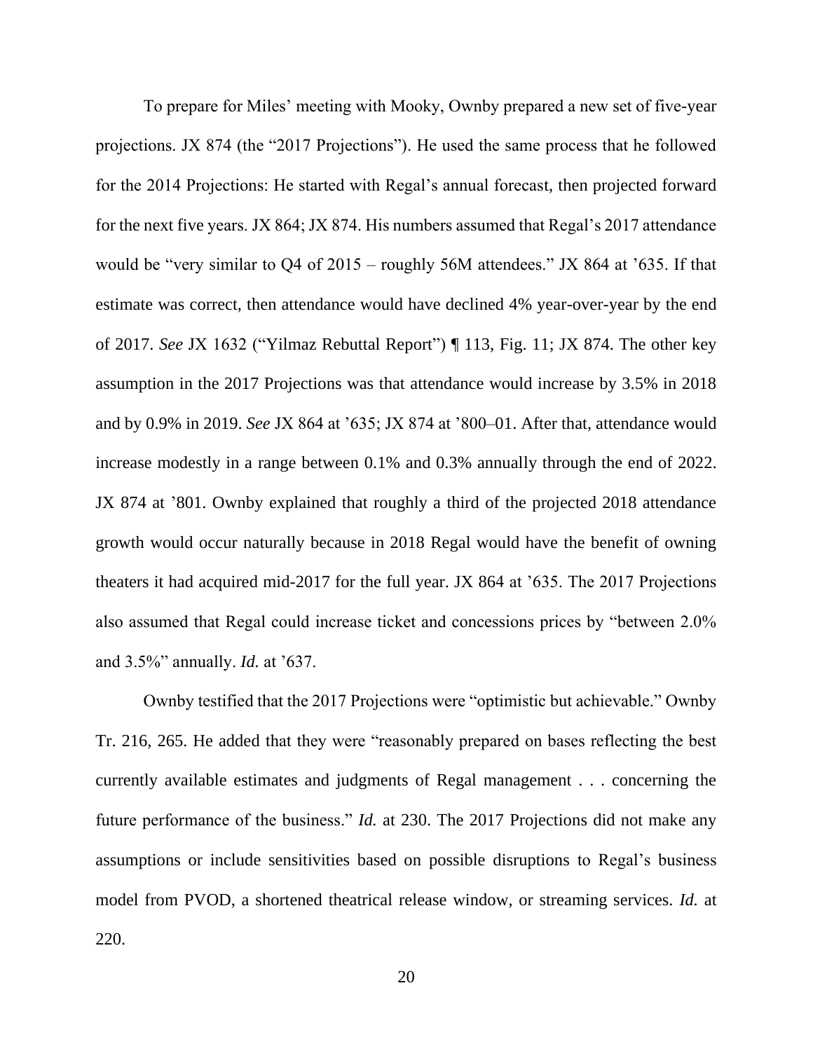To prepare for Miles' meeting with Mooky, Ownby prepared a new set of five-year projections. JX 874 (the "2017 Projections"). He used the same process that he followed for the 2014 Projections: He started with Regal's annual forecast, then projected forward for the next five years. JX 864; JX 874. His numbers assumed that Regal's 2017 attendance would be "very similar to Q4 of 2015 – roughly 56M attendees." JX 864 at '635. If that estimate was correct, then attendance would have declined 4% year-over-year by the end of 2017. *See* JX 1632 ("Yilmaz Rebuttal Report") ¶ 113, Fig. 11; JX 874. The other key assumption in the 2017 Projections was that attendance would increase by 3.5% in 2018 and by 0.9% in 2019. *See* JX 864 at '635; JX 874 at '800–01. After that, attendance would increase modestly in a range between 0.1% and 0.3% annually through the end of 2022. JX 874 at '801. Ownby explained that roughly a third of the projected 2018 attendance growth would occur naturally because in 2018 Regal would have the benefit of owning theaters it had acquired mid-2017 for the full year. JX 864 at '635. The 2017 Projections also assumed that Regal could increase ticket and concessions prices by "between 2.0% and 3.5%" annually. *Id.* at '637.

Ownby testified that the 2017 Projections were "optimistic but achievable." Ownby Tr. 216, 265. He added that they were "reasonably prepared on bases reflecting the best currently available estimates and judgments of Regal management . . . concerning the future performance of the business." *Id.* at 230. The 2017 Projections did not make any assumptions or include sensitivities based on possible disruptions to Regal's business model from PVOD, a shortened theatrical release window, or streaming services. *Id.* at 220.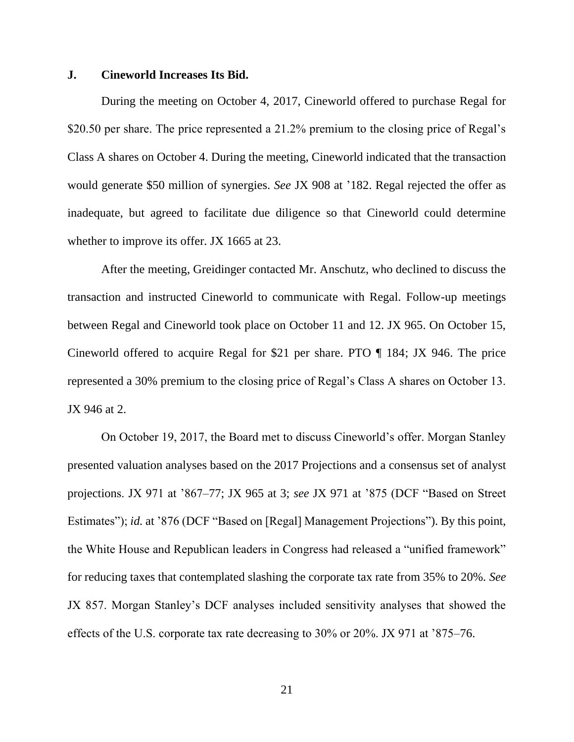### J. Cineworld Increases Its Bid.

During the meeting on October 4, 2017, Cineworld offered to purchase Regal for $20.50 per share. The price represented a 21.2% premium to the closing price of Regal's Class A shares on October 4. During the meeting, Cineworld indicated that the transaction would generate $50 million of synergies. *See* JX 908 at '182. Regal rejected the offer as inadequate, but agreed to facilitate due diligence so that Cineworld could determine whether to improve its offer. JX 1665 at 23.

After the meeting, Greidinger contacted Mr. Anschutz, who declined to discuss the transaction and instructed Cineworld to communicate with Regal. Follow-up meetings between Regal and Cineworld took place on October 11 and 12. JX 965. On October 15, Cineworld offered to acquire Regal for $21 per share. PTO ¶ 184; JX 946. The price represented a 30% premium to the closing price of Regal's Class A shares on October 13. JX 946 at 2.

On October 19, 2017, the Board met to discuss Cineworld's offer. Morgan Stanley presented valuation analyses based on the 2017 Projections and a consensus set of analyst projections. JX 971 at '867–77; JX 965 at 3; *see* JX 971 at '875 (DCF "Based on Street Estimates"); *id.* at '876 (DCF "Based on [Regal] Management Projections"). By this point, the White House and Republican leaders in Congress had released a "unified framework" for reducing taxes that contemplated slashing the corporate tax rate from 35% to 20%. *See* JX 857. Morgan Stanley's DCF analyses included sensitivity analyses that showed the effects of the U.S. corporate tax rate decreasing to 30% or 20%. JX 971 at '875–76.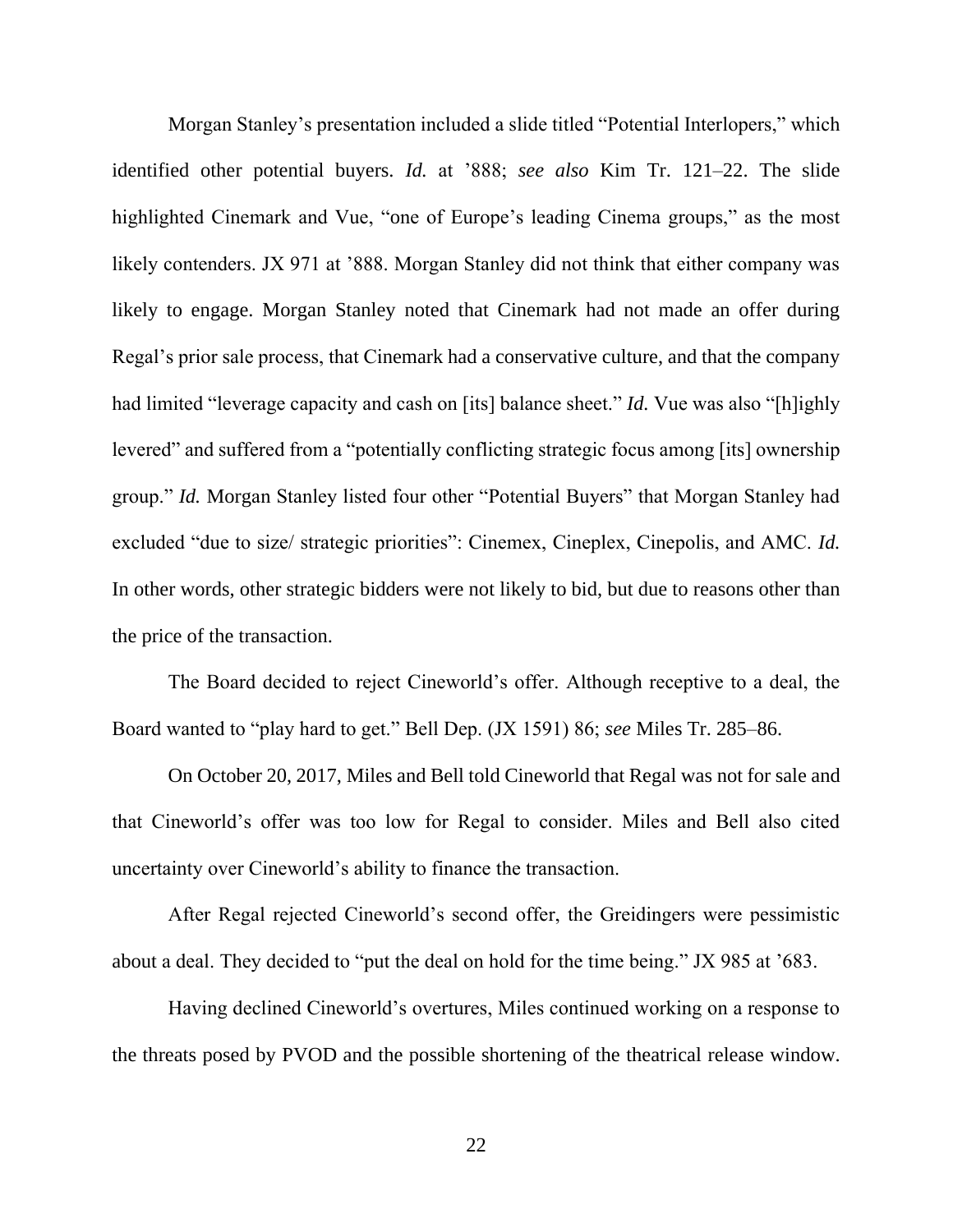Morgan Stanley's presentation included a slide titled "Potential Interlopers," which identified other potential buyers. *Id.* at '888; *see also* Kim Tr. 121–22. The slide highlighted Cinemark and Vue, "one of Europe's leading Cinema groups," as the most likely contenders. JX 971 at '888. Morgan Stanley did not think that either company was likely to engage. Morgan Stanley noted that Cinemark had not made an offer during Regal's prior sale process, that Cinemark had a conservative culture, and that the company had limited "leverage capacity and cash on [its] balance sheet." *Id.* Vue was also "[h]ighly levered" and suffered from a "potentially conflicting strategic focus among [its] ownership group." *Id.* Morgan Stanley listed four other "Potential Buyers" that Morgan Stanley had excluded "due to size/ strategic priorities": Cinemex, Cineplex, Cinepolis, and AMC. *Id.* In other words, other strategic bidders were not likely to bid, but due to reasons other than the price of the transaction.

The Board decided to reject Cineworld's offer. Although receptive to a deal, the Board wanted to "play hard to get." Bell Dep. (JX 1591) 86; *see* Miles Tr. 285–86.

On October 20, 2017, Miles and Bell told Cineworld that Regal was not for sale and that Cineworld's offer was too low for Regal to consider. Miles and Bell also cited uncertainty over Cineworld's ability to finance the transaction.

After Regal rejected Cineworld's second offer, the Greidingers were pessimistic about a deal. They decided to "put the deal on hold for the time being." JX 985 at '683.

Having declined Cineworld's overtures, Miles continued working on a response to the threats posed by PVOD and the possible shortening of the theatrical release window.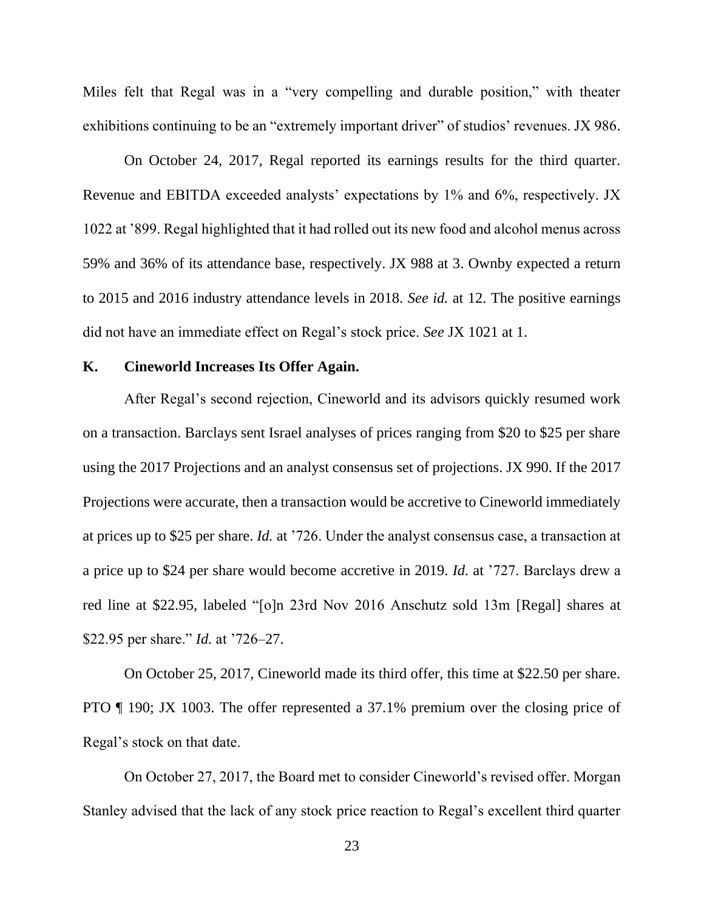Miles felt that Regal was in a "very compelling and durable position," with theater exhibitions continuing to be an "extremely important driver" of studios' revenues. JX 986.

On October 24, 2017, Regal reported its earnings results for the third quarter. Revenue and EBITDA exceeded analysts' expectations by 1% and 6%, respectively. JX 1022 at '899. Regal highlighted that it had rolled out its new food and alcohol menus across 59% and 36% of its attendance base, respectively. JX 988 at 3. Ownby expected a return to 2015 and 2016 industry attendance levels in 2018. *See id.* at 12. The positive earnings did not have an immediate effect on Regal's stock price. *See* JX 1021 at 1.

### K. Cineworld Increases Its Offer Again.

After Regal's second rejection, Cineworld and its advisors quickly resumed work on a transaction. Barclays sent Israel analyses of prices ranging from $20 to $25 per share using the 2017 Projections and an analyst consensus set of projections. JX 990. If the 2017 Projections were accurate, then a transaction would be accretive to Cineworld immediately at prices up to $25 per share. *Id.* at '726. Under the analyst consensus case, a transaction at a price up to $24 per share would become accretive in 2019. *Id.* at '727. Barclays drew a red line at $22.95, labeled "[o]n 23rd Nov 2016 Anschutz sold 13m [Regal] shares at $22.95 per share." *Id.* at '726–27.

On October 25, 2017, Cineworld made its third offer, this time at $22.50 per share. PTO ¶ 190; JX 1003. The offer represented a 37.1% premium over the closing price of Regal's stock on that date.

On October 27, 2017, the Board met to consider Cineworld's revised offer. Morgan Stanley advised that the lack of any stock price reaction to Regal's excellent third quarter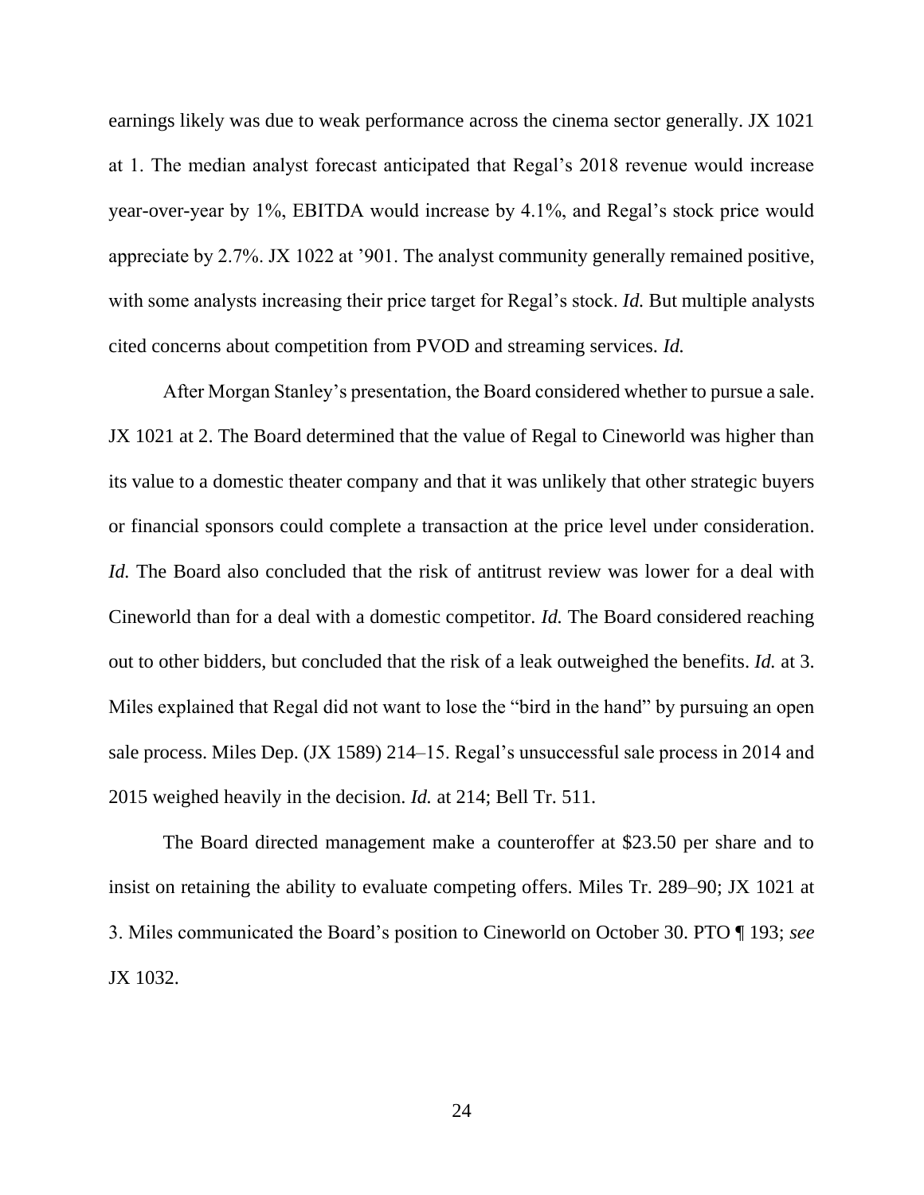earnings likely was due to weak performance across the cinema sector generally. JX 1021 at 1. The median analyst forecast anticipated that Regal's 2018 revenue would increase year-over-year by 1%, EBITDA would increase by 4.1%, and Regal's stock price would appreciate by 2.7%. JX 1022 at '901. The analyst community generally remained positive, with some analysts increasing their price target for Regal's stock. *Id.* But multiple analysts cited concerns about competition from PVOD and streaming services. *Id.*

After Morgan Stanley's presentation, the Board considered whether to pursue a sale. JX 1021 at 2. The Board determined that the value of Regal to Cineworld was higher than its value to a domestic theater company and that it was unlikely that other strategic buyers or financial sponsors could complete a transaction at the price level under consideration. *Id.* The Board also concluded that the risk of antitrust review was lower for a deal with Cineworld than for a deal with a domestic competitor. *Id.* The Board considered reaching out to other bidders, but concluded that the risk of a leak outweighed the benefits. *Id.* at 3. Miles explained that Regal did not want to lose the "bird in the hand" by pursuing an open sale process. Miles Dep. (JX 1589) 214–15. Regal's unsuccessful sale process in 2014 and 2015 weighed heavily in the decision. *Id.* at 214; Bell Tr. 511.

The Board directed management make a counteroffer at $23.50 per share and to insist on retaining the ability to evaluate competing offers. Miles Tr. 289–90; JX 1021 at 3. Miles communicated the Board's position to Cineworld on October 30. PTO ¶ 193; *see* JX 1032.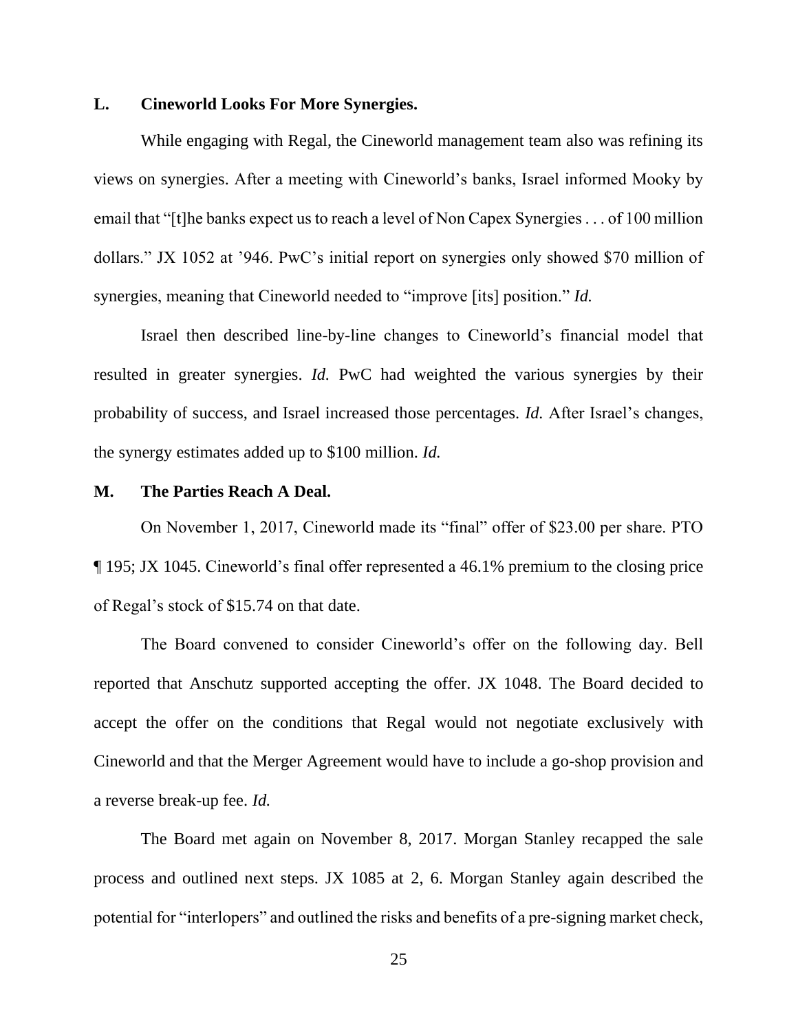### L. Cineworld Looks For More Synergies.

While engaging with Regal, the Cineworld management team also was refining its views on synergies. After a meeting with Cineworld's banks, Israel informed Mooky by email that "[t]he banks expect us to reach a level of Non Capex Synergies . . . of 100 million dollars." JX 1052 at '946. PwC's initial report on synergies only showed $70 million of synergies, meaning that Cineworld needed to "improve [its] position." *Id.*

Israel then described line-by-line changes to Cineworld's financial model that resulted in greater synergies. *Id.* PwC had weighted the various synergies by their probability of success, and Israel increased those percentages. *Id.* After Israel's changes, the synergy estimates added up to $100 million. *Id.*

### M. The Parties Reach A Deal.

On November 1, 2017, Cineworld made its "final" offer of $23.00 per share. PTO ¶ 195; JX 1045. Cineworld's final offer represented a 46.1% premium to the closing price of Regal's stock of $15.74 on that date.

The Board convened to consider Cineworld's offer on the following day. Bell reported that Anschutz supported accepting the offer. JX 1048. The Board decided to accept the offer on the conditions that Regal would not negotiate exclusively with Cineworld and that the Merger Agreement would have to include a go-shop provision and a reverse break-up fee. *Id.*

The Board met again on November 8, 2017. Morgan Stanley recapped the sale process and outlined next steps. JX 1085 at 2, 6. Morgan Stanley again described the potential for "interlopers" and outlined the risks and benefits of a pre-signing market check,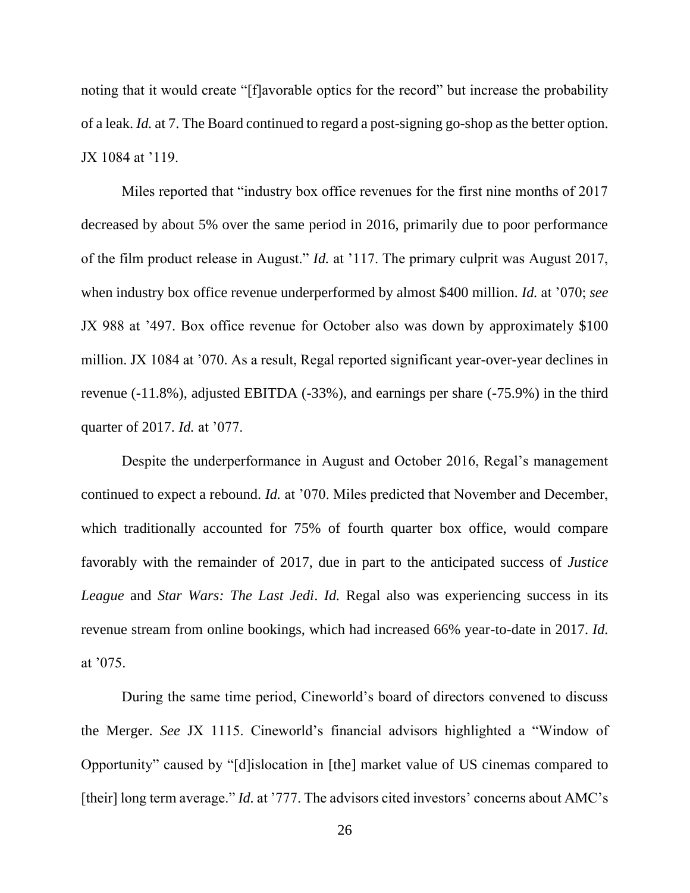noting that it would create "[f]avorable optics for the record" but increase the probability of a leak. *Id.* at 7. The Board continued to regard a post-signing go-shop as the better option. JX 1084 at '119.

Miles reported that "industry box office revenues for the first nine months of 2017 decreased by about 5% over the same period in 2016, primarily due to poor performance of the film product release in August." *Id.* at '117. The primary culprit was August 2017, when industry box office revenue underperformed by almost $400 million. *Id.* at '070; *see* JX 988 at '497. Box office revenue for October also was down by approximately $100 million. JX 1084 at '070. As a result, Regal reported significant year-over-year declines in revenue (-11.8%), adjusted EBITDA (-33%), and earnings per share (-75.9%) in the third quarter of 2017. *Id.* at '077.

Despite the underperformance in August and October 2016, Regal's management continued to expect a rebound. *Id.* at '070. Miles predicted that November and December, which traditionally accounted for 75% of fourth quarter box office, would compare favorably with the remainder of 2017, due in part to the anticipated success of *Justice League* and *Star Wars: The Last Jedi*. *Id.* Regal also was experiencing success in its revenue stream from online bookings, which had increased 66% year-to-date in 2017. *Id.* at '075.

During the same time period, Cineworld's board of directors convened to discuss the Merger. *See* JX 1115. Cineworld's financial advisors highlighted a "Window of Opportunity" caused by "[d]islocation in [the] market value of US cinemas compared to [their] long term average." *Id.* at '777. The advisors cited investors' concerns about AMC's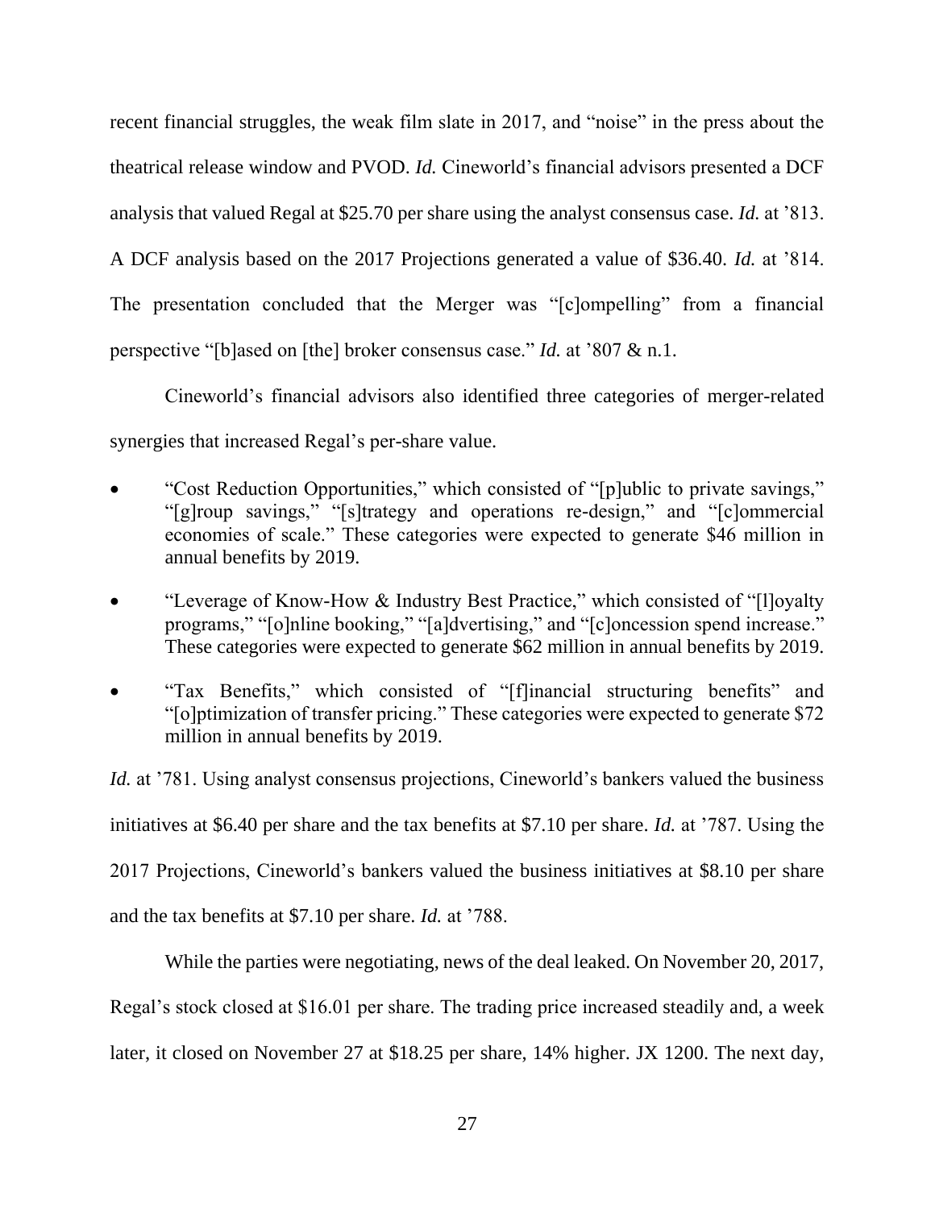recent financial struggles, the weak film slate in 2017, and "noise" in the press about the theatrical release window and PVOD. *Id.* Cineworld's financial advisors presented a DCF analysis that valued Regal at $25.70 per share using the analyst consensus case. *Id.* at '813. A DCF analysis based on the 2017 Projections generated a value of $36.40. *Id.* at '814. The presentation concluded that the Merger was "[c]ompelling" from a financial perspective "[b]ased on [the] broker consensus case." *Id.* at '807 & n.1.

Cineworld's financial advisors also identified three categories of merger-related synergies that increased Regal's per-share value.

- "Cost Reduction Opportunities," which consisted of "[p]ublic to private savings," "[g]roup savings," "[s]trategy and operations re-design," and "[c]ommercial economies of scale." These categories were expected to generate $46 million in annual benefits by 2019.
- "Leverage of Know-How & Industry Best Practice," which consisted of "[l]oyalty programs," "[o]nline booking," "[a]dvertising," and "[c]oncession spend increase." These categories were expected to generate $62 million in annual benefits by 2019.
- "Tax Benefits," which consisted of "[f]inancial structuring benefits" and "[o]ptimization of transfer pricing." These categories were expected to generate $72 million in annual benefits by 2019.

*Id.* at '781. Using analyst consensus projections, Cineworld's bankers valued the business initiatives at $6.40 per share and the tax benefits at $7.10 per share. *Id.* at '787. Using the 2017 Projections, Cineworld's bankers valued the business initiatives at $8.10 per share and the tax benefits at $7.10 per share. *Id.* at '788.

While the parties were negotiating, news of the deal leaked. On November 20, 2017, Regal's stock closed at $16.01 per share. The trading price increased steadily and, a week later, it closed on November 27 at $18.25 per share, 14% higher. JX 1200. The next day,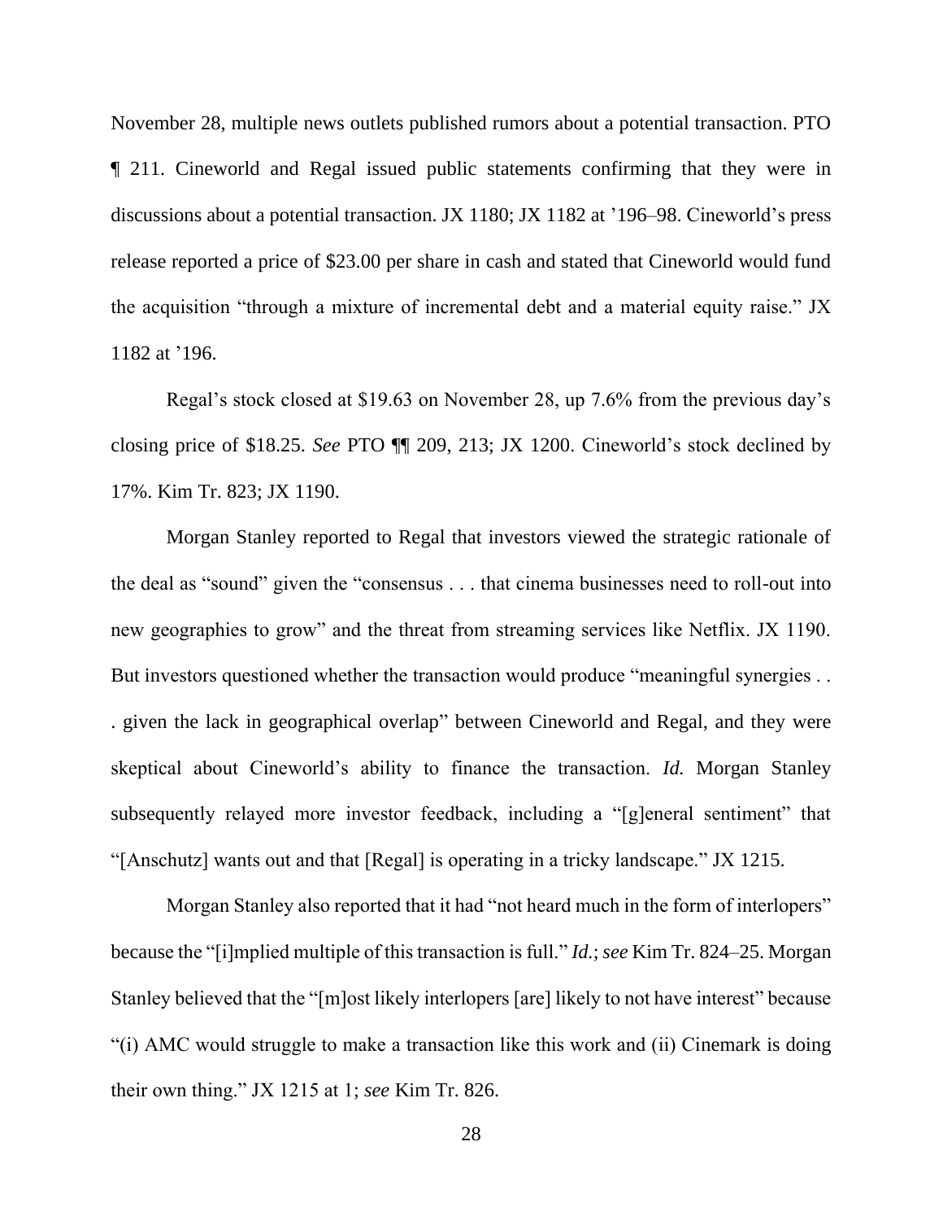November 28, multiple news outlets published rumors about a potential transaction. PTO ¶ 211. Cineworld and Regal issued public statements confirming that they were in discussions about a potential transaction. JX 1180; JX 1182 at ’196–98. Cineworld’s press release reported a price of $23.00 per share in cash and stated that Cineworld would fund the acquisition “through a mixture of incremental debt and a material equity raise.” JX 1182 at ’196.

Regal’s stock closed at $19.63 on November 28, up 7.6% from the previous day’s closing price of $18.25. *See* PTO ¶¶ 209, 213; JX 1200. Cineworld’s stock declined by 17%. Kim Tr. 823; JX 1190.

Morgan Stanley reported to Regal that investors viewed the strategic rationale of the deal as “sound” given the “consensus . . . that cinema businesses need to roll-out into new geographies to grow” and the threat from streaming services like Netflix. JX 1190. But investors questioned whether the transaction would produce “meaningful synergies . . . given the lack in geographical overlap” between Cineworld and Regal, and they were skeptical about Cineworld’s ability to finance the transaction. *Id.* Morgan Stanley subsequently relayed more investor feedback, including a “[g]eneral sentiment” that “[Anschutz] wants out and that [Regal] is operating in a tricky landscape.” JX 1215.

Morgan Stanley also reported that it had “not heard much in the form of interlopers” because the “[i]mplied multiple of this transaction is full.” *Id.*; *see* Kim Tr. 824–25. Morgan Stanley believed that the “[m]ost likely interlopers [are] likely to not have interest” because “(i) AMC would struggle to make a transaction like this work and (ii) Cinemark is doing their own thing.” JX 1215 at 1; *see* Kim Tr. 826.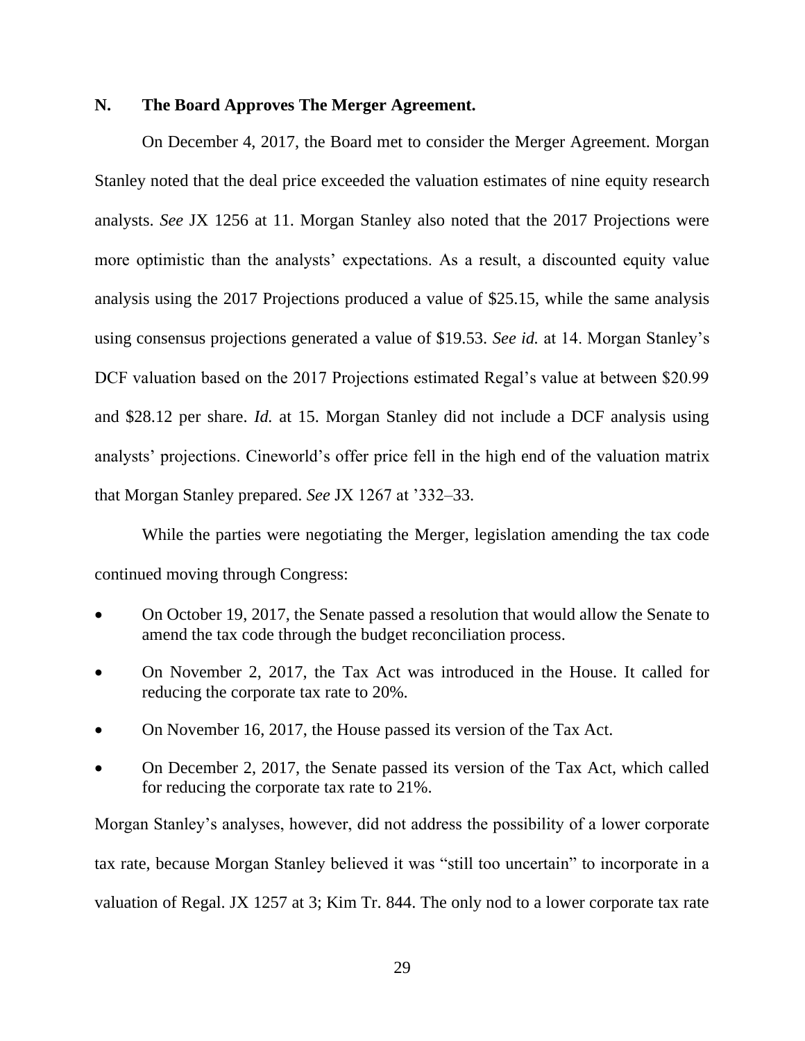### N. The Board Approves The Merger Agreement.

On December 4, 2017, the Board met to consider the Merger Agreement. Morgan Stanley noted that the deal price exceeded the valuation estimates of nine equity research analysts. *See* JX 1256 at 11. Morgan Stanley also noted that the 2017 Projections were more optimistic than the analysts' expectations. As a result, a discounted equity value analysis using the 2017 Projections produced a value of $25.15, while the same analysis using consensus projections generated a value of $19.53. *See id.* at 14. Morgan Stanley's DCF valuation based on the 2017 Projections estimated Regal's value at between $20.99 and $28.12 per share. *Id.* at 15. Morgan Stanley did not include a DCF analysis using analysts' projections. Cineworld's offer price fell in the high end of the valuation matrix that Morgan Stanley prepared. *See* JX 1267 at '332–33.

While the parties were negotiating the Merger, legislation amending the tax code continued moving through Congress:

- On October 19, 2017, the Senate passed a resolution that would allow the Senate to amend the tax code through the budget reconciliation process.
- On November 2, 2017, the Tax Act was introduced in the House. It called for reducing the corporate tax rate to 20%.
- On November 16, 2017, the House passed its version of the Tax Act.
- On December 2, 2017, the Senate passed its version of the Tax Act, which called for reducing the corporate tax rate to 21%.

Morgan Stanley's analyses, however, did not address the possibility of a lower corporate tax rate, because Morgan Stanley believed it was "still too uncertain" to incorporate in a valuation of Regal. JX 1257 at 3; Kim Tr. 844. The only nod to a lower corporate tax rate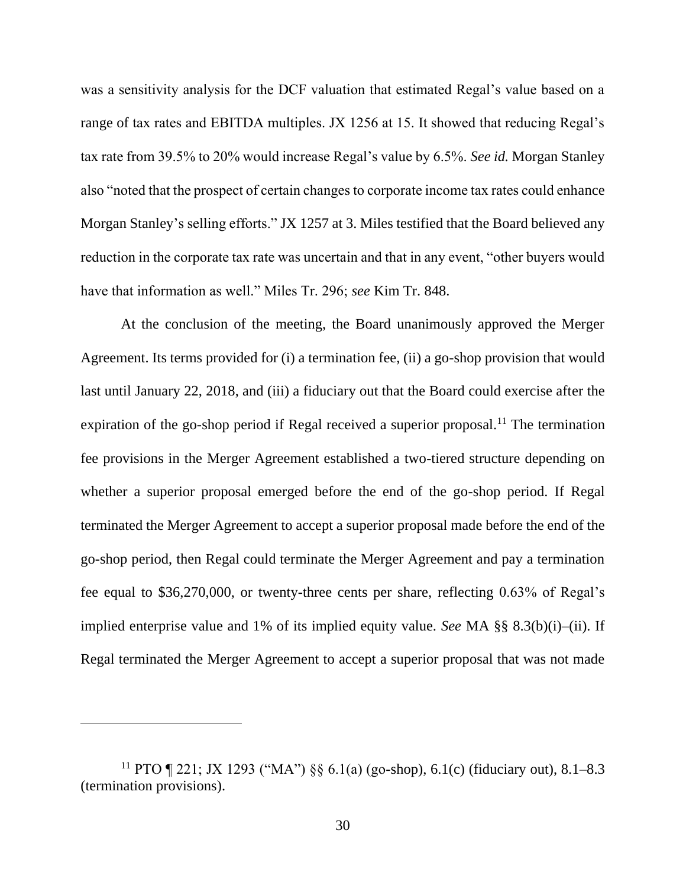was a sensitivity analysis for the DCF valuation that estimated Regal's value based on a range of tax rates and EBITDA multiples. JX 1256 at 15. It showed that reducing Regal's tax rate from 39.5% to 20% would increase Regal's value by 6.5%. *See id.* Morgan Stanley also "noted that the prospect of certain changes to corporate income tax rates could enhance Morgan Stanley's selling efforts." JX 1257 at 3. Miles testified that the Board believed any reduction in the corporate tax rate was uncertain and that in any event, "other buyers would have that information as well." Miles Tr. 296; *see* Kim Tr. 848.

At the conclusion of the meeting, the Board unanimously approved the Merger Agreement. Its terms provided for (i) a termination fee, (ii) a go-shop provision that would last until January 22, 2018, and (iii) a fiduciary out that the Board could exercise after the expiration of the go-shop period if Regal received a superior proposal.[11] The termination fee provisions in the Merger Agreement established a two-tiered structure depending on whether a superior proposal emerged before the end of the go-shop period. If Regal terminated the Merger Agreement to accept a superior proposal made before the end of the go-shop period, then Regal could terminate the Merger Agreement and pay a termination fee equal to $36,270,000, or twenty-three cents per share, reflecting 0.63% of Regal's implied enterprise value and 1% of its implied equity value. *See* MA §§ 8.3(b)(i)–(ii). If Regal terminated the Merger Agreement to accept a superior proposal that was not made

---

[11] PTO ¶ 221; JX 1293 ("MA") §§ 6.1(a) (go-shop), 6.1(c) (fiduciary out), 8.1–8.3 (termination provisions).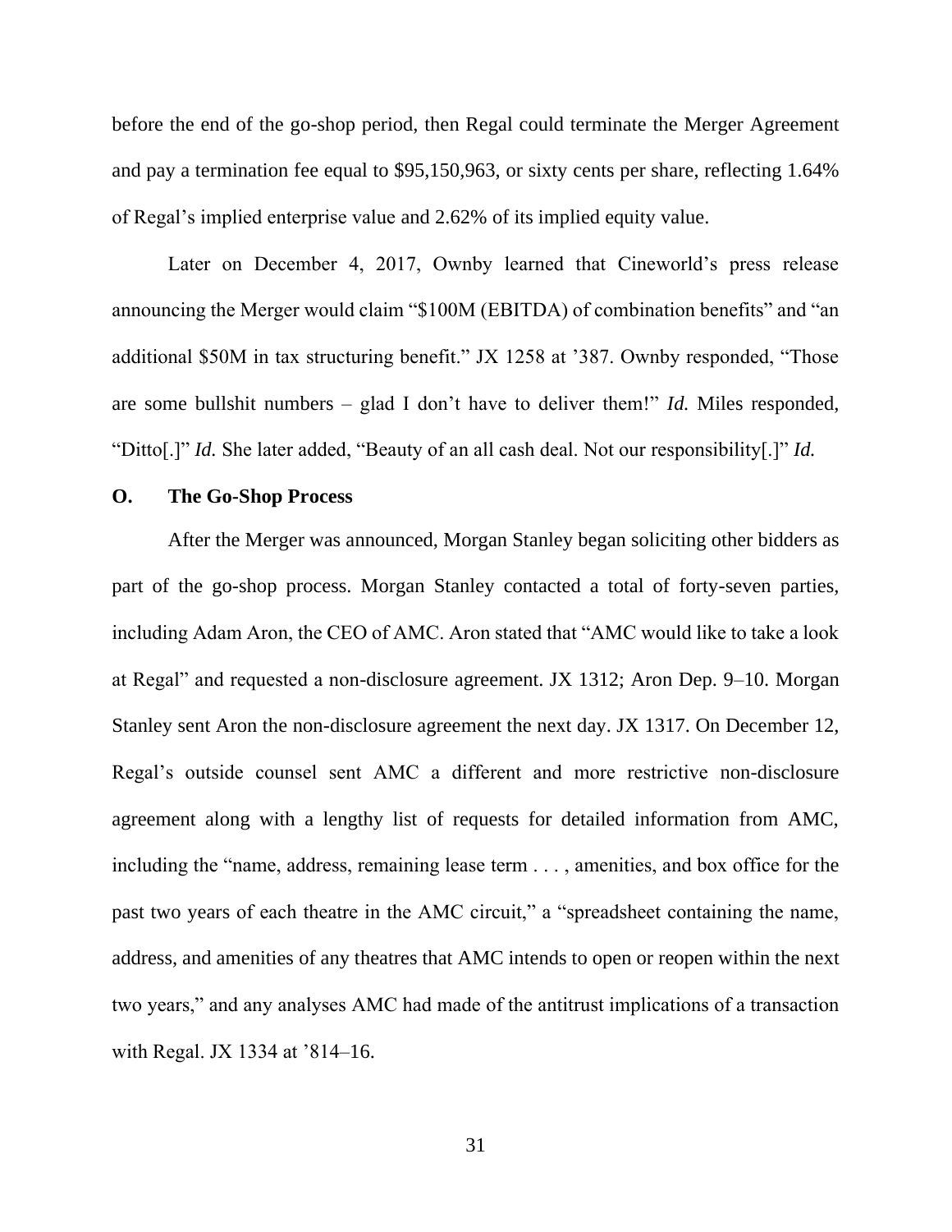before the end of the go-shop period, then Regal could terminate the Merger Agreement and pay a termination fee equal to $95,150,963, or sixty cents per share, reflecting 1.64% of Regal's implied enterprise value and 2.62% of its implied equity value.

Later on December 4, 2017, Ownby learned that Cineworld's press release announcing the Merger would claim "$100M (EBITDA) of combination benefits" and "an additional $50M in tax structuring benefit." JX 1258 at '387. Ownby responded, "Those are some bullshit numbers – glad I don't have to deliver them!" *Id.* Miles responded, "Ditto[.]" *Id.* She later added, "Beauty of an all cash deal. Not our responsibility[.]" *Id.*

**O. The Go-Shop Process**

After the Merger was announced, Morgan Stanley began soliciting other bidders as part of the go-shop process. Morgan Stanley contacted a total of forty-seven parties, including Adam Aron, the CEO of AMC. Aron stated that "AMC would like to take a look at Regal" and requested a non-disclosure agreement. JX 1312; Aron Dep. 9–10. Morgan Stanley sent Aron the non-disclosure agreement the next day. JX 1317. On December 12, Regal's outside counsel sent AMC a different and more restrictive non-disclosure agreement along with a lengthy list of requests for detailed information from AMC, including the "name, address, remaining lease term . . . , amenities, and box office for the past two years of each theatre in the AMC circuit," a "spreadsheet containing the name, address, and amenities of any theatres that AMC intends to open or reopen within the next two years," and any analyses AMC had made of the antitrust implications of a transaction with Regal. JX 1334 at '814–16.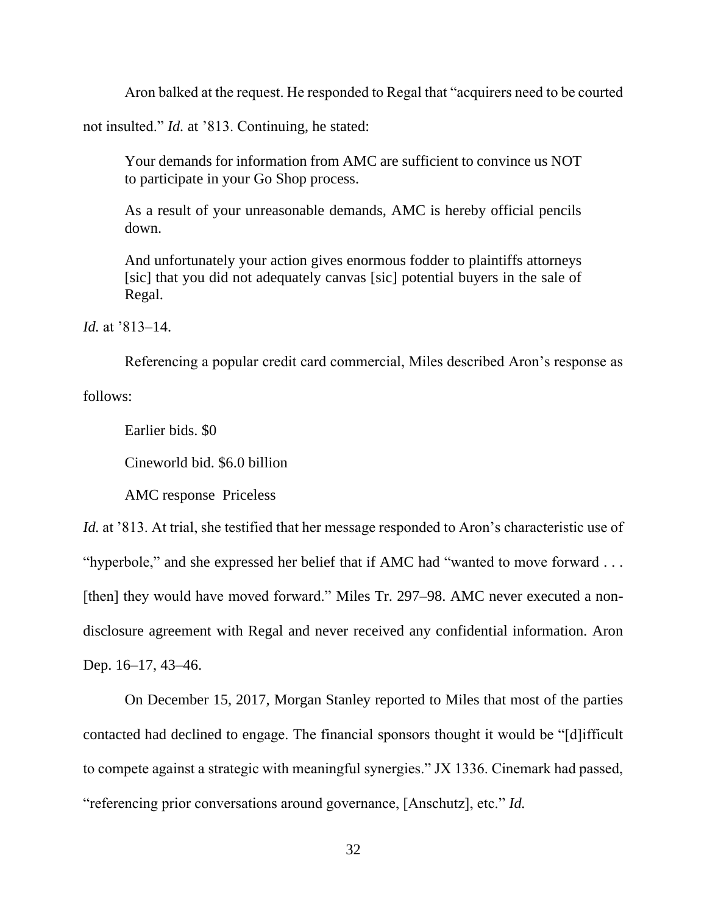Aron balked at the request. He responded to Regal that "acquirers need to be courted not insulted." *Id.* at '813. Continuing, he stated:

> Your demands for information from AMC are sufficient to convince us NOT to participate in your Go Shop process.
>
> As a result of your unreasonable demands, AMC is hereby official pencils down.
>
> And unfortunately your action gives enormous fodder to plaintiffs attorneys [sic] that you did not adequately canvas [sic] potential buyers in the sale of Regal.

*Id.* at '813–14.

Referencing a popular credit card commercial, Miles described Aron's response as follows:

> Earlier bids. $0
>
> Cineworld bid. $6.0 billion
>
> AMC response  Priceless

*Id.* at '813. At trial, she testified that her message responded to Aron's characteristic use of "hyperbole," and she expressed her belief that if AMC had "wanted to move forward . . . [then] they would have moved forward." Miles Tr. 297–98. AMC never executed a non-disclosure agreement with Regal and never received any confidential information. Aron Dep. 16–17, 43–46.

On December 15, 2017, Morgan Stanley reported to Miles that most of the parties contacted had declined to engage. The financial sponsors thought it would be "[d]ifficult to compete against a strategic with meaningful synergies." JX 1336. Cinemark had passed, "referencing prior conversations around governance, [Anschutz], etc." *Id.*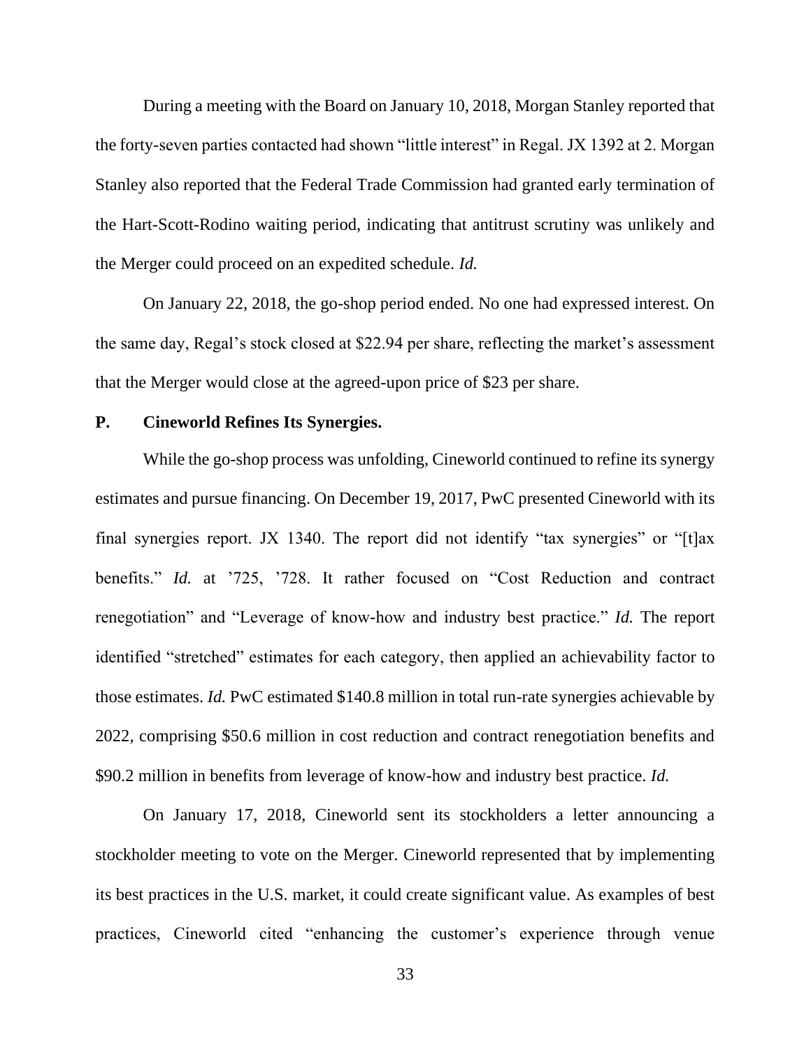During a meeting with the Board on January 10, 2018, Morgan Stanley reported that the forty-seven parties contacted had shown "little interest" in Regal. JX 1392 at 2. Morgan Stanley also reported that the Federal Trade Commission had granted early termination of the Hart-Scott-Rodino waiting period, indicating that antitrust scrutiny was unlikely and the Merger could proceed on an expedited schedule. *Id.*

On January 22, 2018, the go-shop period ended. No one had expressed interest. On the same day, Regal's stock closed at $22.94 per share, reflecting the market's assessment that the Merger would close at the agreed-upon price of $23 per share.

### P. Cineworld Refines Its Synergies.

While the go-shop process was unfolding, Cineworld continued to refine its synergy estimates and pursue financing. On December 19, 2017, PwC presented Cineworld with its final synergies report. JX 1340. The report did not identify "tax synergies" or "[t]ax benefits." *Id.* at '725, '728. It rather focused on "Cost Reduction and contract renegotiation" and "Leverage of know-how and industry best practice." *Id.* The report identified "stretched" estimates for each category, then applied an achievability factor to those estimates. *Id.* PwC estimated $140.8 million in total run-rate synergies achievable by 2022, comprising $50.6 million in cost reduction and contract renegotiation benefits and $90.2 million in benefits from leverage of know-how and industry best practice. *Id.*

On January 17, 2018, Cineworld sent its stockholders a letter announcing a stockholder meeting to vote on the Merger. Cineworld represented that by implementing its best practices in the U.S. market, it could create significant value. As examples of best practices, Cineworld cited "enhancing the customer's experience through venue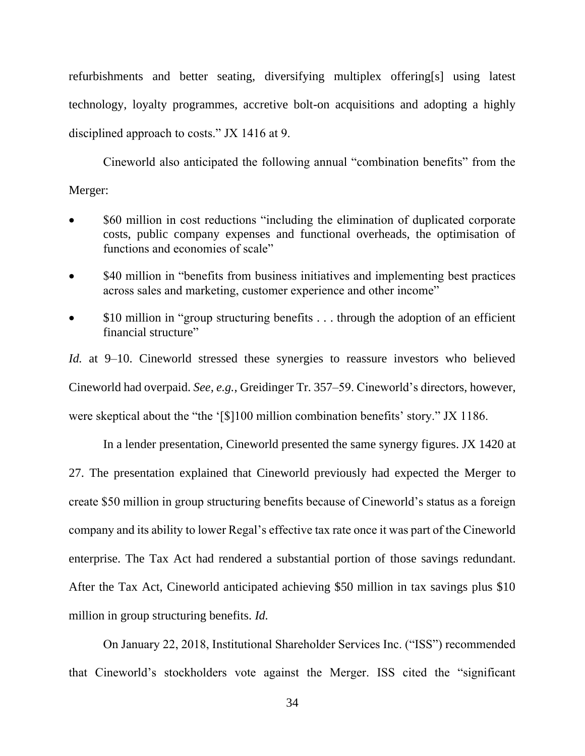refurbishments and better seating, diversifying multiplex offering[s] using latest technology, loyalty programmes, accretive bolt-on acquisitions and adopting a highly disciplined approach to costs." JX 1416 at 9.

Cineworld also anticipated the following annual "combination benefits" from the Merger:

- $60 million in cost reductions "including the elimination of duplicated corporate costs, public company expenses and functional overheads, the optimisation of functions and economies of scale"
- $40 million in "benefits from business initiatives and implementing best practices across sales and marketing, customer experience and other income"
- $10 million in "group structuring benefits . . . through the adoption of an efficient financial structure"

*Id.* at 9–10. Cineworld stressed these synergies to reassure investors who believed Cineworld had overpaid. *See, e.g.*, Greidinger Tr. 357–59. Cineworld's directors, however, were skeptical about the "the '[$]100 million combination benefits' story." JX 1186.

In a lender presentation, Cineworld presented the same synergy figures. JX 1420 at 27. The presentation explained that Cineworld previously had expected the Merger to create $50 million in group structuring benefits because of Cineworld's status as a foreign company and its ability to lower Regal's effective tax rate once it was part of the Cineworld enterprise. The Tax Act had rendered a substantial portion of those savings redundant. After the Tax Act, Cineworld anticipated achieving $50 million in tax savings plus $10 million in group structuring benefits. *Id.*

On January 22, 2018, Institutional Shareholder Services Inc. ("ISS") recommended that Cineworld's stockholders vote against the Merger. ISS cited the "significant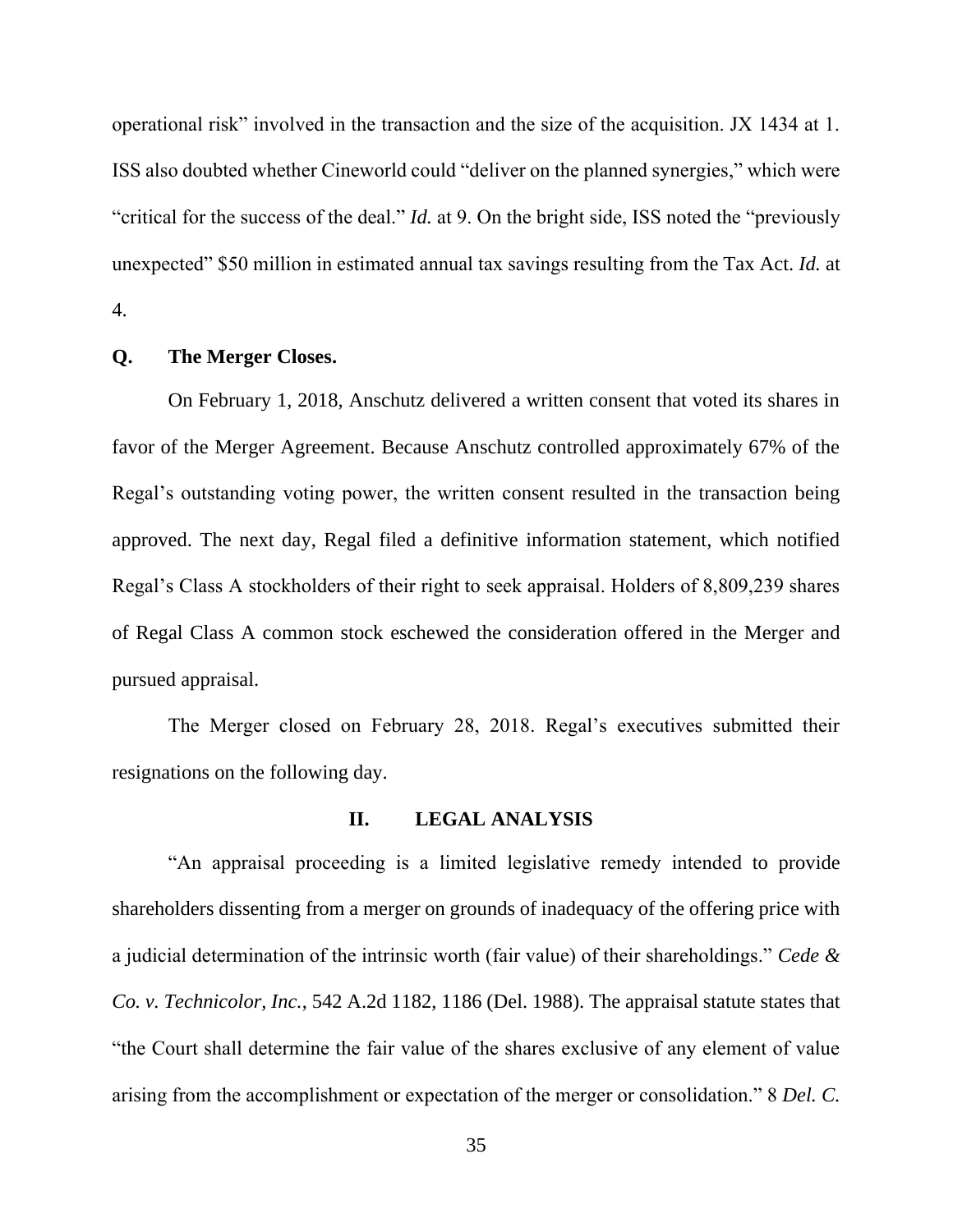operational risk" involved in the transaction and the size of the acquisition. JX 1434 at 1. ISS also doubted whether Cineworld could "deliver on the planned synergies," which were "critical for the success of the deal." *Id.* at 9. On the bright side, ISS noted the "previously unexpected" $50 million in estimated annual tax savings resulting from the Tax Act. *Id.* at 4.

### Q. The Merger Closes.

On February 1, 2018, Anschutz delivered a written consent that voted its shares in favor of the Merger Agreement. Because Anschutz controlled approximately 67% of the Regal's outstanding voting power, the written consent resulted in the transaction being approved. The next day, Regal filed a definitive information statement, which notified Regal's Class A stockholders of their right to seek appraisal. Holders of 8,809,239 shares of Regal Class A common stock eschewed the consideration offered in the Merger and pursued appraisal.

The Merger closed on February 28, 2018. Regal's executives submitted their resignations on the following day.

## II. LEGAL ANALYSIS

"An appraisal proceeding is a limited legislative remedy intended to provide shareholders dissenting from a merger on grounds of inadequacy of the offering price with a judicial determination of the intrinsic worth (fair value) of their shareholdings." *Cede & Co. v. Technicolor, Inc.*, 542 A.2d 1182, 1186 (Del. 1988). The appraisal statute states that "the Court shall determine the fair value of the shares exclusive of any element of value arising from the accomplishment or expectation of the merger or consolidation." 8 *Del. C.*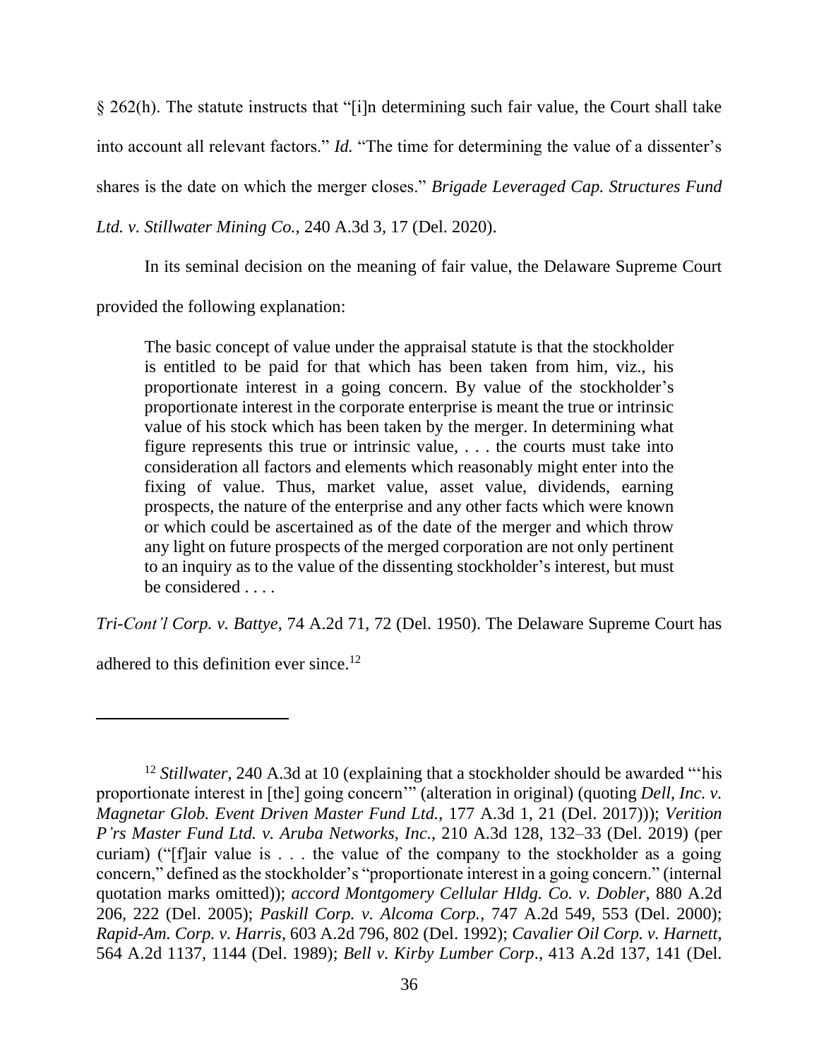§ 262(h). The statute instructs that "[i]n determining such fair value, the Court shall take into account all relevant factors." *Id.* "The time for determining the value of a dissenter's shares is the date on which the merger closes." *Brigade Leveraged Cap. Structures Fund Ltd. v. Stillwater Mining Co.*, 240 A.3d 3, 17 (Del. 2020).

In its seminal decision on the meaning of fair value, the Delaware Supreme Court provided the following explanation:

> The basic concept of value under the appraisal statute is that the stockholder is entitled to be paid for that which has been taken from him, viz., his proportionate interest in a going concern. By value of the stockholder's proportionate interest in the corporate enterprise is meant the true or intrinsic value of his stock which has been taken by the merger. In determining what figure represents this true or intrinsic value, . . . the courts must take into consideration all factors and elements which reasonably might enter into the fixing of value. Thus, market value, asset value, dividends, earning prospects, the nature of the enterprise and any other facts which were known or which could be ascertained as of the date of the merger and which throw any light on future prospects of the merged corporation are not only pertinent to an inquiry as to the value of the dissenting stockholder's interest, but must be considered . . . .

*Tri-Cont'l Corp. v. Battye*, 74 A.2d 71, 72 (Del. 1950). The Delaware Supreme Court has adhered to this definition ever since.[12]

---

[12] *Stillwater*, 240 A.3d at 10 (explaining that a stockholder should be awarded "'his proportionate interest in [the] going concern'" (alteration in original) (quoting *Dell, Inc. v. Magnetar Glob. Event Driven Master Fund Ltd.*, 177 A.3d 1, 21 (Del. 2017))); *Verition P'rs Master Fund Ltd. v. Aruba Networks, Inc.*, 210 A.3d 128, 132–33 (Del. 2019) (per curiam) ("[f]air value is . . . the value of the company to the stockholder as a going concern," defined as the stockholder's "proportionate interest in a going concern." (internal quotation marks omitted)); *accord Montgomery Cellular Hldg. Co. v. Dobler*, 880 A.2d 206, 222 (Del. 2005); *Paskill Corp. v. Alcoma Corp.*, 747 A.2d 549, 553 (Del. 2000); *Rapid-Am. Corp. v. Harris*, 603 A.2d 796, 802 (Del. 1992); *Cavalier Oil Corp. v. Harnett*, 564 A.2d 1137, 1144 (Del. 1989); *Bell v. Kirby Lumber Corp.*, 413 A.2d 137, 141 (Del.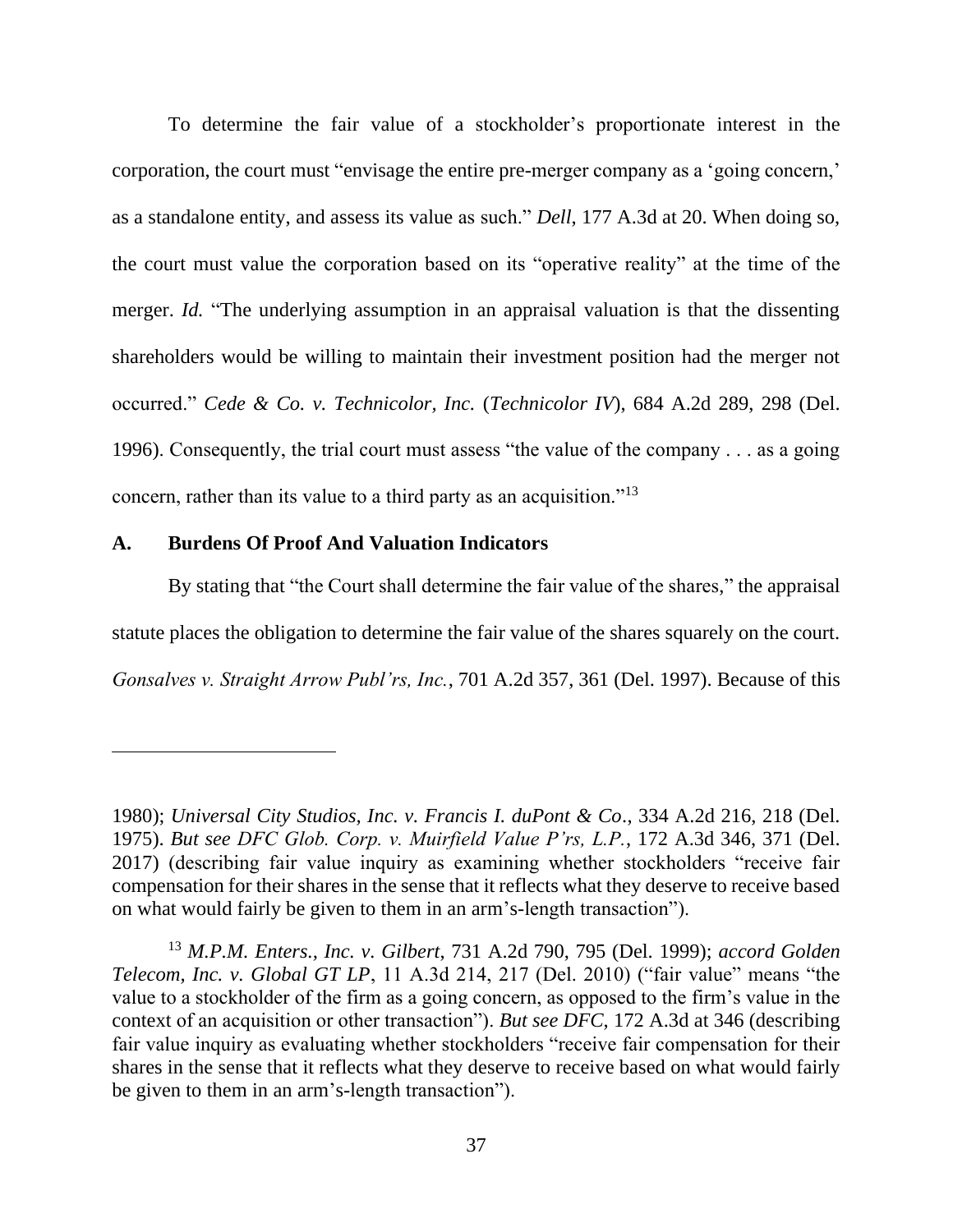To determine the fair value of a stockholder's proportionate interest in the corporation, the court must "envisage the entire pre-merger company as a 'going concern,' as a standalone entity, and assess its value as such." *Dell*, 177 A.3d at 20. When doing so, the court must value the corporation based on its "operative reality" at the time of the merger. *Id.* "The underlying assumption in an appraisal valuation is that the dissenting shareholders would be willing to maintain their investment position had the merger not occurred." *Cede & Co. v. Technicolor, Inc.* (*Technicolor IV*), 684 A.2d 289, 298 (Del. 1996). Consequently, the trial court must assess "the value of the company . . . as a going concern, rather than its value to a third party as an acquisition."[13]

### A. Burdens Of Proof And Valuation Indicators

By stating that "the Court shall determine the fair value of the shares," the appraisal statute places the obligation to determine the fair value of the shares squarely on the court. *Gonsalves v. Straight Arrow Publ'rs, Inc.*, 701 A.2d 357, 361 (Del. 1997). Because of this

---

1980); *Universal City Studios, Inc. v. Francis I. duPont & Co*., 334 A.2d 216, 218 (Del. 1975). *But see DFC Glob. Corp. v. Muirfield Value P'rs, L.P.*, 172 A.3d 346, 371 (Del. 2017) (describing fair value inquiry as examining whether stockholders "receive fair compensation for their shares in the sense that it reflects what they deserve to receive based on what would fairly be given to them in an arm's-length transaction").

[13] *M.P.M. Enters., Inc. v. Gilbert*, 731 A.2d 790, 795 (Del. 1999); *accord Golden Telecom, Inc. v. Global GT LP*, 11 A.3d 214, 217 (Del. 2010) ("fair value" means "the value to a stockholder of the firm as a going concern, as opposed to the firm's value in the context of an acquisition or other transaction"). *But see DFC*, 172 A.3d at 346 (describing fair value inquiry as evaluating whether stockholders "receive fair compensation for their shares in the sense that it reflects what they deserve to receive based on what would fairly be given to them in an arm's-length transaction").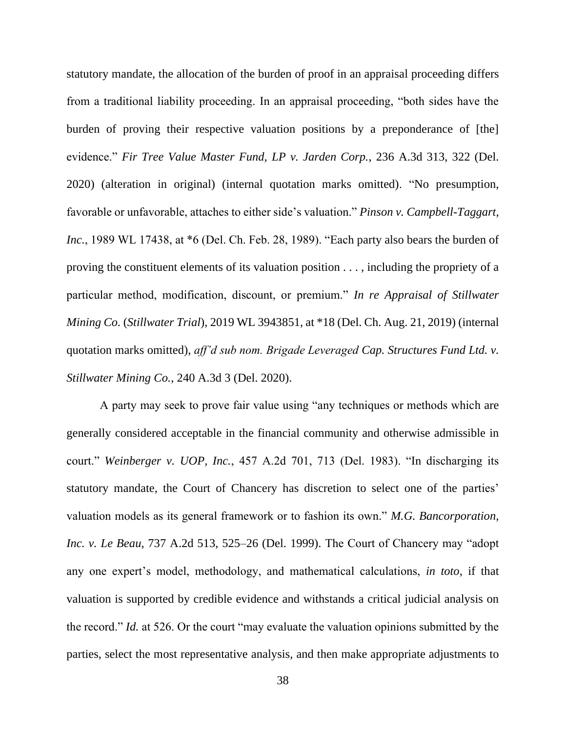statutory mandate, the allocation of the burden of proof in an appraisal proceeding differs from a traditional liability proceeding. In an appraisal proceeding, "both sides have the burden of proving their respective valuation positions by a preponderance of [the] evidence." *Fir Tree Value Master Fund, LP v. Jarden Corp.*, 236 A.3d 313, 322 (Del. 2020) (alteration in original) (internal quotation marks omitted). "No presumption, favorable or unfavorable, attaches to either side's valuation." *Pinson v. Campbell-Taggart, Inc.*, 1989 WL 17438, at *6 (Del. Ch. Feb. 28, 1989). "Each party also bears the burden of proving the constituent elements of its valuation position . . . , including the propriety of a particular method, modification, discount, or premium." *In re Appraisal of Stillwater Mining Co.* (*Stillwater Trial*), 2019 WL 3943851, at *18 (Del. Ch. Aug. 21, 2019) (internal quotation marks omitted), *aff'd sub nom. Brigade Leveraged Cap. Structures Fund Ltd. v. Stillwater Mining Co.*, 240 A.3d 3 (Del. 2020).

A party may seek to prove fair value using "any techniques or methods which are generally considered acceptable in the financial community and otherwise admissible in court." *Weinberger v. UOP, Inc.*, 457 A.2d 701, 713 (Del. 1983). "In discharging its statutory mandate, the Court of Chancery has discretion to select one of the parties' valuation models as its general framework or to fashion its own." *M.G. Bancorporation, Inc. v. Le Beau*, 737 A.2d 513, 525–26 (Del. 1999). The Court of Chancery may "adopt any one expert's model, methodology, and mathematical calculations, *in toto*, if that valuation is supported by credible evidence and withstands a critical judicial analysis on the record." *Id.* at 526. Or the court "may evaluate the valuation opinions submitted by the parties, select the most representative analysis, and then make appropriate adjustments to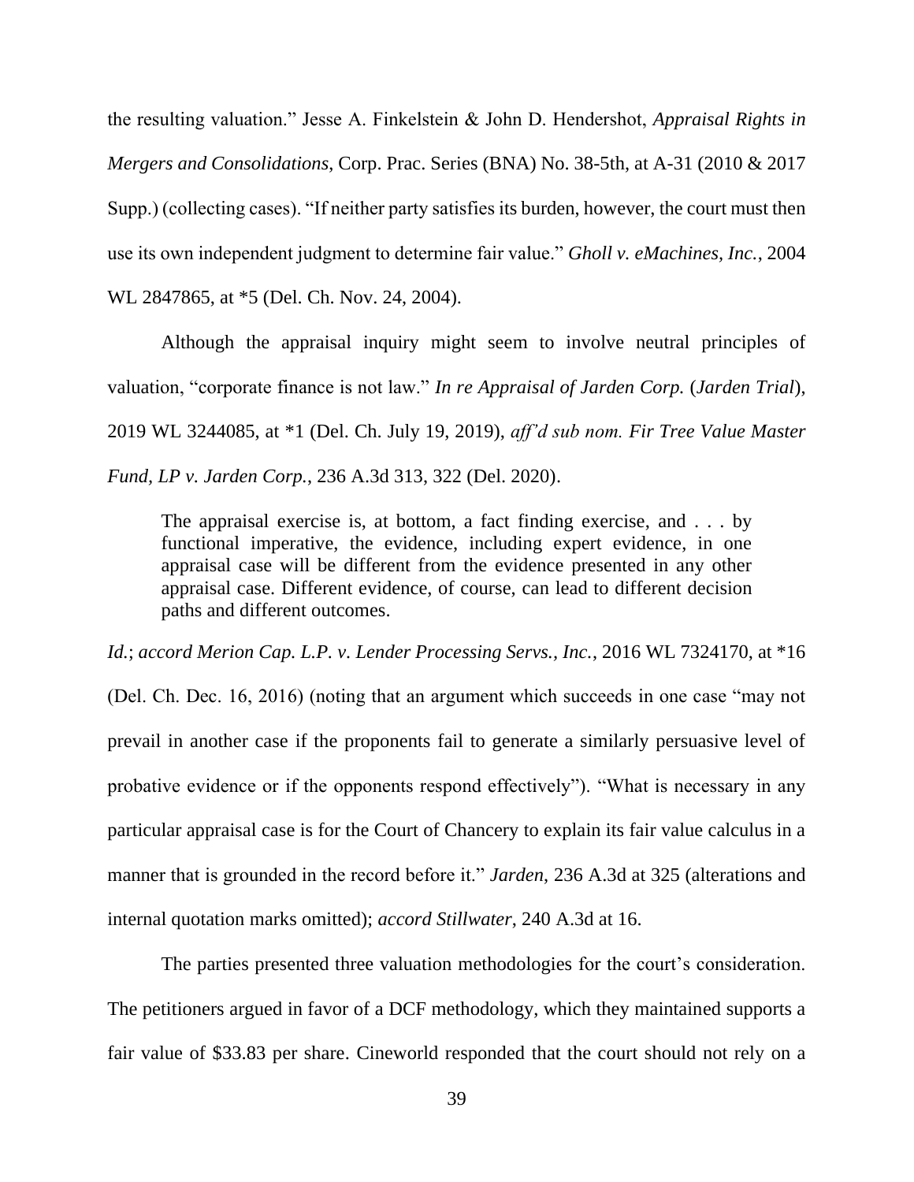the resulting valuation." Jesse A. Finkelstein & John D. Hendershot, *Appraisal Rights in Mergers and Consolidations*, Corp. Prac. Series (BNA) No. 38-5th, at A-31 (2010 & 2017 Supp.) (collecting cases). "If neither party satisfies its burden, however, the court must then use its own independent judgment to determine fair value." *Gholl v. eMachines, Inc.*, 2004 WL 2847865, at *5 (Del. Ch. Nov. 24, 2004).

Although the appraisal inquiry might seem to involve neutral principles of valuation, "corporate finance is not law." *In re Appraisal of Jarden Corp.* (*Jarden Trial*), 2019 WL 3244085, at *1 (Del. Ch. July 19, 2019), *aff'd sub nom. Fir Tree Value Master Fund, LP v. Jarden Corp.*, 236 A.3d 313, 322 (Del. 2020).

> The appraisal exercise is, at bottom, a fact finding exercise, and . . . by functional imperative, the evidence, including expert evidence, in one appraisal case will be different from the evidence presented in any other appraisal case. Different evidence, of course, can lead to different decision paths and different outcomes.

*Id.*; *accord Merion Cap. L.P. v. Lender Processing Servs., Inc.*, 2016 WL 7324170, at *16 (Del. Ch. Dec. 16, 2016) (noting that an argument which succeeds in one case "may not prevail in another case if the proponents fail to generate a similarly persuasive level of probative evidence or if the opponents respond effectively"). "What is necessary in any particular appraisal case is for the Court of Chancery to explain its fair value calculus in a manner that is grounded in the record before it." *Jarden*, 236 A.3d at 325 (alterations and internal quotation marks omitted); *accord Stillwater*, 240 A.3d at 16.

The parties presented three valuation methodologies for the court's consideration. The petitioners argued in favor of a DCF methodology, which they maintained supports a fair value of $33.83 per share. Cineworld responded that the court should not rely on a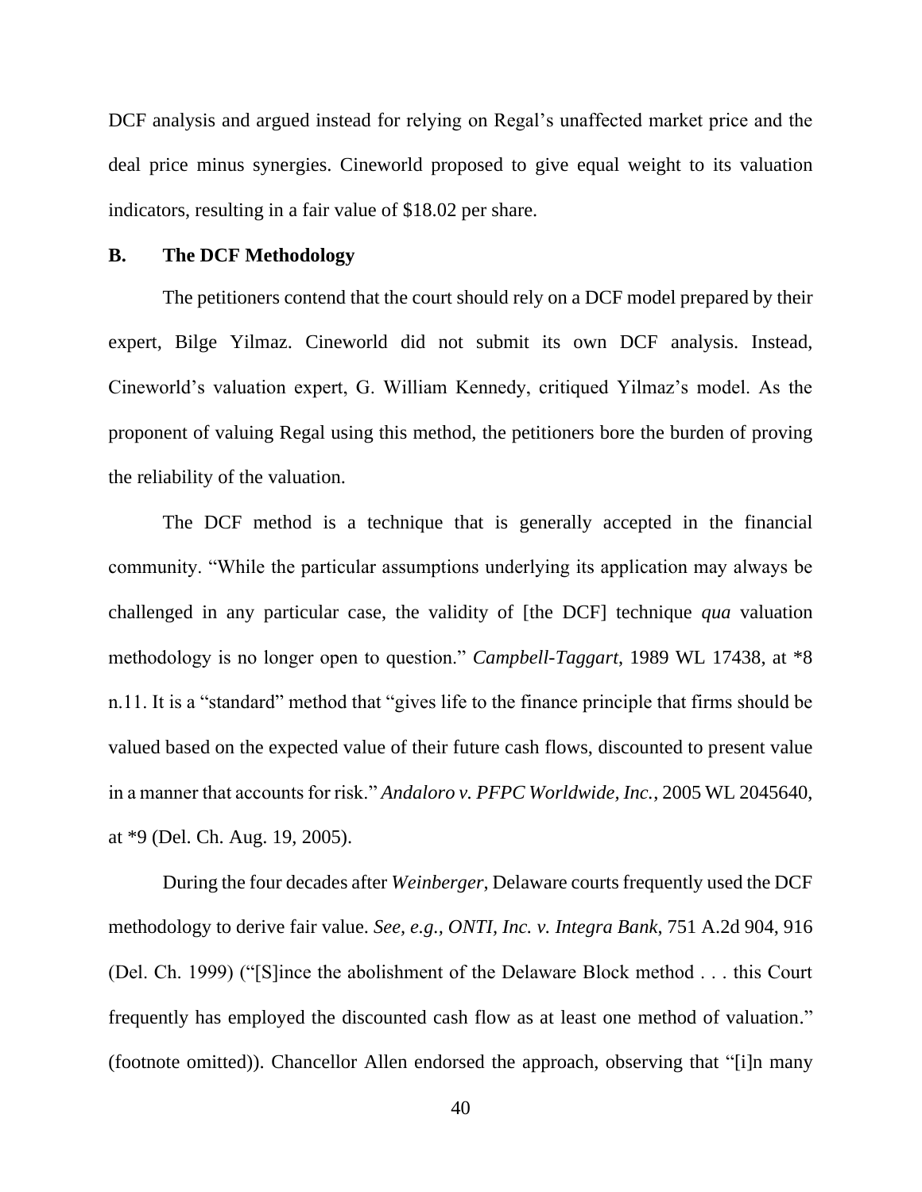DCF analysis and argued instead for relying on Regal's unaffected market price and the deal price minus synergies. Cineworld proposed to give equal weight to its valuation indicators, resulting in a fair value of $18.02 per share.

### B. The DCF Methodology

The petitioners contend that the court should rely on a DCF model prepared by their expert, Bilge Yilmaz. Cineworld did not submit its own DCF analysis. Instead, Cineworld's valuation expert, G. William Kennedy, critiqued Yilmaz's model. As the proponent of valuing Regal using this method, the petitioners bore the burden of proving the reliability of the valuation.

The DCF method is a technique that is generally accepted in the financial community. "While the particular assumptions underlying its application may always be challenged in any particular case, the validity of [the DCF] technique *qua* valuation methodology is no longer open to question." *Campbell-Taggart*, 1989 WL 17438, at *8 n.11. It is a "standard" method that "gives life to the finance principle that firms should be valued based on the expected value of their future cash flows, discounted to present value in a manner that accounts for risk." *Andaloro v. PFPC Worldwide, Inc.*, 2005 WL 2045640, at *9 (Del. Ch. Aug. 19, 2005).

During the four decades after *Weinberger*, Delaware courts frequently used the DCF methodology to derive fair value. *See, e.g.*, *ONTI, Inc. v. Integra Bank*, 751 A.2d 904, 916 (Del. Ch. 1999) ("[S]ince the abolishment of the Delaware Block method . . . this Court frequently has employed the discounted cash flow as at least one method of valuation." (footnote omitted)). Chancellor Allen endorsed the approach, observing that "[i]n many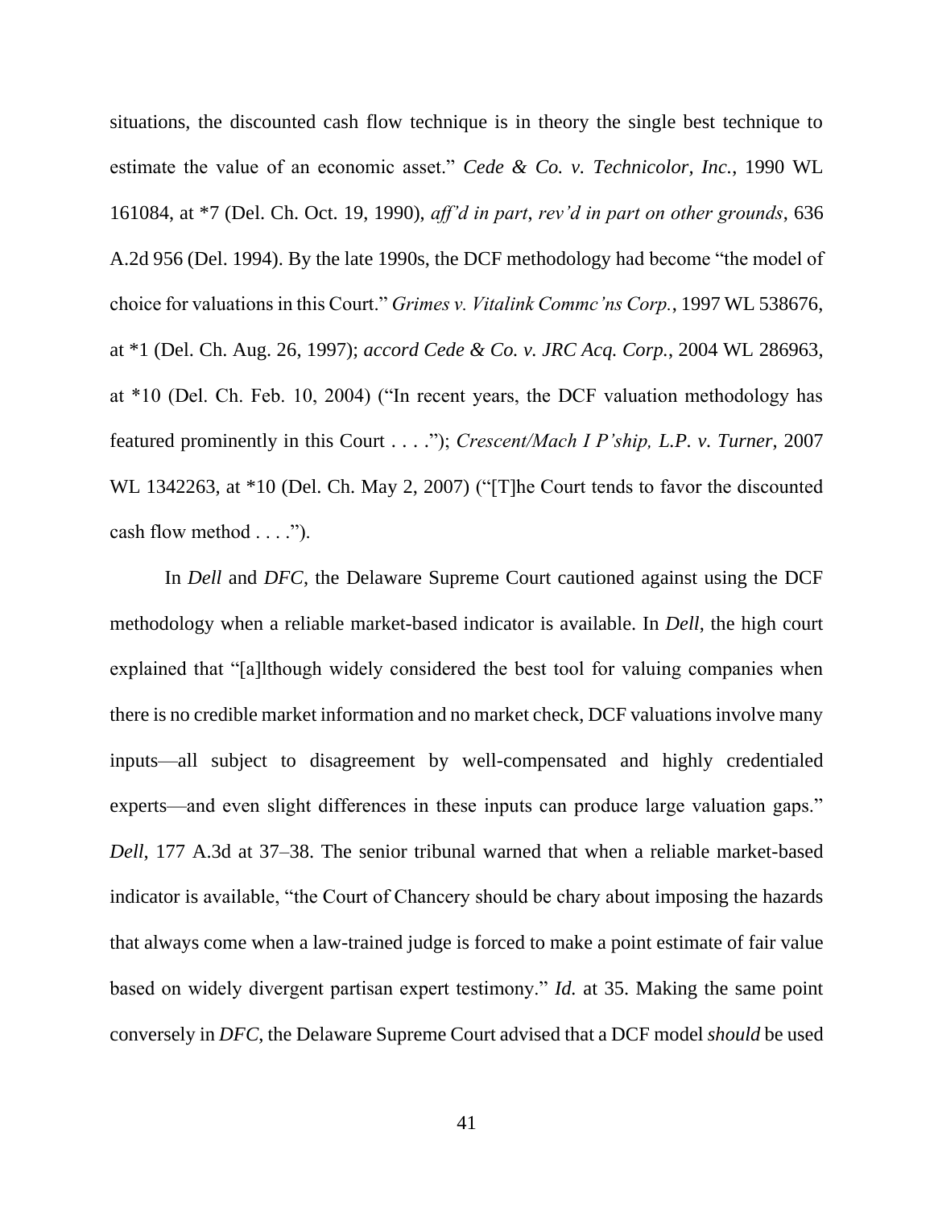situations, the discounted cash flow technique is in theory the single best technique to estimate the value of an economic asset." *Cede & Co. v. Technicolor, Inc.*, 1990 WL 161084, at *7 (Del. Ch. Oct. 19, 1990), *aff'd in part, rev'd in part on other grounds*, 636 A.2d 956 (Del. 1994). By the late 1990s, the DCF methodology had become "the model of choice for valuations in this Court." *Grimes v. Vitalink Commc'ns Corp.*, 1997 WL 538676, at *1 (Del. Ch. Aug. 26, 1997); *accord Cede & Co. v. JRC Acq. Corp.*, 2004 WL 286963, at *10 (Del. Ch. Feb. 10, 2004) ("In recent years, the DCF valuation methodology has featured prominently in this Court . . . ."); *Crescent/Mach I P'ship, L.P. v. Turner*, 2007 WL 1342263, at *10 (Del. Ch. May 2, 2007) ("[T]he Court tends to favor the discounted cash flow method . . . .").

In *Dell* and *DFC*, the Delaware Supreme Court cautioned against using the DCF methodology when a reliable market-based indicator is available. In *Dell*, the high court explained that "[a]lthough widely considered the best tool for valuing companies when there is no credible market information and no market check, DCF valuations involve many inputs—all subject to disagreement by well-compensated and highly credentialed experts—and even slight differences in these inputs can produce large valuation gaps." *Dell*, 177 A.3d at 37–38. The senior tribunal warned that when a reliable market-based indicator is available, "the Court of Chancery should be chary about imposing the hazards that always come when a law-trained judge is forced to make a point estimate of fair value based on widely divergent partisan expert testimony." *Id.* at 35. Making the same point conversely in *DFC*, the Delaware Supreme Court advised that a DCF model *should* be used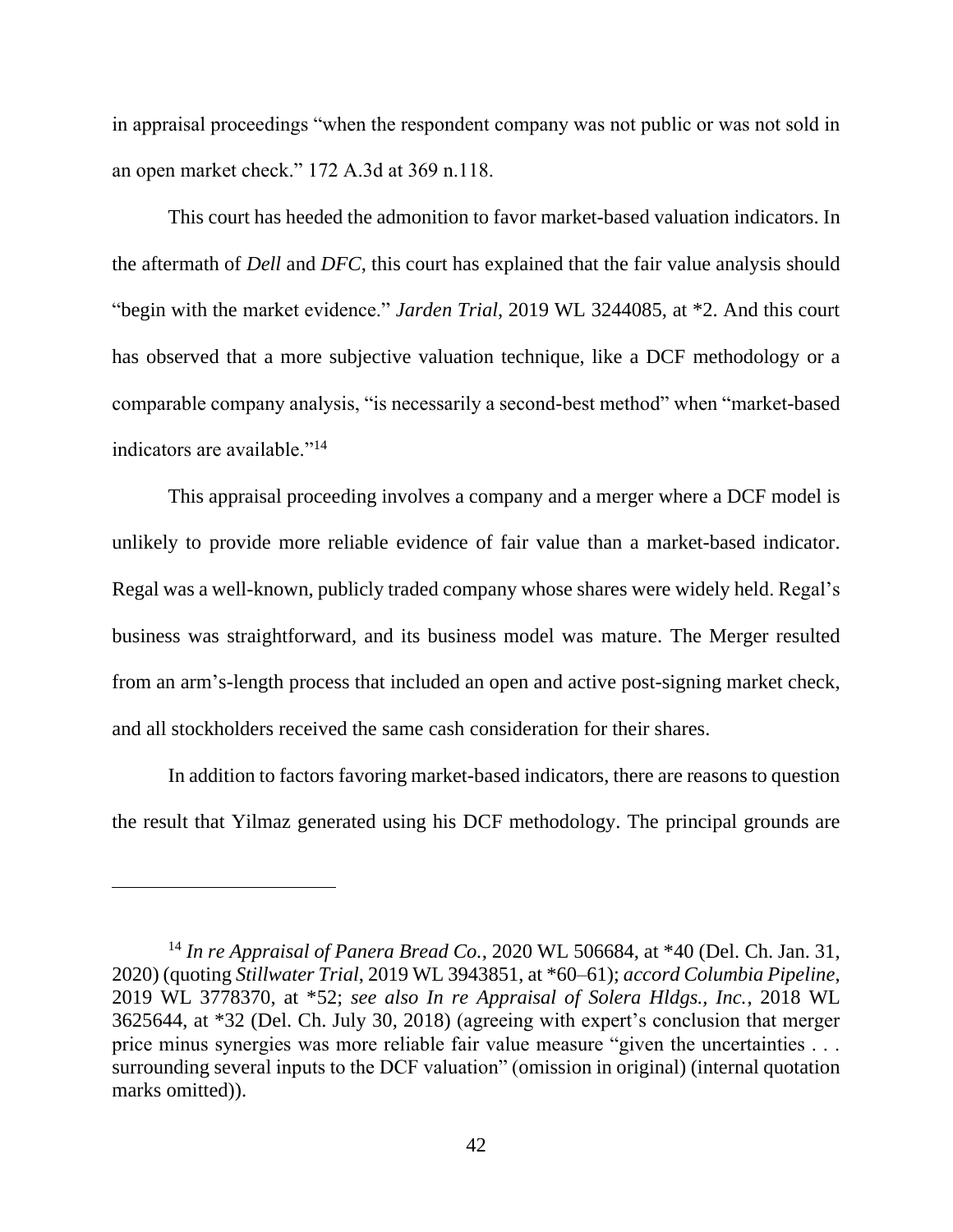in appraisal proceedings "when the respondent company was not public or was not sold in an open market check." 172 A.3d at 369 n.118.

This court has heeded the admonition to favor market-based valuation indicators. In the aftermath of *Dell* and *DFC*, this court has explained that the fair value analysis should "begin with the market evidence." *Jarden Trial*, 2019 WL 3244085, at *2. And this court has observed that a more subjective valuation technique, like a DCF methodology or a comparable company analysis, "is necessarily a second-best method" when "market-based indicators are available."[14]

This appraisal proceeding involves a company and a merger where a DCF model is unlikely to provide more reliable evidence of fair value than a market-based indicator. Regal was a well-known, publicly traded company whose shares were widely held. Regal's business was straightforward, and its business model was mature. The Merger resulted from an arm's-length process that included an open and active post-signing market check, and all stockholders received the same cash consideration for their shares.

In addition to factors favoring market-based indicators, there are reasons to question the result that Yilmaz generated using his DCF methodology. The principal grounds are

---

[14] *In re Appraisal of Panera Bread Co.*, 2020 WL 506684, at *40 (Del. Ch. Jan. 31, 2020) (quoting *Stillwater Trial*, 2019 WL 3943851, at *60–61); *accord Columbia Pipeline*, 2019 WL 3778370, at *52; *see also In re Appraisal of Solera Hldgs., Inc.*, 2018 WL 3625644, at *32 (Del. Ch. July 30, 2018) (agreeing with expert's conclusion that merger price minus synergies was more reliable fair value measure "given the uncertainties . . . surrounding several inputs to the DCF valuation" (omission in original) (internal quotation marks omitted)).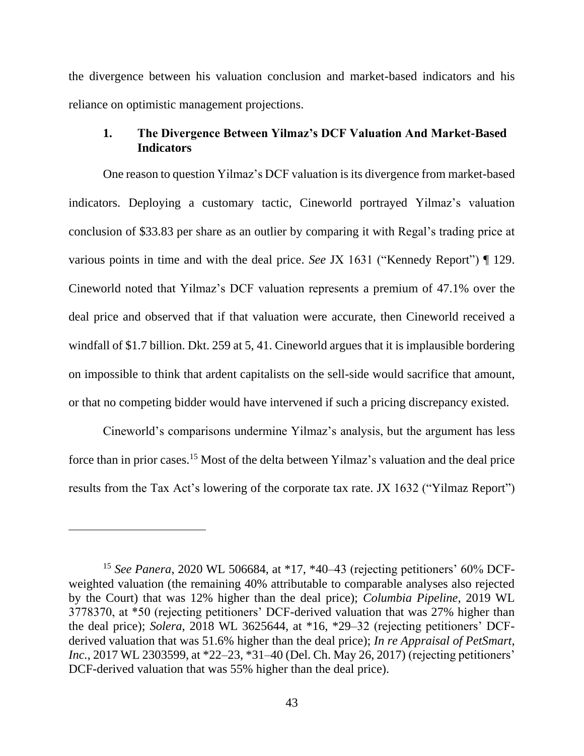the divergence between his valuation conclusion and market-based indicators and his reliance on optimistic management projections.

### 1. The Divergence Between Yilmaz's DCF Valuation And Market-Based Indicators

One reason to question Yilmaz's DCF valuation is its divergence from market-based indicators. Deploying a customary tactic, Cineworld portrayed Yilmaz's valuation conclusion of $33.83 per share as an outlier by comparing it with Regal's trading price at various points in time and with the deal price. *See* JX 1631 ("Kennedy Report") ¶ 129. Cineworld noted that Yilmaz's DCF valuation represents a premium of 47.1% over the deal price and observed that if that valuation were accurate, then Cineworld received a windfall of $1.7 billion. Dkt. 259 at 5, 41. Cineworld argues that it is implausible bordering on impossible to think that ardent capitalists on the sell-side would sacrifice that amount, or that no competing bidder would have intervened if such a pricing discrepancy existed.

Cineworld's comparisons undermine Yilmaz's analysis, but the argument has less force than in prior cases.[15] Most of the delta between Yilmaz's valuation and the deal price results from the Tax Act's lowering of the corporate tax rate. JX 1632 ("Yilmaz Report")

---

[15] *See Panera*, 2020 WL 506684, at *17, *40–43 (rejecting petitioners' 60% DCF-weighted valuation (the remaining 40% attributable to comparable analyses also rejected by the Court) that was 12% higher than the deal price); *Columbia Pipeline*, 2019 WL 3778370, at *50 (rejecting petitioners' DCF-derived valuation that was 27% higher than the deal price); *Solera*, 2018 WL 3625644, at *16, *29–32 (rejecting petitioners' DCF-derived valuation that was 51.6% higher than the deal price); *In re Appraisal of PetSmart, Inc.*, 2017 WL 2303599, at *22–23, *31–40 (Del. Ch. May 26, 2017) (rejecting petitioners' DCF-derived valuation that was 55% higher than the deal price).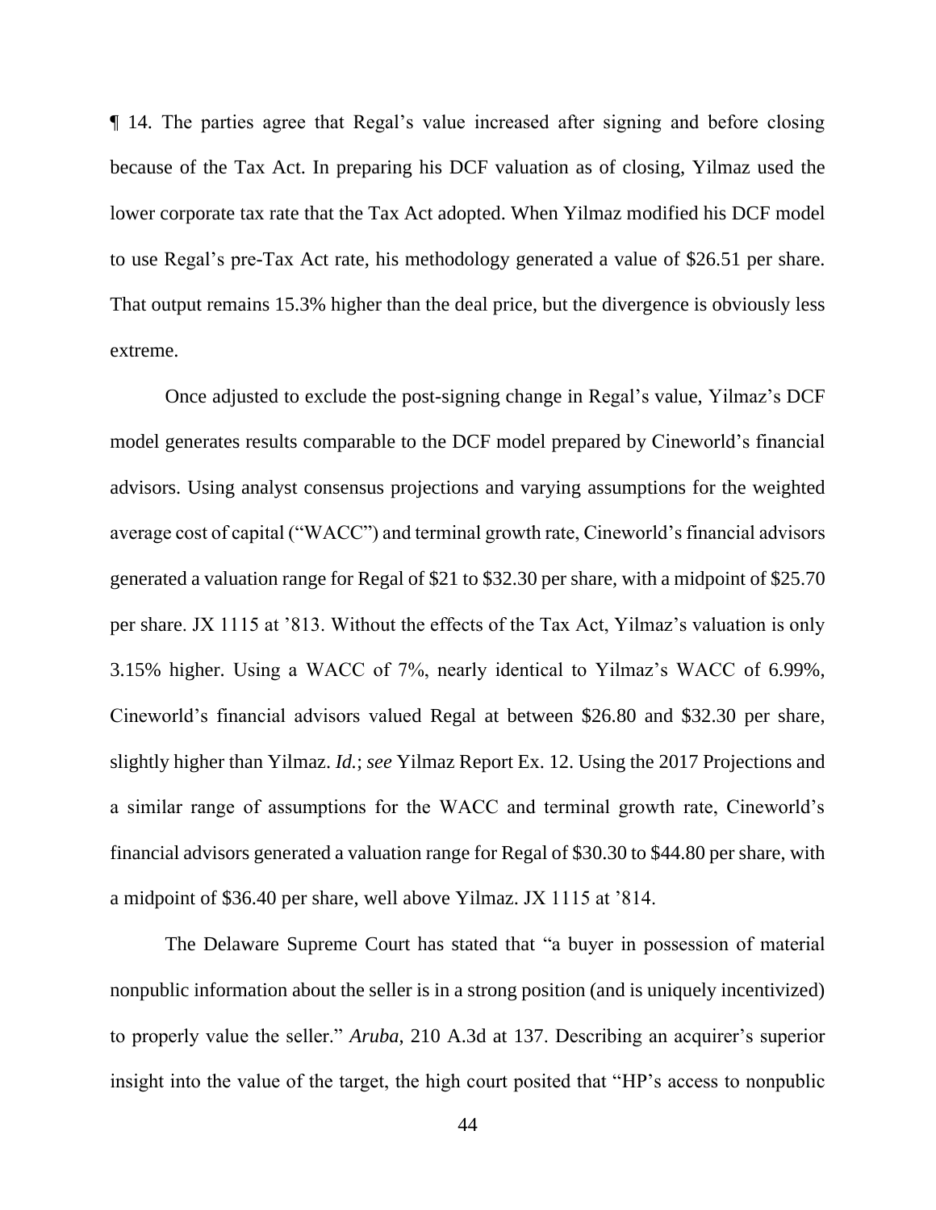¶ 14. The parties agree that Regal's value increased after signing and before closing because of the Tax Act. In preparing his DCF valuation as of closing, Yilmaz used the lower corporate tax rate that the Tax Act adopted. When Yilmaz modified his DCF model to use Regal's pre-Tax Act rate, his methodology generated a value of $26.51 per share. That output remains 15.3% higher than the deal price, but the divergence is obviously less extreme.

Once adjusted to exclude the post-signing change in Regal's value, Yilmaz's DCF model generates results comparable to the DCF model prepared by Cineworld's financial advisors. Using analyst consensus projections and varying assumptions for the weighted average cost of capital ("WACC") and terminal growth rate, Cineworld's financial advisors generated a valuation range for Regal of $21 to $32.30 per share, with a midpoint of $25.70 per share. JX 1115 at '813. Without the effects of the Tax Act, Yilmaz's valuation is only 3.15% higher. Using a WACC of 7%, nearly identical to Yilmaz's WACC of 6.99%, Cineworld's financial advisors valued Regal at between $26.80 and $32.30 per share, slightly higher than Yilmaz. *Id.*; *see* Yilmaz Report Ex. 12. Using the 2017 Projections and a similar range of assumptions for the WACC and terminal growth rate, Cineworld's financial advisors generated a valuation range for Regal of $30.30 to $44.80 per share, with a midpoint of $36.40 per share, well above Yilmaz. JX 1115 at '814.

The Delaware Supreme Court has stated that "a buyer in possession of material nonpublic information about the seller is in a strong position (and is uniquely incentivized) to properly value the seller." *Aruba*, 210 A.3d at 137. Describing an acquirer's superior insight into the value of the target, the high court posited that "HP's access to nonpublic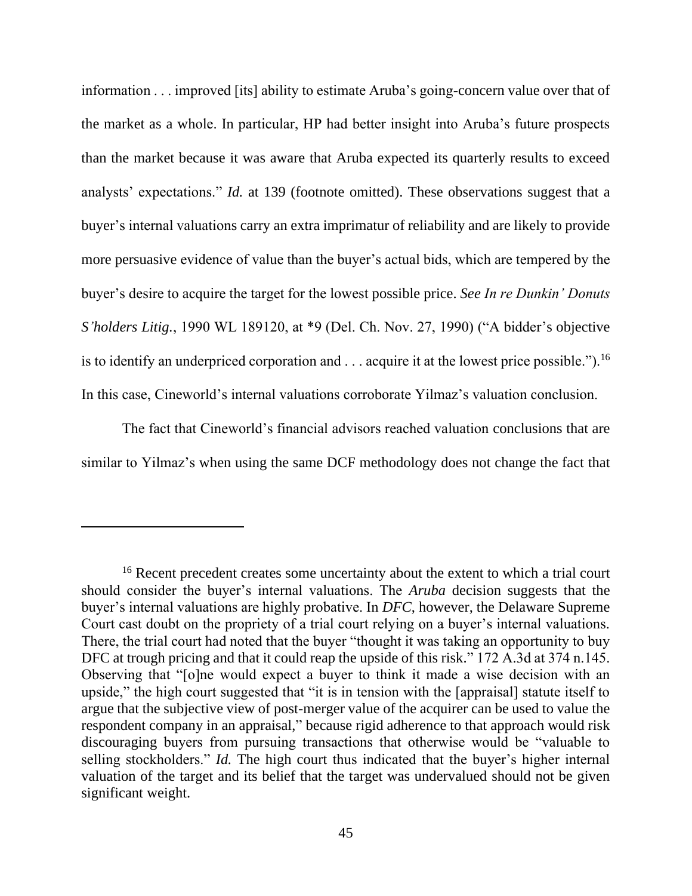information . . . improved [its] ability to estimate Aruba's going-concern value over that of the market as a whole. In particular, HP had better insight into Aruba's future prospects than the market because it was aware that Aruba expected its quarterly results to exceed analysts' expectations." *Id.* at 139 (footnote omitted). These observations suggest that a buyer's internal valuations carry an extra imprimatur of reliability and are likely to provide more persuasive evidence of value than the buyer's actual bids, which are tempered by the buyer's desire to acquire the target for the lowest possible price. *See In re Dunkin' Donuts S'holders Litig.*, 1990 WL 189120, at *9 (Del. Ch. Nov. 27, 1990) ("A bidder's objective is to identify an underpriced corporation and . . . acquire it at the lowest price possible.").[16] In this case, Cineworld's internal valuations corroborate Yilmaz's valuation conclusion.

The fact that Cineworld's financial advisors reached valuation conclusions that are similar to Yilmaz's when using the same DCF methodology does not change the fact that

---

[16] Recent precedent creates some uncertainty about the extent to which a trial court should consider the buyer's internal valuations. The *Aruba* decision suggests that the buyer's internal valuations are highly probative. In *DFC*, however, the Delaware Supreme Court cast doubt on the propriety of a trial court relying on a buyer's internal valuations. There, the trial court had noted that the buyer "thought it was taking an opportunity to buy DFC at trough pricing and that it could reap the upside of this risk." 172 A.3d at 374 n.145. Observing that "[o]ne would expect a buyer to think it made a wise decision with an upside," the high court suggested that "it is in tension with the [appraisal] statute itself to argue that the subjective view of post-merger value of the acquirer can be used to value the respondent company in an appraisal," because rigid adherence to that approach would risk discouraging buyers from pursuing transactions that otherwise would be "valuable to selling stockholders." *Id.* The high court thus indicated that the buyer's higher internal valuation of the target and its belief that the target was undervalued should not be given significant weight.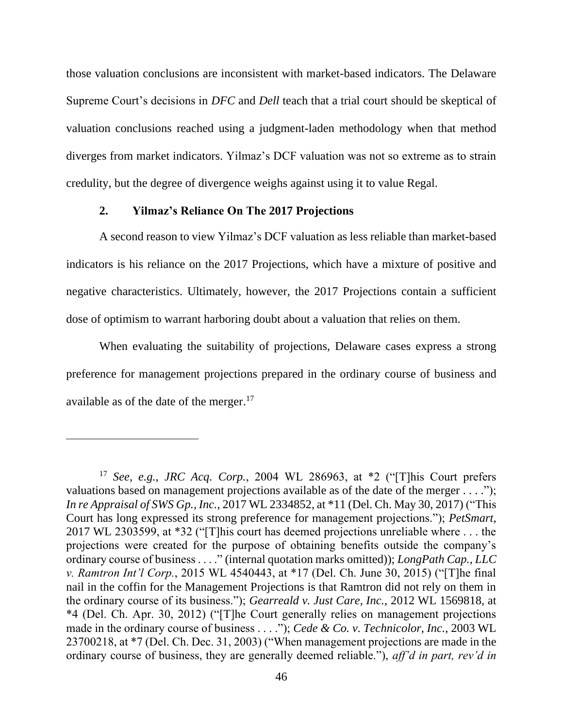those valuation conclusions are inconsistent with market-based indicators. The Delaware Supreme Court's decisions in *DFC* and *Dell* teach that a trial court should be skeptical of valuation conclusions reached using a judgment-laden methodology when that method diverges from market indicators. Yilmaz's DCF valuation was not so extreme as to strain credulity, but the degree of divergence weighs against using it to value Regal.

### 2. Yilmaz's Reliance On The 2017 Projections

A second reason to view Yilmaz's DCF valuation as less reliable than market-based indicators is his reliance on the 2017 Projections, which have a mixture of positive and negative characteristics. Ultimately, however, the 2017 Projections contain a sufficient dose of optimism to warrant harboring doubt about a valuation that relies on them.

When evaluating the suitability of projections, Delaware cases express a strong preference for management projections prepared in the ordinary course of business and available as of the date of the merger.[17]

---

[17] *See, e.g.*, *JRC Acq. Corp.*, 2004 WL 286963, at *2 ("[T]his Court prefers valuations based on management projections available as of the date of the merger . . . ."); *In re Appraisal of SWS Gp., Inc.*, 2017 WL 2334852, at *11 (Del. Ch. May 30, 2017) ("This Court has long expressed its strong preference for management projections."); *PetSmart*, 2017 WL 2303599, at *32 ("[T]his court has deemed projections unreliable where . . . the projections were created for the purpose of obtaining benefits outside the company's ordinary course of business . . . ." (internal quotation marks omitted)); *LongPath Cap., LLC v. Ramtron Int'l Corp.*, 2015 WL 4540443, at *17 (Del. Ch. June 30, 2015) ("[T]he final nail in the coffin for the Management Projections is that Ramtron did not rely on them in the ordinary course of its business."); *Gearreald v. Just Care, Inc.*, 2012 WL 1569818, at *4 (Del. Ch. Apr. 30, 2012) ("[T]he Court generally relies on management projections made in the ordinary course of business . . . ."); *Cede & Co. v. Technicolor, Inc.*, 2003 WL 23700218, at *7 (Del. Ch. Dec. 31, 2003) ("When management projections are made in the ordinary course of business, they are generally deemed reliable."), *aff'd in part, rev'd in*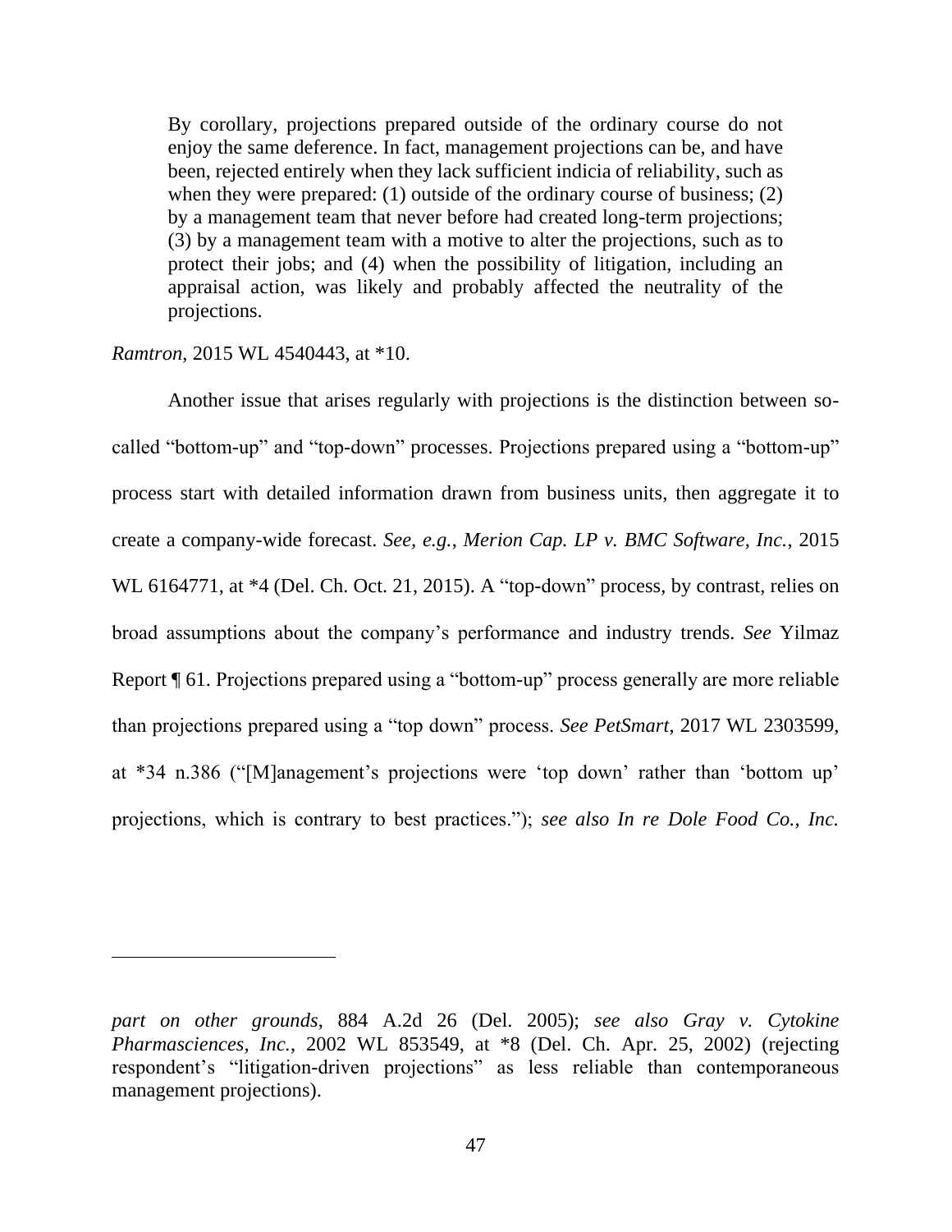> By corollary, projections prepared outside of the ordinary course do not enjoy the same deference. In fact, management projections can be, and have been, rejected entirely when they lack sufficient indicia of reliability, such as when they were prepared: (1) outside of the ordinary course of business; (2) by a management team that never before had created long-term projections; (3) by a management team with a motive to alter the projections, such as to protect their jobs; and (4) when the possibility of litigation, including an appraisal action, was likely and probably affected the neutrality of the projections.

*Ramtron*, 2015 WL 4540443, at *10.

Another issue that arises regularly with projections is the distinction between so-called "bottom-up" and "top-down" processes. Projections prepared using a "bottom-up" process start with detailed information drawn from business units, then aggregate it to create a company-wide forecast. *See, e.g.*, *Merion Cap. LP v. BMC Software, Inc.*, 2015 WL 6164771, at *4 (Del. Ch. Oct. 21, 2015). A "top-down" process, by contrast, relies on broad assumptions about the company's performance and industry trends. *See* Yilmaz Report ¶ 61. Projections prepared using a "bottom-up" process generally are more reliable than projections prepared using a "top down" process. *See PetSmart*, 2017 WL 2303599, at *34 n.386 ("[M]anagement's projections were 'top down' rather than 'bottom up' projections, which is contrary to best practices."); *see also In re Dole Food Co., Inc.*

---

*part on other grounds*, 884 A.2d 26 (Del. 2005); *see also Gray v. Cytokine Pharmasciences, Inc.*, 2002 WL 853549, at *8 (Del. Ch. Apr. 25, 2002) (rejecting respondent's "litigation-driven projections" as less reliable than contemporaneous management projections).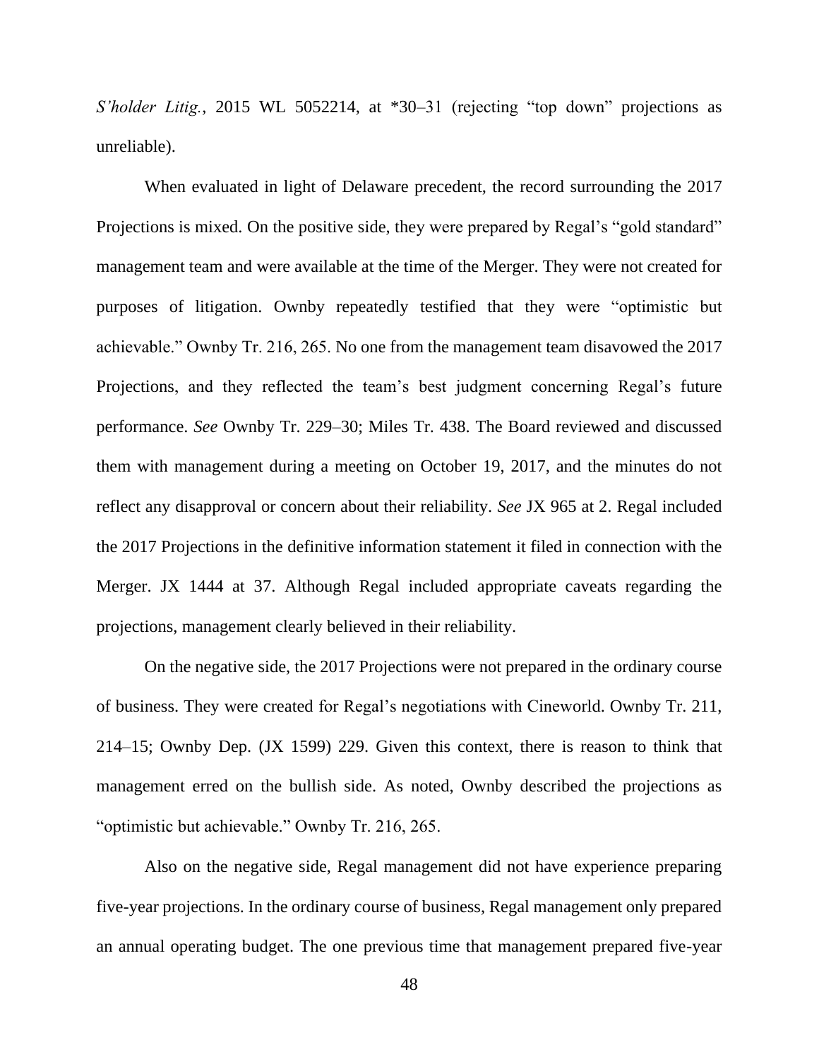*S'holder Litig.*, 2015 WL 5052214, at *30–31 (rejecting "top down" projections as unreliable).

When evaluated in light of Delaware precedent, the record surrounding the 2017 Projections is mixed. On the positive side, they were prepared by Regal's "gold standard" management team and were available at the time of the Merger. They were not created for purposes of litigation. Ownby repeatedly testified that they were "optimistic but achievable." Ownby Tr. 216, 265. No one from the management team disavowed the 2017 Projections, and they reflected the team's best judgment concerning Regal's future performance. *See* Ownby Tr. 229–30; Miles Tr. 438. The Board reviewed and discussed them with management during a meeting on October 19, 2017, and the minutes do not reflect any disapproval or concern about their reliability. *See* JX 965 at 2. Regal included the 2017 Projections in the definitive information statement it filed in connection with the Merger. JX 1444 at 37. Although Regal included appropriate caveats regarding the projections, management clearly believed in their reliability.

On the negative side, the 2017 Projections were not prepared in the ordinary course of business. They were created for Regal's negotiations with Cineworld. Ownby Tr. 211, 214–15; Ownby Dep. (JX 1599) 229. Given this context, there is reason to think that management erred on the bullish side. As noted, Ownby described the projections as "optimistic but achievable." Ownby Tr. 216, 265.

Also on the negative side, Regal management did not have experience preparing five-year projections. In the ordinary course of business, Regal management only prepared an annual operating budget. The one previous time that management prepared five-year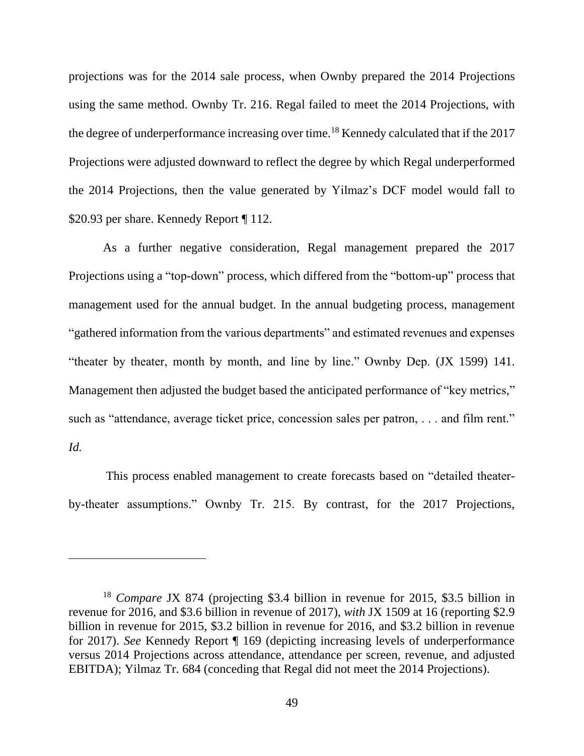projections was for the 2014 sale process, when Ownby prepared the 2014 Projections using the same method. Ownby Tr. 216. Regal failed to meet the 2014 Projections, with the degree of underperformance increasing over time.[18] Kennedy calculated that if the 2017 Projections were adjusted downward to reflect the degree by which Regal underperformed the 2014 Projections, then the value generated by Yilmaz's DCF model would fall to $20.93 per share. Kennedy Report ¶ 112.

As a further negative consideration, Regal management prepared the 2017 Projections using a "top-down" process, which differed from the "bottom-up" process that management used for the annual budget. In the annual budgeting process, management "gathered information from the various departments" and estimated revenues and expenses "theater by theater, month by month, and line by line." Ownby Dep. (JX 1599) 141. Management then adjusted the budget based the anticipated performance of "key metrics," such as "attendance, average ticket price, concession sales per patron, . . . and film rent." *Id.*

This process enabled management to create forecasts based on "detailed theater-by-theater assumptions." Ownby Tr. 215. By contrast, for the 2017 Projections,

---

[18] *Compare* JX 874 (projecting $3.4 billion in revenue for 2015, $3.5 billion in revenue for 2016, and $3.6 billion in revenue of 2017), *with* JX 1509 at 16 (reporting $2.9 billion in revenue for 2015, $3.2 billion in revenue for 2016, and $3.2 billion in revenue for 2017). *See* Kennedy Report ¶ 169 (depicting increasing levels of underperformance versus 2014 Projections across attendance, attendance per screen, revenue, and adjusted EBITDA); Yilmaz Tr. 684 (conceding that Regal did not meet the 2014 Projections).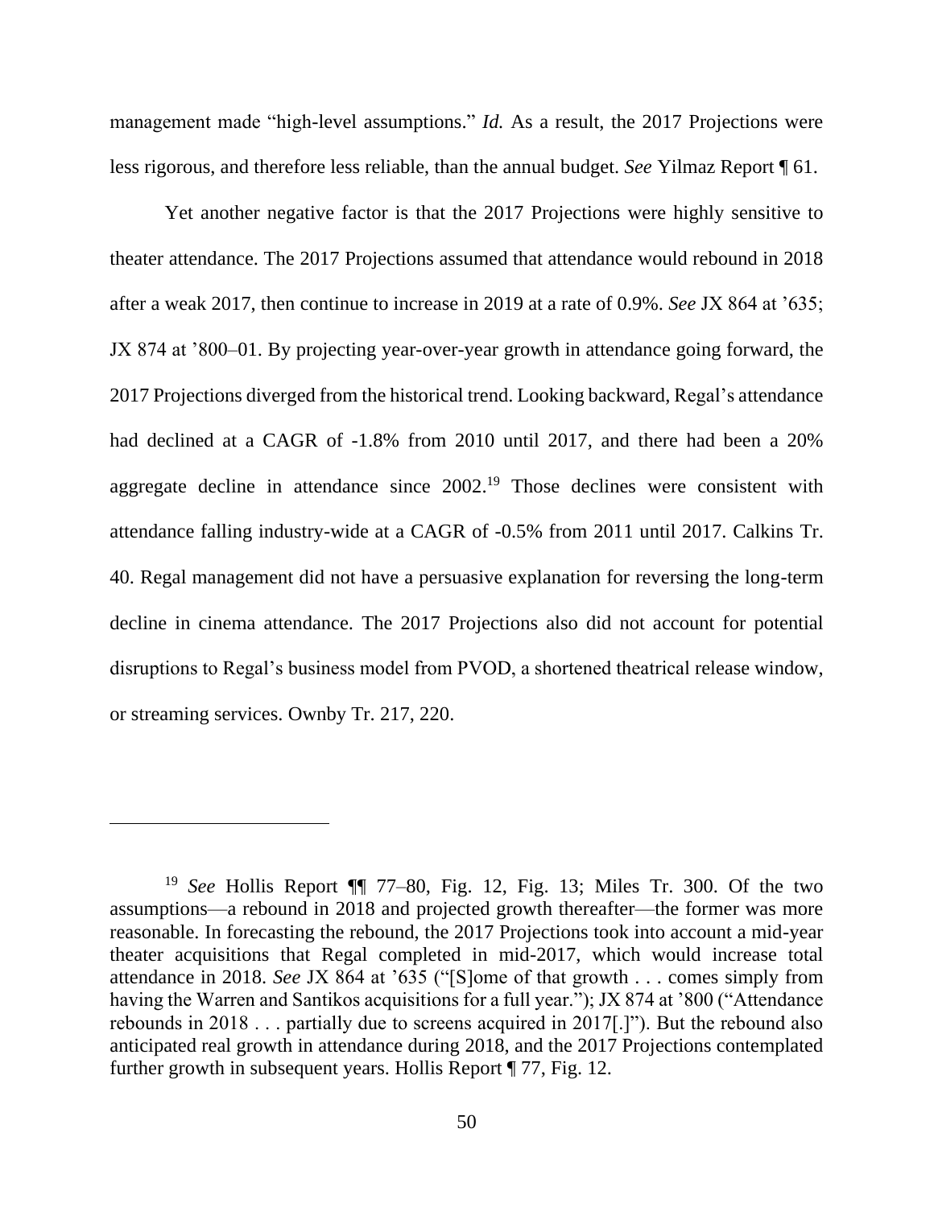management made "high-level assumptions." *Id.* As a result, the 2017 Projections were less rigorous, and therefore less reliable, than the annual budget. *See* Yilmaz Report ¶ 61.

Yet another negative factor is that the 2017 Projections were highly sensitive to theater attendance. The 2017 Projections assumed that attendance would rebound in 2018 after a weak 2017, then continue to increase in 2019 at a rate of 0.9%. *See* JX 864 at '635; JX 874 at '800–01. By projecting year-over-year growth in attendance going forward, the 2017 Projections diverged from the historical trend. Looking backward, Regal's attendance had declined at a CAGR of -1.8% from 2010 until 2017, and there had been a 20% aggregate decline in attendance since 2002.[19] Those declines were consistent with attendance falling industry-wide at a CAGR of -0.5% from 2011 until 2017. Calkins Tr. 40. Regal management did not have a persuasive explanation for reversing the long-term decline in cinema attendance. The 2017 Projections also did not account for potential disruptions to Regal's business model from PVOD, a shortened theatrical release window, or streaming services. Ownby Tr. 217, 220.

---

[19] *See* Hollis Report ¶¶ 77–80, Fig. 12, Fig. 13; Miles Tr. 300. Of the two assumptions—a rebound in 2018 and projected growth thereafter—the former was more reasonable. In forecasting the rebound, the 2017 Projections took into account a mid-year theater acquisitions that Regal completed in mid-2017, which would increase total attendance in 2018. *See* JX 864 at '635 ("[S]ome of that growth . . . comes simply from having the Warren and Santikos acquisitions for a full year."); JX 874 at '800 ("Attendance rebounds in 2018 . . . partially due to screens acquired in 2017[.]"). But the rebound also anticipated real growth in attendance during 2018, and the 2017 Projections contemplated further growth in subsequent years. Hollis Report ¶ 77, Fig. 12.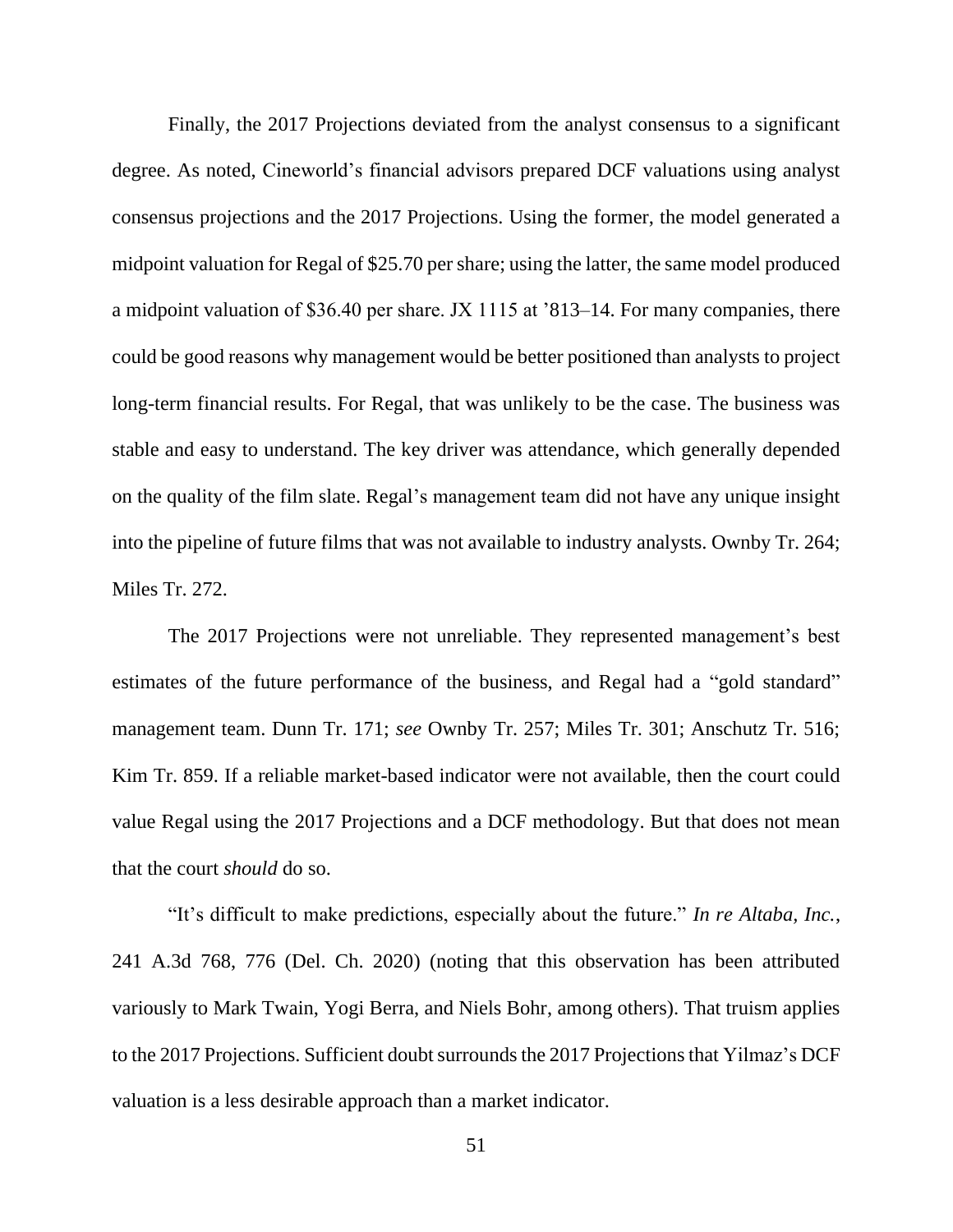Finally, the 2017 Projections deviated from the analyst consensus to a significant degree. As noted, Cineworld's financial advisors prepared DCF valuations using analyst consensus projections and the 2017 Projections. Using the former, the model generated a midpoint valuation for Regal of $25.70 per share; using the latter, the same model produced a midpoint valuation of $36.40 per share. JX 1115 at '813–14. For many companies, there could be good reasons why management would be better positioned than analysts to project long-term financial results. For Regal, that was unlikely to be the case. The business was stable and easy to understand. The key driver was attendance, which generally depended on the quality of the film slate. Regal's management team did not have any unique insight into the pipeline of future films that was not available to industry analysts. Ownby Tr. 264; Miles Tr. 272.

The 2017 Projections were not unreliable. They represented management's best estimates of the future performance of the business, and Regal had a "gold standard" management team. Dunn Tr. 171; *see* Ownby Tr. 257; Miles Tr. 301; Anschutz Tr. 516; Kim Tr. 859. If a reliable market-based indicator were not available, then the court could value Regal using the 2017 Projections and a DCF methodology. But that does not mean that the court *should* do so.

"It's difficult to make predictions, especially about the future." *In re Altaba, Inc.*, 241 A.3d 768, 776 (Del. Ch. 2020) (noting that this observation has been attributed variously to Mark Twain, Yogi Berra, and Niels Bohr, among others). That truism applies to the 2017 Projections. Sufficient doubt surrounds the 2017 Projections that Yilmaz's DCF valuation is a less desirable approach than a market indicator.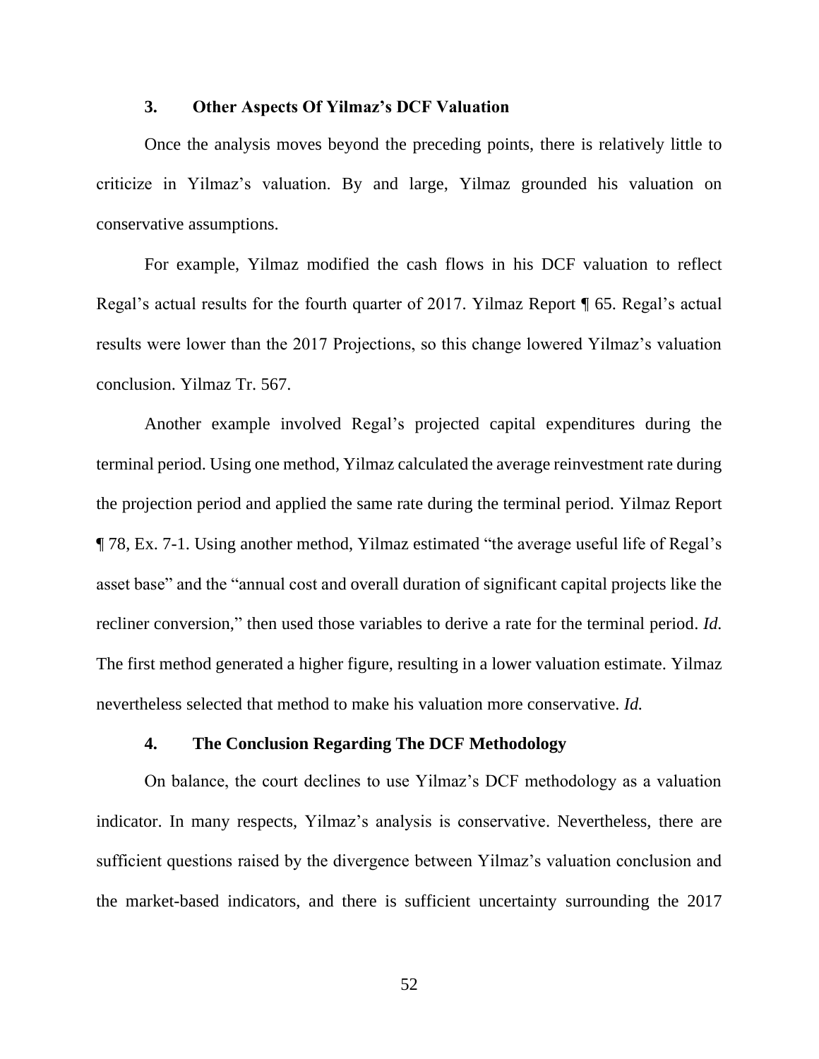### 3. Other Aspects Of Yilmaz's DCF Valuation

Once the analysis moves beyond the preceding points, there is relatively little to criticize in Yilmaz's valuation. By and large, Yilmaz grounded his valuation on conservative assumptions.

For example, Yilmaz modified the cash flows in his DCF valuation to reflect Regal's actual results for the fourth quarter of 2017. Yilmaz Report ¶ 65. Regal's actual results were lower than the 2017 Projections, so this change lowered Yilmaz's valuation conclusion. Yilmaz Tr. 567.

Another example involved Regal's projected capital expenditures during the terminal period. Using one method, Yilmaz calculated the average reinvestment rate during the projection period and applied the same rate during the terminal period. Yilmaz Report ¶ 78, Ex. 7-1. Using another method, Yilmaz estimated "the average useful life of Regal's asset base" and the "annual cost and overall duration of significant capital projects like the recliner conversion," then used those variables to derive a rate for the terminal period. *Id.* The first method generated a higher figure, resulting in a lower valuation estimate. Yilmaz nevertheless selected that method to make his valuation more conservative. *Id.*

### 4. The Conclusion Regarding The DCF Methodology

On balance, the court declines to use Yilmaz's DCF methodology as a valuation indicator. In many respects, Yilmaz's analysis is conservative. Nevertheless, there are sufficient questions raised by the divergence between Yilmaz's valuation conclusion and the market-based indicators, and there is sufficient uncertainty surrounding the 2017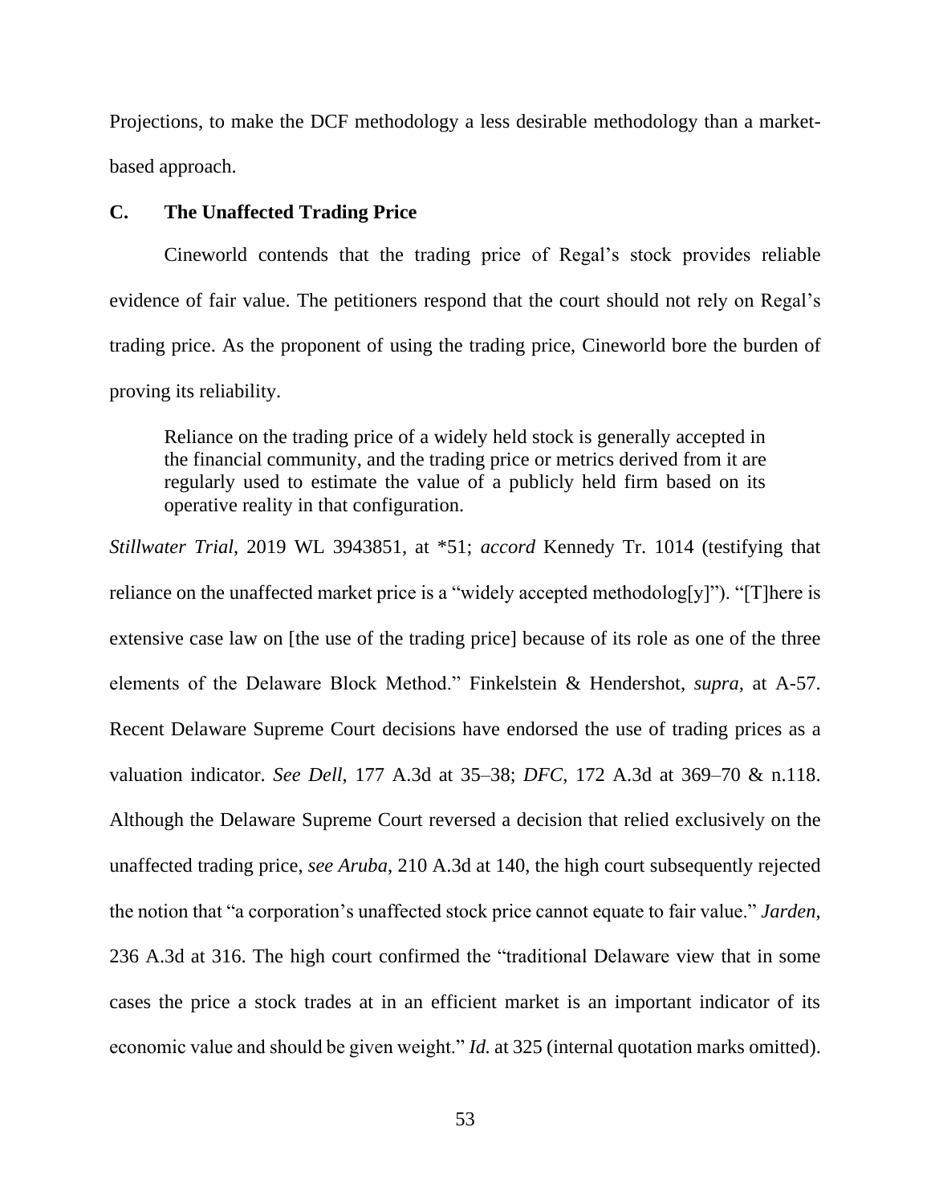Projections, to make the DCF methodology a less desirable methodology than a market-based approach.

### C. The Unaffected Trading Price

Cineworld contends that the trading price of Regal's stock provides reliable evidence of fair value. The petitioners respond that the court should not rely on Regal's trading price. As the proponent of using the trading price, Cineworld bore the burden of proving its reliability.

> Reliance on the trading price of a widely held stock is generally accepted in the financial community, and the trading price or metrics derived from it are regularly used to estimate the value of a publicly held firm based on its operative reality in that configuration.

*Stillwater Trial*, 2019 WL 3943851, at *51; *accord* Kennedy Tr. 1014 (testifying that reliance on the unaffected market price is a "widely accepted methodolog[y]"). "[T]here is extensive case law on [the use of the trading price] because of its role as one of the three elements of the Delaware Block Method." Finkelstein & Hendershot, *supra*, at A-57. Recent Delaware Supreme Court decisions have endorsed the use of trading prices as a valuation indicator. *See Dell*, 177 A.3d at 35–38; *DFC*, 172 A.3d at 369–70 & n.118. Although the Delaware Supreme Court reversed a decision that relied exclusively on the unaffected trading price, *see Aruba*, 210 A.3d at 140, the high court subsequently rejected the notion that "a corporation's unaffected stock price cannot equate to fair value." *Jarden*, 236 A.3d at 316. The high court confirmed the "traditional Delaware view that in some cases the price a stock trades at in an efficient market is an important indicator of its economic value and should be given weight." *Id.* at 325 (internal quotation marks omitted).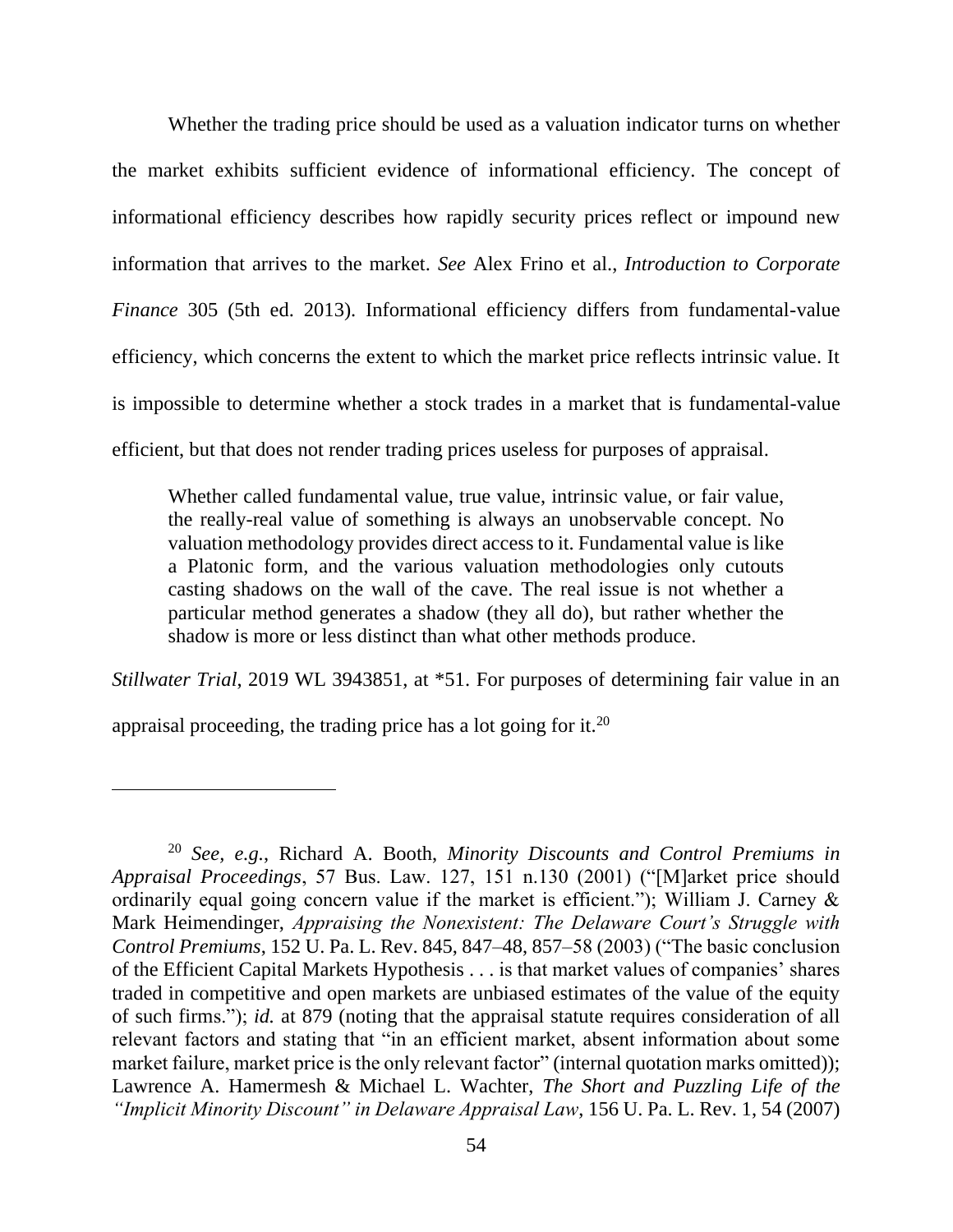Whether the trading price should be used as a valuation indicator turns on whether the market exhibits sufficient evidence of informational efficiency. The concept of informational efficiency describes how rapidly security prices reflect or impound new information that arrives to the market. *See* Alex Frino et al., *Introduction to Corporate Finance* 305 (5th ed. 2013). Informational efficiency differs from fundamental-value efficiency, which concerns the extent to which the market price reflects intrinsic value. It is impossible to determine whether a stock trades in a market that is fundamental-value efficient, but that does not render trading prices useless for purposes of appraisal.

> Whether called fundamental value, true value, intrinsic value, or fair value, the really-real value of something is always an unobservable concept. No valuation methodology provides direct access to it. Fundamental value is like a Platonic form, and the various valuation methodologies only cutouts casting shadows on the wall of the cave. The real issue is not whether a particular method generates a shadow (they all do), but rather whether the shadow is more or less distinct than what other methods produce.

*Stillwater Trial*, 2019 WL 3943851, at *51. For purposes of determining fair value in an appraisal proceeding, the trading price has a lot going for it.[20]

---

[20] *See, e.g.*, Richard A. Booth, *Minority Discounts and Control Premiums in Appraisal Proceedings*, 57 Bus. Law. 127, 151 n.130 (2001) ("[M]arket price should ordinarily equal going concern value if the market is efficient."); William J. Carney & Mark Heimendinger, *Appraising the Nonexistent: The Delaware Court's Struggle with Control Premiums*, 152 U. Pa. L. Rev. 845, 847–48, 857–58 (2003) ("The basic conclusion of the Efficient Capital Markets Hypothesis . . . is that market values of companies' shares traded in competitive and open markets are unbiased estimates of the value of the equity of such firms."); *id.* at 879 (noting that the appraisal statute requires consideration of all relevant factors and stating that "in an efficient market, absent information about some market failure, market price is the only relevant factor" (internal quotation marks omitted)); Lawrence A. Hamermesh & Michael L. Wachter, *The Short and Puzzling Life of the "Implicit Minority Discount" in Delaware Appraisal Law*, 156 U. Pa. L. Rev. 1, 54 (2007)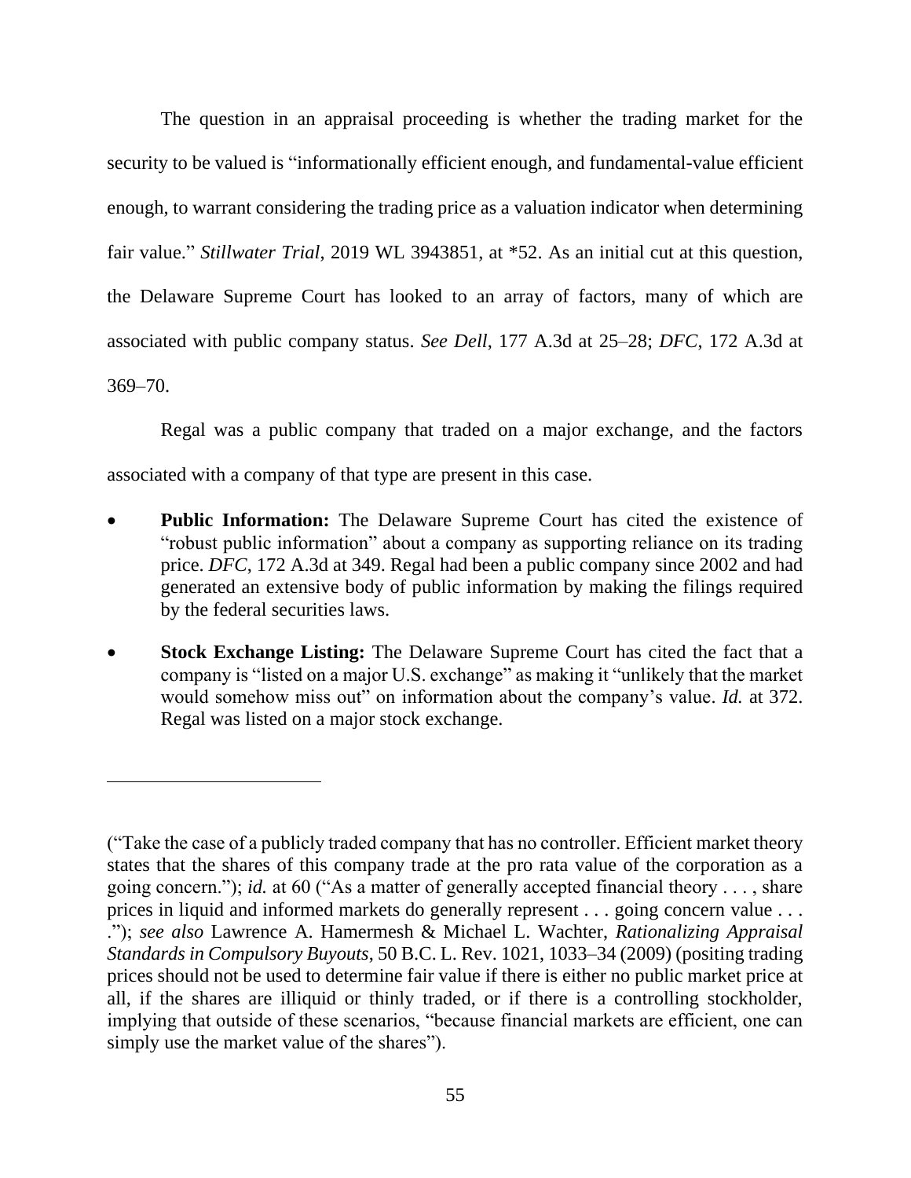The question in an appraisal proceeding is whether the trading market for the security to be valued is "informationally efficient enough, and fundamental-value efficient enough, to warrant considering the trading price as a valuation indicator when determining fair value." *Stillwater Trial*, 2019 WL 3943851, at *52. As an initial cut at this question, the Delaware Supreme Court has looked to an array of factors, many of which are associated with public company status. *See Dell*, 177 A.3d at 25–28; *DFC*, 172 A.3d at 369–70.

Regal was a public company that traded on a major exchange, and the factors associated with a company of that type are present in this case.

- **Public Information:** The Delaware Supreme Court has cited the existence of "robust public information" about a company as supporting reliance on its trading price. *DFC*, 172 A.3d at 349. Regal had been a public company since 2002 and had generated an extensive body of public information by making the filings required by the federal securities laws.

- **Stock Exchange Listing:** The Delaware Supreme Court has cited the fact that a company is "listed on a major U.S. exchange" as making it "unlikely that the market would somehow miss out" on information about the company's value. *Id.* at 372. Regal was listed on a major stock exchange.

---

("Take the case of a publicly traded company that has no controller. Efficient market theory states that the shares of this company trade at the pro rata value of the corporation as a going concern."); *id.* at 60 ("As a matter of generally accepted financial theory . . . , share prices in liquid and informed markets do generally represent . . . going concern value . . . ."); *see also* Lawrence A. Hamermesh & Michael L. Wachter, *Rationalizing Appraisal Standards in Compulsory Buyouts*, 50 B.C. L. Rev. 1021, 1033–34 (2009) (positing trading prices should not be used to determine fair value if there is either no public market price at all, if the shares are illiquid or thinly traded, or if there is a controlling stockholder, implying that outside of these scenarios, "because financial markets are efficient, one can simply use the market value of the shares").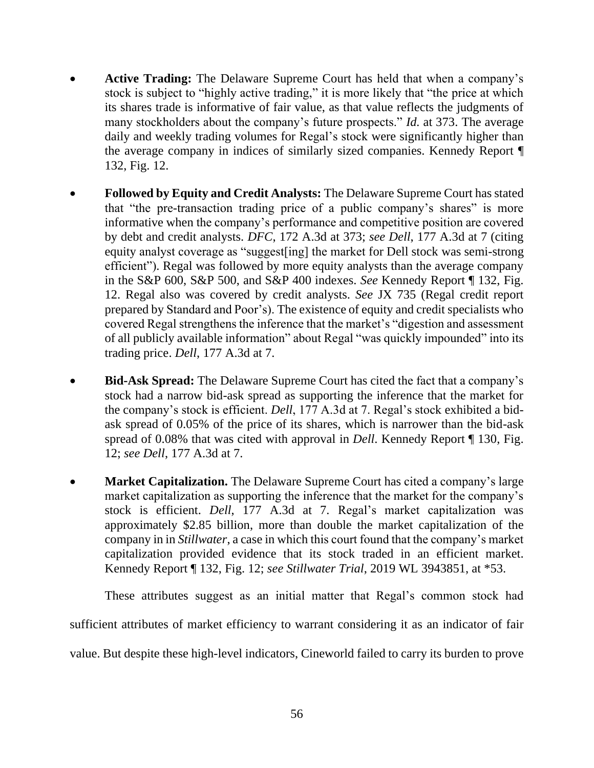- **Active Trading:** The Delaware Supreme Court has held that when a company's stock is subject to "highly active trading," it is more likely that "the price at which its shares trade is informative of fair value, as that value reflects the judgments of many stockholders about the company's future prospects." *Id.* at 373. The average daily and weekly trading volumes for Regal's stock were significantly higher than the average company in indices of similarly sized companies. Kennedy Report ¶ 132, Fig. 12.

- **Followed by Equity and Credit Analysts:** The Delaware Supreme Court has stated that "the pre-transaction trading price of a public company's shares" is more informative when the company's performance and competitive position are covered by debt and credit analysts. *DFC*, 172 A.3d at 373; *see Dell*, 177 A.3d at 7 (citing equity analyst coverage as "suggest[ing] the market for Dell stock was semi-strong efficient"). Regal was followed by more equity analysts than the average company in the S&P 600, S&P 500, and S&P 400 indexes. *See* Kennedy Report ¶ 132, Fig. 12. Regal also was covered by credit analysts. *See* JX 735 (Regal credit report prepared by Standard and Poor's). The existence of equity and credit specialists who covered Regal strengthens the inference that the market's "digestion and assessment of all publicly available information" about Regal "was quickly impounded" into its trading price. *Dell*, 177 A.3d at 7.

- **Bid-Ask Spread:** The Delaware Supreme Court has cited the fact that a company's stock had a narrow bid-ask spread as supporting the inference that the market for the company's stock is efficient. *Dell*, 177 A.3d at 7. Regal's stock exhibited a bid-ask spread of 0.05% of the price of its shares, which is narrower than the bid-ask spread of 0.08% that was cited with approval in *Dell*. Kennedy Report ¶ 130, Fig. 12; *see Dell*, 177 A.3d at 7.

- **Market Capitalization.** The Delaware Supreme Court has cited a company's large market capitalization as supporting the inference that the market for the company's stock is efficient. *Dell*, 177 A.3d at 7. Regal's market capitalization was approximately $2.85 billion, more than double the market capitalization of the company in in *Stillwater*, a case in which this court found that the company's market capitalization provided evidence that its stock traded in an efficient market. Kennedy Report ¶ 132, Fig. 12; *see Stillwater Trial*, 2019 WL 3943851, at *53.

These attributes suggest as an initial matter that Regal's common stock had sufficient attributes of market efficiency to warrant considering it as an indicator of fair value. But despite these high-level indicators, Cineworld failed to carry its burden to prove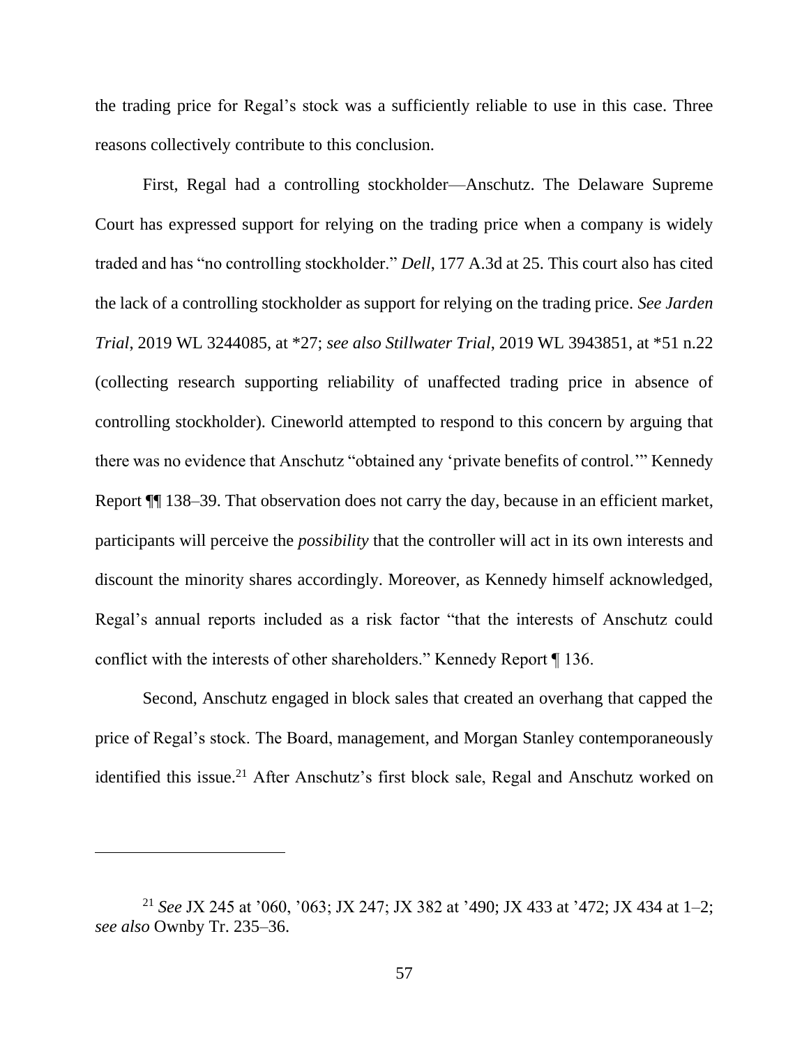the trading price for Regal's stock was a sufficiently reliable to use in this case. Three reasons collectively contribute to this conclusion.

First, Regal had a controlling stockholder—Anschutz. The Delaware Supreme Court has expressed support for relying on the trading price when a company is widely traded and has "no controlling stockholder." *Dell*, 177 A.3d at 25. This court also has cited the lack of a controlling stockholder as support for relying on the trading price. *See Jarden Trial*, 2019 WL 3244085, at *27; *see also Stillwater Trial*, 2019 WL 3943851, at *51 n.22 (collecting research supporting reliability of unaffected trading price in absence of controlling stockholder). Cineworld attempted to respond to this concern by arguing that there was no evidence that Anschutz "obtained any 'private benefits of control.'" Kennedy Report ¶¶ 138–39. That observation does not carry the day, because in an efficient market, participants will perceive the *possibility* that the controller will act in its own interests and discount the minority shares accordingly. Moreover, as Kennedy himself acknowledged, Regal's annual reports included as a risk factor "that the interests of Anschutz could conflict with the interests of other shareholders." Kennedy Report ¶ 136.

Second, Anschutz engaged in block sales that created an overhang that capped the price of Regal's stock. The Board, management, and Morgan Stanley contemporaneously identified this issue.[21] After Anschutz's first block sale, Regal and Anschutz worked on

---

[21] *See* JX 245 at '060, '063; JX 247; JX 382 at '490; JX 433 at '472; JX 434 at 1–2; *see also* Ownby Tr. 235–36.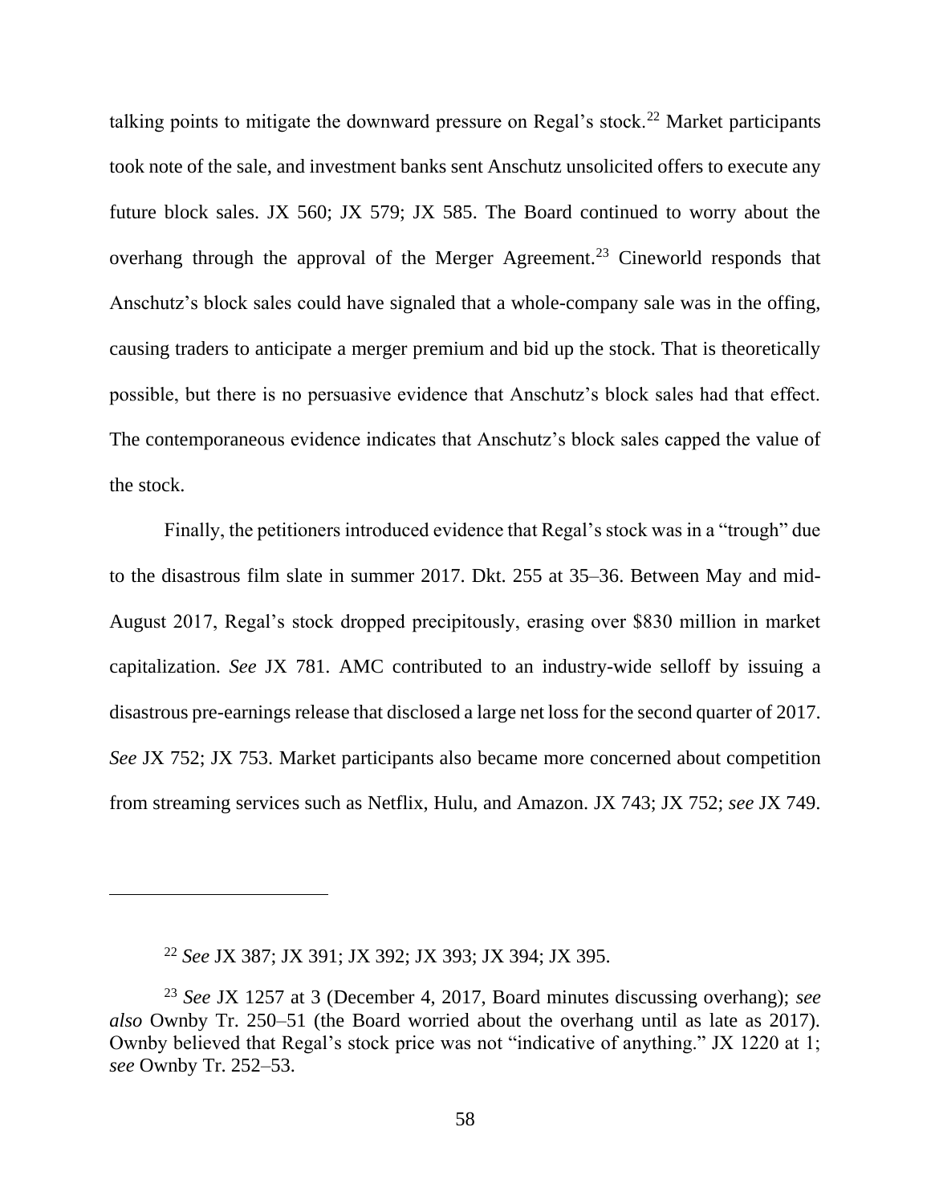talking points to mitigate the downward pressure on Regal's stock.[22] Market participants took note of the sale, and investment banks sent Anschutz unsolicited offers to execute any future block sales. JX 560; JX 579; JX 585. The Board continued to worry about the overhang through the approval of the Merger Agreement.[23] Cineworld responds that Anschutz's block sales could have signaled that a whole-company sale was in the offing, causing traders to anticipate a merger premium and bid up the stock. That is theoretically possible, but there is no persuasive evidence that Anschutz's block sales had that effect. The contemporaneous evidence indicates that Anschutz's block sales capped the value of the stock.

Finally, the petitioners introduced evidence that Regal's stock was in a "trough" due to the disastrous film slate in summer 2017. Dkt. 255 at 35–36. Between May and mid-August 2017, Regal's stock dropped precipitously, erasing over $830 million in market capitalization. *See* JX 781. AMC contributed to an industry-wide selloff by issuing a disastrous pre-earnings release that disclosed a large net loss for the second quarter of 2017. *See* JX 752; JX 753. Market participants also became more concerned about competition from streaming services such as Netflix, Hulu, and Amazon. JX 743; JX 752; *see* JX 749.

---

[22] *See* JX 387; JX 391; JX 392; JX 393; JX 394; JX 395.

[23] *See* JX 1257 at 3 (December 4, 2017, Board minutes discussing overhang); *see also* Ownby Tr. 250–51 (the Board worried about the overhang until as late as 2017). Ownby believed that Regal's stock price was not "indicative of anything." JX 1220 at 1; *see* Ownby Tr. 252–53.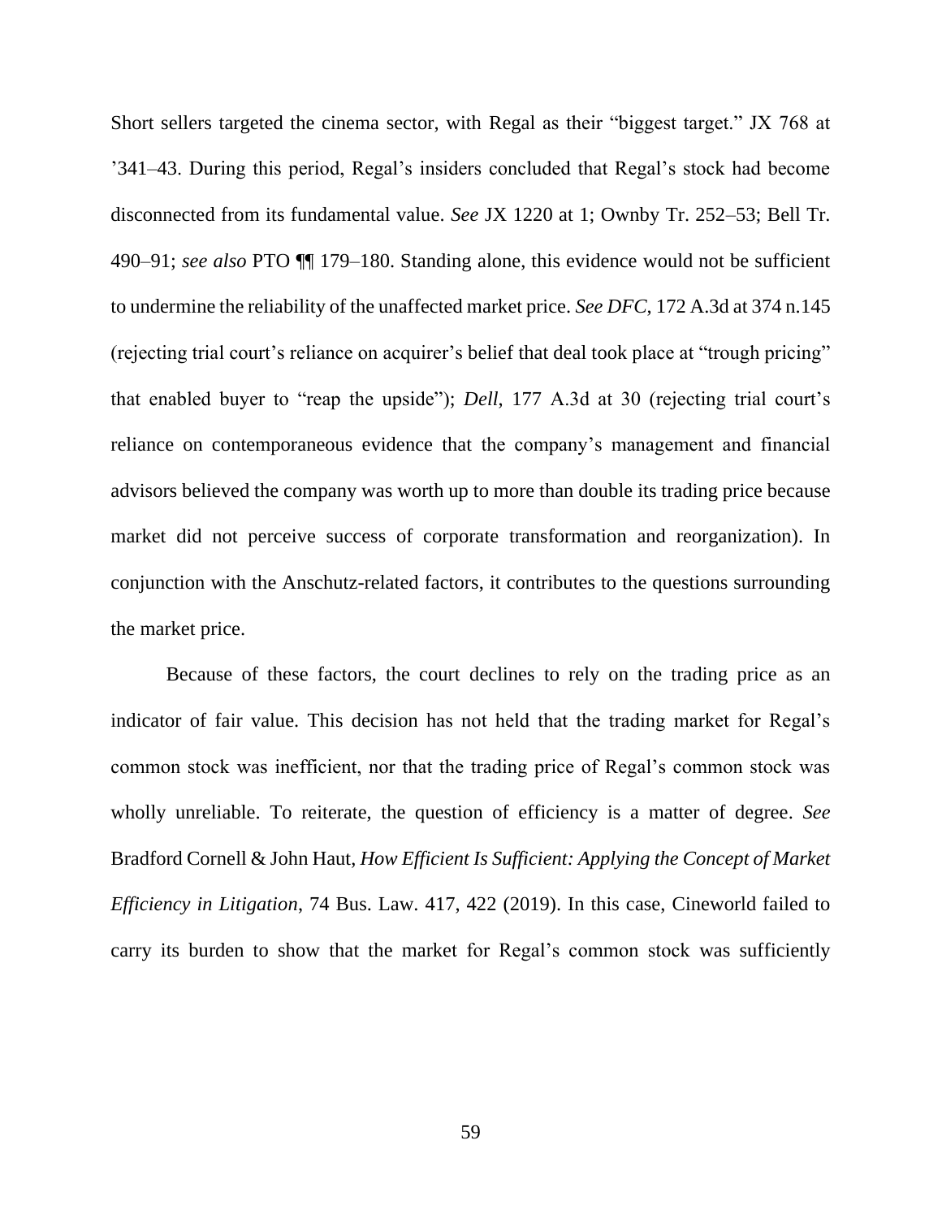Short sellers targeted the cinema sector, with Regal as their "biggest target." JX 768 at '341–43. During this period, Regal's insiders concluded that Regal's stock had become disconnected from its fundamental value. *See* JX 1220 at 1; Ownby Tr. 252–53; Bell Tr. 490–91; *see also* PTO ¶¶ 179–180. Standing alone, this evidence would not be sufficient to undermine the reliability of the unaffected market price. *See DFC*, 172 A.3d at 374 n.145 (rejecting trial court's reliance on acquirer's belief that deal took place at "trough pricing" that enabled buyer to "reap the upside"); *Dell*, 177 A.3d at 30 (rejecting trial court's reliance on contemporaneous evidence that the company's management and financial advisors believed the company was worth up to more than double its trading price because market did not perceive success of corporate transformation and reorganization). In conjunction with the Anschutz-related factors, it contributes to the questions surrounding the market price.

Because of these factors, the court declines to rely on the trading price as an indicator of fair value. This decision has not held that the trading market for Regal's common stock was inefficient, nor that the trading price of Regal's common stock was wholly unreliable. To reiterate, the question of efficiency is a matter of degree. *See* Bradford Cornell & John Haut, *How Efficient Is Sufficient: Applying the Concept of Market Efficiency in Litigation*, 74 Bus. Law. 417, 422 (2019). In this case, Cineworld failed to carry its burden to show that the market for Regal's common stock was sufficiently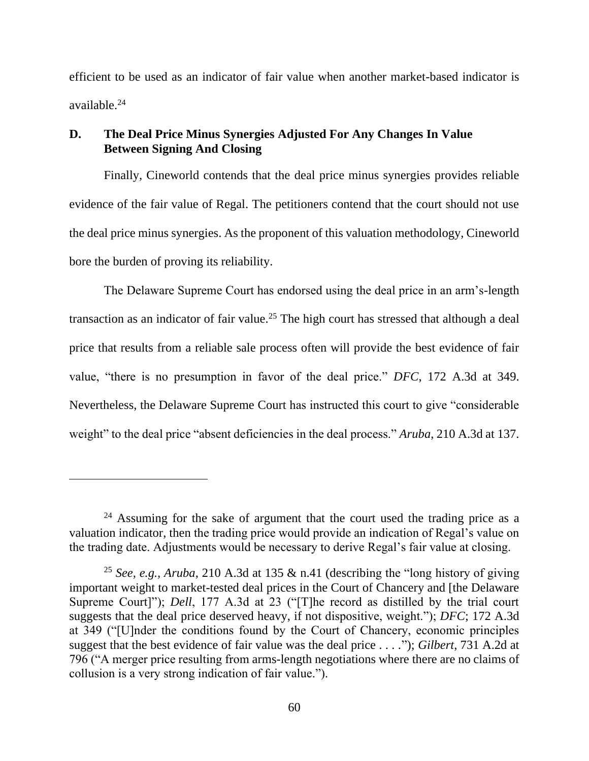efficient to be used as an indicator of fair value when another market-based indicator is available.[24]

### D. The Deal Price Minus Synergies Adjusted For Any Changes In Value Between Signing And Closing

Finally, Cineworld contends that the deal price minus synergies provides reliable evidence of the fair value of Regal. The petitioners contend that the court should not use the deal price minus synergies. As the proponent of this valuation methodology, Cineworld bore the burden of proving its reliability.

The Delaware Supreme Court has endorsed using the deal price in an arm's-length transaction as an indicator of fair value.[25] The high court has stressed that although a deal price that results from a reliable sale process often will provide the best evidence of fair value, "there is no presumption in favor of the deal price." *DFC*, 172 A.3d at 349. Nevertheless, the Delaware Supreme Court has instructed this court to give "considerable weight" to the deal price "absent deficiencies in the deal process." *Aruba*, 210 A.3d at 137.

---

[24] Assuming for the sake of argument that the court used the trading price as a valuation indicator, then the trading price would provide an indication of Regal's value on the trading date. Adjustments would be necessary to derive Regal's fair value at closing.

[25] *See, e.g., Aruba*, 210 A.3d at 135 & n.41 (describing the "long history of giving important weight to market-tested deal prices in the Court of Chancery and [the Delaware Supreme Court]"); *Dell*, 177 A.3d at 23 ("[T]he record as distilled by the trial court suggests that the deal price deserved heavy, if not dispositive, weight."); *DFC*; 172 A.3d at 349 ("[U]nder the conditions found by the Court of Chancery, economic principles suggest that the best evidence of fair value was the deal price . . . ."); *Gilbert*, 731 A.2d at 796 ("A merger price resulting from arms-length negotiations where there are no claims of collusion is a very strong indication of fair value.").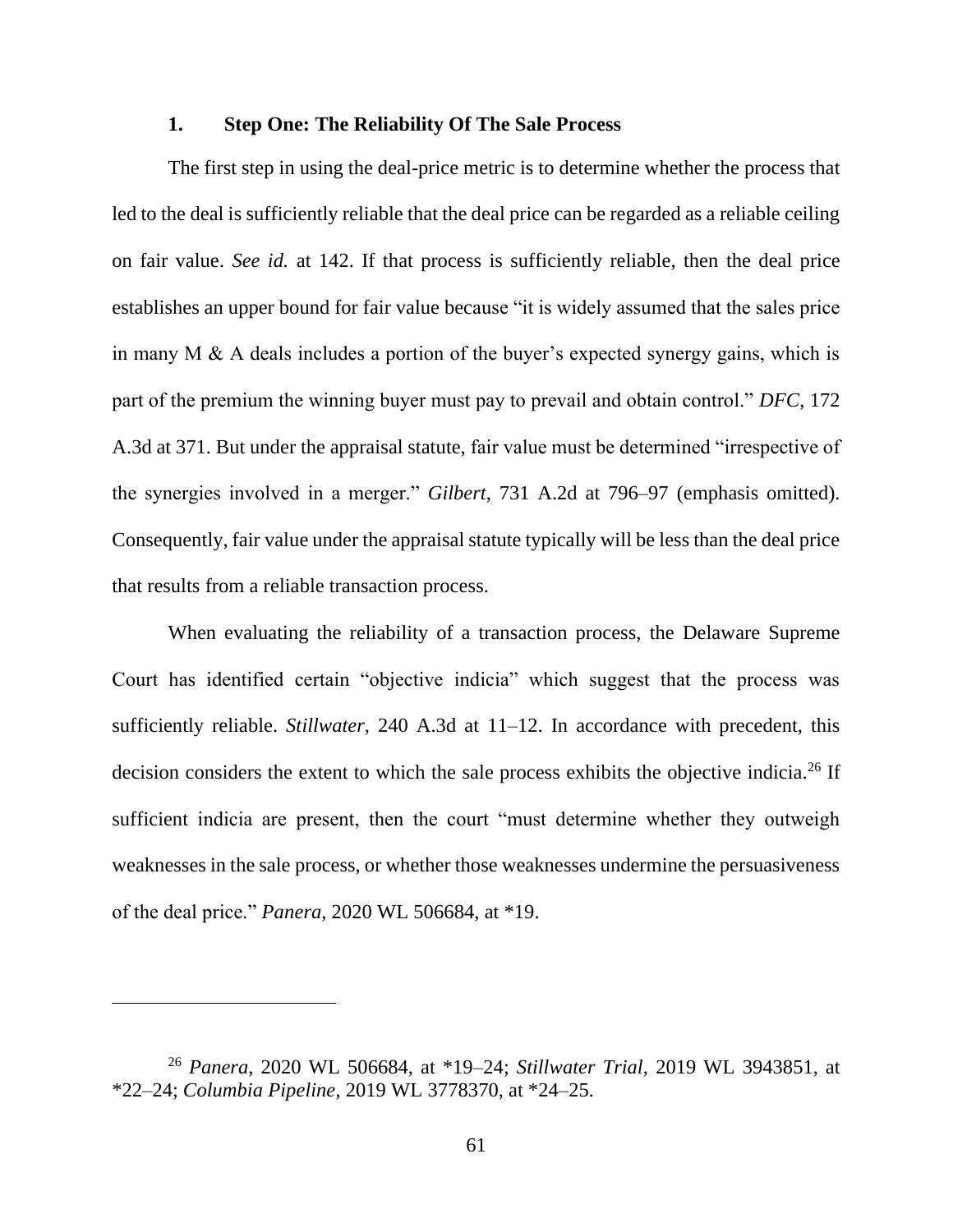### 1. Step One: The Reliability Of The Sale Process

The first step in using the deal-price metric is to determine whether the process that led to the deal is sufficiently reliable that the deal price can be regarded as a reliable ceiling on fair value. *See id.* at 142. If that process is sufficiently reliable, then the deal price establishes an upper bound for fair value because "it is widely assumed that the sales price in many M & A deals includes a portion of the buyer's expected synergy gains, which is part of the premium the winning buyer must pay to prevail and obtain control." *DFC*, 172 A.3d at 371. But under the appraisal statute, fair value must be determined "irrespective of the synergies involved in a merger." *Gilbert*, 731 A.2d at 796–97 (emphasis omitted). Consequently, fair value under the appraisal statute typically will be less than the deal price that results from a reliable transaction process.

When evaluating the reliability of a transaction process, the Delaware Supreme Court has identified certain "objective indicia" which suggest that the process was sufficiently reliable. *Stillwater*, 240 A.3d at 11–12. In accordance with precedent, this decision considers the extent to which the sale process exhibits the objective indicia.[26] If sufficient indicia are present, then the court "must determine whether they outweigh weaknesses in the sale process, or whether those weaknesses undermine the persuasiveness of the deal price." *Panera*, 2020 WL 506684, at *19.

---

[26] *Panera*, 2020 WL 506684, at *19–24; *Stillwater Trial*, 2019 WL 3943851, at *22–24; *Columbia Pipeline*, 2019 WL 3778370, at *24–25.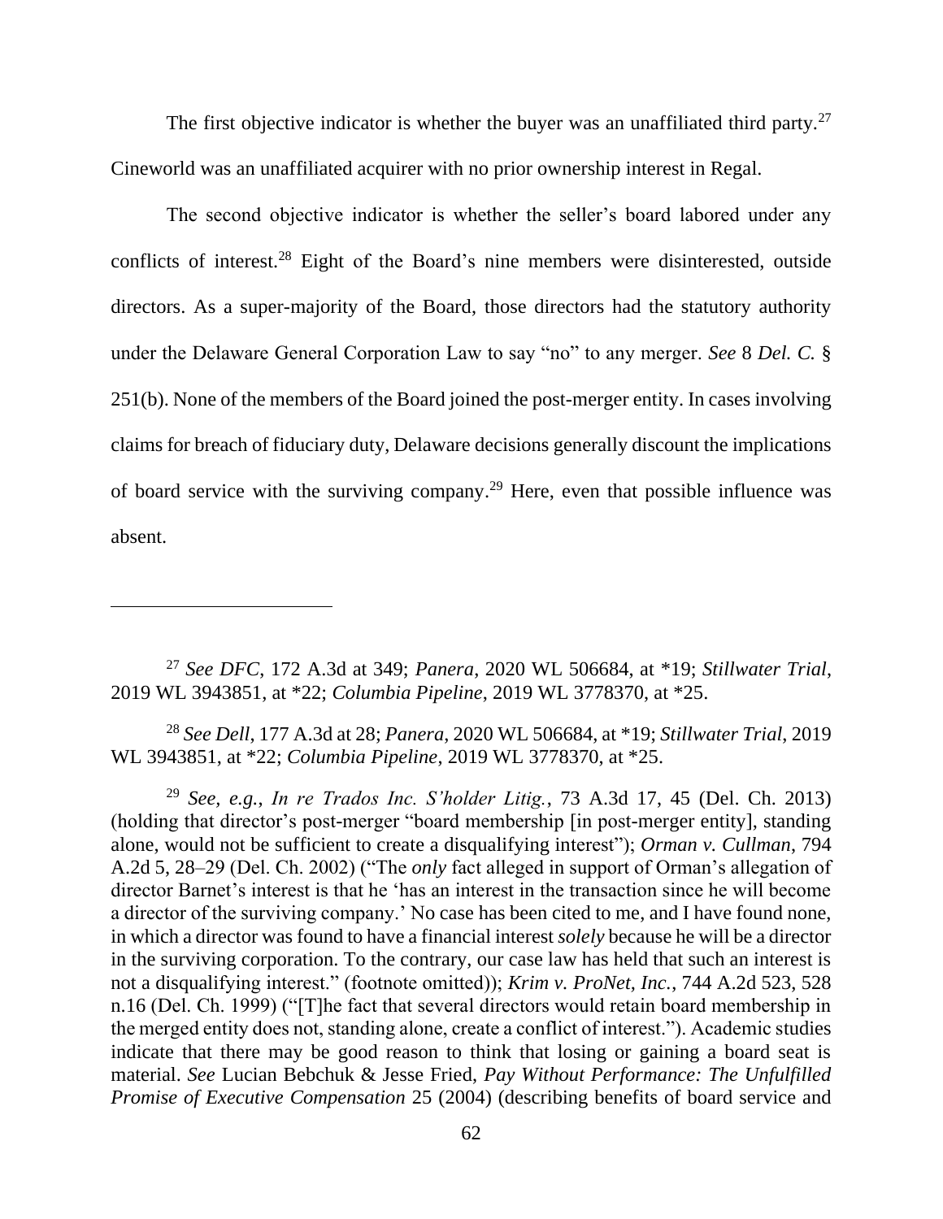The first objective indicator is whether the buyer was an unaffiliated third party.[27] Cineworld was an unaffiliated acquirer with no prior ownership interest in Regal.

The second objective indicator is whether the seller's board labored under any conflicts of interest.[28] Eight of the Board's nine members were disinterested, outside directors. As a super-majority of the Board, those directors had the statutory authority under the Delaware General Corporation Law to say "no" to any merger. *See* 8 *Del. C.* § 251(b). None of the members of the Board joined the post-merger entity. In cases involving claims for breach of fiduciary duty, Delaware decisions generally discount the implications of board service with the surviving company.[29] Here, even that possible influence was absent.

---

[27] *See DFC*, 172 A.3d at 349; *Panera*, 2020 WL 506684, at *19; *Stillwater Trial*, 2019 WL 3943851, at *22; *Columbia Pipeline*, 2019 WL 3778370, at *25.

[28] *See Dell*, 177 A.3d at 28; *Panera*, 2020 WL 506684, at *19; *Stillwater Trial*, 2019 WL 3943851, at *22; *Columbia Pipeline*, 2019 WL 3778370, at *25.

[29] *See, e.g.*, *In re Trados Inc. S'holder Litig.*, 73 A.3d 17, 45 (Del. Ch. 2013) (holding that director's post-merger "board membership [in post-merger entity], standing alone, would not be sufficient to create a disqualifying interest"); *Orman v. Cullman*, 794 A.2d 5, 28–29 (Del. Ch. 2002) ("The *only* fact alleged in support of Orman's allegation of director Barnet's interest is that he 'has an interest in the transaction since he will become a director of the surviving company.' No case has been cited to me, and I have found none, in which a director was found to have a financial interest *solely* because he will be a director in the surviving corporation. To the contrary, our case law has held that such an interest is not a disqualifying interest." (footnote omitted)); *Krim v. ProNet, Inc.*, 744 A.2d 523, 528 n.16 (Del. Ch. 1999) ("[T]he fact that several directors would retain board membership in the merged entity does not, standing alone, create a conflict of interest."). Academic studies indicate that there may be good reason to think that losing or gaining a board seat is material. *See* Lucian Bebchuk & Jesse Fried, *Pay Without Performance: The Unfulfilled Promise of Executive Compensation* 25 (2004) (describing benefits of board service and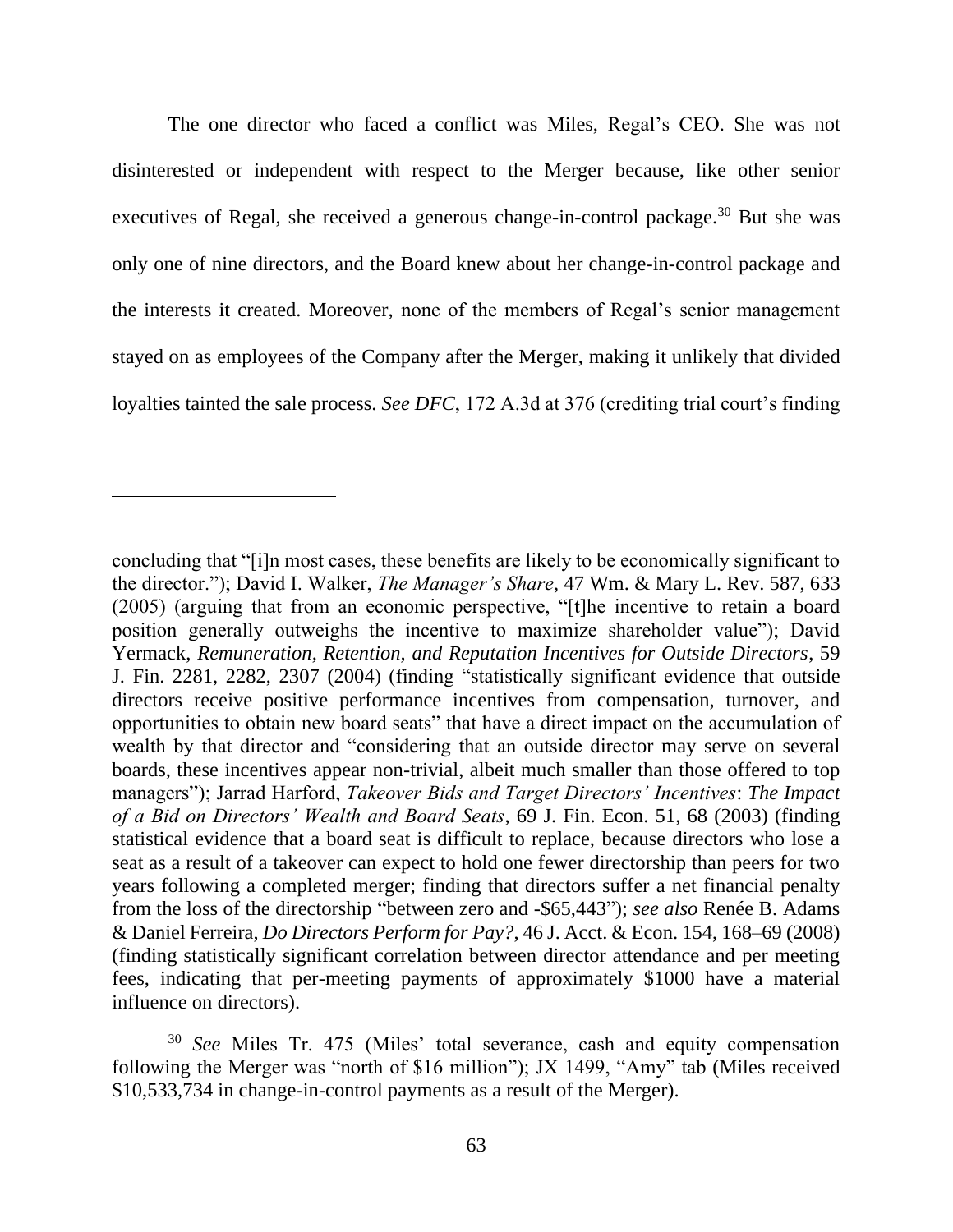The one director who faced a conflict was Miles, Regal's CEO. She was not disinterested or independent with respect to the Merger because, like other senior executives of Regal, she received a generous change-in-control package.[30] But she was only one of nine directors, and the Board knew about her change-in-control package and the interests it created. Moreover, none of the members of Regal's senior management stayed on as employees of the Company after the Merger, making it unlikely that divided loyalties tainted the sale process. *See DFC*, 172 A.3d at 376 (crediting trial court's finding

---

concluding that "[i]n most cases, these benefits are likely to be economically significant to the director."); David I. Walker, *The Manager's Share*, 47 Wm. & Mary L. Rev. 587, 633 (2005) (arguing that from an economic perspective, "[t]he incentive to retain a board position generally outweighs the incentive to maximize shareholder value"); David Yermack, *Remuneration, Retention, and Reputation Incentives for Outside Directors*, 59 J. Fin. 2281, 2282, 2307 (2004) (finding "statistically significant evidence that outside directors receive positive performance incentives from compensation, turnover, and opportunities to obtain new board seats" that have a direct impact on the accumulation of wealth by that director and "considering that an outside director may serve on several boards, these incentives appear non-trivial, albeit much smaller than those offered to top managers"); Jarrad Harford, *Takeover Bids and Target Directors' Incentives*: *The Impact of a Bid on Directors' Wealth and Board Seats*, 69 J. Fin. Econ. 51, 68 (2003) (finding statistical evidence that a board seat is difficult to replace, because directors who lose a seat as a result of a takeover can expect to hold one fewer directorship than peers for two years following a completed merger; finding that directors suffer a net financial penalty from the loss of the directorship "between zero and -$65,443"); *see also* Renée B. Adams & Daniel Ferreira, *Do Directors Perform for Pay?*, 46 J. Acct. & Econ. 154, 168–69 (2008) (finding statistically significant correlation between director attendance and per meeting fees, indicating that per-meeting payments of approximately $1000 have a material influence on directors).

[30] *See* Miles Tr. 475 (Miles' total severance, cash and equity compensation following the Merger was "north of $16 million"); JX 1499, "Amy" tab (Miles received $10,533,734 in change-in-control payments as a result of the Merger).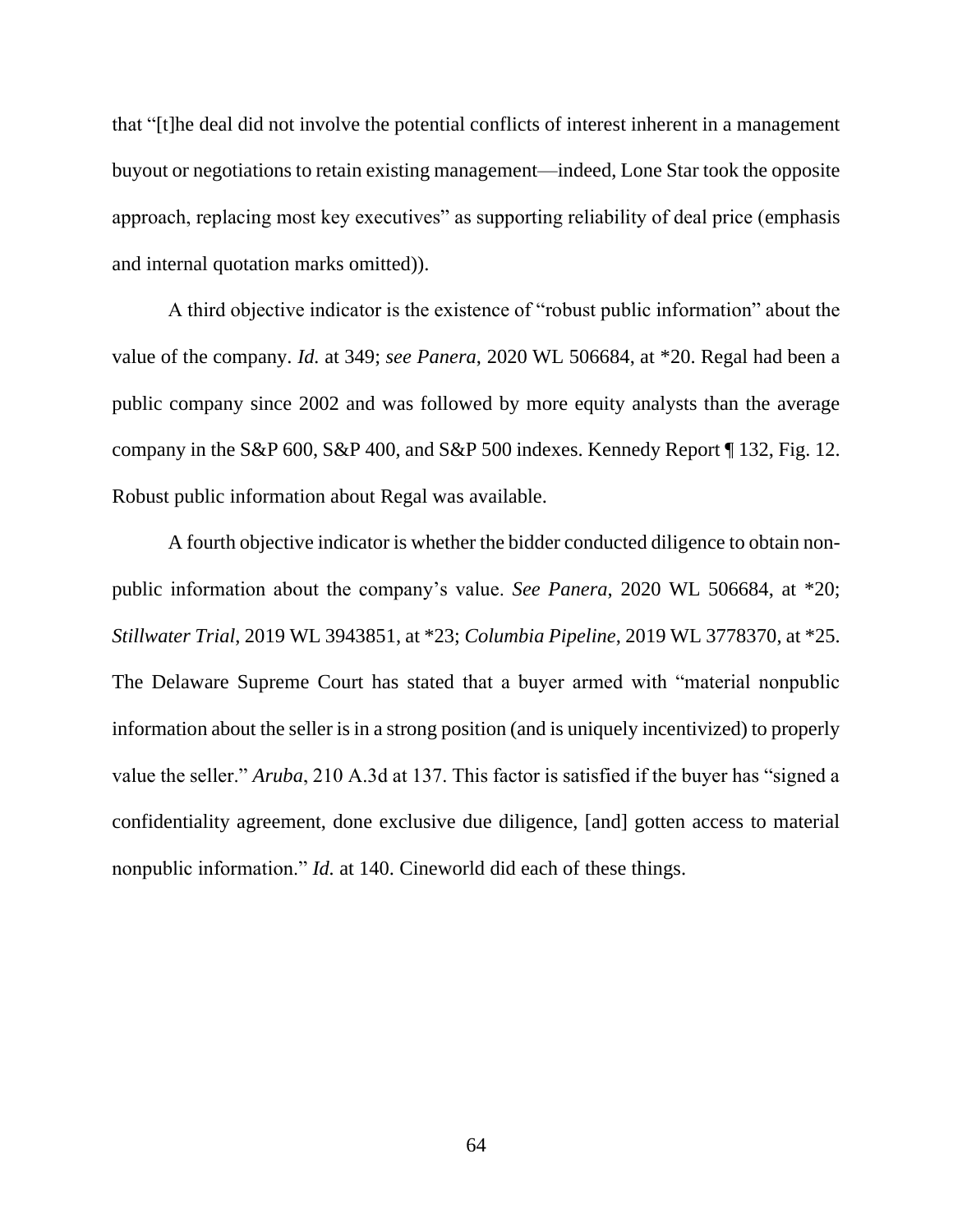that "[t]he deal did not involve the potential conflicts of interest inherent in a management buyout or negotiations to retain existing management—indeed, Lone Star took the opposite approach, replacing most key executives" as supporting reliability of deal price (emphasis and internal quotation marks omitted)).

A third objective indicator is the existence of "robust public information" about the value of the company. *Id.* at 349; *see Panera*, 2020 WL 506684, at *20. Regal had been a public company since 2002 and was followed by more equity analysts than the average company in the S&P 600, S&P 400, and S&P 500 indexes. Kennedy Report ¶ 132, Fig. 12. Robust public information about Regal was available.

A fourth objective indicator is whether the bidder conducted diligence to obtain non-public information about the company's value. *See Panera*, 2020 WL 506684, at *20; *Stillwater Trial*, 2019 WL 3943851, at *23; *Columbia Pipeline*, 2019 WL 3778370, at *25. The Delaware Supreme Court has stated that a buyer armed with "material nonpublic information about the seller is in a strong position (and is uniquely incentivized) to properly value the seller." *Aruba*, 210 A.3d at 137. This factor is satisfied if the buyer has "signed a confidentiality agreement, done exclusive due diligence, [and] gotten access to material nonpublic information." *Id.* at 140. Cineworld did each of these things.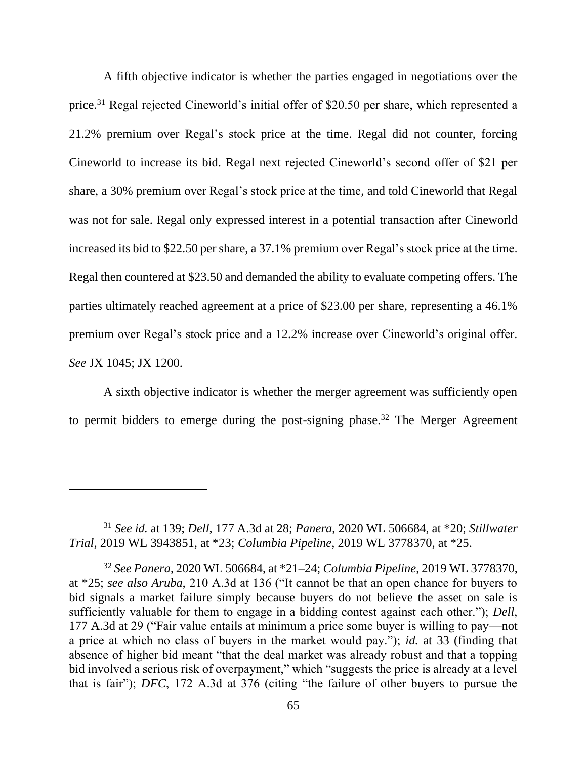A fifth objective indicator is whether the parties engaged in negotiations over the price.[31] Regal rejected Cineworld's initial offer of $20.50 per share, which represented a 21.2% premium over Regal's stock price at the time. Regal did not counter, forcing Cineworld to increase its bid. Regal next rejected Cineworld's second offer of $21 per share, a 30% premium over Regal's stock price at the time, and told Cineworld that Regal was not for sale. Regal only expressed interest in a potential transaction after Cineworld increased its bid to $22.50 per share, a 37.1% premium over Regal's stock price at the time. Regal then countered at $23.50 and demanded the ability to evaluate competing offers. The parties ultimately reached agreement at a price of $23.00 per share, representing a 46.1% premium over Regal's stock price and a 12.2% increase over Cineworld's original offer. *See* JX 1045; JX 1200.

A sixth objective indicator is whether the merger agreement was sufficiently open to permit bidders to emerge during the post-signing phase.[32] The Merger Agreement

---

[31] *See id.* at 139; *Dell*, 177 A.3d at 28; *Panera*, 2020 WL 506684, at *20; *Stillwater Trial*, 2019 WL 3943851, at *23; *Columbia Pipeline*, 2019 WL 3778370, at *25.

[32] *See Panera*, 2020 WL 506684, at *21–24; *Columbia Pipeline*, 2019 WL 3778370, at *25; *see also Aruba*, 210 A.3d at 136 ("It cannot be that an open chance for buyers to bid signals a market failure simply because buyers do not believe the asset on sale is sufficiently valuable for them to engage in a bidding contest against each other."); *Dell*, 177 A.3d at 29 ("Fair value entails at minimum a price some buyer is willing to pay—not a price at which no class of buyers in the market would pay."); *id.* at 33 (finding that absence of higher bid meant "that the deal market was already robust and that a topping bid involved a serious risk of overpayment," which "suggests the price is already at a level that is fair"); *DFC*, 172 A.3d at 376 (citing "the failure of other buyers to pursue the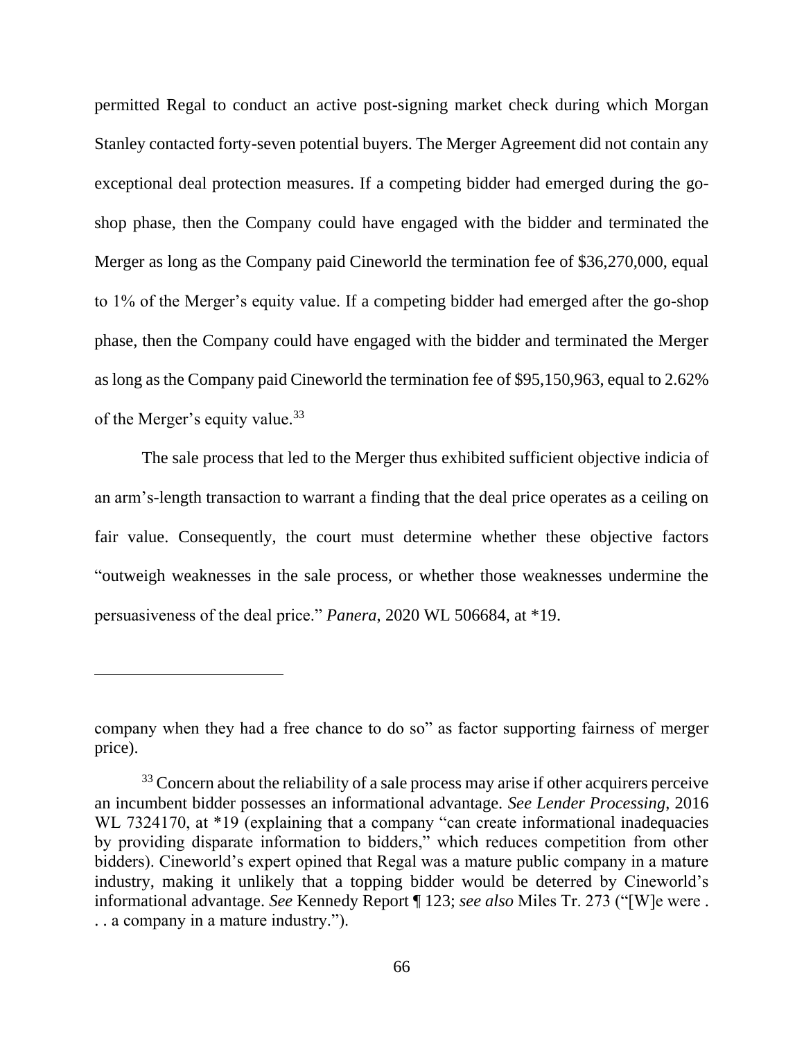permitted Regal to conduct an active post-signing market check during which Morgan Stanley contacted forty-seven potential buyers. The Merger Agreement did not contain any exceptional deal protection measures. If a competing bidder had emerged during the go-shop phase, then the Company could have engaged with the bidder and terminated the Merger as long as the Company paid Cineworld the termination fee of $36,270,000, equal to 1% of the Merger's equity value. If a competing bidder had emerged after the go-shop phase, then the Company could have engaged with the bidder and terminated the Merger as long as the Company paid Cineworld the termination fee of $95,150,963, equal to 2.62% of the Merger's equity value.[33]

The sale process that led to the Merger thus exhibited sufficient objective indicia of an arm's-length transaction to warrant a finding that the deal price operates as a ceiling on fair value. Consequently, the court must determine whether these objective factors "outweigh weaknesses in the sale process, or whether those weaknesses undermine the persuasiveness of the deal price." *Panera*, 2020 WL 506684, at \*19.

---

company when they had a free chance to do so" as factor supporting fairness of merger price).

[33] Concern about the reliability of a sale process may arise if other acquirers perceive an incumbent bidder possesses an informational advantage. *See Lender Processing*, 2016 WL 7324170, at \*19 (explaining that a company "can create informational inadequacies by providing disparate information to bidders," which reduces competition from other bidders). Cineworld's expert opined that Regal was a mature public company in a mature industry, making it unlikely that a topping bidder would be deterred by Cineworld's informational advantage. *See* Kennedy Report ¶ 123; *see also* Miles Tr. 273 ("[W]e were . . . a company in a mature industry.").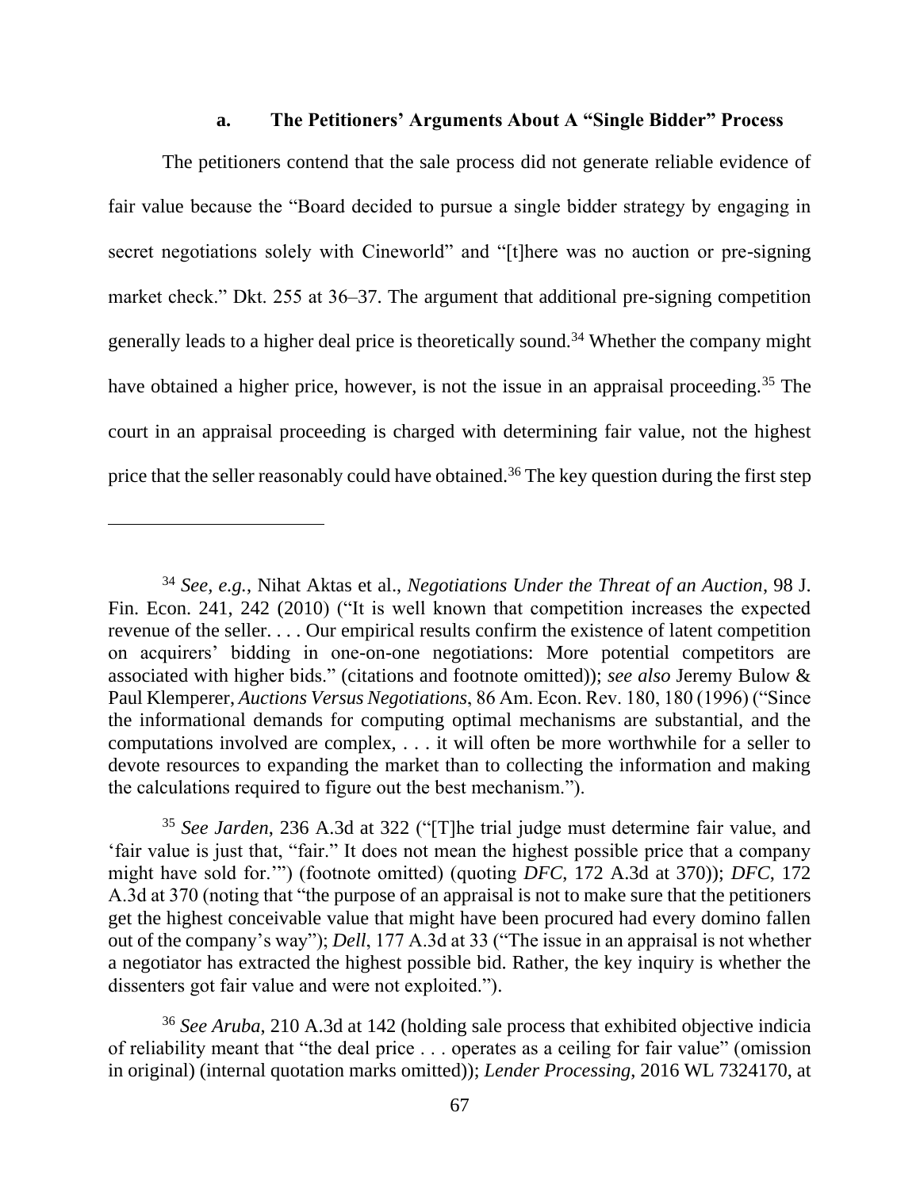#### a. The Petitioners' Arguments About A "Single Bidder" Process

The petitioners contend that the sale process did not generate reliable evidence of fair value because the "Board decided to pursue a single bidder strategy by engaging in secret negotiations solely with Cineworld" and "[t]here was no auction or pre-signing market check." Dkt. 255 at 36–37. The argument that additional pre-signing competition generally leads to a higher deal price is theoretically sound.[34] Whether the company might have obtained a higher price, however, is not the issue in an appraisal proceeding.[35] The court in an appraisal proceeding is charged with determining fair value, not the highest price that the seller reasonably could have obtained.[36] The key question during the first step

---

[34] *See, e.g.*, Nihat Aktas et al., *Negotiations Under the Threat of an Auction*, 98 J. Fin. Econ. 241, 242 (2010) ("It is well known that competition increases the expected revenue of the seller. . . . Our empirical results confirm the existence of latent competition on acquirers' bidding in one-on-one negotiations: More potential competitors are associated with higher bids." (citations and footnote omitted)); *see also* Jeremy Bulow & Paul Klemperer, *Auctions Versus Negotiations*, 86 Am. Econ. Rev. 180, 180 (1996) ("Since the informational demands for computing optimal mechanisms are substantial, and the computations involved are complex, . . . it will often be more worthwhile for a seller to devote resources to expanding the market than to collecting the information and making the calculations required to figure out the best mechanism.").

[35] *See Jarden*, 236 A.3d at 322 ("[T]he trial judge must determine fair value, and 'fair value is just that, "fair." It does not mean the highest possible price that a company might have sold for.'") (footnote omitted) (quoting *DFC*, 172 A.3d at 370)); *DFC*, 172 A.3d at 370 (noting that "the purpose of an appraisal is not to make sure that the petitioners get the highest conceivable value that might have been procured had every domino fallen out of the company's way"); *Dell*, 177 A.3d at 33 ("The issue in an appraisal is not whether a negotiator has extracted the highest possible bid. Rather, the key inquiry is whether the dissenters got fair value and were not exploited.").

[36] *See Aruba*, 210 A.3d at 142 (holding sale process that exhibited objective indicia of reliability meant that "the deal price . . . operates as a ceiling for fair value" (omission in original) (internal quotation marks omitted)); *Lender Processing*, 2016 WL 7324170, at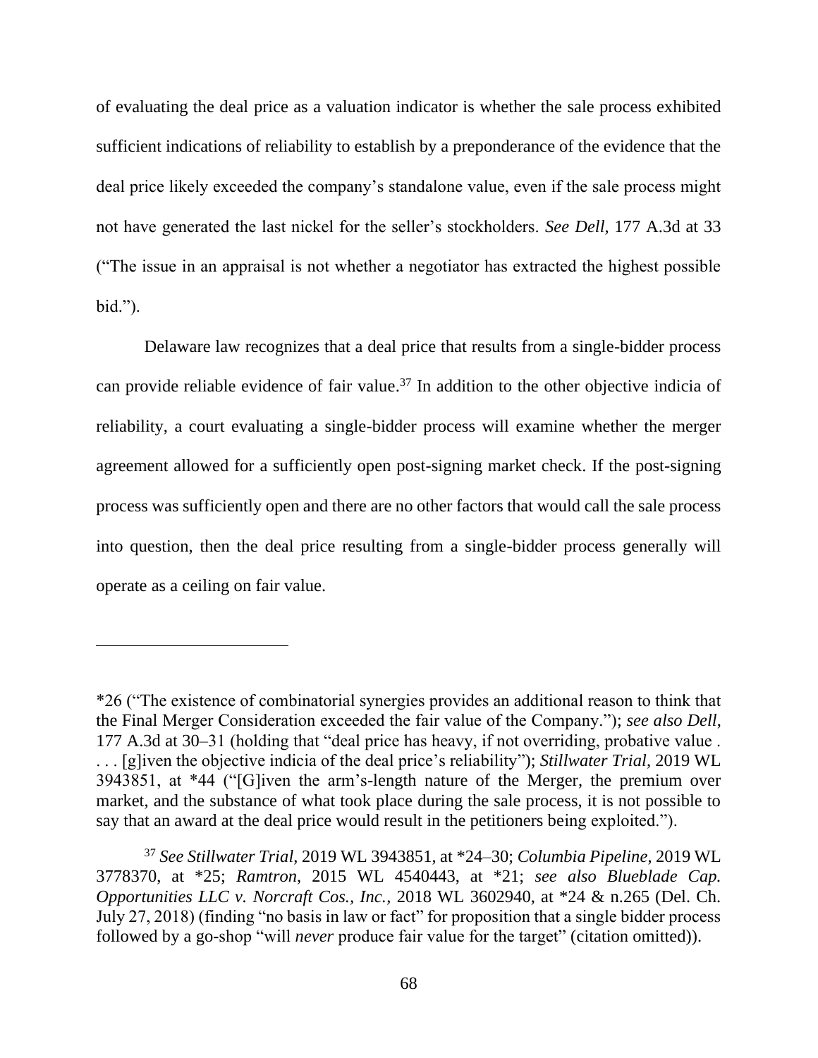of evaluating the deal price as a valuation indicator is whether the sale process exhibited sufficient indications of reliability to establish by a preponderance of the evidence that the deal price likely exceeded the company's standalone value, even if the sale process might not have generated the last nickel for the seller's stockholders. *See Dell*, 177 A.3d at 33 ("The issue in an appraisal is not whether a negotiator has extracted the highest possible bid.").

Delaware law recognizes that a deal price that results from a single-bidder process can provide reliable evidence of fair value.[37] In addition to the other objective indicia of reliability, a court evaluating a single-bidder process will examine whether the merger agreement allowed for a sufficiently open post-signing market check. If the post-signing process was sufficiently open and there are no other factors that would call the sale process into question, then the deal price resulting from a single-bidder process generally will operate as a ceiling on fair value.

---

*26 ("The existence of combinatorial synergies provides an additional reason to think that the Final Merger Consideration exceeded the fair value of the Company."); *see also Dell*, 177 A.3d at 30–31 (holding that "deal price has heavy, if not overriding, probative value . . . . [g]iven the objective indicia of the deal price's reliability"); *Stillwater Trial*, 2019 WL 3943851, at *44 ("[G]iven the arm's-length nature of the Merger, the premium over market, and the substance of what took place during the sale process, it is not possible to say that an award at the deal price would result in the petitioners being exploited.").

[37] *See Stillwater Trial*, 2019 WL 3943851, at *24–30; *Columbia Pipeline*, 2019 WL 3778370, at *25; *Ramtron*, 2015 WL 4540443, at *21; *see also Blueblade Cap. Opportunities LLC v. Norcraft Cos., Inc.*, 2018 WL 3602940, at *24 & n.265 (Del. Ch. July 27, 2018) (finding "no basis in law or fact" for proposition that a single bidder process followed by a go-shop "will *never* produce fair value for the target" (citation omitted)).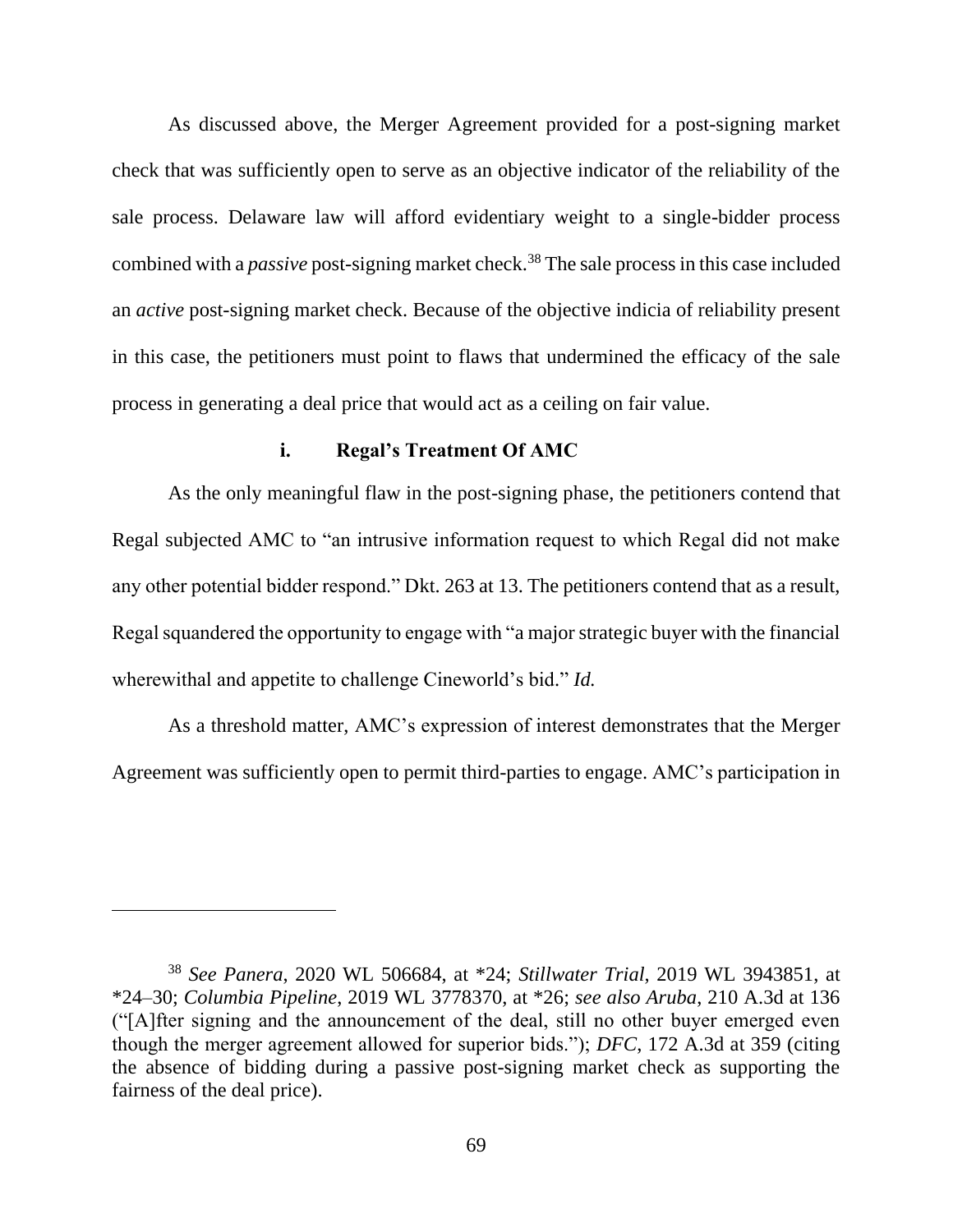As discussed above, the Merger Agreement provided for a post-signing market check that was sufficiently open to serve as an objective indicator of the reliability of the sale process. Delaware law will afford evidentiary weight to a single-bidder process combined with a *passive* post-signing market check.[38] The sale process in this case included an *active* post-signing market check. Because of the objective indicia of reliability present in this case, the petitioners must point to flaws that undermined the efficacy of the sale process in generating a deal price that would act as a ceiling on fair value.

#### i. Regal's Treatment Of AMC

As the only meaningful flaw in the post-signing phase, the petitioners contend that Regal subjected AMC to "an intrusive information request to which Regal did not make any other potential bidder respond." Dkt. 263 at 13. The petitioners contend that as a result, Regal squandered the opportunity to engage with "a major strategic buyer with the financial wherewithal and appetite to challenge Cineworld's bid." *Id.*

As a threshold matter, AMC's expression of interest demonstrates that the Merger Agreement was sufficiently open to permit third-parties to engage. AMC's participation in

---

[38] *See Panera*, 2020 WL 506684, at *24; *Stillwater Trial*, 2019 WL 3943851, at *24–30; *Columbia Pipeline*, 2019 WL 3778370, at *26; *see also Aruba*, 210 A.3d at 136 ("[A]fter signing and the announcement of the deal, still no other buyer emerged even though the merger agreement allowed for superior bids."); *DFC*, 172 A.3d at 359 (citing the absence of bidding during a passive post-signing market check as supporting the fairness of the deal price).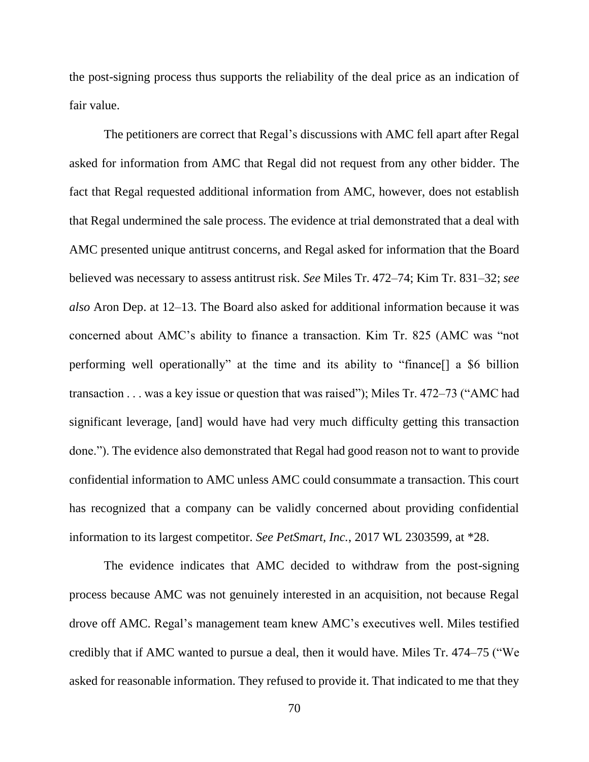the post-signing process thus supports the reliability of the deal price as an indication of fair value.

The petitioners are correct that Regal's discussions with AMC fell apart after Regal asked for information from AMC that Regal did not request from any other bidder. The fact that Regal requested additional information from AMC, however, does not establish that Regal undermined the sale process. The evidence at trial demonstrated that a deal with AMC presented unique antitrust concerns, and Regal asked for information that the Board believed was necessary to assess antitrust risk. *See* Miles Tr. 472–74; Kim Tr. 831–32; *see also* Aron Dep. at 12–13. The Board also asked for additional information because it was concerned about AMC's ability to finance a transaction. Kim Tr. 825 (AMC was "not performing well operationally" at the time and its ability to "finance[] a $6 billion transaction . . . was a key issue or question that was raised"); Miles Tr. 472–73 ("AMC had significant leverage, [and] would have had very much difficulty getting this transaction done."). The evidence also demonstrated that Regal had good reason not to want to provide confidential information to AMC unless AMC could consummate a transaction. This court has recognized that a company can be validly concerned about providing confidential information to its largest competitor. *See PetSmart, Inc.*, 2017 WL 2303599, at *28.

The evidence indicates that AMC decided to withdraw from the post-signing process because AMC was not genuinely interested in an acquisition, not because Regal drove off AMC. Regal's management team knew AMC's executives well. Miles testified credibly that if AMC wanted to pursue a deal, then it would have. Miles Tr. 474–75 ("We asked for reasonable information. They refused to provide it. That indicated to me that they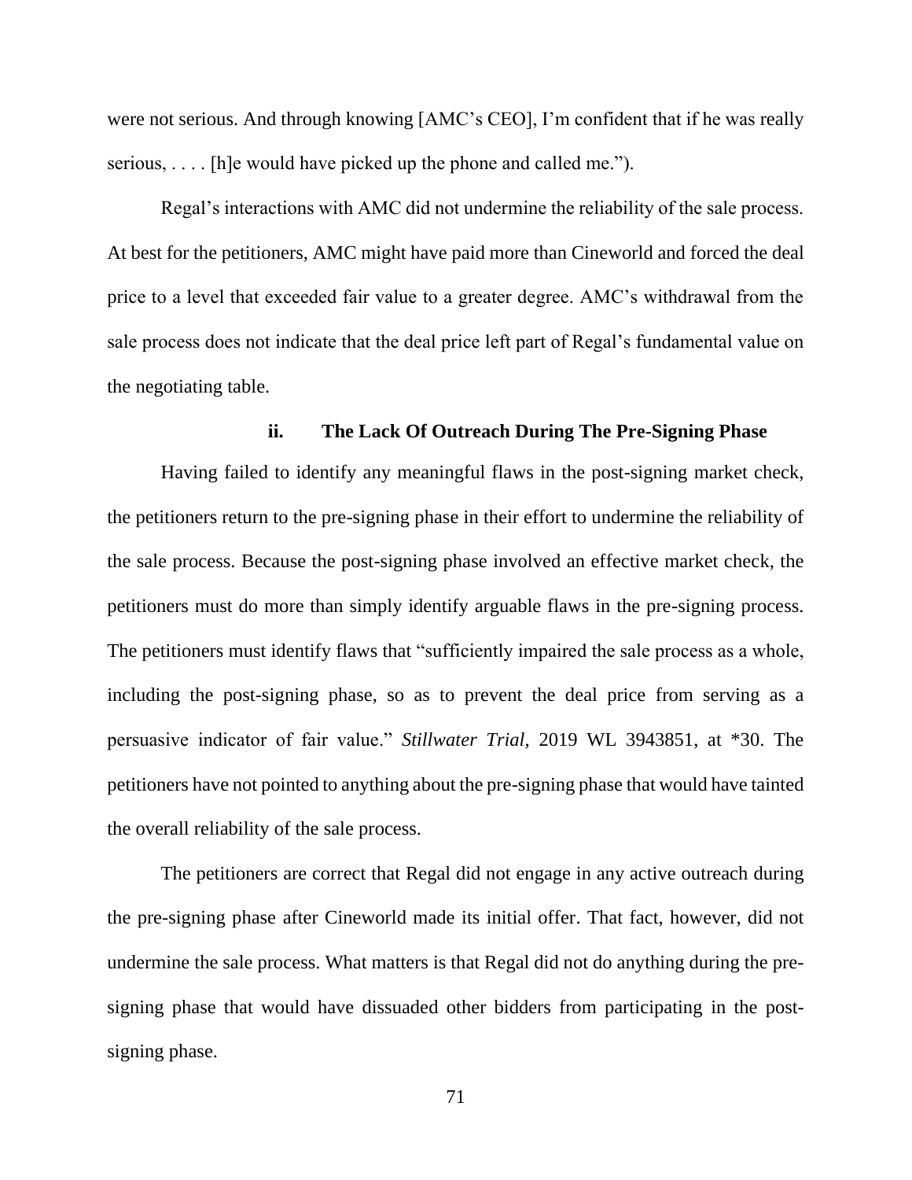were not serious. And through knowing [AMC's CEO], I'm confident that if he was really serious, . . . . [h]e would have picked up the phone and called me.").

Regal's interactions with AMC did not undermine the reliability of the sale process. At best for the petitioners, AMC might have paid more than Cineworld and forced the deal price to a level that exceeded fair value to a greater degree. AMC's withdrawal from the sale process does not indicate that the deal price left part of Regal's fundamental value on the negotiating table.

#### ii. The Lack Of Outreach During The Pre-Signing Phase

Having failed to identify any meaningful flaws in the post-signing market check, the petitioners return to the pre-signing phase in their effort to undermine the reliability of the sale process. Because the post-signing phase involved an effective market check, the petitioners must do more than simply identify arguable flaws in the pre-signing process. The petitioners must identify flaws that "sufficiently impaired the sale process as a whole, including the post-signing phase, so as to prevent the deal price from serving as a persuasive indicator of fair value." *Stillwater Trial*, 2019 WL 3943851, at *30. The petitioners have not pointed to anything about the pre-signing phase that would have tainted the overall reliability of the sale process.

The petitioners are correct that Regal did not engage in any active outreach during the pre-signing phase after Cineworld made its initial offer. That fact, however, did not undermine the sale process. What matters is that Regal did not do anything during the pre-signing phase that would have dissuaded other bidders from participating in the post-signing phase.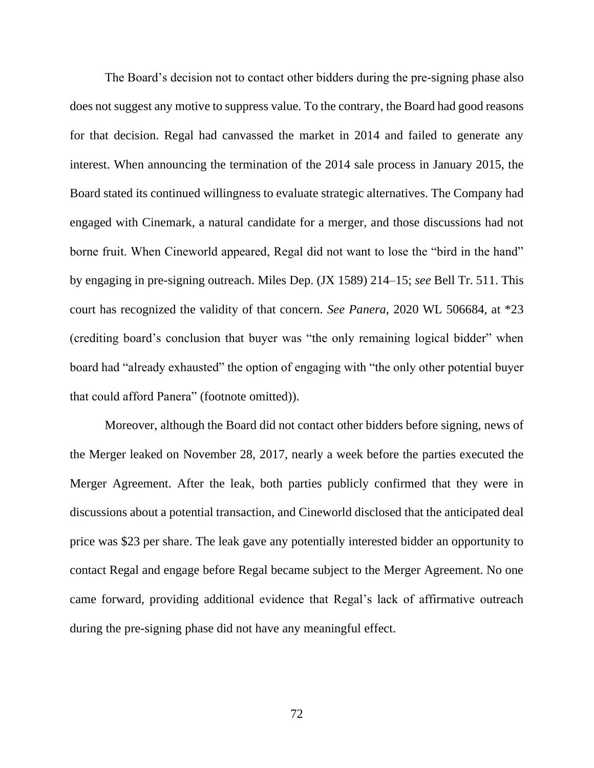The Board's decision not to contact other bidders during the pre-signing phase also does not suggest any motive to suppress value. To the contrary, the Board had good reasons for that decision. Regal had canvassed the market in 2014 and failed to generate any interest. When announcing the termination of the 2014 sale process in January 2015, the Board stated its continued willingness to evaluate strategic alternatives. The Company had engaged with Cinemark, a natural candidate for a merger, and those discussions had not borne fruit. When Cineworld appeared, Regal did not want to lose the "bird in the hand" by engaging in pre-signing outreach. Miles Dep. (JX 1589) 214–15; *see* Bell Tr. 511. This court has recognized the validity of that concern. *See Panera*, 2020 WL 506684, at *23 (crediting board's conclusion that buyer was "the only remaining logical bidder" when board had "already exhausted" the option of engaging with "the only other potential buyer that could afford Panera" (footnote omitted)).

Moreover, although the Board did not contact other bidders before signing, news of the Merger leaked on November 28, 2017, nearly a week before the parties executed the Merger Agreement. After the leak, both parties publicly confirmed that they were in discussions about a potential transaction, and Cineworld disclosed that the anticipated deal price was $23 per share. The leak gave any potentially interested bidder an opportunity to contact Regal and engage before Regal became subject to the Merger Agreement. No one came forward, providing additional evidence that Regal's lack of affirmative outreach during the pre-signing phase did not have any meaningful effect.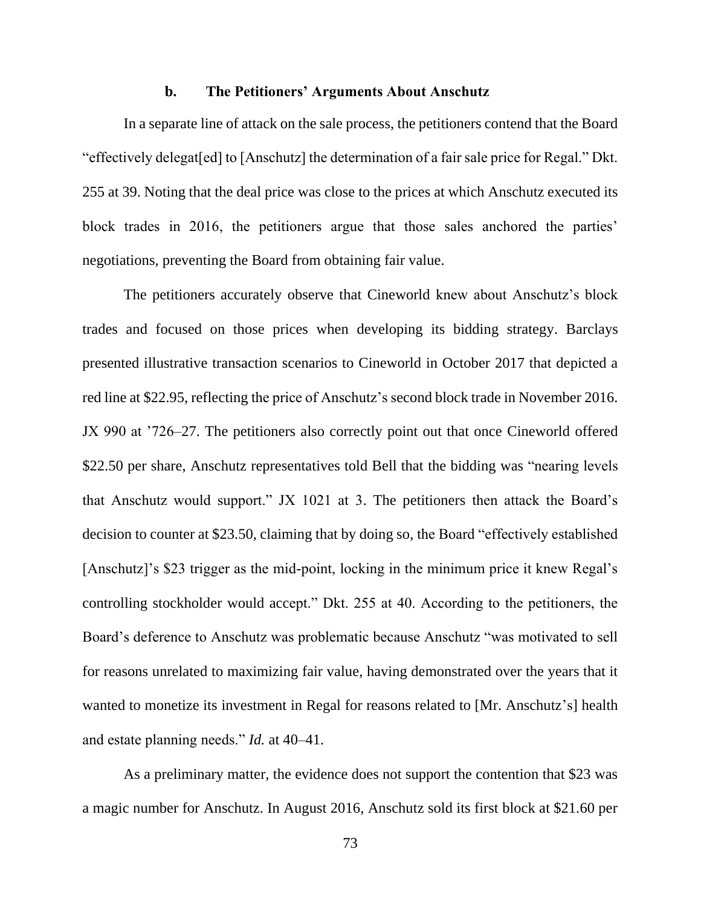### b. The Petitioners' Arguments About Anschutz

In a separate line of attack on the sale process, the petitioners contend that the Board "effectively delegat[ed] to [Anschutz] the determination of a fair sale price for Regal." Dkt. 255 at 39. Noting that the deal price was close to the prices at which Anschutz executed its block trades in 2016, the petitioners argue that those sales anchored the parties' negotiations, preventing the Board from obtaining fair value.

The petitioners accurately observe that Cineworld knew about Anschutz's block trades and focused on those prices when developing its bidding strategy. Barclays presented illustrative transaction scenarios to Cineworld in October 2017 that depicted a red line at $22.95, reflecting the price of Anschutz's second block trade in November 2016. JX 990 at '726–27. The petitioners also correctly point out that once Cineworld offered $22.50 per share, Anschutz representatives told Bell that the bidding was "nearing levels that Anschutz would support." JX 1021 at 3. The petitioners then attack the Board's decision to counter at $23.50, claiming that by doing so, the Board "effectively established [Anschutz]'s $23 trigger as the mid-point, locking in the minimum price it knew Regal's controlling stockholder would accept." Dkt. 255 at 40. According to the petitioners, the Board's deference to Anschutz was problematic because Anschutz "was motivated to sell for reasons unrelated to maximizing fair value, having demonstrated over the years that it wanted to monetize its investment in Regal for reasons related to [Mr. Anschutz's] health and estate planning needs." *Id.* at 40–41.

As a preliminary matter, the evidence does not support the contention that $23 was a magic number for Anschutz. In August 2016, Anschutz sold its first block at $21.60 per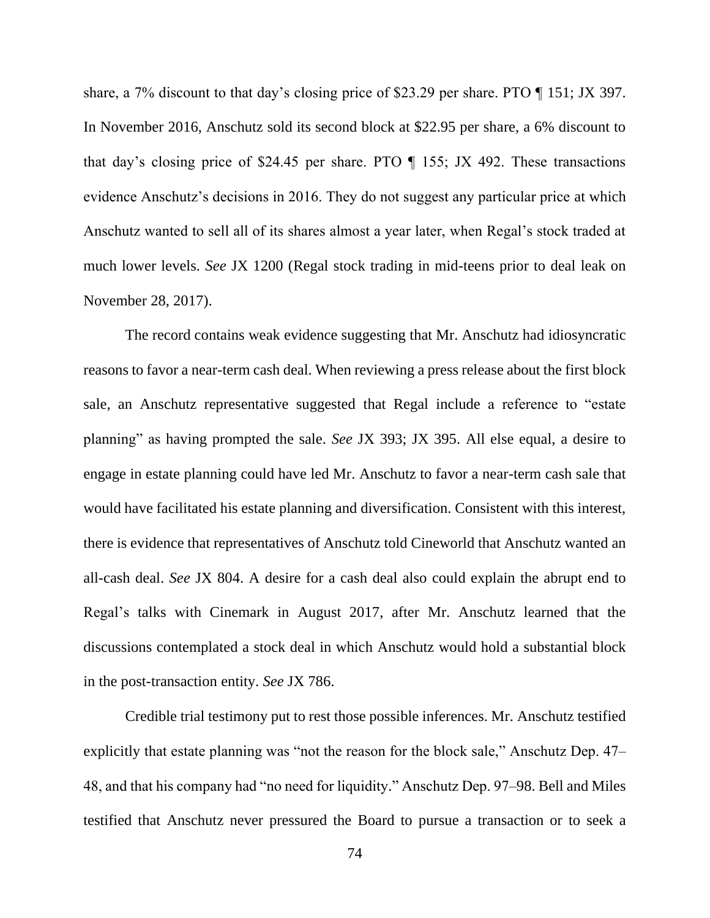share, a 7% discount to that day's closing price of $23.29 per share. PTO ¶ 151; JX 397. In November 2016, Anschutz sold its second block at $22.95 per share, a 6% discount to that day's closing price of $24.45 per share. PTO ¶ 155; JX 492. These transactions evidence Anschutz's decisions in 2016. They do not suggest any particular price at which Anschutz wanted to sell all of its shares almost a year later, when Regal's stock traded at much lower levels. *See* JX 1200 (Regal stock trading in mid-teens prior to deal leak on November 28, 2017).

The record contains weak evidence suggesting that Mr. Anschutz had idiosyncratic reasons to favor a near-term cash deal. When reviewing a press release about the first block sale, an Anschutz representative suggested that Regal include a reference to "estate planning" as having prompted the sale. *See* JX 393; JX 395. All else equal, a desire to engage in estate planning could have led Mr. Anschutz to favor a near-term cash sale that would have facilitated his estate planning and diversification. Consistent with this interest, there is evidence that representatives of Anschutz told Cineworld that Anschutz wanted an all-cash deal. *See* JX 804. A desire for a cash deal also could explain the abrupt end to Regal's talks with Cinemark in August 2017, after Mr. Anschutz learned that the discussions contemplated a stock deal in which Anschutz would hold a substantial block in the post-transaction entity. *See* JX 786.

Credible trial testimony put to rest those possible inferences. Mr. Anschutz testified explicitly that estate planning was "not the reason for the block sale," Anschutz Dep. 47–48, and that his company had "no need for liquidity." Anschutz Dep. 97–98. Bell and Miles testified that Anschutz never pressured the Board to pursue a transaction or to seek a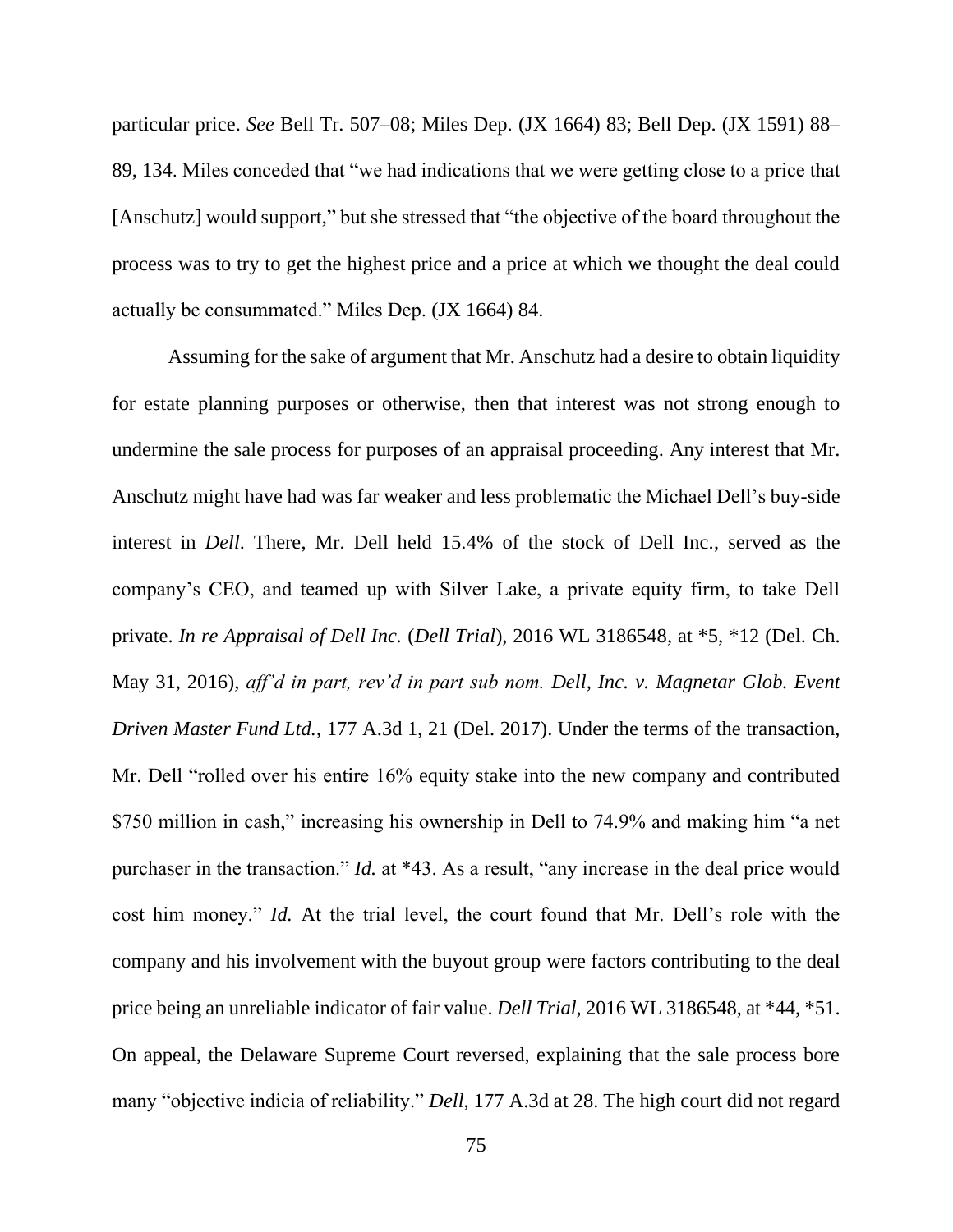particular price. *See* Bell Tr. 507–08; Miles Dep. (JX 1664) 83; Bell Dep. (JX 1591) 88–89, 134. Miles conceded that "we had indications that we were getting close to a price that [Anschutz] would support," but she stressed that "the objective of the board throughout the process was to try to get the highest price and a price at which we thought the deal could actually be consummated." Miles Dep. (JX 1664) 84.

Assuming for the sake of argument that Mr. Anschutz had a desire to obtain liquidity for estate planning purposes or otherwise, then that interest was not strong enough to undermine the sale process for purposes of an appraisal proceeding. Any interest that Mr. Anschutz might have had was far weaker and less problematic the Michael Dell's buy-side interest in *Dell*. There, Mr. Dell held 15.4% of the stock of Dell Inc., served as the company's CEO, and teamed up with Silver Lake, a private equity firm, to take Dell private. *In re Appraisal of Dell Inc.* (*Dell Trial*), 2016 WL 3186548, at *5, *12 (Del. Ch. May 31, 2016), *aff'd in part, rev'd in part sub nom. Dell, Inc. v. Magnetar Glob. Event Driven Master Fund Ltd.*, 177 A.3d 1, 21 (Del. 2017). Under the terms of the transaction, Mr. Dell "rolled over his entire 16% equity stake into the new company and contributed $750 million in cash," increasing his ownership in Dell to 74.9% and making him "a net purchaser in the transaction." *Id.* at *43. As a result, "any increase in the deal price would cost him money." *Id.* At the trial level, the court found that Mr. Dell's role with the company and his involvement with the buyout group were factors contributing to the deal price being an unreliable indicator of fair value. *Dell Trial*, 2016 WL 3186548, at *44, *51. On appeal, the Delaware Supreme Court reversed, explaining that the sale process bore many "objective indicia of reliability." *Dell*, 177 A.3d at 28. The high court did not regard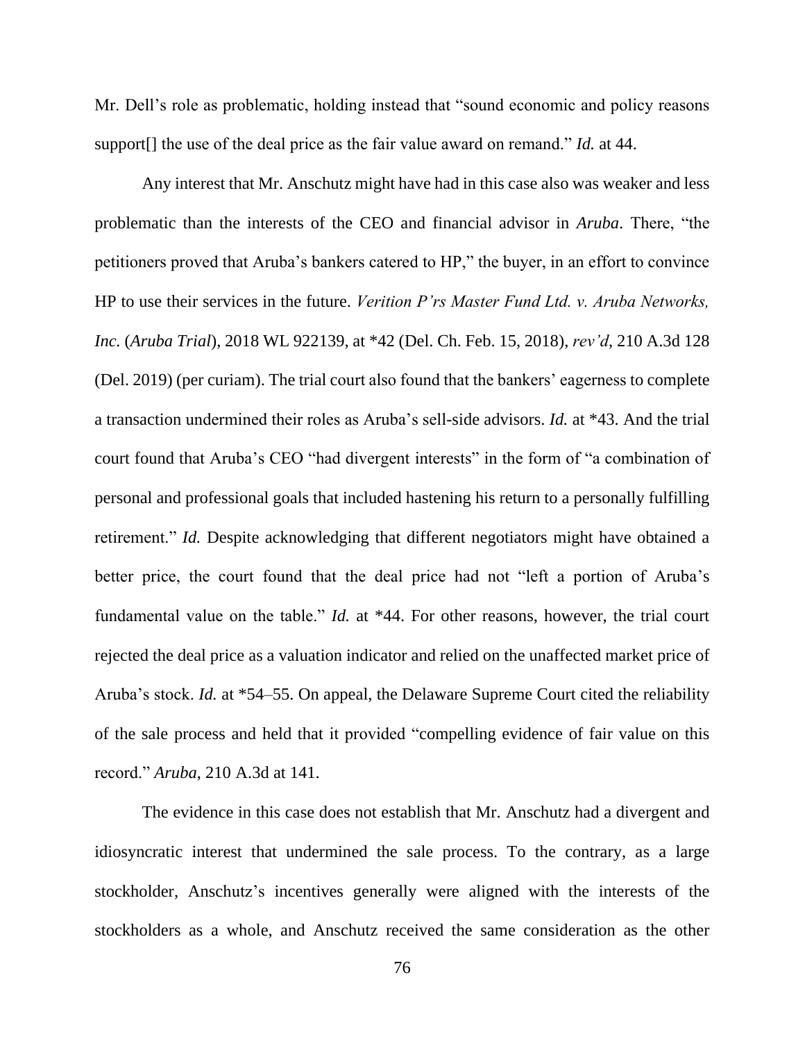Mr. Dell's role as problematic, holding instead that "sound economic and policy reasons support[] the use of the deal price as the fair value award on remand." *Id.* at 44.

Any interest that Mr. Anschutz might have had in this case also was weaker and less problematic than the interests of the CEO and financial advisor in *Aruba*. There, "the petitioners proved that Aruba's bankers catered to HP," the buyer, in an effort to convince HP to use their services in the future. *Verition P'rs Master Fund Ltd. v. Aruba Networks, Inc.* (*Aruba Trial*), 2018 WL 922139, at *42 (Del. Ch. Feb. 15, 2018), *rev'd*, 210 A.3d 128 (Del. 2019) (per curiam). The trial court also found that the bankers' eagerness to complete a transaction undermined their roles as Aruba's sell-side advisors. *Id.* at *43. And the trial court found that Aruba's CEO "had divergent interests" in the form of "a combination of personal and professional goals that included hastening his return to a personally fulfilling retirement." *Id.* Despite acknowledging that different negotiators might have obtained a better price, the court found that the deal price had not "left a portion of Aruba's fundamental value on the table." *Id.* at *44. For other reasons, however, the trial court rejected the deal price as a valuation indicator and relied on the unaffected market price of Aruba's stock. *Id.* at *54–55. On appeal, the Delaware Supreme Court cited the reliability of the sale process and held that it provided "compelling evidence of fair value on this record." *Aruba*, 210 A.3d at 141.

The evidence in this case does not establish that Mr. Anschutz had a divergent and idiosyncratic interest that undermined the sale process. To the contrary, as a large stockholder, Anschutz's incentives generally were aligned with the interests of the stockholders as a whole, and Anschutz received the same consideration as the other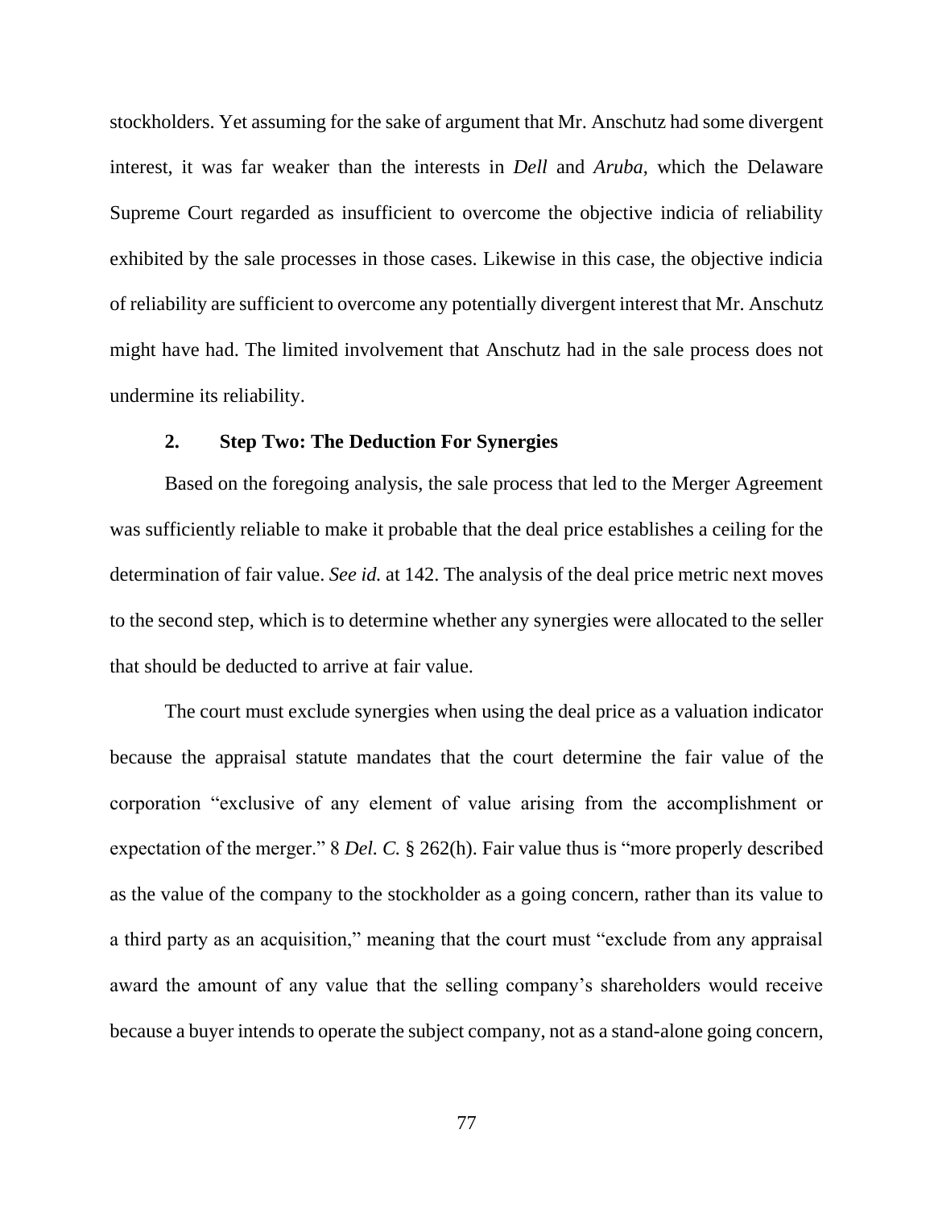stockholders. Yet assuming for the sake of argument that Mr. Anschutz had some divergent interest, it was far weaker than the interests in *Dell* and *Aruba*, which the Delaware Supreme Court regarded as insufficient to overcome the objective indicia of reliability exhibited by the sale processes in those cases. Likewise in this case, the objective indicia of reliability are sufficient to overcome any potentially divergent interest that Mr. Anschutz might have had. The limited involvement that Anschutz had in the sale process does not undermine its reliability.

### 2. Step Two: The Deduction For Synergies

Based on the foregoing analysis, the sale process that led to the Merger Agreement was sufficiently reliable to make it probable that the deal price establishes a ceiling for the determination of fair value. *See id.* at 142. The analysis of the deal price metric next moves to the second step, which is to determine whether any synergies were allocated to the seller that should be deducted to arrive at fair value.

The court must exclude synergies when using the deal price as a valuation indicator because the appraisal statute mandates that the court determine the fair value of the corporation "exclusive of any element of value arising from the accomplishment or expectation of the merger." 8 *Del. C.* § 262(h). Fair value thus is "more properly described as the value of the company to the stockholder as a going concern, rather than its value to a third party as an acquisition," meaning that the court must "exclude from any appraisal award the amount of any value that the selling company's shareholders would receive because a buyer intends to operate the subject company, not as a stand-alone going concern,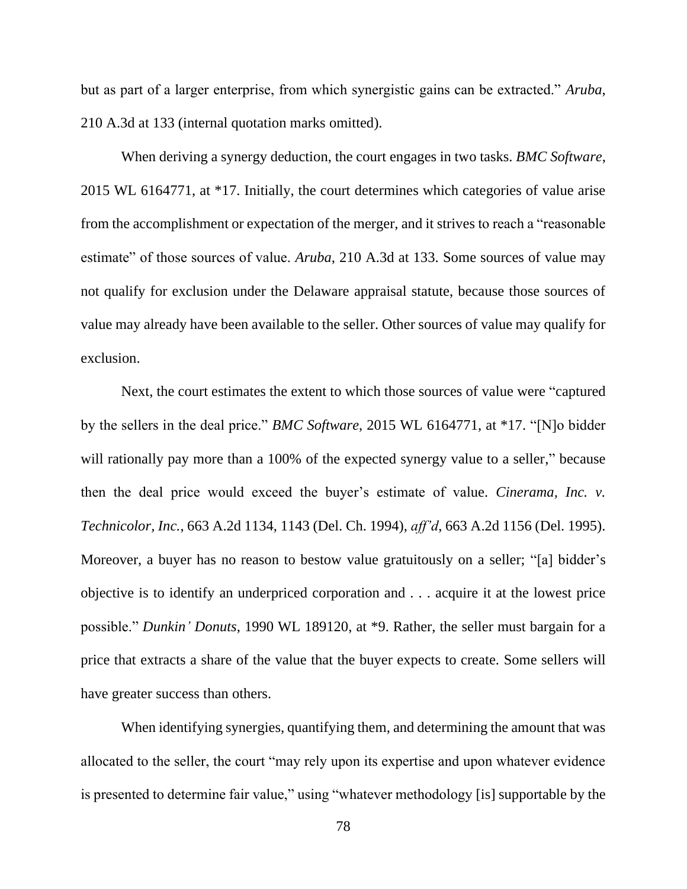but as part of a larger enterprise, from which synergistic gains can be extracted." *Aruba*, 210 A.3d at 133 (internal quotation marks omitted).

When deriving a synergy deduction, the court engages in two tasks. *BMC Software*, 2015 WL 6164771, at *17. Initially, the court determines which categories of value arise from the accomplishment or expectation of the merger, and it strives to reach a "reasonable estimate" of those sources of value. *Aruba*, 210 A.3d at 133. Some sources of value may not qualify for exclusion under the Delaware appraisal statute, because those sources of value may already have been available to the seller. Other sources of value may qualify for exclusion.

Next, the court estimates the extent to which those sources of value were "captured by the sellers in the deal price." *BMC Software*, 2015 WL 6164771, at *17. "[N]o bidder will rationally pay more than a 100% of the expected synergy value to a seller," because then the deal price would exceed the buyer's estimate of value. *Cinerama, Inc. v. Technicolor, Inc.*, 663 A.2d 1134, 1143 (Del. Ch. 1994), *aff'd*, 663 A.2d 1156 (Del. 1995). Moreover, a buyer has no reason to bestow value gratuitously on a seller; "[a] bidder's objective is to identify an underpriced corporation and . . . acquire it at the lowest price possible." *Dunkin' Donuts*, 1990 WL 189120, at *9. Rather, the seller must bargain for a price that extracts a share of the value that the buyer expects to create. Some sellers will have greater success than others.

When identifying synergies, quantifying them, and determining the amount that was allocated to the seller, the court "may rely upon its expertise and upon whatever evidence is presented to determine fair value," using "whatever methodology [is] supportable by the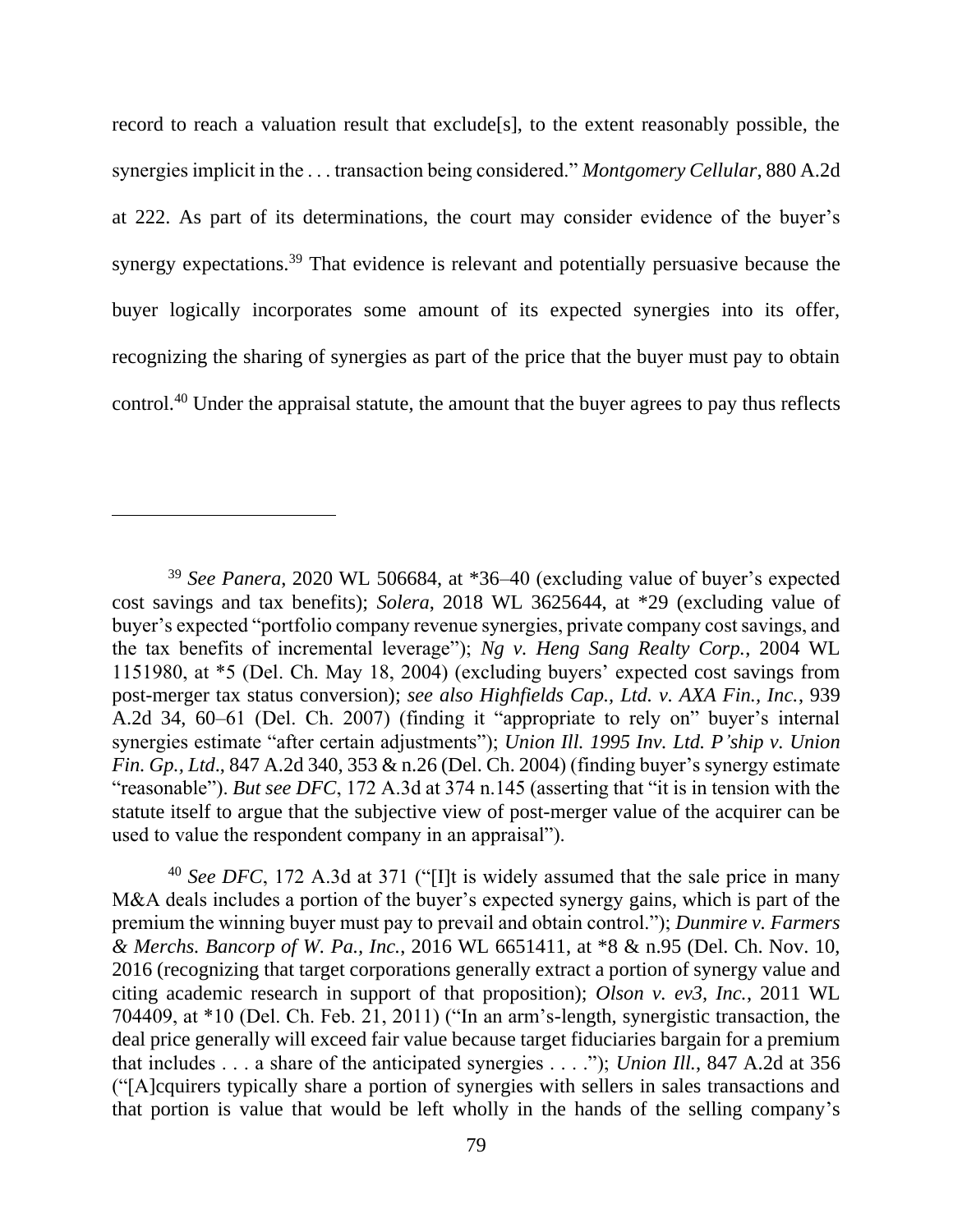record to reach a valuation result that exclude[s], to the extent reasonably possible, the synergies implicit in the . . . transaction being considered." *Montgomery Cellular*, 880 A.2d at 222. As part of its determinations, the court may consider evidence of the buyer's synergy expectations.[39] That evidence is relevant and potentially persuasive because the buyer logically incorporates some amount of its expected synergies into its offer, recognizing the sharing of synergies as part of the price that the buyer must pay to obtain control.[40] Under the appraisal statute, the amount that the buyer agrees to pay thus reflects

---

[39] *See Panera*, 2020 WL 506684, at *36–40 (excluding value of buyer's expected cost savings and tax benefits); *Solera*, 2018 WL 3625644, at *29 (excluding value of buyer's expected "portfolio company revenue synergies, private company cost savings, and the tax benefits of incremental leverage"); *Ng v. Heng Sang Realty Corp.*, 2004 WL 1151980, at *5 (Del. Ch. May 18, 2004) (excluding buyers' expected cost savings from post-merger tax status conversion); *see also Highfields Cap., Ltd. v. AXA Fin., Inc.*, 939 A.2d 34, 60–61 (Del. Ch. 2007) (finding it "appropriate to rely on" buyer's internal synergies estimate "after certain adjustments"); *Union Ill. 1995 Inv. Ltd. P'ship v. Union Fin. Gp., Ltd*., 847 A.2d 340, 353 & n.26 (Del. Ch. 2004) (finding buyer's synergy estimate "reasonable"). *But see DFC*, 172 A.3d at 374 n.145 (asserting that "it is in tension with the statute itself to argue that the subjective view of post-merger value of the acquirer can be used to value the respondent company in an appraisal").

[40] *See DFC*, 172 A.3d at 371 ("[I]t is widely assumed that the sale price in many M&A deals includes a portion of the buyer's expected synergy gains, which is part of the premium the winning buyer must pay to prevail and obtain control."); *Dunmire v. Farmers & Merchs. Bancorp of W. Pa., Inc.*, 2016 WL 6651411, at *8 & n.95 (Del. Ch. Nov. 10, 2016 (recognizing that target corporations generally extract a portion of synergy value and citing academic research in support of that proposition); *Olson v. ev3, Inc.*, 2011 WL 704409, at *10 (Del. Ch. Feb. 21, 2011) ("In an arm's-length, synergistic transaction, the deal price generally will exceed fair value because target fiduciaries bargain for a premium that includes . . . a share of the anticipated synergies . . . ."); *Union Ill.*, 847 A.2d at 356 ("[A]cquirers typically share a portion of synergies with sellers in sales transactions and that portion is value that would be left wholly in the hands of the selling company's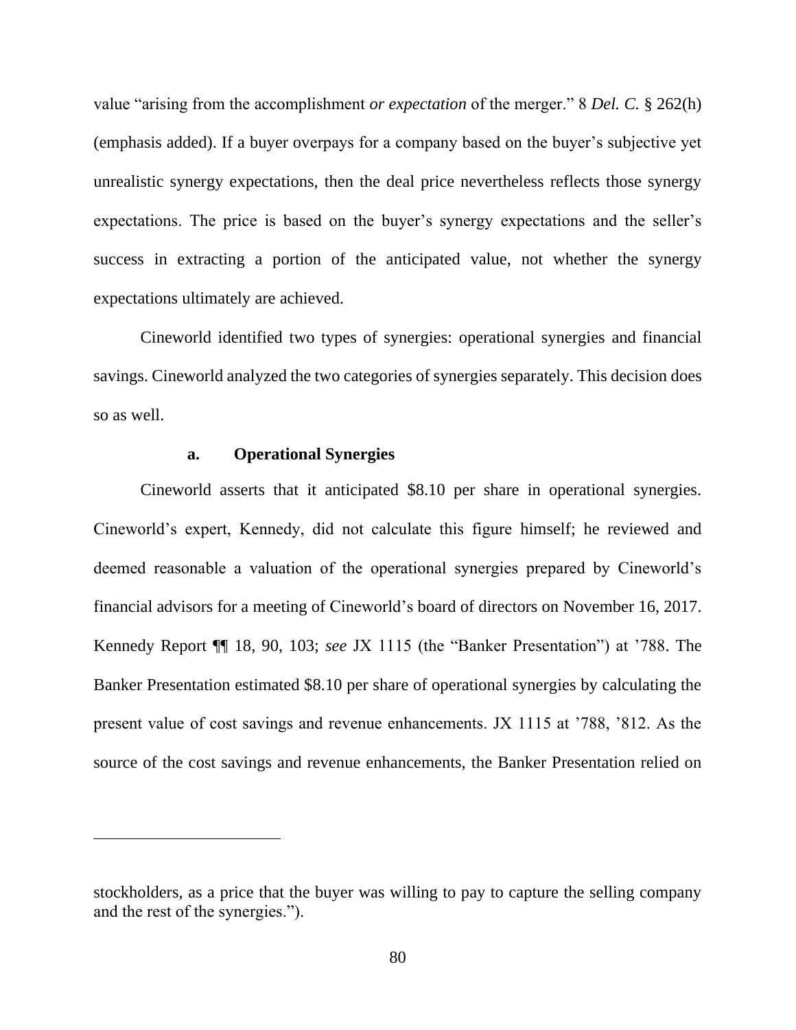value "arising from the accomplishment *or expectation* of the merger." 8 *Del. C.* § 262(h) (emphasis added). If a buyer overpays for a company based on the buyer's subjective yet unrealistic synergy expectations, then the deal price nevertheless reflects those synergy expectations. The price is based on the buyer's synergy expectations and the seller's success in extracting a portion of the anticipated value, not whether the synergy expectations ultimately are achieved.

Cineworld identified two types of synergies: operational synergies and financial savings. Cineworld analyzed the two categories of synergies separately. This decision does so as well.

#### a. Operational Synergies

Cineworld asserts that it anticipated $8.10 per share in operational synergies. Cineworld's expert, Kennedy, did not calculate this figure himself; he reviewed and deemed reasonable a valuation of the operational synergies prepared by Cineworld's financial advisors for a meeting of Cineworld's board of directors on November 16, 2017. Kennedy Report ¶¶ 18, 90, 103; *see* JX 1115 (the "Banker Presentation") at '788. The Banker Presentation estimated $8.10 per share of operational synergies by calculating the present value of cost savings and revenue enhancements. JX 1115 at '788, '812. As the source of the cost savings and revenue enhancements, the Banker Presentation relied on

---

stockholders, as a price that the buyer was willing to pay to capture the selling company and the rest of the synergies.").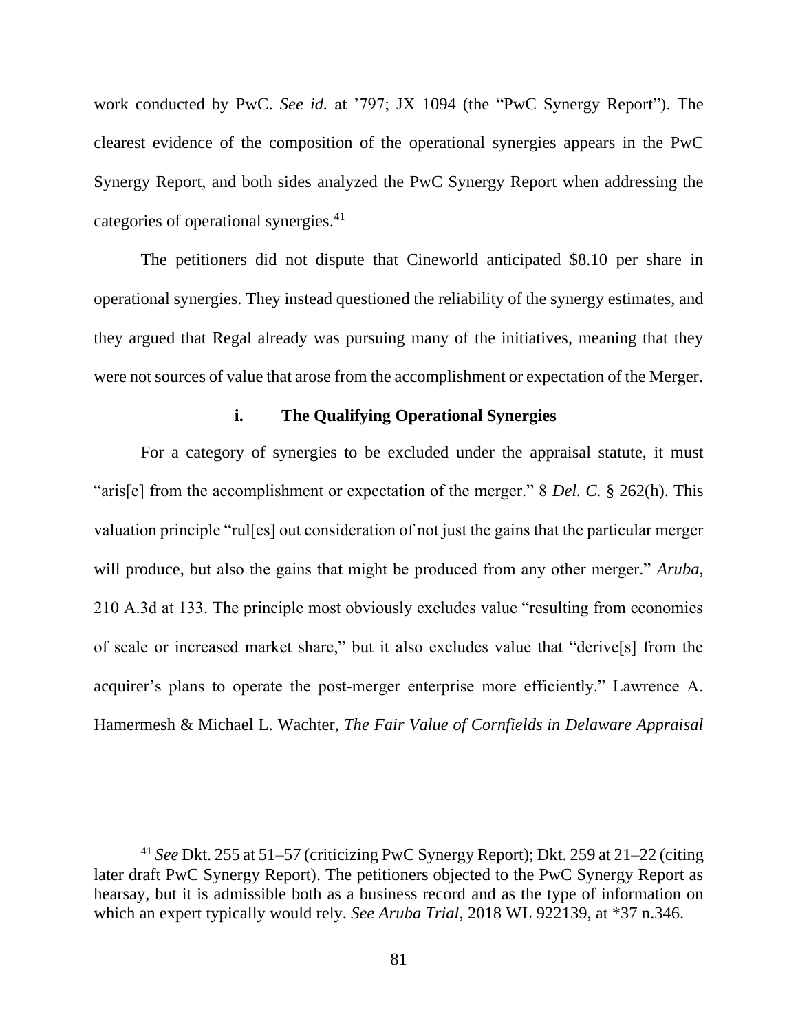work conducted by PwC. *See id.* at '797; JX 1094 (the "PwC Synergy Report"). The clearest evidence of the composition of the operational synergies appears in the PwC Synergy Report, and both sides analyzed the PwC Synergy Report when addressing the categories of operational synergies.[41]

The petitioners did not dispute that Cineworld anticipated $8.10 per share in operational synergies. They instead questioned the reliability of the synergy estimates, and they argued that Regal already was pursuing many of the initiatives, meaning that they were not sources of value that arose from the accomplishment or expectation of the Merger.

**i. The Qualifying Operational Synergies**

For a category of synergies to be excluded under the appraisal statute, it must "aris[e] from the accomplishment or expectation of the merger." 8 *Del. C.* § 262(h). This valuation principle "rul[es] out consideration of not just the gains that the particular merger will produce, but also the gains that might be produced from any other merger." *Aruba*, 210 A.3d at 133. The principle most obviously excludes value "resulting from economies of scale or increased market share," but it also excludes value that "derive[s] from the acquirer's plans to operate the post-merger enterprise more efficiently." Lawrence A. Hamermesh & Michael L. Wachter, *The Fair Value of Cornfields in Delaware Appraisal*

[41] *See* Dkt. 255 at 51–57 (criticizing PwC Synergy Report); Dkt. 259 at 21–22 (citing later draft PwC Synergy Report). The petitioners objected to the PwC Synergy Report as hearsay, but it is admissible both as a business record and as the type of information on which an expert typically would rely. *See Aruba Trial*, 2018 WL 922139, at *37 n.346.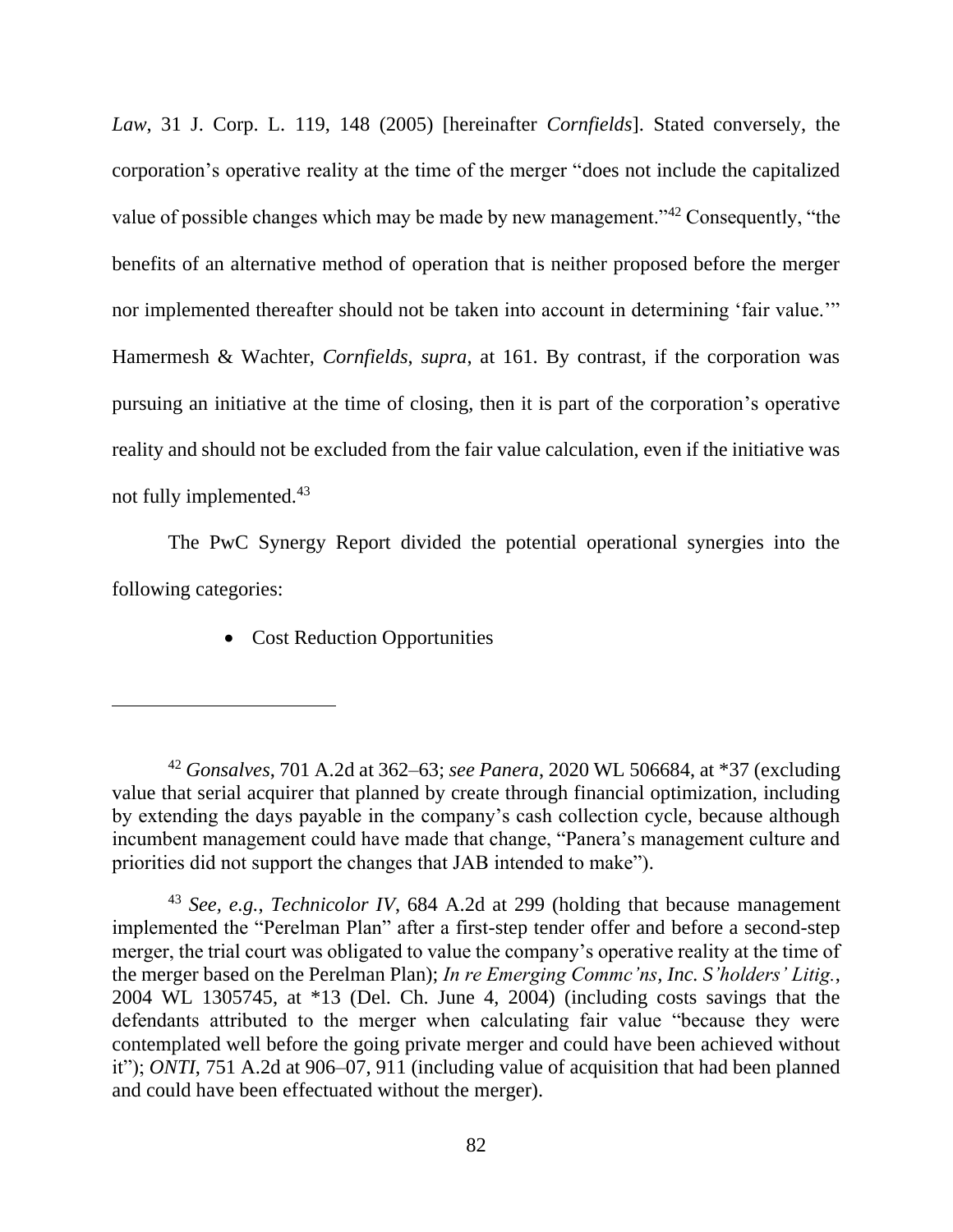*Law*, 31 J. Corp. L. 119, 148 (2005) [hereinafter *Cornfields*]. Stated conversely, the corporation's operative reality at the time of the merger "does not include the capitalized value of possible changes which may be made by new management."[42] Consequently, "the benefits of an alternative method of operation that is neither proposed before the merger nor implemented thereafter should not be taken into account in determining 'fair value.'" Hamermesh & Wachter, *Cornfields*, *supra*, at 161. By contrast, if the corporation was pursuing an initiative at the time of closing, then it is part of the corporation's operative reality and should not be excluded from the fair value calculation, even if the initiative was not fully implemented.[43]

The PwC Synergy Report divided the potential operational synergies into the following categories:

- Cost Reduction Opportunities

---

[42] *Gonsalves*, 701 A.2d at 362–63; *see Panera*, 2020 WL 506684, at *37 (excluding value that serial acquirer that planned by create through financial optimization, including by extending the days payable in the company's cash collection cycle, because although incumbent management could have made that change, "Panera's management culture and priorities did not support the changes that JAB intended to make").

[43] *See, e.g.*, *Technicolor IV*, 684 A.2d at 299 (holding that because management implemented the "Perelman Plan" after a first-step tender offer and before a second-step merger, the trial court was obligated to value the company's operative reality at the time of the merger based on the Perelman Plan); *In re Emerging Commc'ns, Inc. S'holders' Litig.*, 2004 WL 1305745, at *13 (Del. Ch. June 4, 2004) (including costs savings that the defendants attributed to the merger when calculating fair value "because they were contemplated well before the going private merger and could have been achieved without it"); *ONTI*, 751 A.2d at 906–07, 911 (including value of acquisition that had been planned and could have been effectuated without the merger).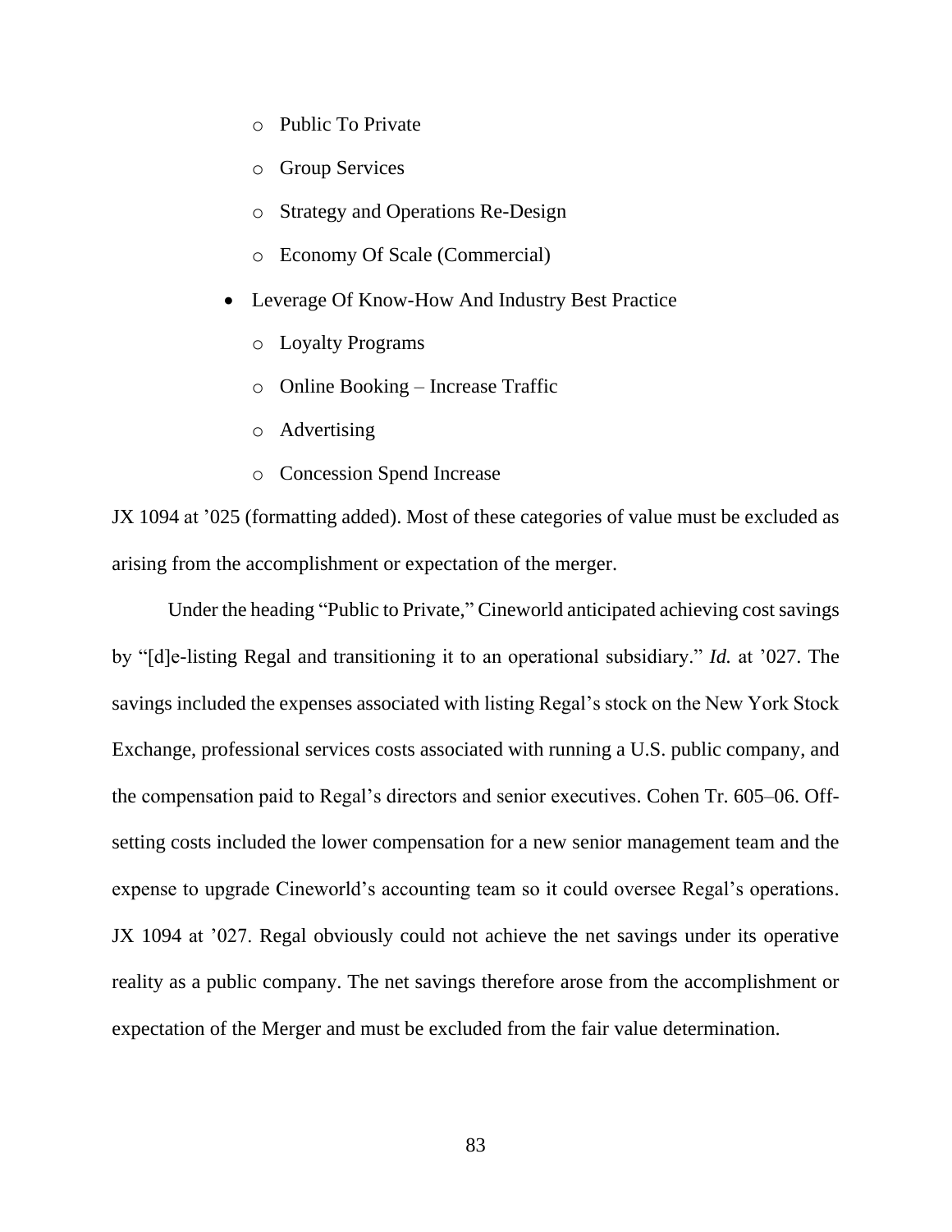- Public To Private
  - Group Services
  - Strategy and Operations Re-Design
  - Economy Of Scale (Commercial)
- Leverage Of Know-How And Industry Best Practice
  - Loyalty Programs
  - Online Booking – Increase Traffic
  - Advertising
  - Concession Spend Increase

JX 1094 at ’025 (formatting added). Most of these categories of value must be excluded as arising from the accomplishment or expectation of the merger.

Under the heading “Public to Private,” Cineworld anticipated achieving cost savings by “[d]e-listing Regal and transitioning it to an operational subsidiary.” *Id.* at ’027. The savings included the expenses associated with listing Regal’s stock on the New York Stock Exchange, professional services costs associated with running a U.S. public company, and the compensation paid to Regal’s directors and senior executives. Cohen Tr. 605–06. Off-setting costs included the lower compensation for a new senior management team and the expense to upgrade Cineworld’s accounting team so it could oversee Regal’s operations. JX 1094 at ’027. Regal obviously could not achieve the net savings under its operative reality as a public company. The net savings therefore arose from the accomplishment or expectation of the Merger and must be excluded from the fair value determination.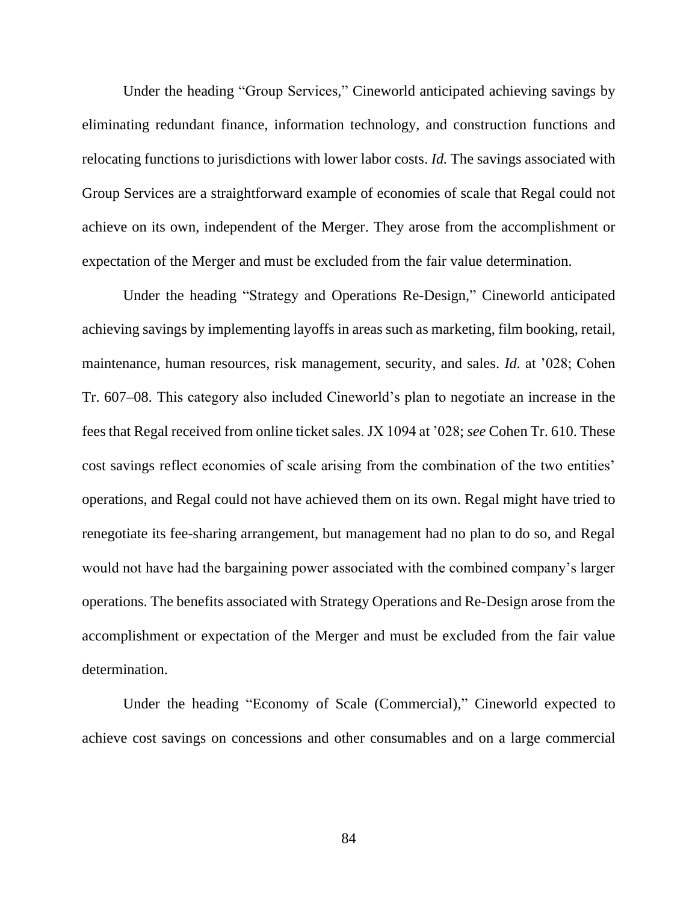Under the heading "Group Services," Cineworld anticipated achieving savings by eliminating redundant finance, information technology, and construction functions and relocating functions to jurisdictions with lower labor costs. *Id.* The savings associated with Group Services are a straightforward example of economies of scale that Regal could not achieve on its own, independent of the Merger. They arose from the accomplishment or expectation of the Merger and must be excluded from the fair value determination.

Under the heading "Strategy and Operations Re-Design," Cineworld anticipated achieving savings by implementing layoffs in areas such as marketing, film booking, retail, maintenance, human resources, risk management, security, and sales. *Id.* at '028; Cohen Tr. 607–08. This category also included Cineworld's plan to negotiate an increase in the fees that Regal received from online ticket sales. JX 1094 at '028; *see* Cohen Tr. 610. These cost savings reflect economies of scale arising from the combination of the two entities' operations, and Regal could not have achieved them on its own. Regal might have tried to renegotiate its fee-sharing arrangement, but management had no plan to do so, and Regal would not have had the bargaining power associated with the combined company's larger operations. The benefits associated with Strategy Operations and Re-Design arose from the accomplishment or expectation of the Merger and must be excluded from the fair value determination.

Under the heading "Economy of Scale (Commercial)," Cineworld expected to achieve cost savings on concessions and other consumables and on a large commercial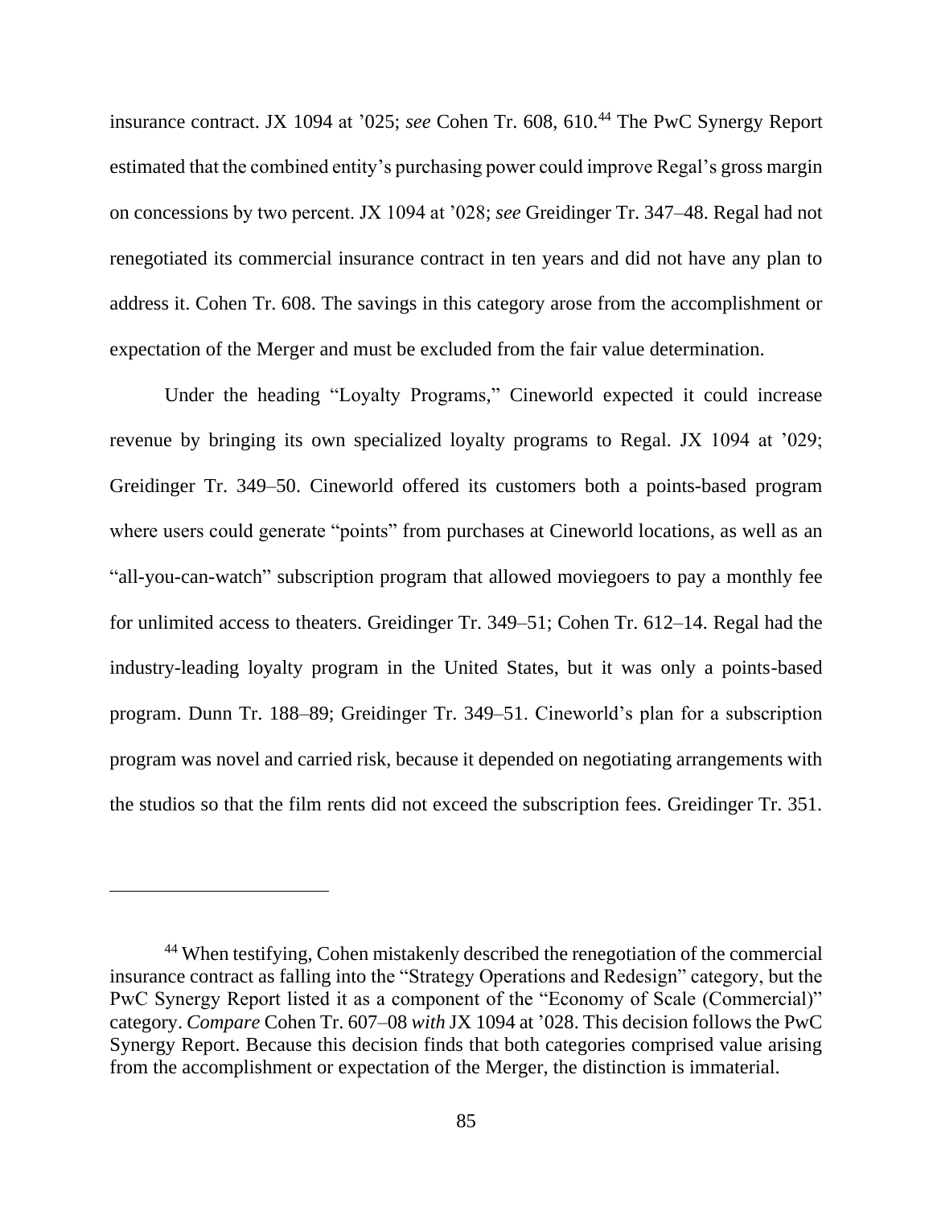insurance contract. JX 1094 at ’025; *see* Cohen Tr. 608, 610.[44] The PwC Synergy Report estimated that the combined entity’s purchasing power could improve Regal’s gross margin on concessions by two percent. JX 1094 at ’028; *see* Greidinger Tr. 347–48. Regal had not renegotiated its commercial insurance contract in ten years and did not have any plan to address it. Cohen Tr. 608. The savings in this category arose from the accomplishment or expectation of the Merger and must be excluded from the fair value determination.

Under the heading “Loyalty Programs,” Cineworld expected it could increase revenue by bringing its own specialized loyalty programs to Regal. JX 1094 at ’029; Greidinger Tr. 349–50. Cineworld offered its customers both a points-based program where users could generate “points” from purchases at Cineworld locations, as well as an “all-you-can-watch” subscription program that allowed moviegoers to pay a monthly fee for unlimited access to theaters. Greidinger Tr. 349–51; Cohen Tr. 612–14. Regal had the industry-leading loyalty program in the United States, but it was only a points-based program. Dunn Tr. 188–89; Greidinger Tr. 349–51. Cineworld’s plan for a subscription program was novel and carried risk, because it depended on negotiating arrangements with the studios so that the film rents did not exceed the subscription fees. Greidinger Tr. 351.

---

[44] When testifying, Cohen mistakenly described the renegotiation of the commercial insurance contract as falling into the “Strategy Operations and Redesign” category, but the PwC Synergy Report listed it as a component of the “Economy of Scale (Commercial)” category. *Compare* Cohen Tr. 607–08 *with* JX 1094 at ’028. This decision follows the PwC Synergy Report. Because this decision finds that both categories comprised value arising from the accomplishment or expectation of the Merger, the distinction is immaterial.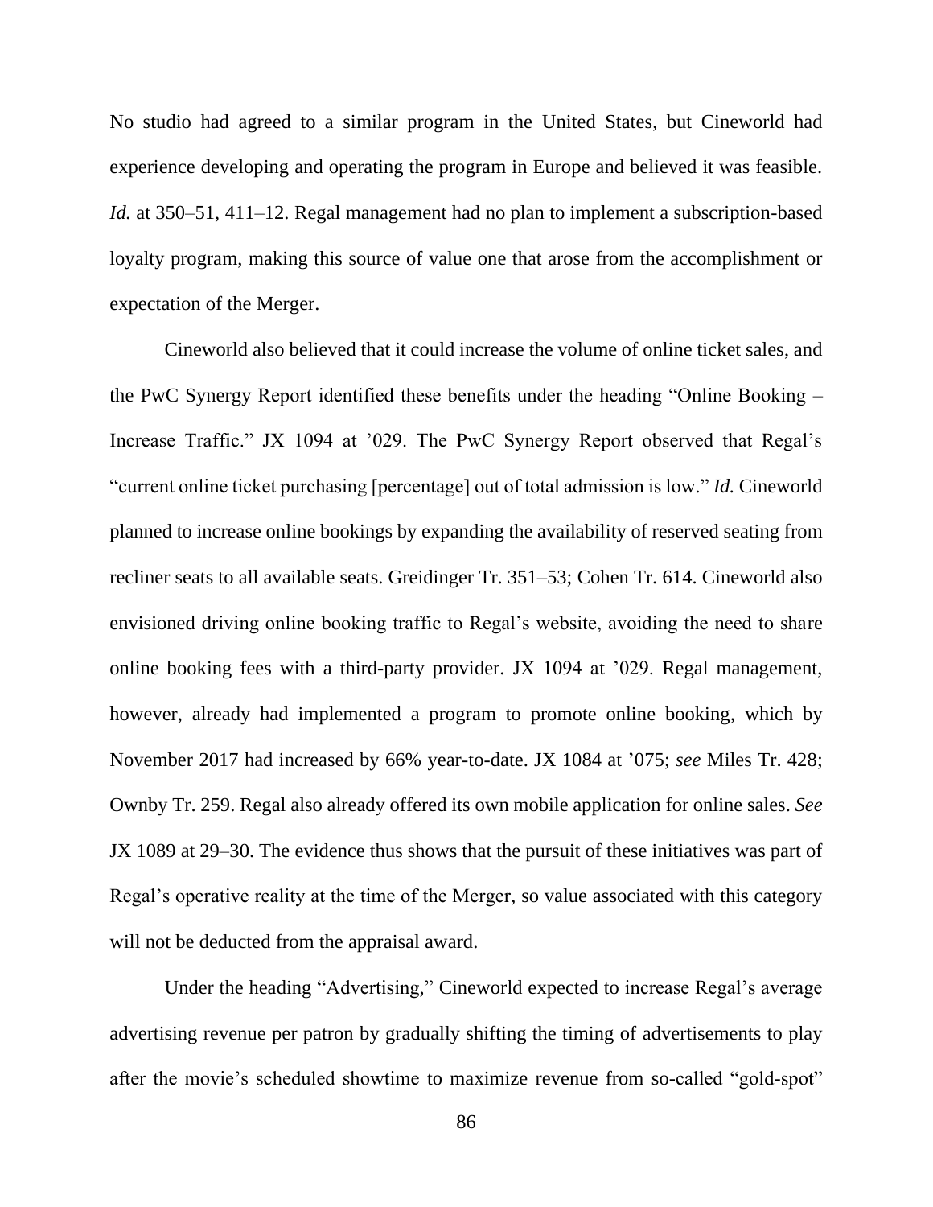No studio had agreed to a similar program in the United States, but Cineworld had experience developing and operating the program in Europe and believed it was feasible. *Id.* at 350–51, 411–12. Regal management had no plan to implement a subscription-based loyalty program, making this source of value one that arose from the accomplishment or expectation of the Merger.

Cineworld also believed that it could increase the volume of online ticket sales, and the PwC Synergy Report identified these benefits under the heading "Online Booking – Increase Traffic." JX 1094 at '029. The PwC Synergy Report observed that Regal's "current online ticket purchasing [percentage] out of total admission is low." *Id.* Cineworld planned to increase online bookings by expanding the availability of reserved seating from recliner seats to all available seats. Greidinger Tr. 351–53; Cohen Tr. 614. Cineworld also envisioned driving online booking traffic to Regal's website, avoiding the need to share online booking fees with a third-party provider. JX 1094 at '029. Regal management, however, already had implemented a program to promote online booking, which by November 2017 had increased by 66% year-to-date. JX 1084 at '075; *see* Miles Tr. 428; Ownby Tr. 259. Regal also already offered its own mobile application for online sales. *See* JX 1089 at 29–30. The evidence thus shows that the pursuit of these initiatives was part of Regal's operative reality at the time of the Merger, so value associated with this category will not be deducted from the appraisal award.

Under the heading "Advertising," Cineworld expected to increase Regal's average advertising revenue per patron by gradually shifting the timing of advertisements to play after the movie's scheduled showtime to maximize revenue from so-called "gold-spot"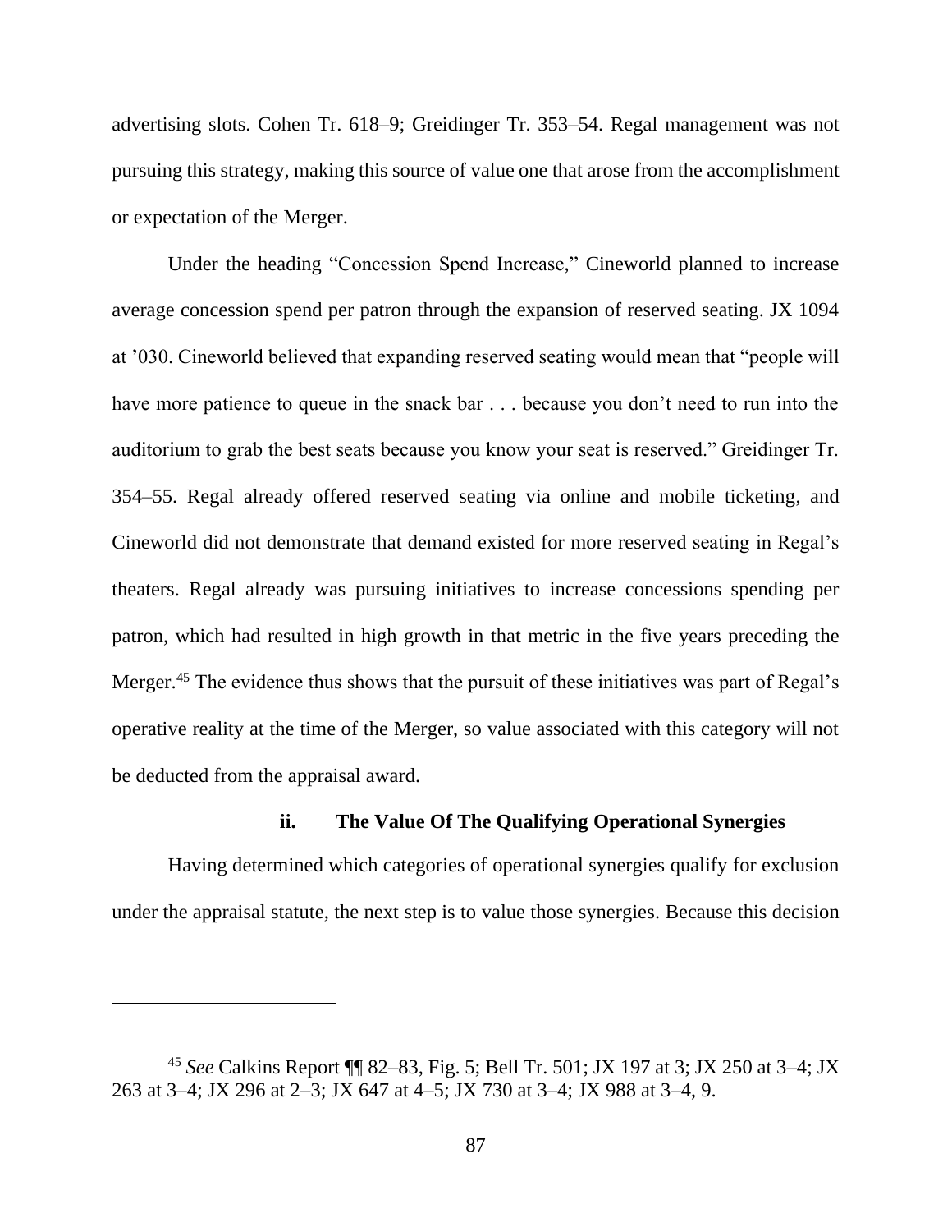advertising slots. Cohen Tr. 618–9; Greidinger Tr. 353–54. Regal management was not pursuing this strategy, making this source of value one that arose from the accomplishment or expectation of the Merger.

Under the heading "Concession Spend Increase," Cineworld planned to increase average concession spend per patron through the expansion of reserved seating. JX 1094 at '030. Cineworld believed that expanding reserved seating would mean that "people will have more patience to queue in the snack bar . . . because you don't need to run into the auditorium to grab the best seats because you know your seat is reserved." Greidinger Tr. 354–55. Regal already offered reserved seating via online and mobile ticketing, and Cineworld did not demonstrate that demand existed for more reserved seating in Regal's theaters. Regal already was pursuing initiatives to increase concessions spending per patron, which had resulted in high growth in that metric in the five years preceding the Merger.[45] The evidence thus shows that the pursuit of these initiatives was part of Regal's operative reality at the time of the Merger, so value associated with this category will not be deducted from the appraisal award.

#### ii. The Value Of The Qualifying Operational Synergies

Having determined which categories of operational synergies qualify for exclusion under the appraisal statute, the next step is to value those synergies. Because this decision

---

[45] *See* Calkins Report ¶¶ 82–83, Fig. 5; Bell Tr. 501; JX 197 at 3; JX 250 at 3–4; JX 263 at 3–4; JX 296 at 2–3; JX 647 at 4–5; JX 730 at 3–4; JX 988 at 3–4, 9.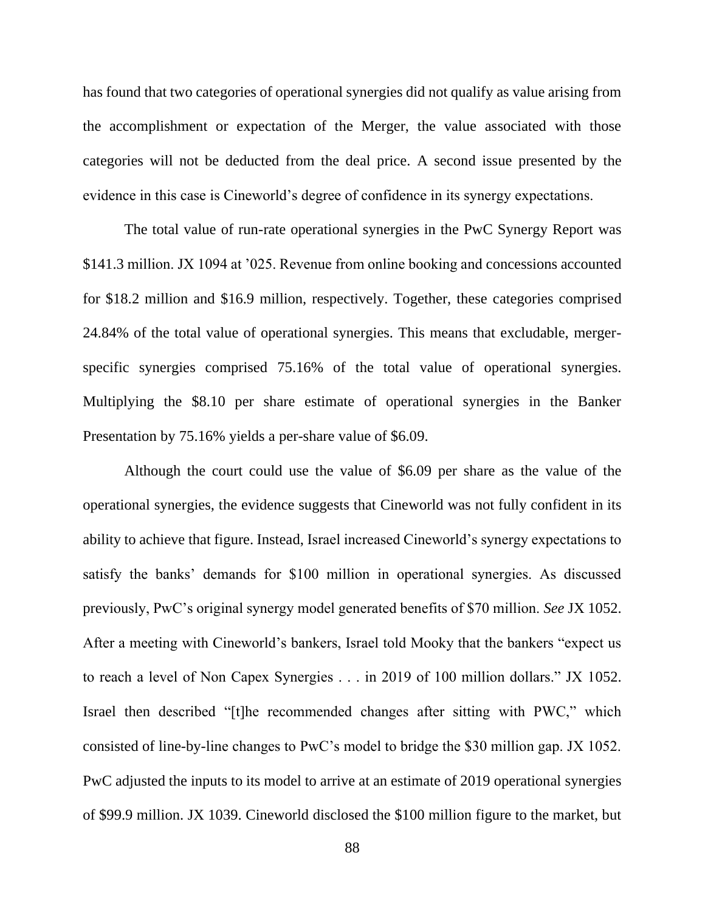has found that two categories of operational synergies did not qualify as value arising from the accomplishment or expectation of the Merger, the value associated with those categories will not be deducted from the deal price. A second issue presented by the evidence in this case is Cineworld's degree of confidence in its synergy expectations.

The total value of run-rate operational synergies in the PwC Synergy Report was $141.3 million. JX 1094 at '025. Revenue from online booking and concessions accounted for $18.2 million and $16.9 million, respectively. Together, these categories comprised 24.84% of the total value of operational synergies. This means that excludable, merger-specific synergies comprised 75.16% of the total value of operational synergies. Multiplying the $8.10 per share estimate of operational synergies in the Banker Presentation by 75.16% yields a per-share value of $6.09.

Although the court could use the value of $6.09 per share as the value of the operational synergies, the evidence suggests that Cineworld was not fully confident in its ability to achieve that figure. Instead, Israel increased Cineworld's synergy expectations to satisfy the banks' demands for $100 million in operational synergies. As discussed previously, PwC's original synergy model generated benefits of $70 million. *See* JX 1052. After a meeting with Cineworld's bankers, Israel told Mooky that the bankers "expect us to reach a level of Non Capex Synergies . . . in 2019 of 100 million dollars." JX 1052. Israel then described "[t]he recommended changes after sitting with PWC," which consisted of line-by-line changes to PwC's model to bridge the $30 million gap. JX 1052. PwC adjusted the inputs to its model to arrive at an estimate of 2019 operational synergies of $99.9 million. JX 1039. Cineworld disclosed the $100 million figure to the market, but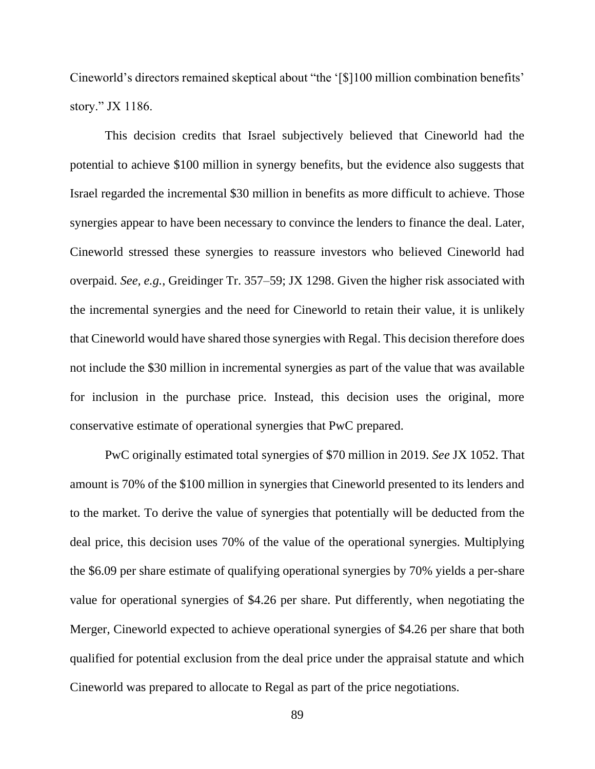Cineworld's directors remained skeptical about "the '[$]100 million combination benefits' story." JX 1186.

This decision credits that Israel subjectively believed that Cineworld had the potential to achieve $100 million in synergy benefits, but the evidence also suggests that Israel regarded the incremental $30 million in benefits as more difficult to achieve. Those synergies appear to have been necessary to convince the lenders to finance the deal. Later, Cineworld stressed these synergies to reassure investors who believed Cineworld had overpaid. *See, e.g.*, Greidinger Tr. 357–59; JX 1298. Given the higher risk associated with the incremental synergies and the need for Cineworld to retain their value, it is unlikely that Cineworld would have shared those synergies with Regal. This decision therefore does not include the $30 million in incremental synergies as part of the value that was available for inclusion in the purchase price. Instead, this decision uses the original, more conservative estimate of operational synergies that PwC prepared.

PwC originally estimated total synergies of $70 million in 2019. *See* JX 1052. That amount is 70% of the $100 million in synergies that Cineworld presented to its lenders and to the market. To derive the value of synergies that potentially will be deducted from the deal price, this decision uses 70% of the value of the operational synergies. Multiplying the $6.09 per share estimate of qualifying operational synergies by 70% yields a per-share value for operational synergies of $4.26 per share. Put differently, when negotiating the Merger, Cineworld expected to achieve operational synergies of $4.26 per share that both qualified for potential exclusion from the deal price under the appraisal statute and which Cineworld was prepared to allocate to Regal as part of the price negotiations.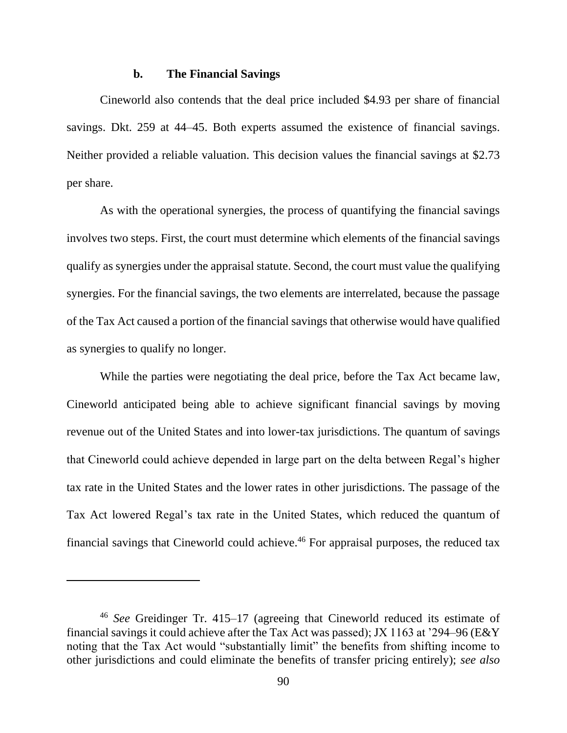### b. The Financial Savings

Cineworld also contends that the deal price included $4.93 per share of financial savings. Dkt. 259 at 44–45. Both experts assumed the existence of financial savings. Neither provided a reliable valuation. This decision values the financial savings at $2.73 per share.

As with the operational synergies, the process of quantifying the financial savings involves two steps. First, the court must determine which elements of the financial savings qualify as synergies under the appraisal statute. Second, the court must value the qualifying synergies. For the financial savings, the two elements are interrelated, because the passage of the Tax Act caused a portion of the financial savings that otherwise would have qualified as synergies to qualify no longer.

While the parties were negotiating the deal price, before the Tax Act became law, Cineworld anticipated being able to achieve significant financial savings by moving revenue out of the United States and into lower-tax jurisdictions. The quantum of savings that Cineworld could achieve depended in large part on the delta between Regal's higher tax rate in the United States and the lower rates in other jurisdictions. The passage of the Tax Act lowered Regal's tax rate in the United States, which reduced the quantum of financial savings that Cineworld could achieve.[46] For appraisal purposes, the reduced tax

---

[46] *See* Greidinger Tr. 415–17 (agreeing that Cineworld reduced its estimate of financial savings it could achieve after the Tax Act was passed); JX 1163 at '294–96 (E&Y noting that the Tax Act would "substantially limit" the benefits from shifting income to other jurisdictions and could eliminate the benefits of transfer pricing entirely); *see also*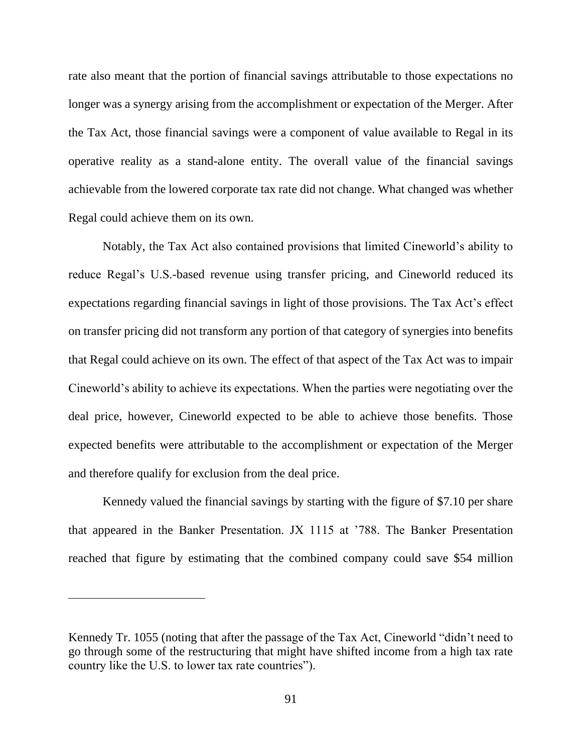rate also meant that the portion of financial savings attributable to those expectations no longer was a synergy arising from the accomplishment or expectation of the Merger. After the Tax Act, those financial savings were a component of value available to Regal in its operative reality as a stand-alone entity. The overall value of the financial savings achievable from the lowered corporate tax rate did not change. What changed was whether Regal could achieve them on its own.

Notably, the Tax Act also contained provisions that limited Cineworld's ability to reduce Regal's U.S.-based revenue using transfer pricing, and Cineworld reduced its expectations regarding financial savings in light of those provisions. The Tax Act's effect on transfer pricing did not transform any portion of that category of synergies into benefits that Regal could achieve on its own. The effect of that aspect of the Tax Act was to impair Cineworld's ability to achieve its expectations. When the parties were negotiating over the deal price, however, Cineworld expected to be able to achieve those benefits. Those expected benefits were attributable to the accomplishment or expectation of the Merger and therefore qualify for exclusion from the deal price.

Kennedy valued the financial savings by starting with the figure of $7.10 per share that appeared in the Banker Presentation. JX 1115 at '788. The Banker Presentation reached that figure by estimating that the combined company could save $54 million

---

Kennedy Tr. 1055 (noting that after the passage of the Tax Act, Cineworld "didn't need to go through some of the restructuring that might have shifted income from a high tax rate country like the U.S. to lower tax rate countries").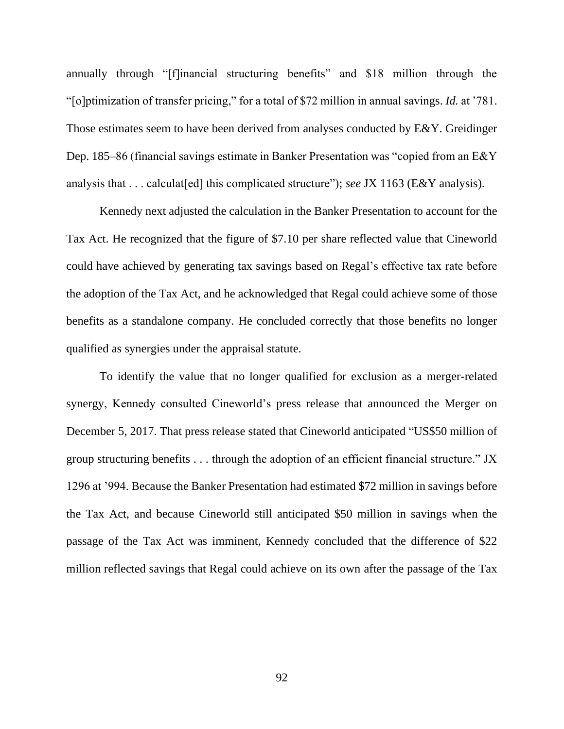annually through "[f]inancial structuring benefits" and $18 million through the "[o]ptimization of transfer pricing," for a total of $72 million in annual savings. *Id.* at '781. Those estimates seem to have been derived from analyses conducted by E&Y. Greidinger Dep. 185–86 (financial savings estimate in Banker Presentation was "copied from an E&Y analysis that . . . calculat[ed] this complicated structure"); *see* JX 1163 (E&Y analysis).

Kennedy next adjusted the calculation in the Banker Presentation to account for the Tax Act. He recognized that the figure of $7.10 per share reflected value that Cineworld could have achieved by generating tax savings based on Regal's effective tax rate before the adoption of the Tax Act, and he acknowledged that Regal could achieve some of those benefits as a standalone company. He concluded correctly that those benefits no longer qualified as synergies under the appraisal statute.

To identify the value that no longer qualified for exclusion as a merger-related synergy, Kennedy consulted Cineworld's press release that announced the Merger on December 5, 2017. That press release stated that Cineworld anticipated "US$50 million of group structuring benefits . . . through the adoption of an efficient financial structure." JX 1296 at '994. Because the Banker Presentation had estimated $72 million in savings before the Tax Act, and because Cineworld still anticipated $50 million in savings when the passage of the Tax Act was imminent, Kennedy concluded that the difference of $22 million reflected savings that Regal could achieve on its own after the passage of the Tax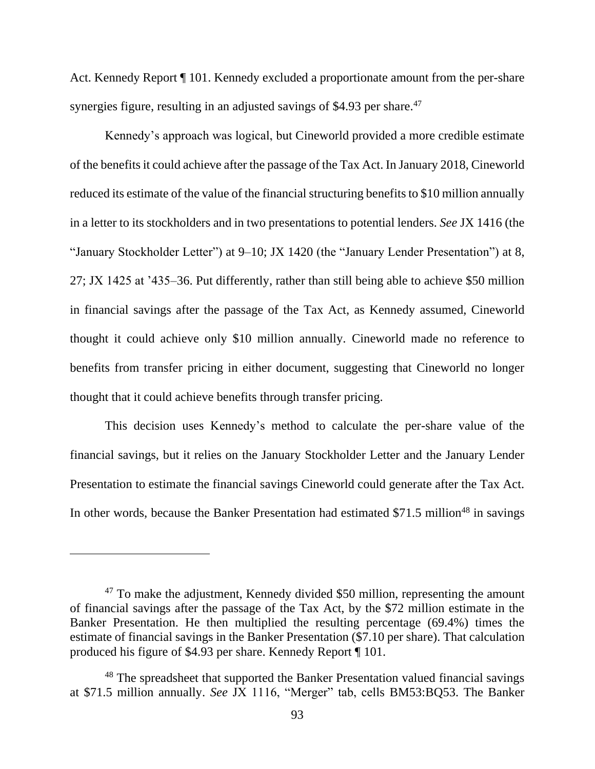Act. Kennedy Report ¶ 101. Kennedy excluded a proportionate amount from the per-share synergies figure, resulting in an adjusted savings of $4.93 per share.[47]

Kennedy's approach was logical, but Cineworld provided a more credible estimate of the benefits it could achieve after the passage of the Tax Act. In January 2018, Cineworld reduced its estimate of the value of the financial structuring benefits to $10 million annually in a letter to its stockholders and in two presentations to potential lenders. *See* JX 1416 (the "January Stockholder Letter") at 9–10; JX 1420 (the "January Lender Presentation") at 8, 27; JX 1425 at '435–36. Put differently, rather than still being able to achieve $50 million in financial savings after the passage of the Tax Act, as Kennedy assumed, Cineworld thought it could achieve only $10 million annually. Cineworld made no reference to benefits from transfer pricing in either document, suggesting that Cineworld no longer thought that it could achieve benefits through transfer pricing.

This decision uses Kennedy's method to calculate the per-share value of the financial savings, but it relies on the January Stockholder Letter and the January Lender Presentation to estimate the financial savings Cineworld could generate after the Tax Act. In other words, because the Banker Presentation had estimated $71.5 million[48] in savings

---

[47] To make the adjustment, Kennedy divided $50 million, representing the amount of financial savings after the passage of the Tax Act, by the $72 million estimate in the Banker Presentation. He then multiplied the resulting percentage (69.4%) times the estimate of financial savings in the Banker Presentation ($7.10 per share). That calculation produced his figure of $4.93 per share. Kennedy Report ¶ 101.

[48] The spreadsheet that supported the Banker Presentation valued financial savings at $71.5 million annually. *See* JX 1116, "Merger" tab, cells BM53:BQ53. The Banker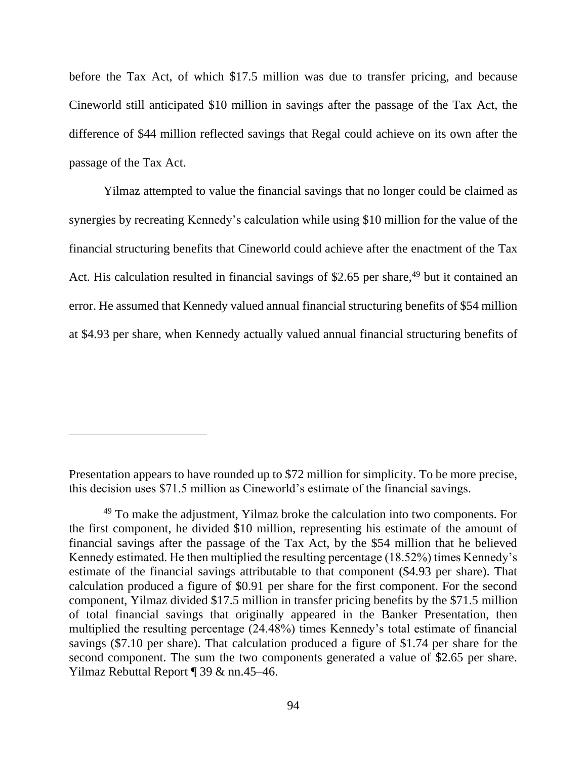before the Tax Act, of which $17.5 million was due to transfer pricing, and because Cineworld still anticipated $10 million in savings after the passage of the Tax Act, the difference of $44 million reflected savings that Regal could achieve on its own after the passage of the Tax Act.

Yilmaz attempted to value the financial savings that no longer could be claimed as synergies by recreating Kennedy's calculation while using $10 million for the value of the financial structuring benefits that Cineworld could achieve after the enactment of the Tax Act. His calculation resulted in financial savings of $2.65 per share,[49] but it contained an error. He assumed that Kennedy valued annual financial structuring benefits of $54 million at $4.93 per share, when Kennedy actually valued annual financial structuring benefits of

---

Presentation appears to have rounded up to $72 million for simplicity. To be more precise, this decision uses $71.5 million as Cineworld's estimate of the financial savings.

[49] To make the adjustment, Yilmaz broke the calculation into two components. For the first component, he divided $10 million, representing his estimate of the amount of financial savings after the passage of the Tax Act, by the $54 million that he believed Kennedy estimated. He then multiplied the resulting percentage (18.52%) times Kennedy's estimate of the financial savings attributable to that component ($4.93 per share). That calculation produced a figure of $0.91 per share for the first component. For the second component, Yilmaz divided $17.5 million in transfer pricing benefits by the $71.5 million of total financial savings that originally appeared in the Banker Presentation, then multiplied the resulting percentage (24.48%) times Kennedy's total estimate of financial savings ($7.10 per share). That calculation produced a figure of $1.74 per share for the second component. The sum the two components generated a value of $2.65 per share. Yilmaz Rebuttal Report ¶ 39 & nn.45–46.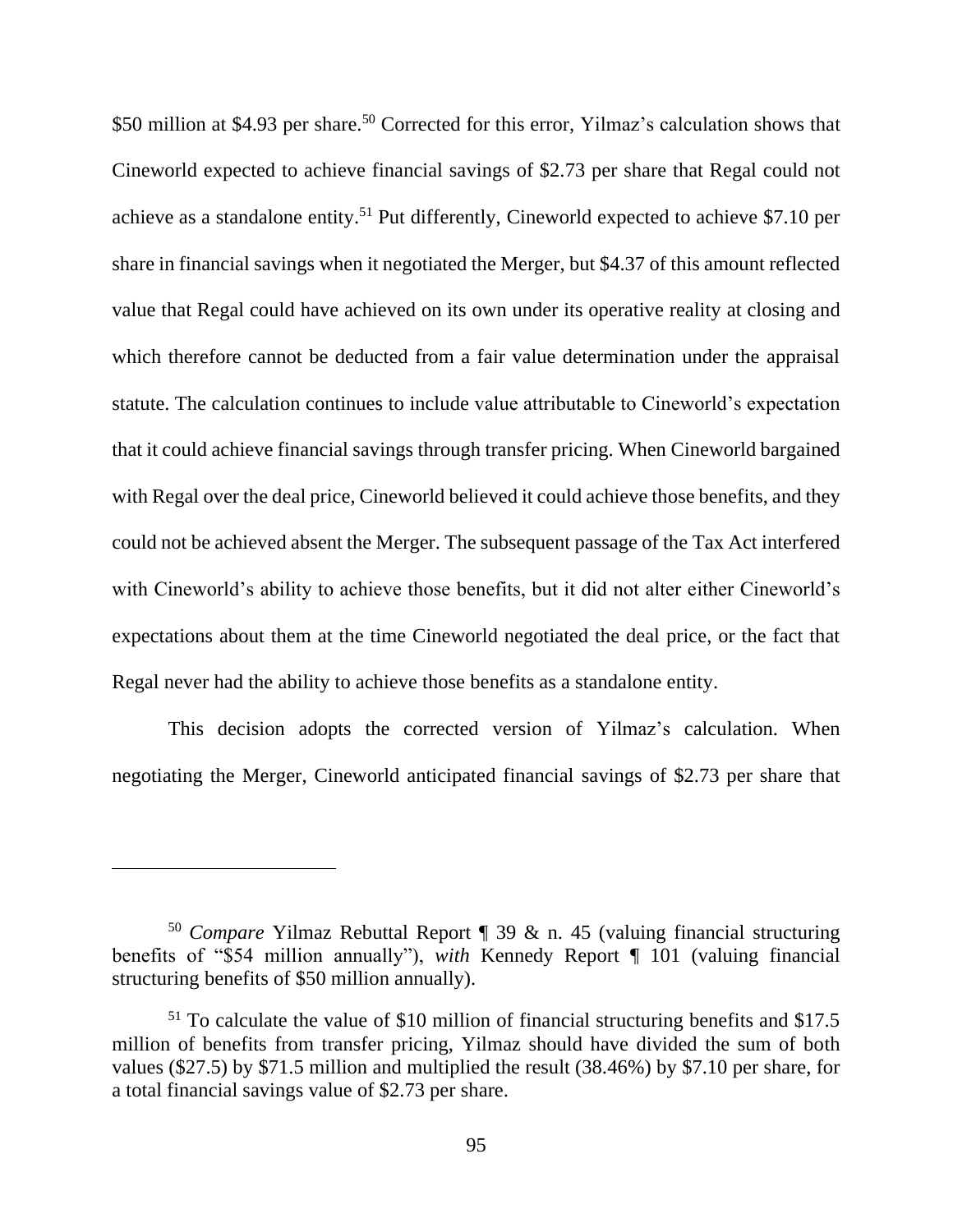\$50 million at \$4.93 per share.[50] Corrected for this error, Yilmaz's calculation shows that Cineworld expected to achieve financial savings of \$2.73 per share that Regal could not achieve as a standalone entity.[51] Put differently, Cineworld expected to achieve \$7.10 per share in financial savings when it negotiated the Merger, but \$4.37 of this amount reflected value that Regal could have achieved on its own under its operative reality at closing and which therefore cannot be deducted from a fair value determination under the appraisal statute. The calculation continues to include value attributable to Cineworld's expectation that it could achieve financial savings through transfer pricing. When Cineworld bargained with Regal over the deal price, Cineworld believed it could achieve those benefits, and they could not be achieved absent the Merger. The subsequent passage of the Tax Act interfered with Cineworld's ability to achieve those benefits, but it did not alter either Cineworld's expectations about them at the time Cineworld negotiated the deal price, or the fact that Regal never had the ability to achieve those benefits as a standalone entity.

This decision adopts the corrected version of Yilmaz's calculation. When negotiating the Merger, Cineworld anticipated financial savings of \$2.73 per share that

---

[50] *Compare* Yilmaz Rebuttal Report ¶ 39 & n. 45 (valuing financial structuring benefits of "\$54 million annually"), *with* Kennedy Report ¶ 101 (valuing financial structuring benefits of \$50 million annually).

[51] To calculate the value of \$10 million of financial structuring benefits and \$17.5 million of benefits from transfer pricing, Yilmaz should have divided the sum of both values (\$27.5) by \$71.5 million and multiplied the result (38.46%) by \$7.10 per share, for a total financial savings value of \$2.73 per share.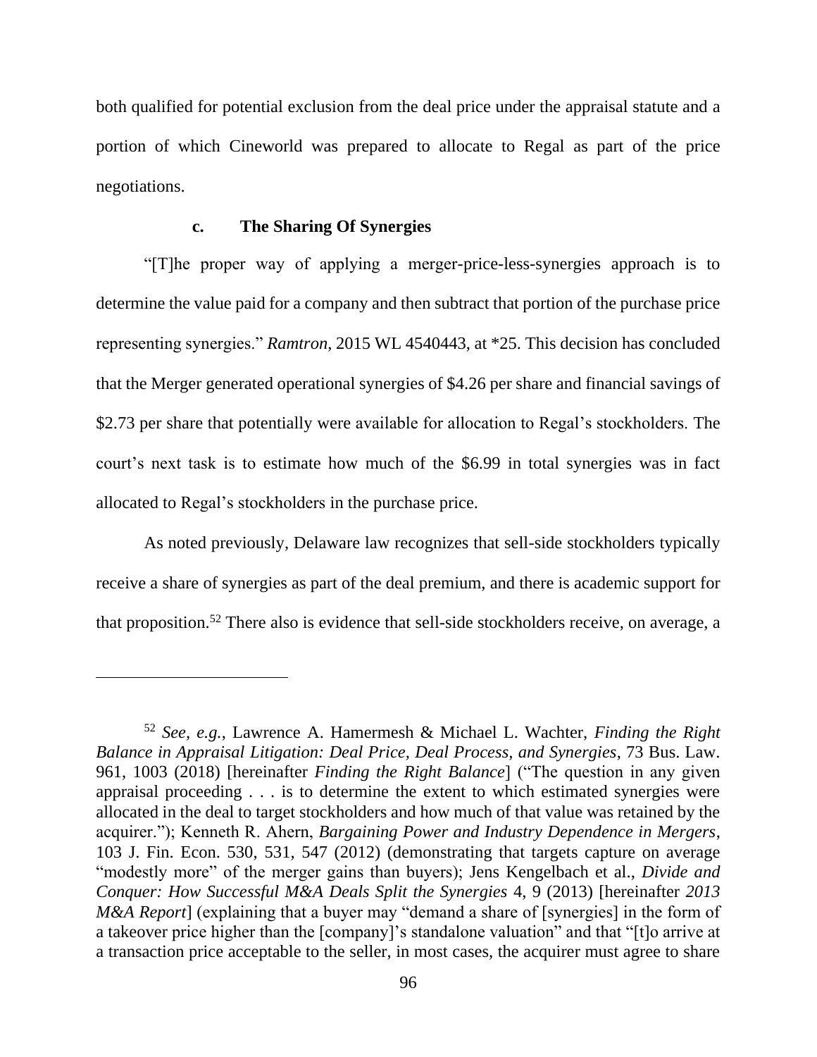both qualified for potential exclusion from the deal price under the appraisal statute and a portion of which Cineworld was prepared to allocate to Regal as part of the price negotiations.

#### c. The Sharing Of Synergies

"[T]he proper way of applying a merger-price-less-synergies approach is to determine the value paid for a company and then subtract that portion of the purchase price representing synergies." *Ramtron*, 2015 WL 4540443, at *25. This decision has concluded that the Merger generated operational synergies of $4.26 per share and financial savings of $2.73 per share that potentially were available for allocation to Regal's stockholders. The court's next task is to estimate how much of the $6.99 in total synergies was in fact allocated to Regal's stockholders in the purchase price.

As noted previously, Delaware law recognizes that sell-side stockholders typically receive a share of synergies as part of the deal premium, and there is academic support for that proposition.[52] There also is evidence that sell-side stockholders receive, on average, a

---

[52] *See, e.g.*, Lawrence A. Hamermesh & Michael L. Wachter, *Finding the Right Balance in Appraisal Litigation: Deal Price, Deal Process, and Synergies*, 73 Bus. Law. 961, 1003 (2018) [hereinafter *Finding the Right Balance*] ("The question in any given appraisal proceeding . . . is to determine the extent to which estimated synergies were allocated in the deal to target stockholders and how much of that value was retained by the acquirer."); Kenneth R. Ahern, *Bargaining Power and Industry Dependence in Mergers*, 103 J. Fin. Econ. 530, 531, 547 (2012) (demonstrating that targets capture on average "modestly more" of the merger gains than buyers); Jens Kengelbach et al., *Divide and Conquer: How Successful M&A Deals Split the Synergies* 4, 9 (2013) [hereinafter *2013 M&A Report*] (explaining that a buyer may "demand a share of [synergies] in the form of a takeover price higher than the [company]'s standalone valuation" and that "[t]o arrive at a transaction price acceptable to the seller, in most cases, the acquirer must agree to share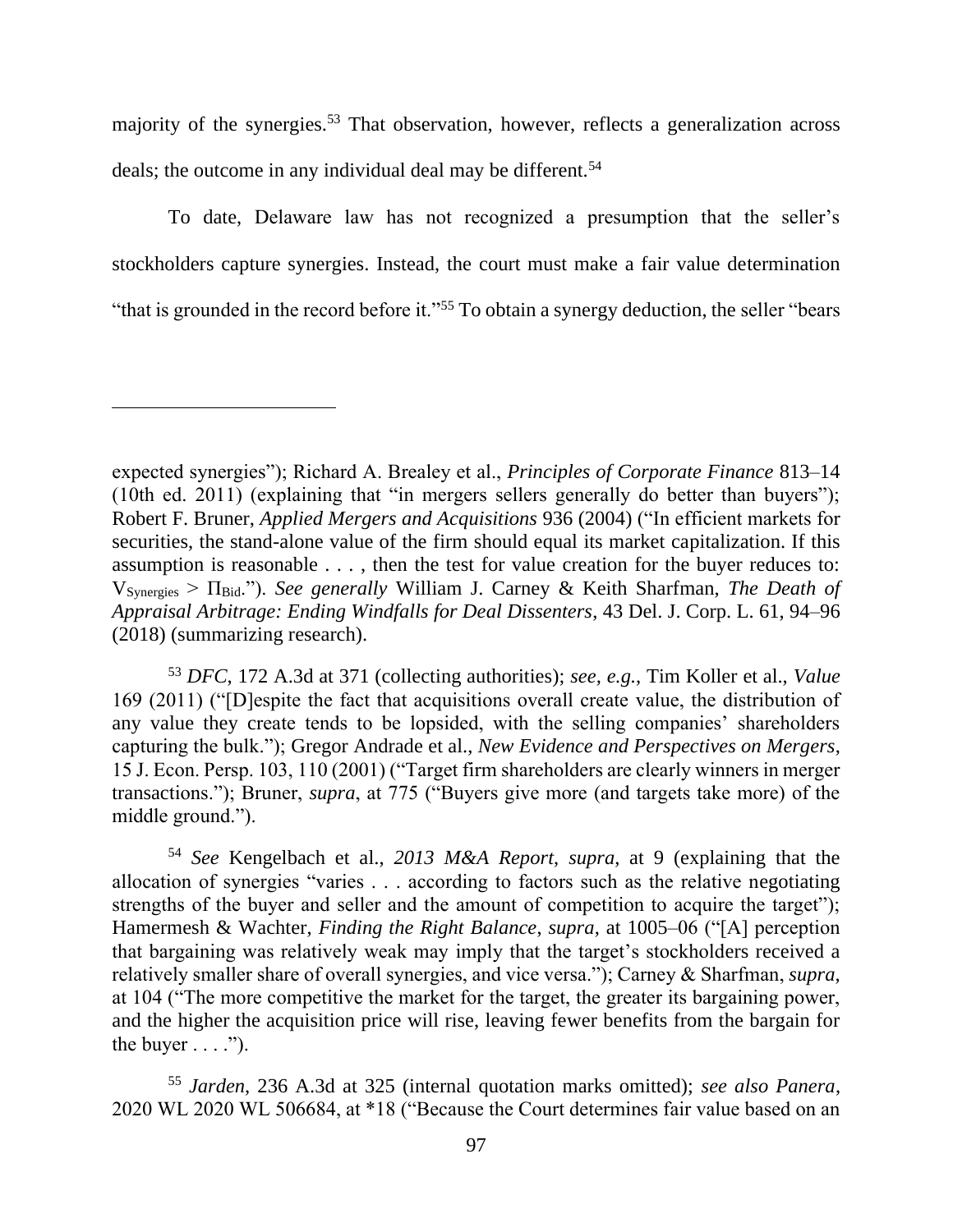majority of the synergies.[53] That observation, however, reflects a generalization across deals; the outcome in any individual deal may be different.[54]

To date, Delaware law has not recognized a presumption that the seller's stockholders capture synergies. Instead, the court must make a fair value determination "that is grounded in the record before it."[55] To obtain a synergy deduction, the seller "bears

---

expected synergies"); Richard A. Brealey et al., *Principles of Corporate Finance* 813–14 (10th ed. 2011) (explaining that "in mergers sellers generally do better than buyers"); Robert F. Bruner, *Applied Mergers and Acquisitions* 936 (2004) ("In efficient markets for securities, the stand-alone value of the firm should equal its market capitalization. If this assumption is reasonable . . . , then the test for value creation for the buyer reduces to: $V_{Synergies} > \Pi_{Bid}$."). *See generally* William J. Carney & Keith Sharfman, *The Death of Appraisal Arbitrage: Ending Windfalls for Deal Dissenters*, 43 Del. J. Corp. L. 61, 94–96 (2018) (summarizing research).

[53] *DFC*, 172 A.3d at 371 (collecting authorities); *see, e.g.*, Tim Koller et al., *Value* 169 (2011) ("[D]espite the fact that acquisitions overall create value, the distribution of any value they create tends to be lopsided, with the selling companies' shareholders capturing the bulk."); Gregor Andrade et al., *New Evidence and Perspectives on Mergers*, 15 J. Econ. Persp. 103, 110 (2001) ("Target firm shareholders are clearly winners in merger transactions."); Bruner, *supra*, at 775 ("Buyers give more (and targets take more) of the middle ground.").

[54] *See* Kengelbach et al., *2013 M&A Report*, *supra*, at 9 (explaining that the allocation of synergies "varies . . . according to factors such as the relative negotiating strengths of the buyer and seller and the amount of competition to acquire the target"); Hamermesh & Wachter, *Finding the Right Balance*, *supra*, at 1005–06 ("[A] perception that bargaining was relatively weak may imply that the target's stockholders received a relatively smaller share of overall synergies, and vice versa."); Carney & Sharfman, *supra*, at 104 ("The more competitive the market for the target, the greater its bargaining power, and the higher the acquisition price will rise, leaving fewer benefits from the bargain for the buyer . . . .").

[55] *Jarden*, 236 A.3d at 325 (internal quotation marks omitted); *see also Panera*, 2020 WL 2020 WL 506684, at *18 ("Because the Court determines fair value based on an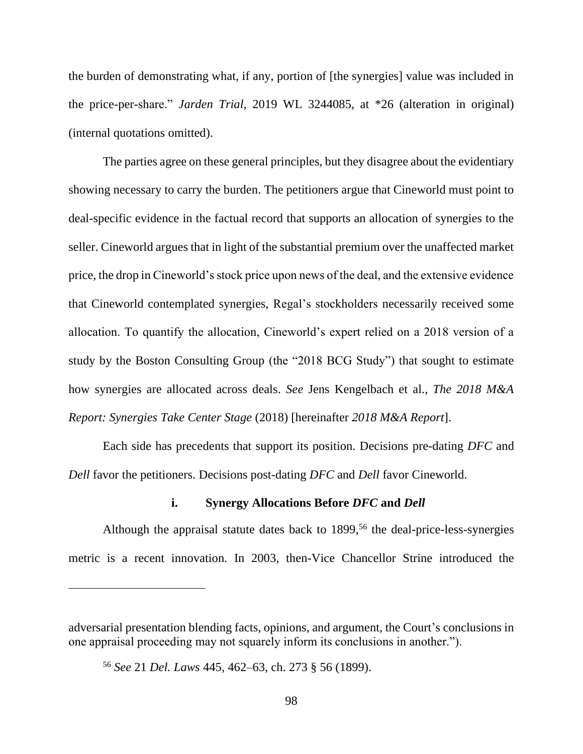the burden of demonstrating what, if any, portion of [the synergies] value was included in the price-per-share." *Jarden Trial*, 2019 WL 3244085, at *26 (alteration in original) (internal quotations omitted).

The parties agree on these general principles, but they disagree about the evidentiary showing necessary to carry the burden. The petitioners argue that Cineworld must point to deal-specific evidence in the factual record that supports an allocation of synergies to the seller. Cineworld argues that in light of the substantial premium over the unaffected market price, the drop in Cineworld's stock price upon news of the deal, and the extensive evidence that Cineworld contemplated synergies, Regal's stockholders necessarily received some allocation. To quantify the allocation, Cineworld's expert relied on a 2018 version of a study by the Boston Consulting Group (the "2018 BCG Study") that sought to estimate how synergies are allocated across deals. *See* Jens Kengelbach et al., *The 2018 M&A Report: Synergies Take Center Stage* (2018) [hereinafter *2018 M&A Report*].

Each side has precedents that support its position. Decisions pre-dating *DFC* and *Dell* favor the petitioners. Decisions post-dating *DFC* and *Dell* favor Cineworld.

#### i. Synergy Allocations Before *DFC* and *Dell*

Although the appraisal statute dates back to 1899,[56] the deal-price-less-synergies metric is a recent innovation. In 2003, then-Vice Chancellor Strine introduced the

---

adversarial presentation blending facts, opinions, and argument, the Court's conclusions in one appraisal proceeding may not squarely inform its conclusions in another.").

[56] *See* 21 *Del. Laws* 445, 462–63, ch. 273 § 56 (1899).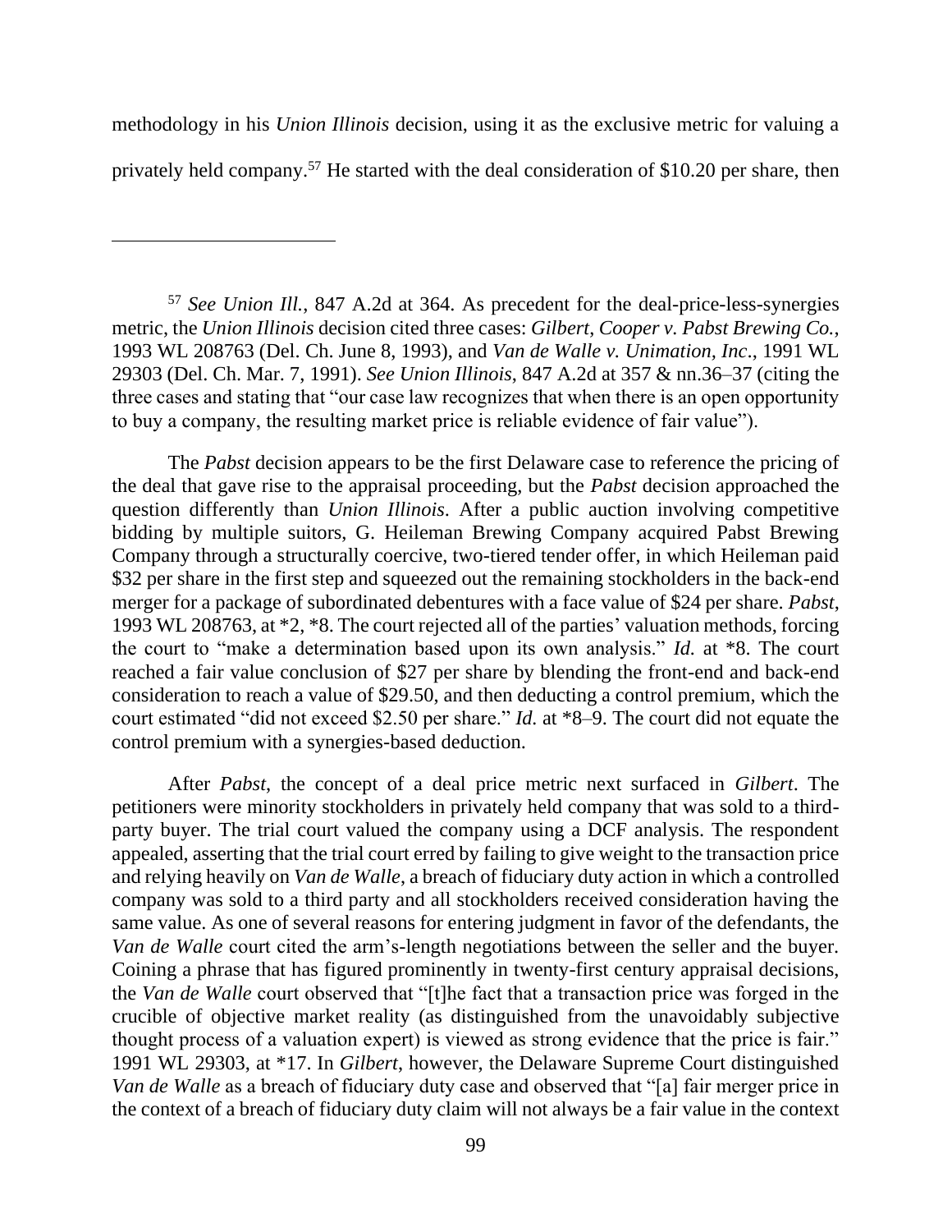methodology in his *Union Illinois* decision, using it as the exclusive metric for valuing a privately held company.[57] He started with the deal consideration of $10.20 per share, then

---

[57] *See Union Ill.*, 847 A.2d at 364. As precedent for the deal-price-less-synergies metric, the *Union Illinois* decision cited three cases: *Gilbert*, *Cooper v. Pabst Brewing Co.*, 1993 WL 208763 (Del. Ch. June 8, 1993), and *Van de Walle v. Unimation, Inc.*, 1991 WL 29303 (Del. Ch. Mar. 7, 1991). *See Union Illinois*, 847 A.2d at 357 & nn.36–37 (citing the three cases and stating that "our case law recognizes that when there is an open opportunity to buy a company, the resulting market price is reliable evidence of fair value").

The *Pabst* decision appears to be the first Delaware case to reference the pricing of the deal that gave rise to the appraisal proceeding, but the *Pabst* decision approached the question differently than *Union Illinois*. After a public auction involving competitive bidding by multiple suitors, G. Heileman Brewing Company acquired Pabst Brewing Company through a structurally coercive, two-tiered tender offer, in which Heileman paid $32 per share in the first step and squeezed out the remaining stockholders in the back-end merger for a package of subordinated debentures with a face value of $24 per share. *Pabst*, 1993 WL 208763, at *2, *8. The court rejected all of the parties' valuation methods, forcing the court to "make a determination based upon its own analysis." *Id.* at *8. The court reached a fair value conclusion of $27 per share by blending the front-end and back-end consideration to reach a value of $29.50, and then deducting a control premium, which the court estimated "did not exceed $2.50 per share." *Id.* at *8–9. The court did not equate the control premium with a synergies-based deduction.

After *Pabst*, the concept of a deal price metric next surfaced in *Gilbert*. The petitioners were minority stockholders in privately held company that was sold to a third-party buyer. The trial court valued the company using a DCF analysis. The respondent appealed, asserting that the trial court erred by failing to give weight to the transaction price and relying heavily on *Van de Walle*, a breach of fiduciary duty action in which a controlled company was sold to a third party and all stockholders received consideration having the same value. As one of several reasons for entering judgment in favor of the defendants, the *Van de Walle* court cited the arm's-length negotiations between the seller and the buyer. Coining a phrase that has figured prominently in twenty-first century appraisal decisions, the *Van de Walle* court observed that "[t]he fact that a transaction price was forged in the crucible of objective market reality (as distinguished from the unavoidably subjective thought process of a valuation expert) is viewed as strong evidence that the price is fair." 1991 WL 29303, at *17. In *Gilbert*, however, the Delaware Supreme Court distinguished *Van de Walle* as a breach of fiduciary duty case and observed that "[a] fair merger price in the context of a breach of fiduciary duty claim will not always be a fair value in the context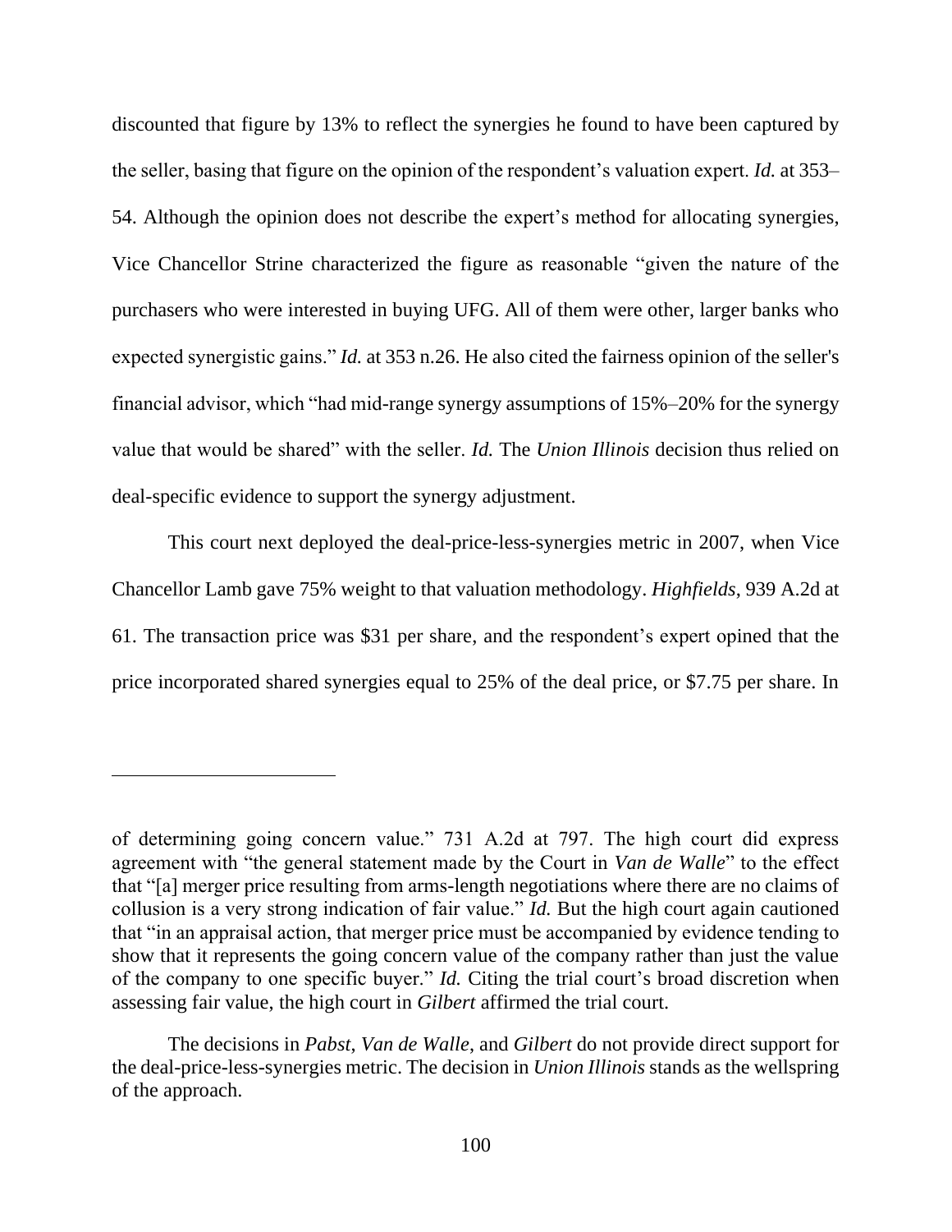discounted that figure by 13% to reflect the synergies he found to have been captured by the seller, basing that figure on the opinion of the respondent's valuation expert. *Id.* at 353–54. Although the opinion does not describe the expert's method for allocating synergies, Vice Chancellor Strine characterized the figure as reasonable "given the nature of the purchasers who were interested in buying UFG. All of them were other, larger banks who expected synergistic gains." *Id.* at 353 n.26. He also cited the fairness opinion of the seller's financial advisor, which "had mid-range synergy assumptions of 15%–20% for the synergy value that would be shared" with the seller. *Id.* The *Union Illinois* decision thus relied on deal-specific evidence to support the synergy adjustment.

This court next deployed the deal-price-less-synergies metric in 2007, when Vice Chancellor Lamb gave 75% weight to that valuation methodology. *Highfields*, 939 A.2d at 61. The transaction price was $31 per share, and the respondent's expert opined that the price incorporated shared synergies equal to 25% of the deal price, or $7.75 per share. In

---

of determining going concern value." 731 A.2d at 797. The high court did express agreement with "the general statement made by the Court in *Van de Walle*" to the effect that "[a] merger price resulting from arms-length negotiations where there are no claims of collusion is a very strong indication of fair value." *Id.* But the high court again cautioned that "in an appraisal action, that merger price must be accompanied by evidence tending to show that it represents the going concern value of the company rather than just the value of the company to one specific buyer." *Id.* Citing the trial court's broad discretion when assessing fair value, the high court in *Gilbert* affirmed the trial court.

The decisions in *Pabst*, *Van de Walle*, and *Gilbert* do not provide direct support for the deal-price-less-synergies metric. The decision in *Union Illinois* stands as the wellspring of the approach.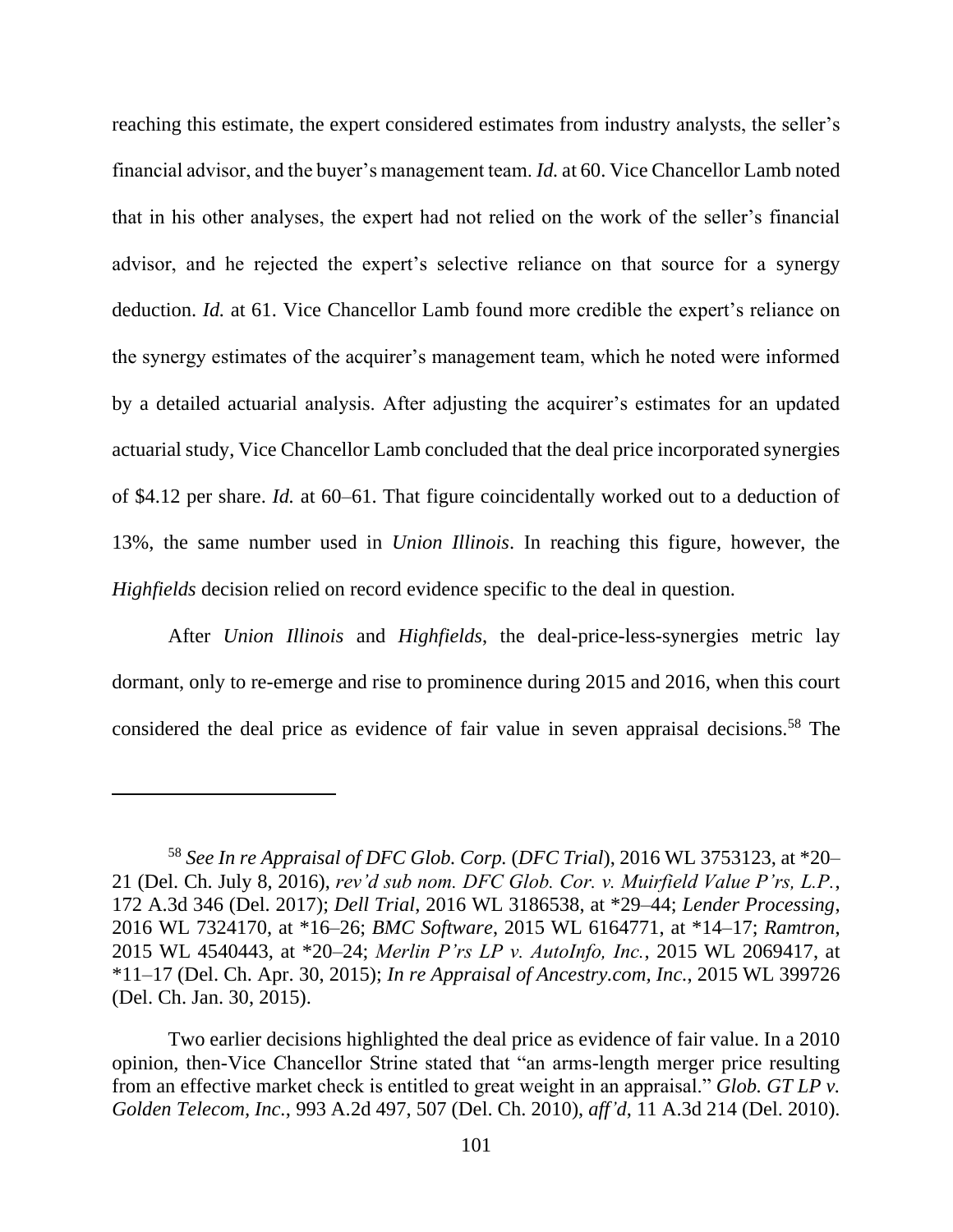reaching this estimate, the expert considered estimates from industry analysts, the seller's financial advisor, and the buyer's management team. *Id.* at 60. Vice Chancellor Lamb noted that in his other analyses, the expert had not relied on the work of the seller's financial advisor, and he rejected the expert's selective reliance on that source for a synergy deduction. *Id.* at 61. Vice Chancellor Lamb found more credible the expert's reliance on the synergy estimates of the acquirer's management team, which he noted were informed by a detailed actuarial analysis. After adjusting the acquirer's estimates for an updated actuarial study, Vice Chancellor Lamb concluded that the deal price incorporated synergies of $4.12 per share. *Id.* at 60–61. That figure coincidentally worked out to a deduction of 13%, the same number used in *Union Illinois*. In reaching this figure, however, the *Highfields* decision relied on record evidence specific to the deal in question.

After *Union Illinois* and *Highfields*, the deal-price-less-synergies metric lay dormant, only to re-emerge and rise to prominence during 2015 and 2016, when this court considered the deal price as evidence of fair value in seven appraisal decisions.[58] The

---

[58] *See In re Appraisal of DFC Glob. Corp.* (*DFC Trial*), 2016 WL 3753123, at *20–21 (Del. Ch. July 8, 2016), *rev'd sub nom. DFC Glob. Cor. v. Muirfield Value P'rs, L.P.*, 172 A.3d 346 (Del. 2017); *Dell Trial*, 2016 WL 3186538, at *29–44; *Lender Processing*, 2016 WL 7324170, at *16–26; *BMC Software*, 2015 WL 6164771, at *14–17; *Ramtron*, 2015 WL 4540443, at *20–24; *Merlin P'rs LP v. AutoInfo, Inc.*, 2015 WL 2069417, at *11–17 (Del. Ch. Apr. 30, 2015); *In re Appraisal of Ancestry.com, Inc.*, 2015 WL 399726 (Del. Ch. Jan. 30, 2015).

Two earlier decisions highlighted the deal price as evidence of fair value. In a 2010 opinion, then-Vice Chancellor Strine stated that "an arms-length merger price resulting from an effective market check is entitled to great weight in an appraisal." *Glob. GT LP v. Golden Telecom, Inc.*, 993 A.2d 497, 507 (Del. Ch. 2010), *aff'd*, 11 A.3d 214 (Del. 2010).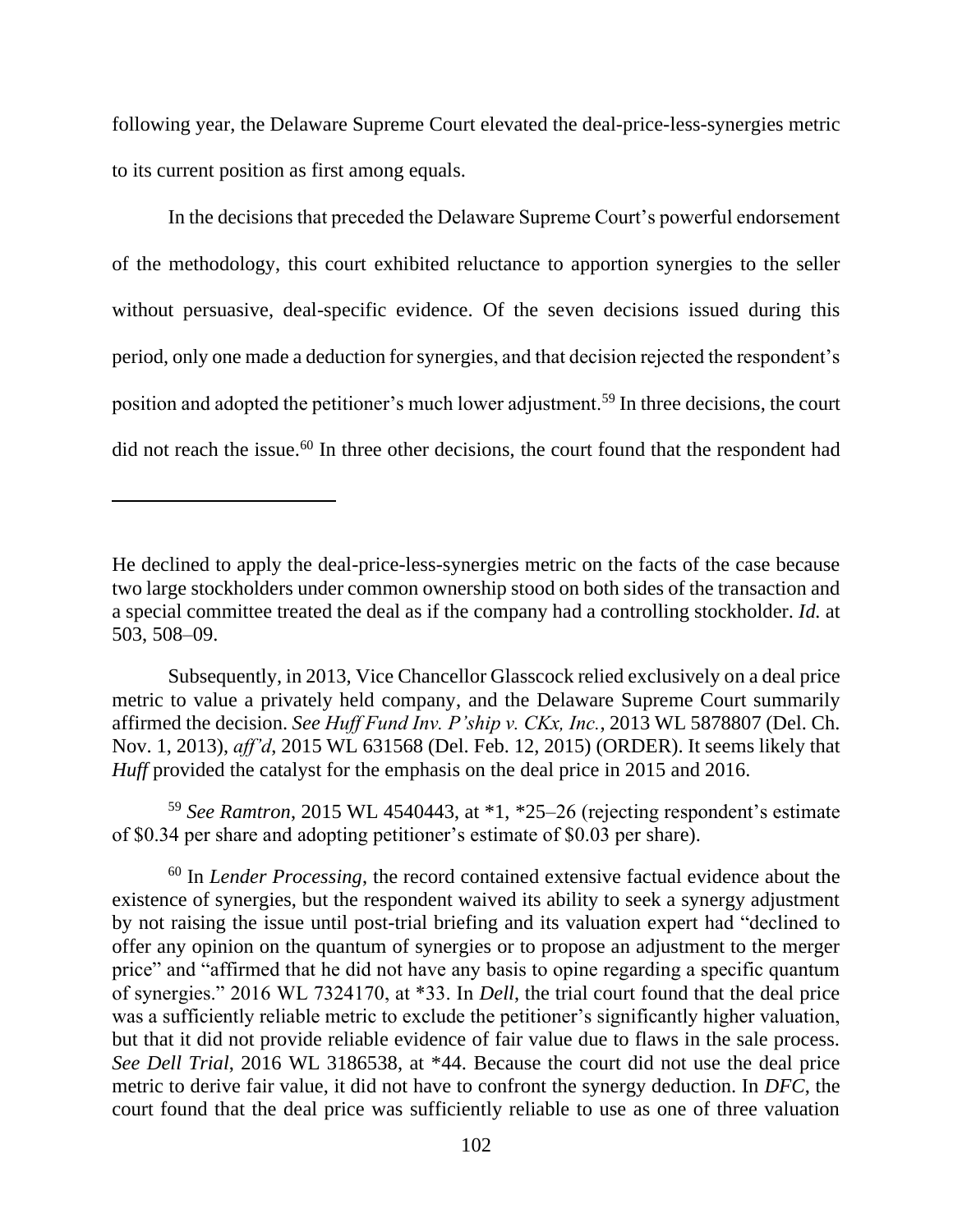following year, the Delaware Supreme Court elevated the deal-price-less-synergies metric to its current position as first among equals.

In the decisions that preceded the Delaware Supreme Court's powerful endorsement of the methodology, this court exhibited reluctance to apportion synergies to the seller without persuasive, deal-specific evidence. Of the seven decisions issued during this period, only one made a deduction for synergies, and that decision rejected the respondent's position and adopted the petitioner's much lower adjustment.[59] In three decisions, the court did not reach the issue.[60] In three other decisions, the court found that the respondent had

---

He declined to apply the deal-price-less-synergies metric on the facts of the case because two large stockholders under common ownership stood on both sides of the transaction and a special committee treated the deal as if the company had a controlling stockholder. *Id.* at 503, 508–09.

Subsequently, in 2013, Vice Chancellor Glasscock relied exclusively on a deal price metric to value a privately held company, and the Delaware Supreme Court summarily affirmed the decision. *See Huff Fund Inv. P'ship v. CKx, Inc.*, 2013 WL 5878807 (Del. Ch. Nov. 1, 2013), *aff'd*, 2015 WL 631568 (Del. Feb. 12, 2015) (ORDER). It seems likely that *Huff* provided the catalyst for the emphasis on the deal price in 2015 and 2016.

[59] *See Ramtron*, 2015 WL 4540443, at *1, *25–26 (rejecting respondent's estimate of $0.34 per share and adopting petitioner's estimate of $0.03 per share).

[60] In *Lender Processing*, the record contained extensive factual evidence about the existence of synergies, but the respondent waived its ability to seek a synergy adjustment by not raising the issue until post-trial briefing and its valuation expert had "declined to offer any opinion on the quantum of synergies or to propose an adjustment to the merger price" and "affirmed that he did not have any basis to opine regarding a specific quantum of synergies." 2016 WL 7324170, at *33. In *Dell*, the trial court found that the deal price was a sufficiently reliable metric to exclude the petitioner's significantly higher valuation, but that it did not provide reliable evidence of fair value due to flaws in the sale process. *See Dell Trial*, 2016 WL 3186538, at *44. Because the court did not use the deal price metric to derive fair value, it did not have to confront the synergy deduction. In *DFC*, the court found that the deal price was sufficiently reliable to use as one of three valuation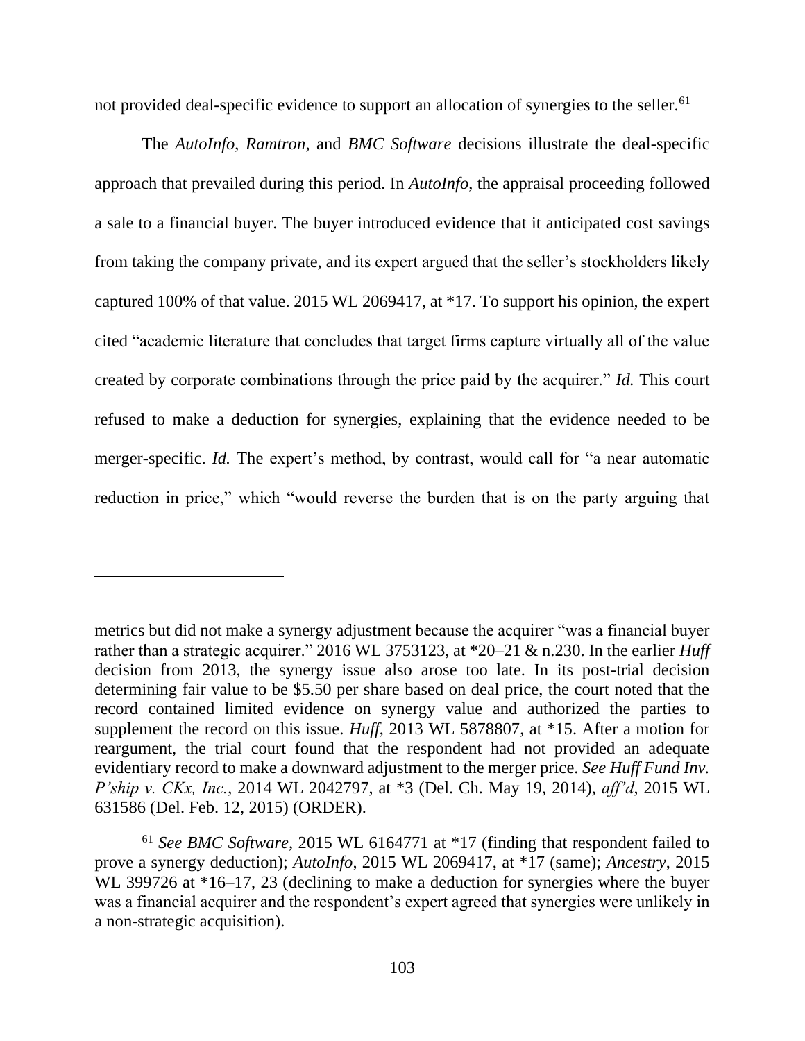not provided deal-specific evidence to support an allocation of synergies to the seller.[61]

The *AutoInfo*, *Ramtron*, and *BMC Software* decisions illustrate the deal-specific approach that prevailed during this period. In *AutoInfo*, the appraisal proceeding followed a sale to a financial buyer. The buyer introduced evidence that it anticipated cost savings from taking the company private, and its expert argued that the seller's stockholders likely captured 100% of that value. 2015 WL 2069417, at *17. To support his opinion, the expert cited "academic literature that concludes that target firms capture virtually all of the value created by corporate combinations through the price paid by the acquirer." *Id.* This court refused to make a deduction for synergies, explaining that the evidence needed to be merger-specific. *Id.* The expert's method, by contrast, would call for "a near automatic reduction in price," which "would reverse the burden that is on the party arguing that

---

metrics but did not make a synergy adjustment because the acquirer "was a financial buyer rather than a strategic acquirer." 2016 WL 3753123, at *20–21 & n.230. In the earlier *Huff* decision from 2013, the synergy issue also arose too late. In its post-trial decision determining fair value to be $5.50 per share based on deal price, the court noted that the record contained limited evidence on synergy value and authorized the parties to supplement the record on this issue. *Huff*, 2013 WL 5878807, at *15. After a motion for reargument, the trial court found that the respondent had not provided an adequate evidentiary record to make a downward adjustment to the merger price. *See Huff Fund Inv. P'ship v. CKx, Inc.*, 2014 WL 2042797, at *3 (Del. Ch. May 19, 2014), *aff'd*, 2015 WL 631586 (Del. Feb. 12, 2015) (ORDER).

[61] *See BMC Software*, 2015 WL 6164771 at *17 (finding that respondent failed to prove a synergy deduction); *AutoInfo*, 2015 WL 2069417, at *17 (same); *Ancestry*, 2015 WL 399726 at *16–17, 23 (declining to make a deduction for synergies where the buyer was a financial acquirer and the respondent's expert agreed that synergies were unlikely in a non-strategic acquisition).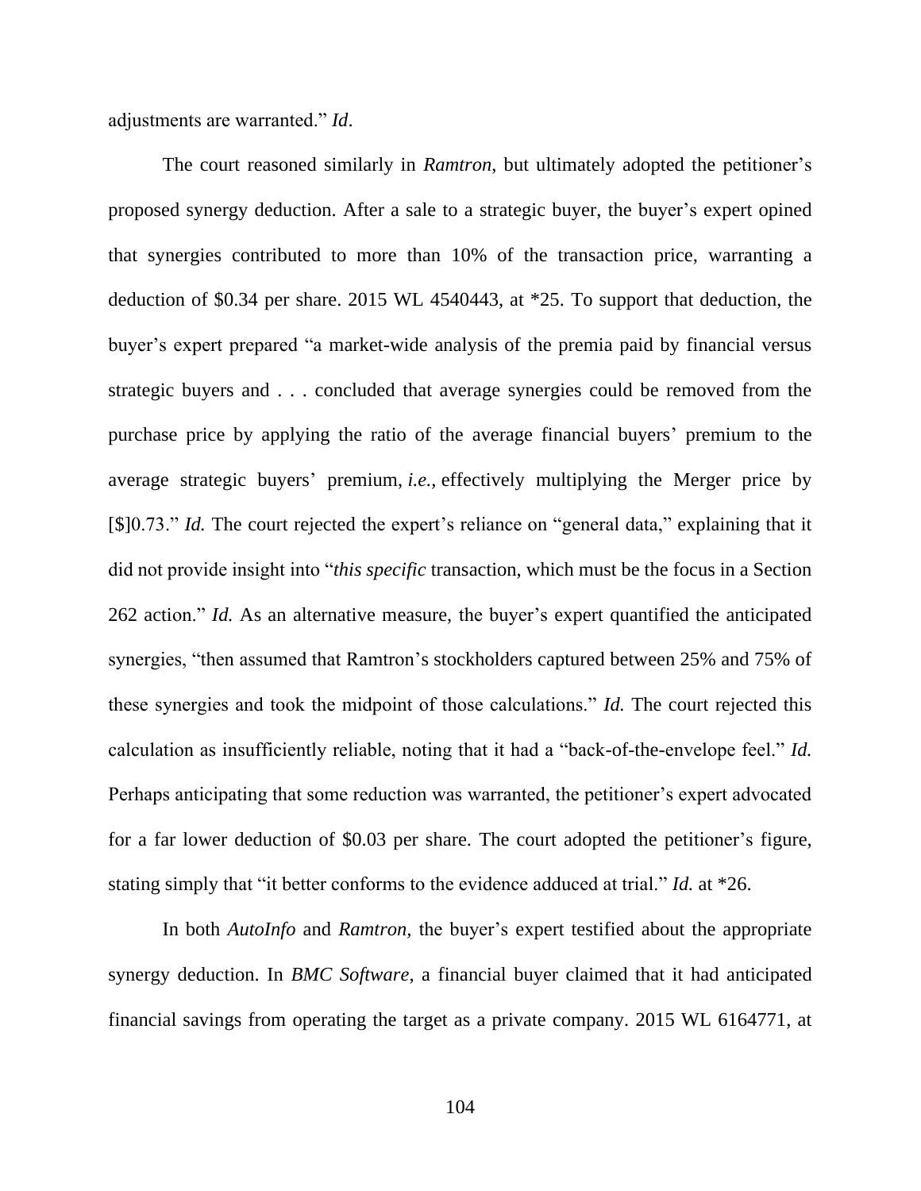adjustments are warranted." *Id*.

The court reasoned similarly in *Ramtron*, but ultimately adopted the petitioner's proposed synergy deduction. After a sale to a strategic buyer, the buyer's expert opined that synergies contributed to more than 10% of the transaction price, warranting a deduction of $0.34 per share. 2015 WL 4540443, at *25. To support that deduction, the buyer's expert prepared "a market-wide analysis of the premia paid by financial versus strategic buyers and . . . concluded that average synergies could be removed from the purchase price by applying the ratio of the average financial buyers' premium to the average strategic buyers' premium, *i.e.*, effectively multiplying the Merger price by [$]0.73." *Id.* The court rejected the expert's reliance on "general data," explaining that it did not provide insight into "*this specific* transaction, which must be the focus in a Section 262 action." *Id.* As an alternative measure, the buyer's expert quantified the anticipated synergies, "then assumed that Ramtron's stockholders captured between 25% and 75% of these synergies and took the midpoint of those calculations." *Id.* The court rejected this calculation as insufficiently reliable, noting that it had a "back-of-the-envelope feel." *Id.* Perhaps anticipating that some reduction was warranted, the petitioner's expert advocated for a far lower deduction of $0.03 per share. The court adopted the petitioner's figure, stating simply that "it better conforms to the evidence adduced at trial." *Id.* at *26.

In both *AutoInfo* and *Ramtron*, the buyer's expert testified about the appropriate synergy deduction. In *BMC Software*, a financial buyer claimed that it had anticipated financial savings from operating the target as a private company. 2015 WL 6164771, at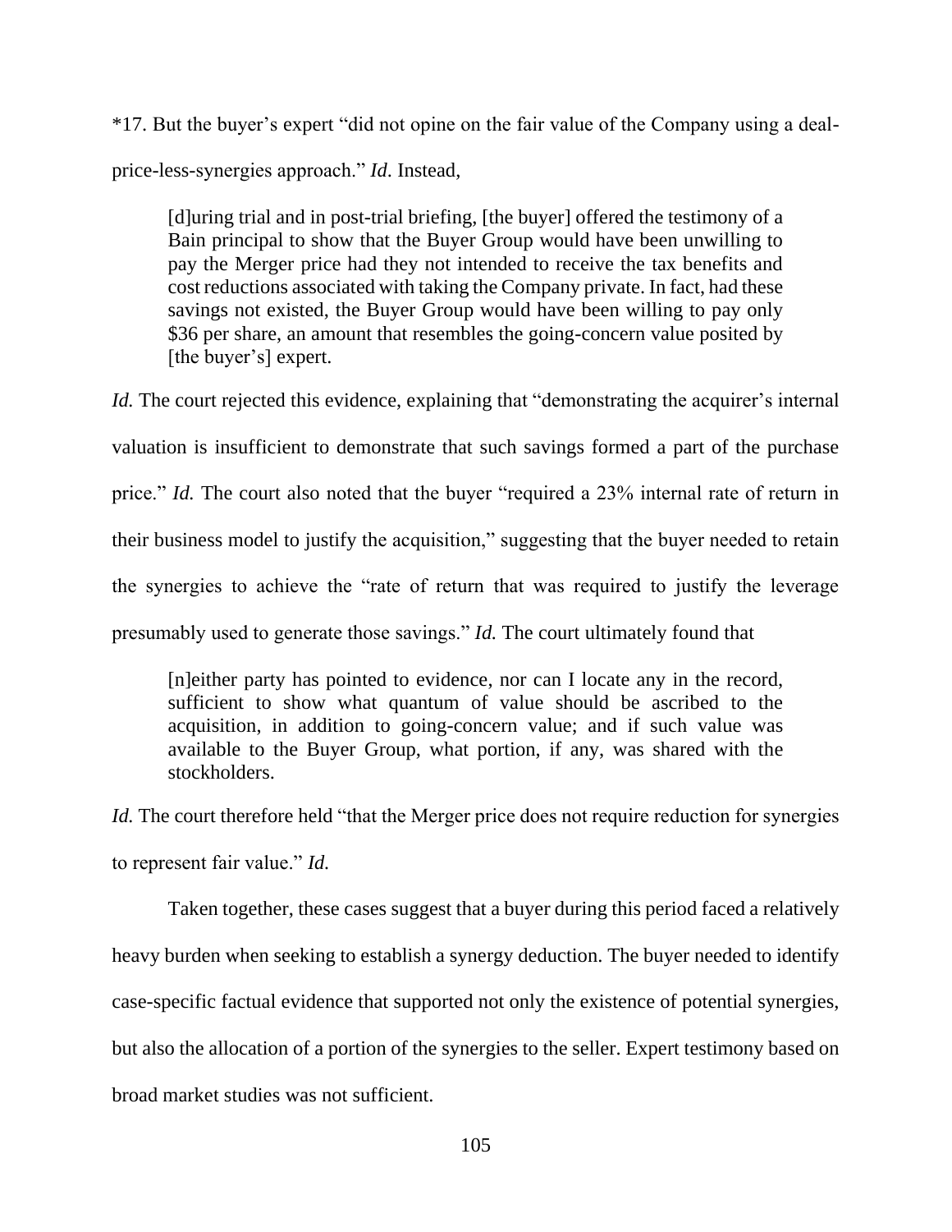*17. But the buyer's expert "did not opine on the fair value of the Company using a deal-price-less-synergies approach." *Id*. Instead,

> [d]uring trial and in post-trial briefing, [the buyer] offered the testimony of a Bain principal to show that the Buyer Group would have been unwilling to pay the Merger price had they not intended to receive the tax benefits and cost reductions associated with taking the Company private. In fact, had these savings not existed, the Buyer Group would have been willing to pay only $36 per share, an amount that resembles the going-concern value posited by [the buyer's] expert.

*Id.* The court rejected this evidence, explaining that "demonstrating the acquirer's internal valuation is insufficient to demonstrate that such savings formed a part of the purchase price." *Id.* The court also noted that the buyer "required a 23% internal rate of return in their business model to justify the acquisition," suggesting that the buyer needed to retain the synergies to achieve the "rate of return that was required to justify the leverage presumably used to generate those savings." *Id.* The court ultimately found that

> [n]either party has pointed to evidence, nor can I locate any in the record, sufficient to show what quantum of value should be ascribed to the acquisition, in addition to going-concern value; and if such value was available to the Buyer Group, what portion, if any, was shared with the stockholders.

*Id.* The court therefore held "that the Merger price does not require reduction for synergies to represent fair value." *Id.*

Taken together, these cases suggest that a buyer during this period faced a relatively heavy burden when seeking to establish a synergy deduction. The buyer needed to identify case-specific factual evidence that supported not only the existence of potential synergies, but also the allocation of a portion of the synergies to the seller. Expert testimony based on broad market studies was not sufficient.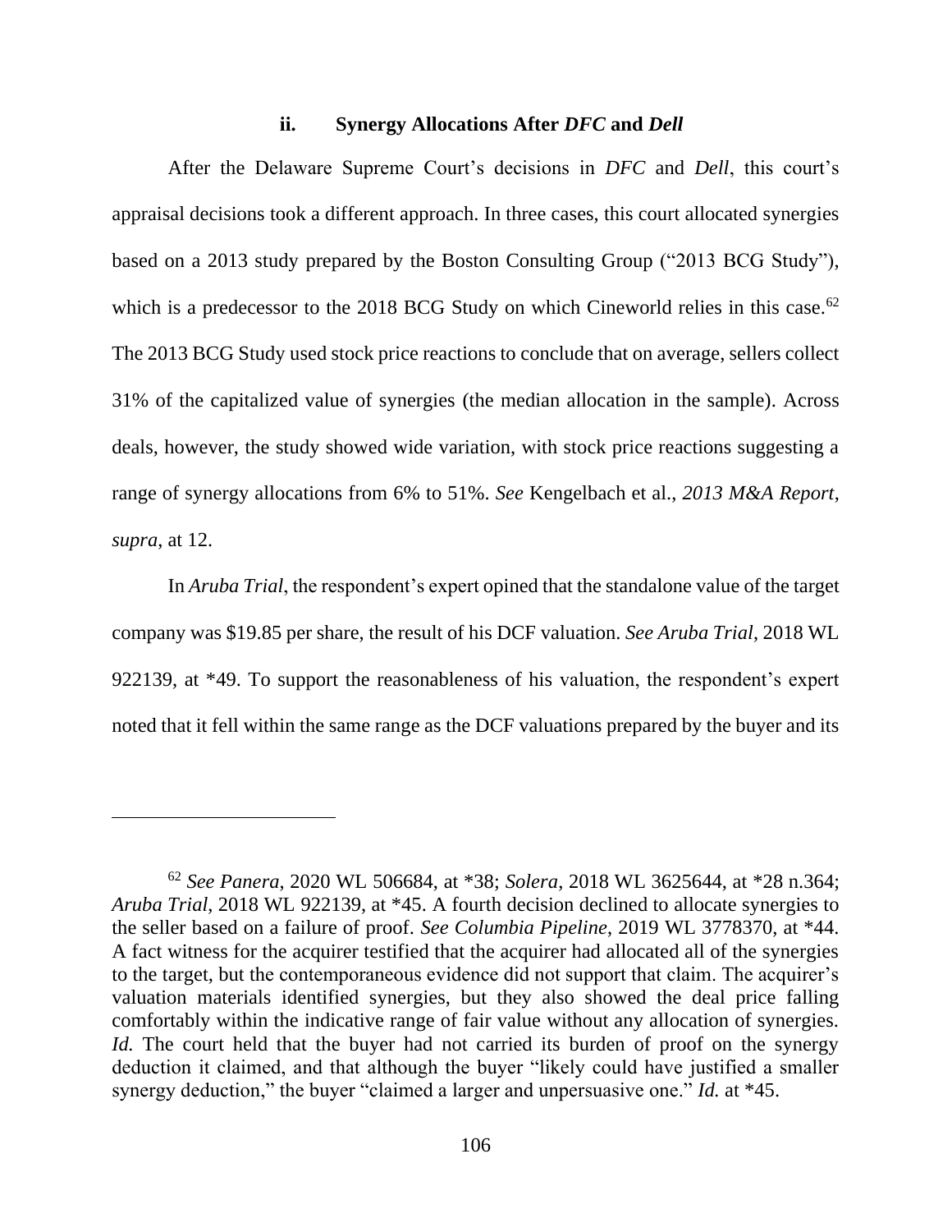### ii. Synergy Allocations After *DFC* and *Dell*

After the Delaware Supreme Court's decisions in *DFC* and *Dell*, this court's appraisal decisions took a different approach. In three cases, this court allocated synergies based on a 2013 study prepared by the Boston Consulting Group ("2013 BCG Study"), which is a predecessor to the 2018 BCG Study on which Cineworld relies in this case.[62] The 2013 BCG Study used stock price reactions to conclude that on average, sellers collect 31% of the capitalized value of synergies (the median allocation in the sample). Across deals, however, the study showed wide variation, with stock price reactions suggesting a range of synergy allocations from 6% to 51%. *See* Kengelbach et al., *2013 M&A Report*, *supra*, at 12.

In *Aruba Trial*, the respondent's expert opined that the standalone value of the target company was $19.85 per share, the result of his DCF valuation. *See Aruba Trial*, 2018 WL 922139, at *49. To support the reasonableness of his valuation, the respondent's expert noted that it fell within the same range as the DCF valuations prepared by the buyer and its

---

[62] *See Panera*, 2020 WL 506684, at *38; *Solera*, 2018 WL 3625644, at *28 n.364; *Aruba Trial*, 2018 WL 922139, at *45. A fourth decision declined to allocate synergies to the seller based on a failure of proof. *See Columbia Pipeline*, 2019 WL 3778370, at *44. A fact witness for the acquirer testified that the acquirer had allocated all of the synergies to the target, but the contemporaneous evidence did not support that claim. The acquirer's valuation materials identified synergies, but they also showed the deal price falling comfortably within the indicative range of fair value without any allocation of synergies. *Id.* The court held that the buyer had not carried its burden of proof on the synergy deduction it claimed, and that although the buyer "likely could have justified a smaller synergy deduction," the buyer "claimed a larger and unpersuasive one." *Id.* at *45.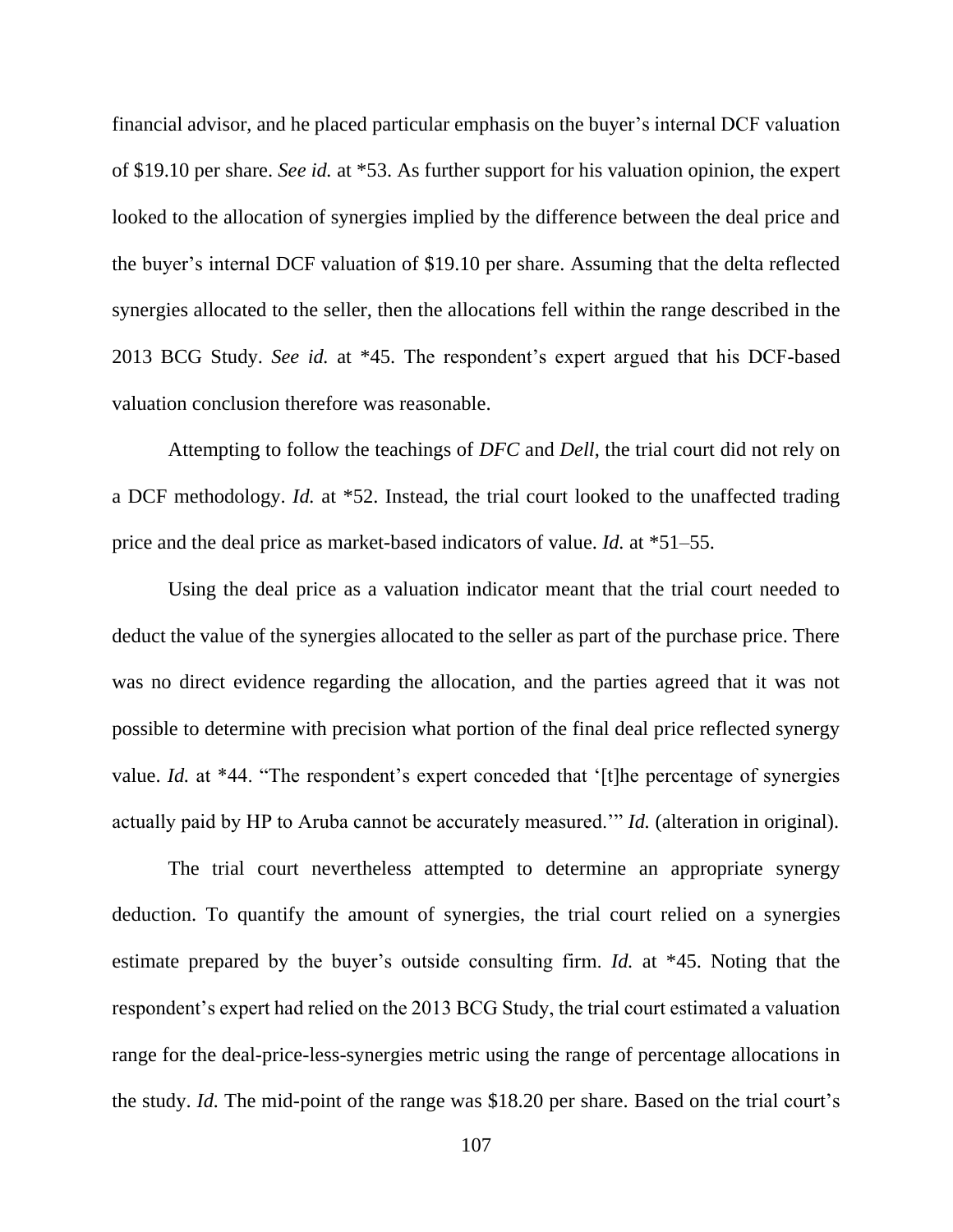financial advisor, and he placed particular emphasis on the buyer's internal DCF valuation of $19.10 per share. *See id.* at *53. As further support for his valuation opinion, the expert looked to the allocation of synergies implied by the difference between the deal price and the buyer's internal DCF valuation of $19.10 per share. Assuming that the delta reflected synergies allocated to the seller, then the allocations fell within the range described in the 2013 BCG Study. *See id.* at *45. The respondent's expert argued that his DCF-based valuation conclusion therefore was reasonable.

Attempting to follow the teachings of *DFC* and *Dell*, the trial court did not rely on a DCF methodology. *Id.* at *52. Instead, the trial court looked to the unaffected trading price and the deal price as market-based indicators of value. *Id.* at *51–55.

Using the deal price as a valuation indicator meant that the trial court needed to deduct the value of the synergies allocated to the seller as part of the purchase price. There was no direct evidence regarding the allocation, and the parties agreed that it was not possible to determine with precision what portion of the final deal price reflected synergy value. *Id.* at *44. "The respondent's expert conceded that '[t]he percentage of synergies actually paid by HP to Aruba cannot be accurately measured.'" *Id.* (alteration in original).

The trial court nevertheless attempted to determine an appropriate synergy deduction. To quantify the amount of synergies, the trial court relied on a synergies estimate prepared by the buyer's outside consulting firm. *Id.* at *45. Noting that the respondent's expert had relied on the 2013 BCG Study, the trial court estimated a valuation range for the deal-price-less-synergies metric using the range of percentage allocations in the study. *Id.* The mid-point of the range was $18.20 per share. Based on the trial court's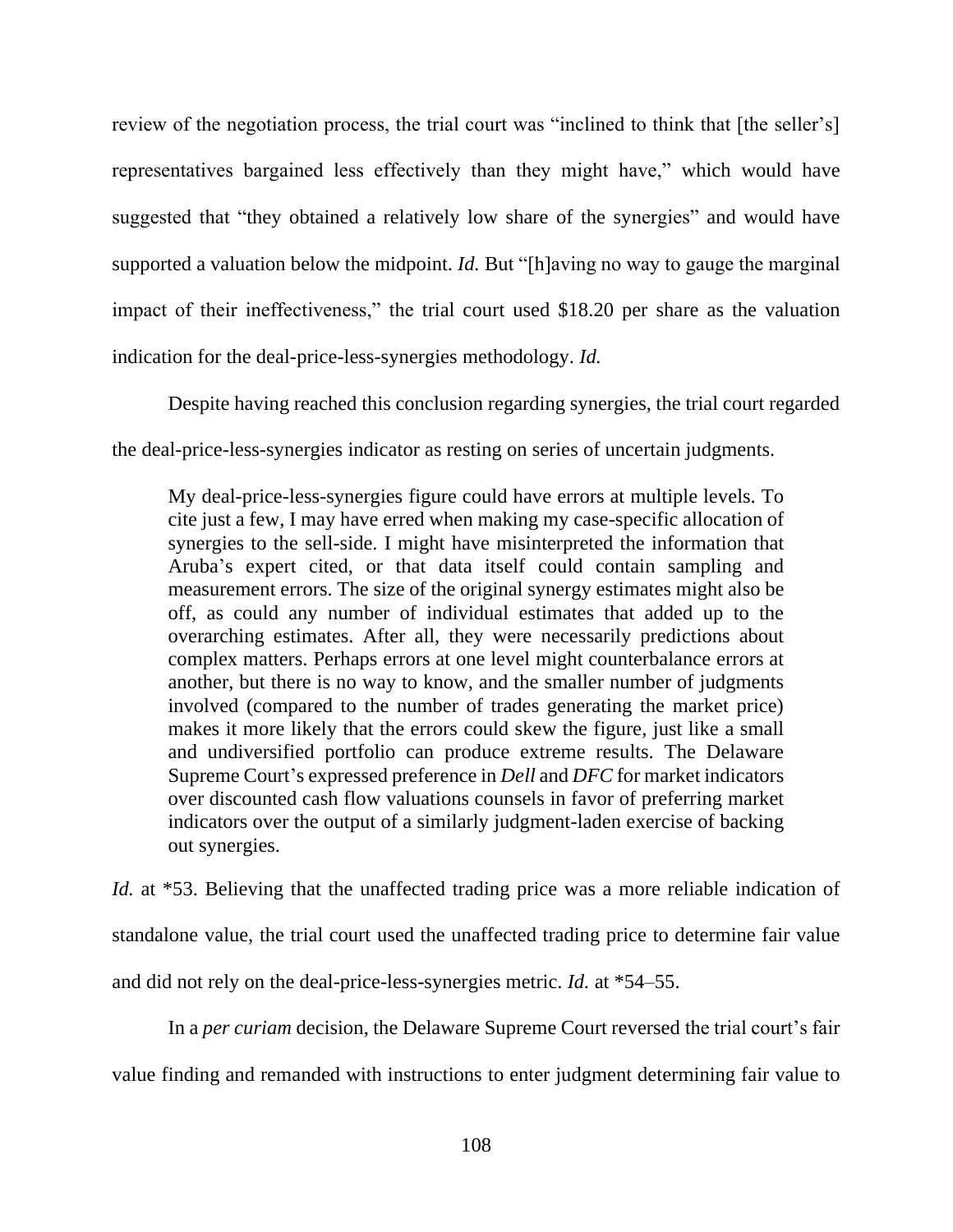review of the negotiation process, the trial court was "inclined to think that [the seller's] representatives bargained less effectively than they might have," which would have suggested that "they obtained a relatively low share of the synergies" and would have supported a valuation below the midpoint. *Id.* But "[h]aving no way to gauge the marginal impact of their ineffectiveness," the trial court used $18.20 per share as the valuation indication for the deal-price-less-synergies methodology. *Id.*

Despite having reached this conclusion regarding synergies, the trial court regarded the deal-price-less-synergies indicator as resting on series of uncertain judgments.

> My deal-price-less-synergies figure could have errors at multiple levels. To cite just a few, I may have erred when making my case-specific allocation of synergies to the sell-side. I might have misinterpreted the information that Aruba's expert cited, or that data itself could contain sampling and measurement errors. The size of the original synergy estimates might also be off, as could any number of individual estimates that added up to the overarching estimates. After all, they were necessarily predictions about complex matters. Perhaps errors at one level might counterbalance errors at another, but there is no way to know, and the smaller number of judgments involved (compared to the number of trades generating the market price) makes it more likely that the errors could skew the figure, just like a small and undiversified portfolio can produce extreme results. The Delaware Supreme Court's expressed preference in *Dell* and *DFC* for market indicators over discounted cash flow valuations counsels in favor of preferring market indicators over the output of a similarly judgment-laden exercise of backing out synergies.

*Id.* at *53. Believing that the unaffected trading price was a more reliable indication of standalone value, the trial court used the unaffected trading price to determine fair value and did not rely on the deal-price-less-synergies metric. *Id.* at *54–55.

In a *per curiam* decision, the Delaware Supreme Court reversed the trial court's fair value finding and remanded with instructions to enter judgment determining fair value to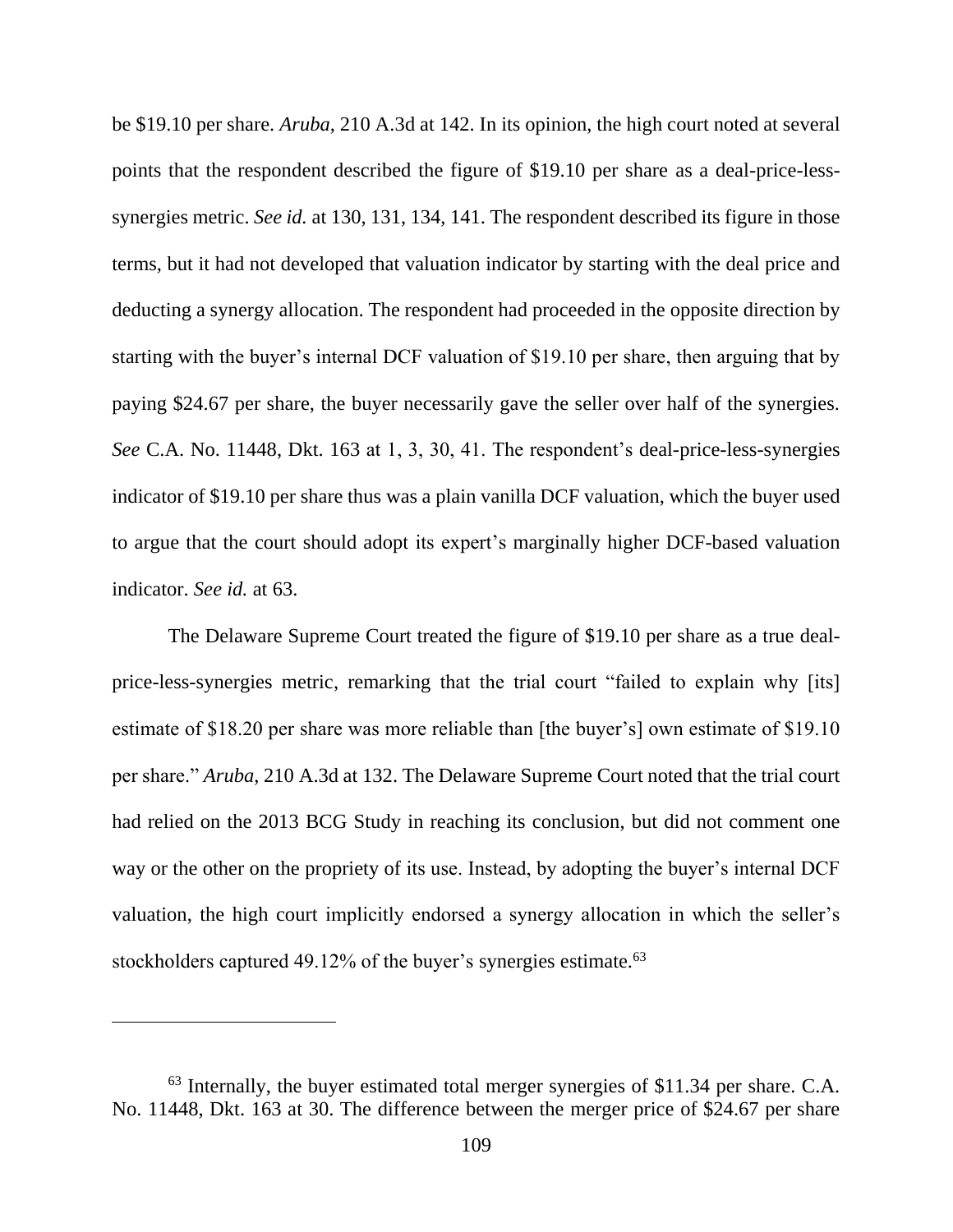be $19.10 per share. *Aruba*, 210 A.3d at 142. In its opinion, the high court noted at several points that the respondent described the figure of $19.10 per share as a deal-price-less-synergies metric. *See id.* at 130, 131, 134, 141. The respondent described its figure in those terms, but it had not developed that valuation indicator by starting with the deal price and deducting a synergy allocation. The respondent had proceeded in the opposite direction by starting with the buyer's internal DCF valuation of $19.10 per share, then arguing that by paying $24.67 per share, the buyer necessarily gave the seller over half of the synergies. *See* C.A. No. 11448, Dkt. 163 at 1, 3, 30, 41. The respondent's deal-price-less-synergies indicator of $19.10 per share thus was a plain vanilla DCF valuation, which the buyer used to argue that the court should adopt its expert's marginally higher DCF-based valuation indicator. *See id.* at 63.

The Delaware Supreme Court treated the figure of $19.10 per share as a true deal-price-less-synergies metric, remarking that the trial court "failed to explain why [its] estimate of $18.20 per share was more reliable than [the buyer's] own estimate of $19.10 per share." *Aruba*, 210 A.3d at 132. The Delaware Supreme Court noted that the trial court had relied on the 2013 BCG Study in reaching its conclusion, but did not comment one way or the other on the propriety of its use. Instead, by adopting the buyer's internal DCF valuation, the high court implicitly endorsed a synergy allocation in which the seller's stockholders captured 49.12% of the buyer's synergies estimate.[63]

---

[63] Internally, the buyer estimated total merger synergies of $11.34 per share. C.A. No. 11448, Dkt. 163 at 30. The difference between the merger price of $24.67 per share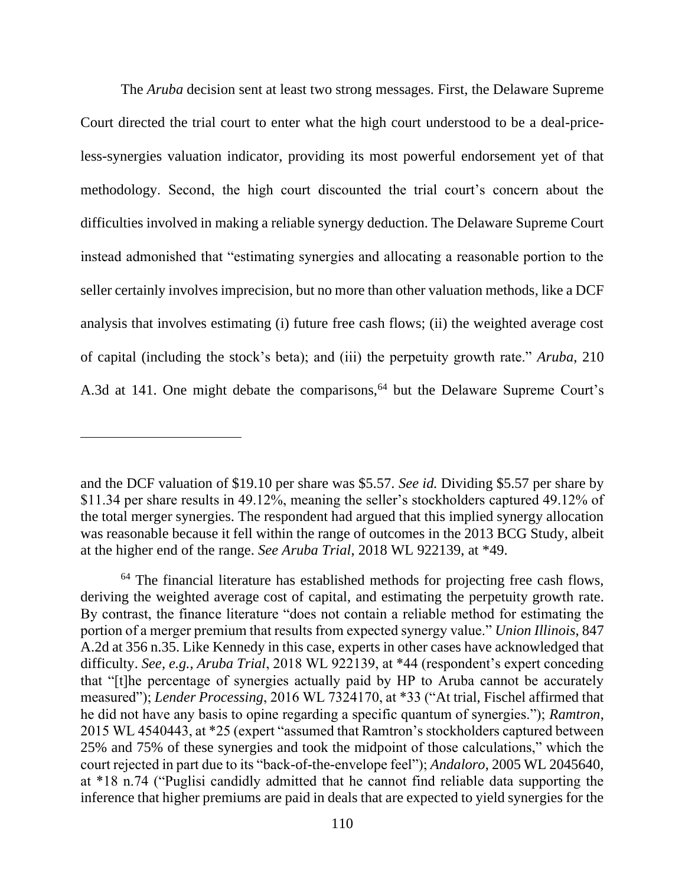The *Aruba* decision sent at least two strong messages. First, the Delaware Supreme Court directed the trial court to enter what the high court understood to be a deal-price-less-synergies valuation indicator, providing its most powerful endorsement yet of that methodology. Second, the high court discounted the trial court's concern about the difficulties involved in making a reliable synergy deduction. The Delaware Supreme Court instead admonished that "estimating synergies and allocating a reasonable portion to the seller certainly involves imprecision, but no more than other valuation methods, like a DCF analysis that involves estimating (i) future free cash flows; (ii) the weighted average cost of capital (including the stock's beta); and (iii) the perpetuity growth rate." *Aruba*, 210 A.3d at 141. One might debate the comparisons,[64] but the Delaware Supreme Court's

---

and the DCF valuation of $19.10 per share was $5.57. *See id.* Dividing $5.57 per share by $11.34 per share results in 49.12%, meaning the seller's stockholders captured 49.12% of the total merger synergies. The respondent had argued that this implied synergy allocation was reasonable because it fell within the range of outcomes in the 2013 BCG Study, albeit at the higher end of the range. *See Aruba Trial*, 2018 WL 922139, at *49.

[64] The financial literature has established methods for projecting free cash flows, deriving the weighted average cost of capital, and estimating the perpetuity growth rate. By contrast, the finance literature "does not contain a reliable method for estimating the portion of a merger premium that results from expected synergy value." *Union Illinois*, 847 A.2d at 356 n.35. Like Kennedy in this case, experts in other cases have acknowledged that difficulty. *See, e.g.*, *Aruba Trial*, 2018 WL 922139, at *44 (respondent's expert conceding that "[t]he percentage of synergies actually paid by HP to Aruba cannot be accurately measured"); *Lender Processing*, 2016 WL 7324170, at *33 ("At trial, Fischel affirmed that he did not have any basis to opine regarding a specific quantum of synergies."); *Ramtron*, 2015 WL 4540443, at *25 (expert "assumed that Ramtron's stockholders captured between 25% and 75% of these synergies and took the midpoint of those calculations," which the court rejected in part due to its "back-of-the-envelope feel"); *Andaloro*, 2005 WL 2045640, at *18 n.74 ("Puglisi candidly admitted that he cannot find reliable data supporting the inference that higher premiums are paid in deals that are expected to yield synergies for the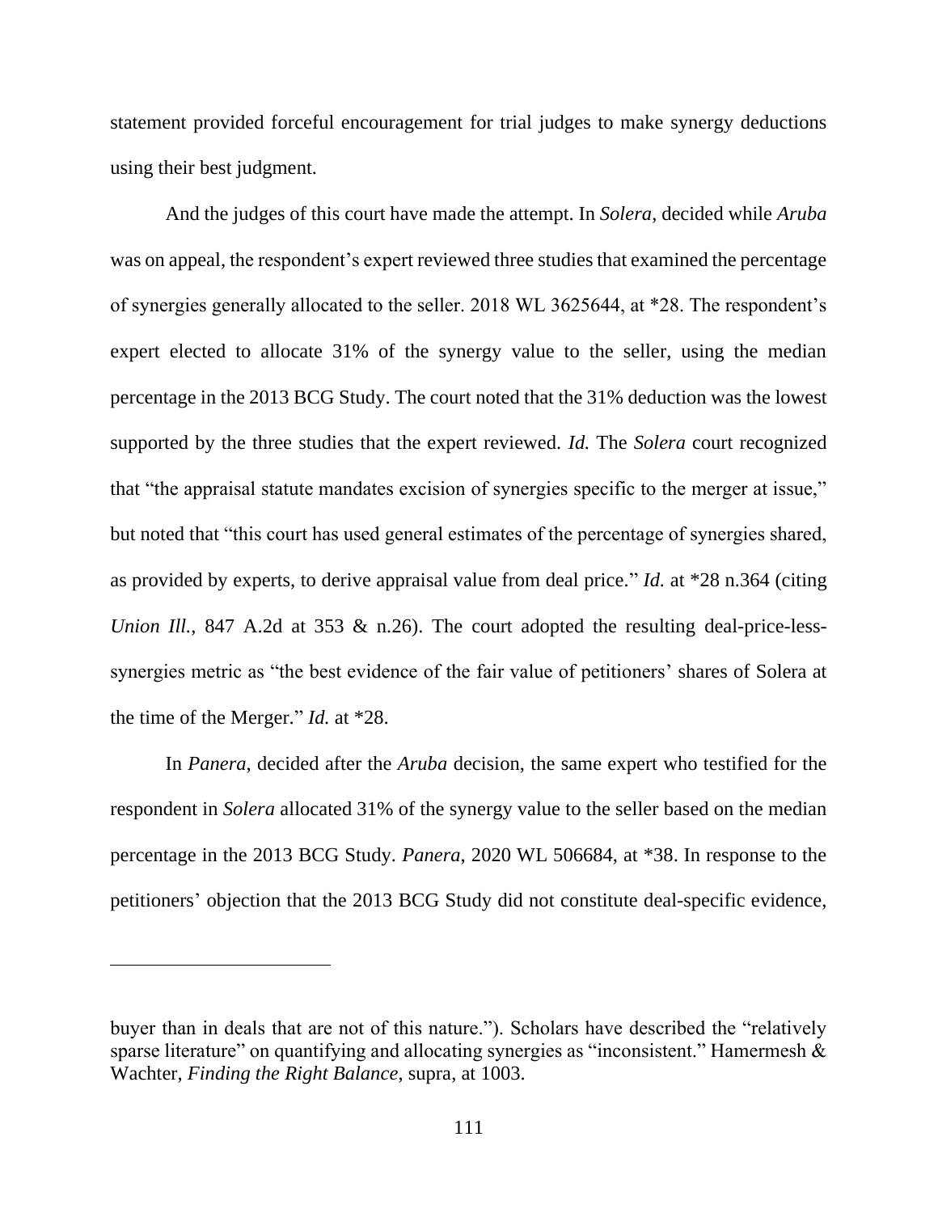statement provided forceful encouragement for trial judges to make synergy deductions using their best judgment.

And the judges of this court have made the attempt. In *Solera*, decided while *Aruba* was on appeal, the respondent's expert reviewed three studies that examined the percentage of synergies generally allocated to the seller. 2018 WL 3625644, at *28. The respondent's expert elected to allocate 31% of the synergy value to the seller, using the median percentage in the 2013 BCG Study. The court noted that the 31% deduction was the lowest supported by the three studies that the expert reviewed. *Id.* The *Solera* court recognized that "the appraisal statute mandates excision of synergies specific to the merger at issue," but noted that "this court has used general estimates of the percentage of synergies shared, as provided by experts, to derive appraisal value from deal price." *Id.* at *28 n.364 (citing *Union Ill.*, 847 A.2d at 353 & n.26). The court adopted the resulting deal-price-less-synergies metric as "the best evidence of the fair value of petitioners' shares of Solera at the time of the Merger." *Id.* at *28.

In *Panera*, decided after the *Aruba* decision, the same expert who testified for the respondent in *Solera* allocated 31% of the synergy value to the seller based on the median percentage in the 2013 BCG Study. *Panera*, 2020 WL 506684, at *38. In response to the petitioners' objection that the 2013 BCG Study did not constitute deal-specific evidence,

---

buyer than in deals that are not of this nature."). Scholars have described the "relatively sparse literature" on quantifying and allocating synergies as "inconsistent." Hamermesh & Wachter, *Finding the Right Balance*, supra, at 1003.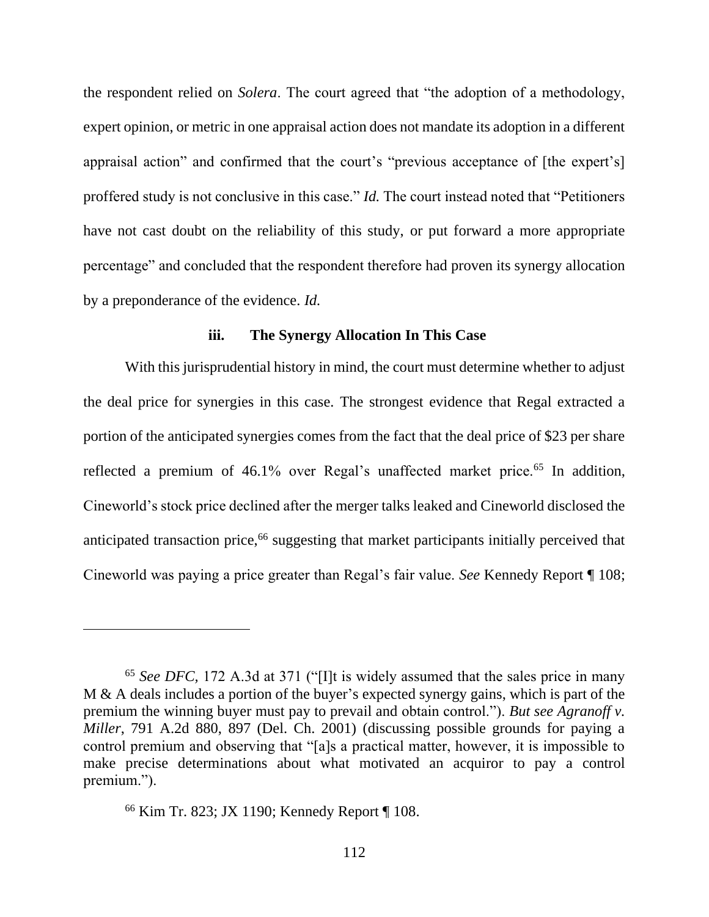the respondent relied on *Solera*. The court agreed that "the adoption of a methodology, expert opinion, or metric in one appraisal action does not mandate its adoption in a different appraisal action" and confirmed that the court's "previous acceptance of [the expert's] proffered study is not conclusive in this case." *Id.* The court instead noted that "Petitioners have not cast doubt on the reliability of this study, or put forward a more appropriate percentage" and concluded that the respondent therefore had proven its synergy allocation by a preponderance of the evidence. *Id.*

### iii. The Synergy Allocation In This Case

With this jurisprudential history in mind, the court must determine whether to adjust the deal price for synergies in this case. The strongest evidence that Regal extracted a portion of the anticipated synergies comes from the fact that the deal price of $23 per share reflected a premium of 46.1% over Regal's unaffected market price.[65] In addition, Cineworld's stock price declined after the merger talks leaked and Cineworld disclosed the anticipated transaction price,[66] suggesting that market participants initially perceived that Cineworld was paying a price greater than Regal's fair value. *See* Kennedy Report ¶ 108;

---

[65] *See DFC*, 172 A.3d at 371 ("[I]t is widely assumed that the sales price in many M & A deals includes a portion of the buyer's expected synergy gains, which is part of the premium the winning buyer must pay to prevail and obtain control."). *But see Agranoff v. Miller*, 791 A.2d 880, 897 (Del. Ch. 2001) (discussing possible grounds for paying a control premium and observing that "[a]s a practical matter, however, it is impossible to make precise determinations about what motivated an acquiror to pay a control premium.").

[66] Kim Tr. 823; JX 1190; Kennedy Report ¶ 108.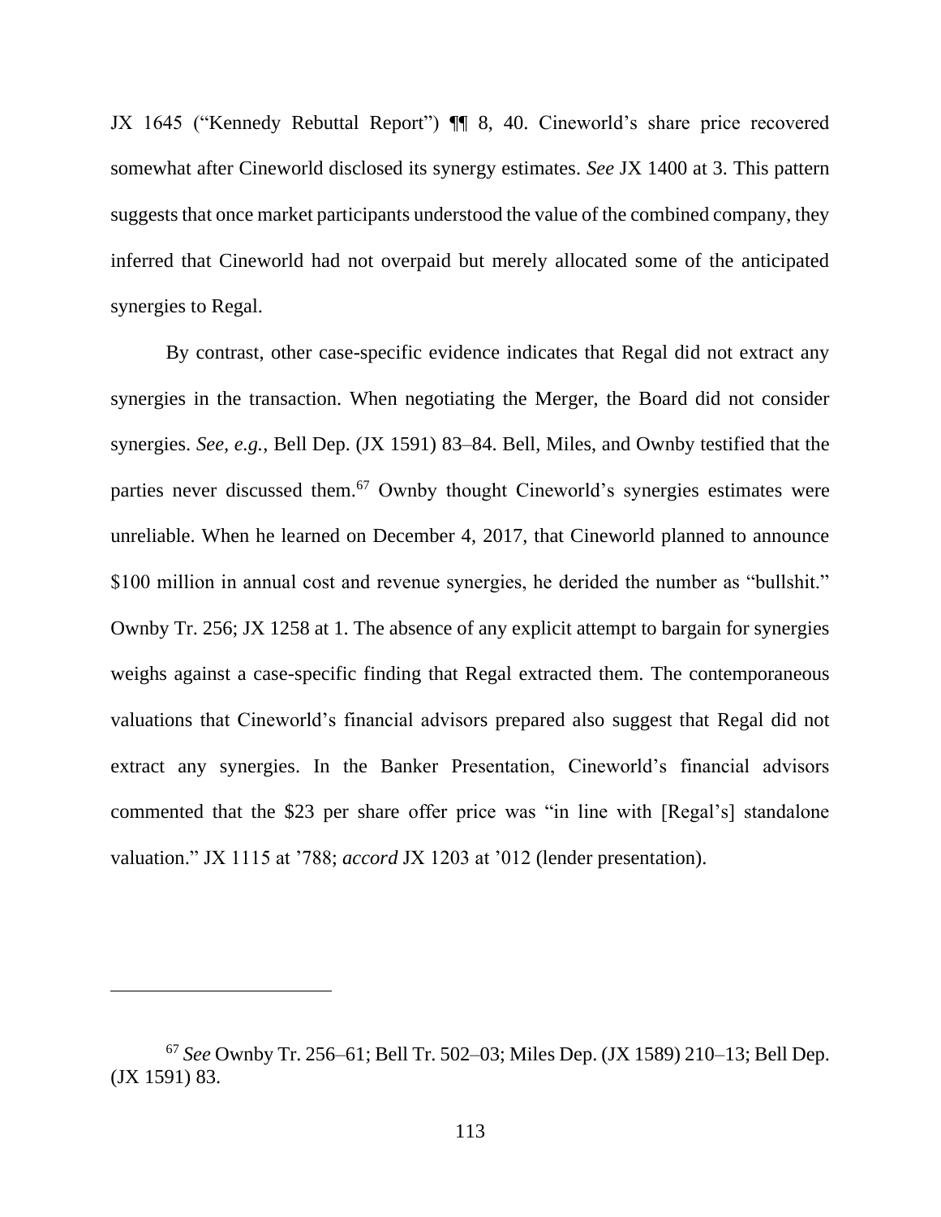JX 1645 ("Kennedy Rebuttal Report") ¶¶ 8, 40. Cineworld's share price recovered somewhat after Cineworld disclosed its synergy estimates. *See* JX 1400 at 3. This pattern suggests that once market participants understood the value of the combined company, they inferred that Cineworld had not overpaid but merely allocated some of the anticipated synergies to Regal.

By contrast, other case-specific evidence indicates that Regal did not extract any synergies in the transaction. When negotiating the Merger, the Board did not consider synergies. *See, e.g.*, Bell Dep. (JX 1591) 83–84. Bell, Miles, and Ownby testified that the parties never discussed them.[67] Ownby thought Cineworld's synergies estimates were unreliable. When he learned on December 4, 2017, that Cineworld planned to announce $100 million in annual cost and revenue synergies, he derided the number as "bullshit." Ownby Tr. 256; JX 1258 at 1. The absence of any explicit attempt to bargain for synergies weighs against a case-specific finding that Regal extracted them. The contemporaneous valuations that Cineworld's financial advisors prepared also suggest that Regal did not extract any synergies. In the Banker Presentation, Cineworld's financial advisors commented that the $23 per share offer price was "in line with [Regal's] standalone valuation." JX 1115 at '788; *accord* JX 1203 at '012 (lender presentation).

---

[67] *See* Ownby Tr. 256–61; Bell Tr. 502–03; Miles Dep. (JX 1589) 210–13; Bell Dep. (JX 1591) 83.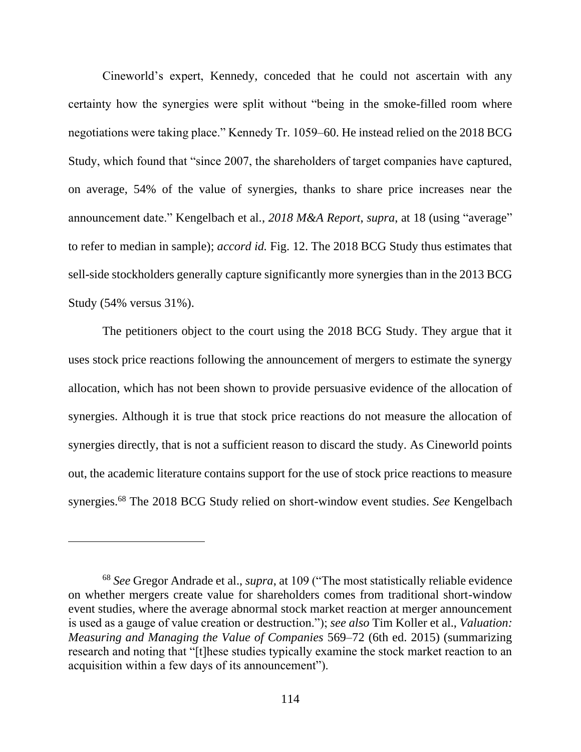Cineworld's expert, Kennedy, conceded that he could not ascertain with any certainty how the synergies were split without "being in the smoke-filled room where negotiations were taking place." Kennedy Tr. 1059–60. He instead relied on the 2018 BCG Study, which found that "since 2007, the shareholders of target companies have captured, on average, 54% of the value of synergies, thanks to share price increases near the announcement date." Kengelbach et al., *2018 M&A Report*, *supra*, at 18 (using "average" to refer to median in sample); *accord id.* Fig. 12. The 2018 BCG Study thus estimates that sell-side stockholders generally capture significantly more synergies than in the 2013 BCG Study (54% versus 31%).

The petitioners object to the court using the 2018 BCG Study. They argue that it uses stock price reactions following the announcement of mergers to estimate the synergy allocation, which has not been shown to provide persuasive evidence of the allocation of synergies. Although it is true that stock price reactions do not measure the allocation of synergies directly, that is not a sufficient reason to discard the study. As Cineworld points out, the academic literature contains support for the use of stock price reactions to measure synergies.[68] The 2018 BCG Study relied on short-window event studies. *See* Kengelbach

---

[68] *See* Gregor Andrade et al., *supra*, at 109 ("The most statistically reliable evidence on whether mergers create value for shareholders comes from traditional short-window event studies, where the average abnormal stock market reaction at merger announcement is used as a gauge of value creation or destruction."); *see also* Tim Koller et al., *Valuation: Measuring and Managing the Value of Companies* 569–72 (6th ed. 2015) (summarizing research and noting that "[t]hese studies typically examine the stock market reaction to an acquisition within a few days of its announcement").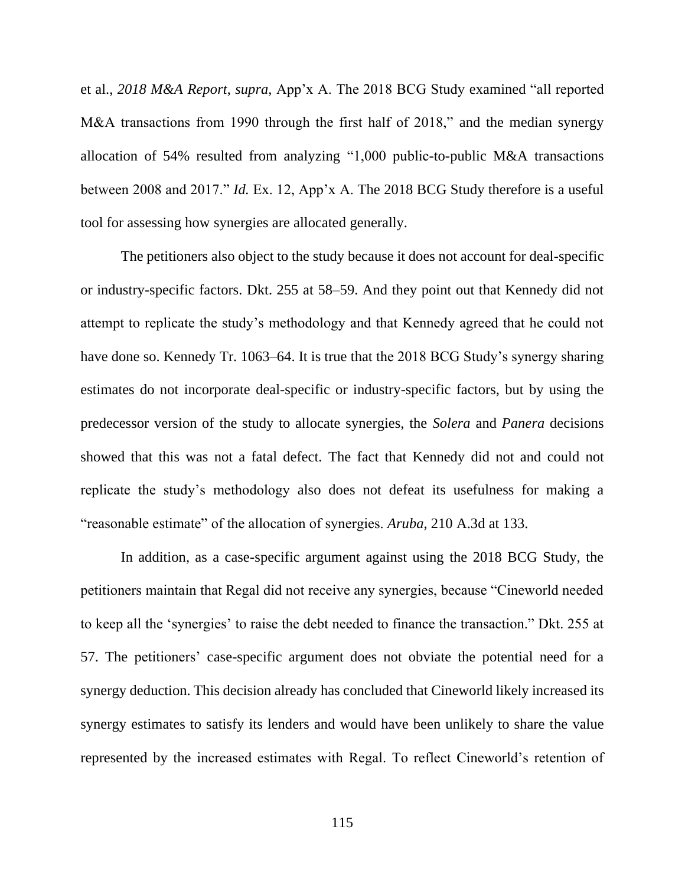et al., *2018 M&A Report*, *supra*, App'x A. The 2018 BCG Study examined "all reported M&A transactions from 1990 through the first half of 2018," and the median synergy allocation of 54% resulted from analyzing "1,000 public-to-public M&A transactions between 2008 and 2017." *Id.* Ex. 12, App'x A. The 2018 BCG Study therefore is a useful tool for assessing how synergies are allocated generally.

The petitioners also object to the study because it does not account for deal-specific or industry-specific factors. Dkt. 255 at 58–59. And they point out that Kennedy did not attempt to replicate the study's methodology and that Kennedy agreed that he could not have done so. Kennedy Tr. 1063–64. It is true that the 2018 BCG Study's synergy sharing estimates do not incorporate deal-specific or industry-specific factors, but by using the predecessor version of the study to allocate synergies, the *Solera* and *Panera* decisions showed that this was not a fatal defect. The fact that Kennedy did not and could not replicate the study's methodology also does not defeat its usefulness for making a "reasonable estimate" of the allocation of synergies. *Aruba*, 210 A.3d at 133.

In addition, as a case-specific argument against using the 2018 BCG Study, the petitioners maintain that Regal did not receive any synergies, because "Cineworld needed to keep all the 'synergies' to raise the debt needed to finance the transaction." Dkt. 255 at 57. The petitioners' case-specific argument does not obviate the potential need for a synergy deduction. This decision already has concluded that Cineworld likely increased its synergy estimates to satisfy its lenders and would have been unlikely to share the value represented by the increased estimates with Regal. To reflect Cineworld's retention of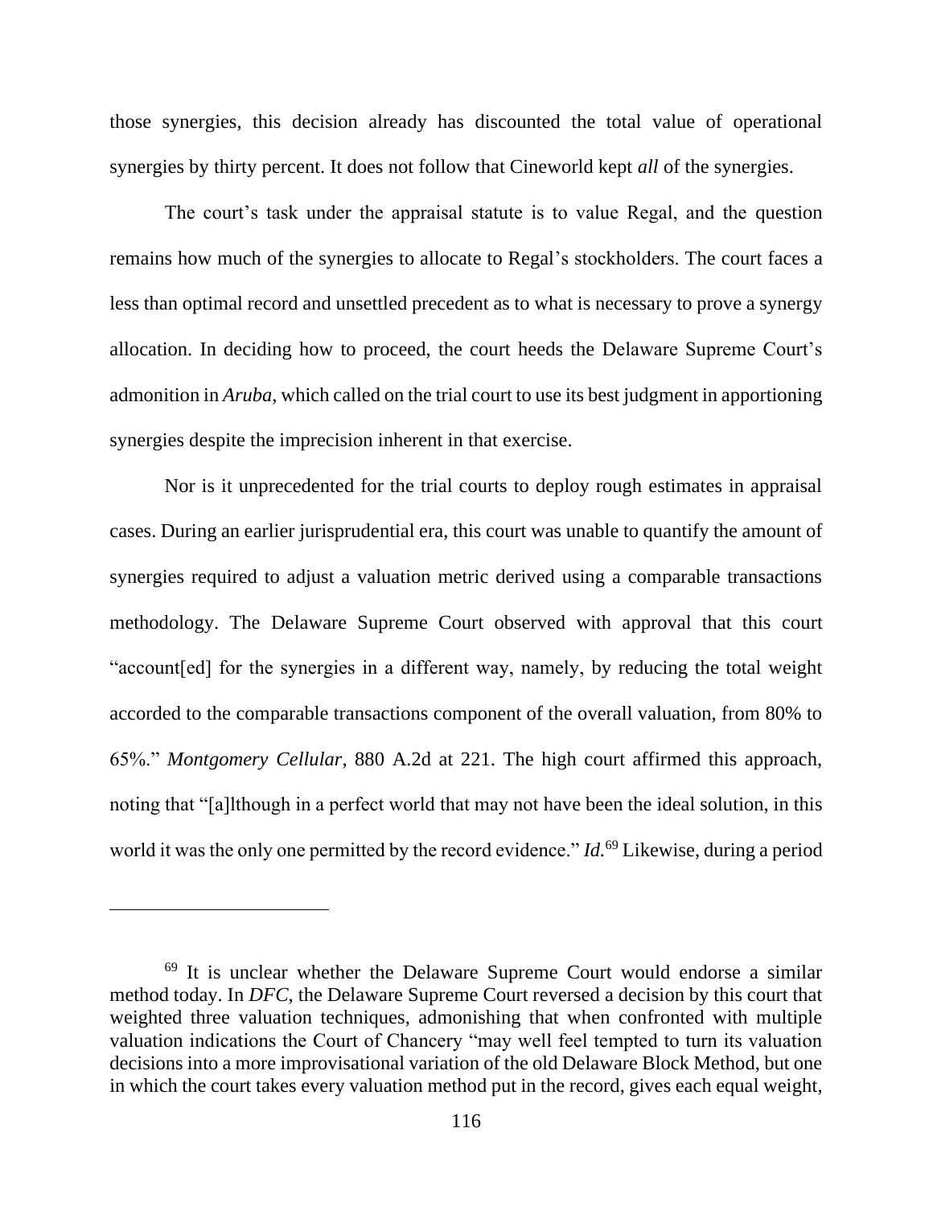those synergies, this decision already has discounted the total value of operational synergies by thirty percent. It does not follow that Cineworld kept *all* of the synergies.

The court's task under the appraisal statute is to value Regal, and the question remains how much of the synergies to allocate to Regal's stockholders. The court faces a less than optimal record and unsettled precedent as to what is necessary to prove a synergy allocation. In deciding how to proceed, the court heeds the Delaware Supreme Court's admonition in *Aruba*, which called on the trial court to use its best judgment in apportioning synergies despite the imprecision inherent in that exercise.

Nor is it unprecedented for the trial courts to deploy rough estimates in appraisal cases. During an earlier jurisprudential era, this court was unable to quantify the amount of synergies required to adjust a valuation metric derived using a comparable transactions methodology. The Delaware Supreme Court observed with approval that this court "account[ed] for the synergies in a different way, namely, by reducing the total weight accorded to the comparable transactions component of the overall valuation, from 80% to 65%." *Montgomery Cellular*, 880 A.2d at 221. The high court affirmed this approach, noting that "[a]lthough in a perfect world that may not have been the ideal solution, in this world it was the only one permitted by the record evidence." *Id.*[69] Likewise, during a period

---

[69] It is unclear whether the Delaware Supreme Court would endorse a similar method today. In *DFC*, the Delaware Supreme Court reversed a decision by this court that weighted three valuation techniques, admonishing that when confronted with multiple valuation indications the Court of Chancery "may well feel tempted to turn its valuation decisions into a more improvisational variation of the old Delaware Block Method, but one in which the court takes every valuation method put in the record, gives each equal weight,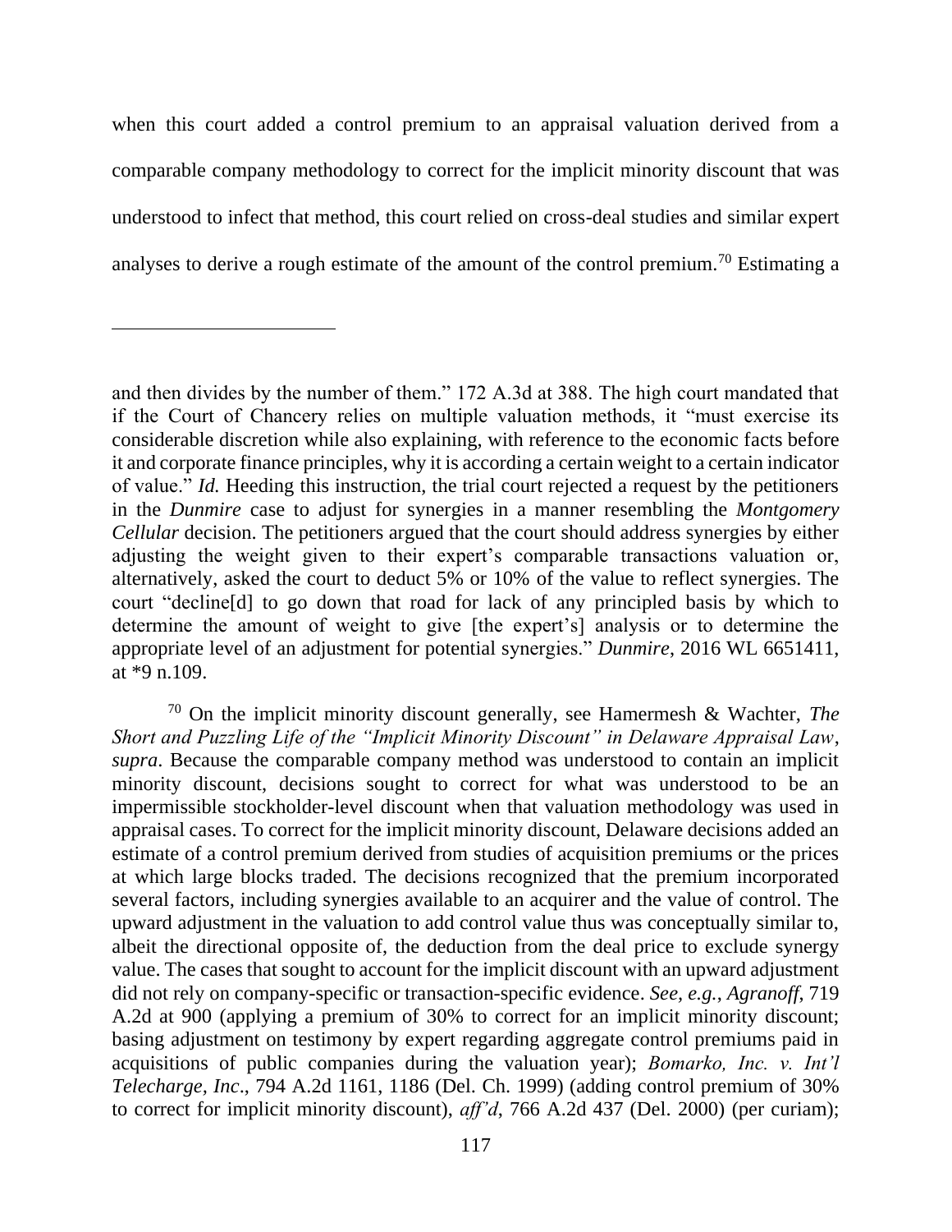when this court added a control premium to an appraisal valuation derived from a comparable company methodology to correct for the implicit minority discount that was understood to infect that method, this court relied on cross-deal studies and similar expert analyses to derive a rough estimate of the amount of the control premium.[70] Estimating a

---

and then divides by the number of them." 172 A.3d at 388. The high court mandated that if the Court of Chancery relies on multiple valuation methods, it "must exercise its considerable discretion while also explaining, with reference to the economic facts before it and corporate finance principles, why it is according a certain weight to a certain indicator of value." *Id.* Heeding this instruction, the trial court rejected a request by the petitioners in the *Dunmire* case to adjust for synergies in a manner resembling the *Montgomery Cellular* decision. The petitioners argued that the court should address synergies by either adjusting the weight given to their expert's comparable transactions valuation or, alternatively, asked the court to deduct 5% or 10% of the value to reflect synergies. The court "decline[d] to go down that road for lack of any principled basis by which to determine the amount of weight to give [the expert's] analysis or to determine the appropriate level of an adjustment for potential synergies." *Dunmire*, 2016 WL 6651411, at *9 n.109.

[70] On the implicit minority discount generally, see Hamermesh & Wachter, *The Short and Puzzling Life of the "Implicit Minority Discount" in Delaware Appraisal Law*, *supra*. Because the comparable company method was understood to contain an implicit minority discount, decisions sought to correct for what was understood to be an impermissible stockholder-level discount when that valuation methodology was used in appraisal cases. To correct for the implicit minority discount, Delaware decisions added an estimate of a control premium derived from studies of acquisition premiums or the prices at which large blocks traded. The decisions recognized that the premium incorporated several factors, including synergies available to an acquirer and the value of control. The upward adjustment in the valuation to add control value thus was conceptually similar to, albeit the directional opposite of, the deduction from the deal price to exclude synergy value. The cases that sought to account for the implicit discount with an upward adjustment did not rely on company-specific or transaction-specific evidence. *See, e.g.*, *Agranoff*, 719 A.2d at 900 (applying a premium of 30% to correct for an implicit minority discount; basing adjustment on testimony by expert regarding aggregate control premiums paid in acquisitions of public companies during the valuation year); *Bomarko, Inc. v. Int'l Telecharge, Inc*., 794 A.2d 1161, 1186 (Del. Ch. 1999) (adding control premium of 30% to correct for implicit minority discount), *aff'd*, 766 A.2d 437 (Del. 2000) (per curiam);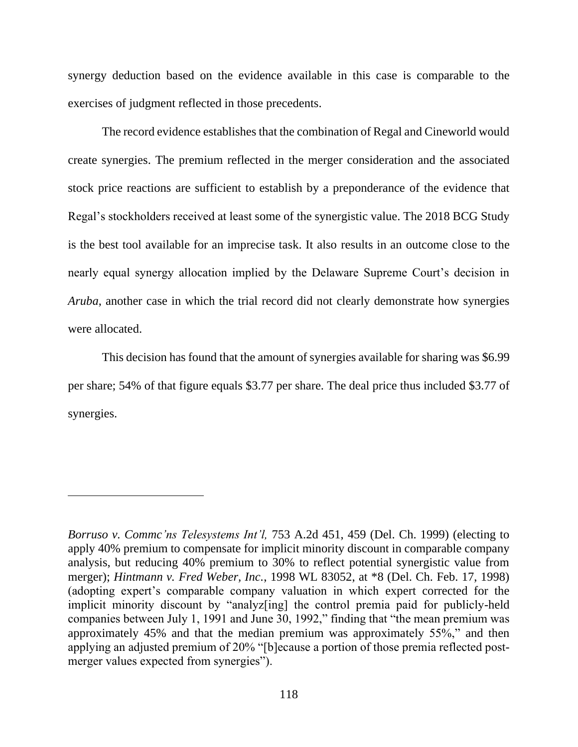synergy deduction based on the evidence available in this case is comparable to the exercises of judgment reflected in those precedents.

The record evidence establishes that the combination of Regal and Cineworld would create synergies. The premium reflected in the merger consideration and the associated stock price reactions are sufficient to establish by a preponderance of the evidence that Regal's stockholders received at least some of the synergistic value. The 2018 BCG Study is the best tool available for an imprecise task. It also results in an outcome close to the nearly equal synergy allocation implied by the Delaware Supreme Court's decision in *Aruba*, another case in which the trial record did not clearly demonstrate how synergies were allocated.

This decision has found that the amount of synergies available for sharing was $6.99 per share; 54% of that figure equals $3.77 per share. The deal price thus included $3.77 of synergies.

---

*Borruso v. Commc'ns Telesystems Int'l,* 753 A.2d 451, 459 (Del. Ch. 1999) (electing to apply 40% premium to compensate for implicit minority discount in comparable company analysis, but reducing 40% premium to 30% to reflect potential synergistic value from merger); *Hintmann v. Fred Weber, Inc.,* 1998 WL 83052, at *8 (Del. Ch. Feb. 17, 1998) (adopting expert's comparable company valuation in which expert corrected for the implicit minority discount by "analyz[ing] the control premia paid for publicly-held companies between July 1, 1991 and June 30, 1992," finding that "the mean premium was approximately 45% and that the median premium was approximately 55%," and then applying an adjusted premium of 20% "[b]ecause a portion of those premia reflected post-merger values expected from synergies").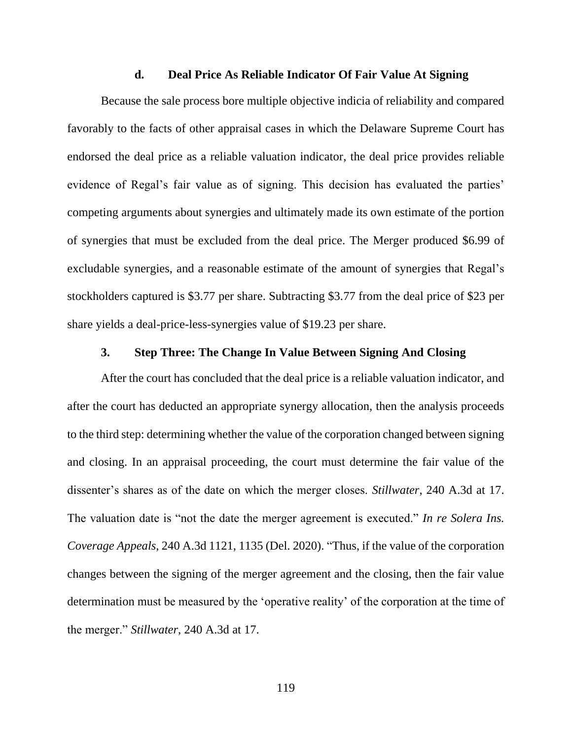#### d. Deal Price As Reliable Indicator Of Fair Value At Signing

Because the sale process bore multiple objective indicia of reliability and compared favorably to the facts of other appraisal cases in which the Delaware Supreme Court has endorsed the deal price as a reliable valuation indicator, the deal price provides reliable evidence of Regal's fair value as of signing. This decision has evaluated the parties' competing arguments about synergies and ultimately made its own estimate of the portion of synergies that must be excluded from the deal price. The Merger produced $6.99 of excludable synergies, and a reasonable estimate of the amount of synergies that Regal's stockholders captured is $3.77 per share. Subtracting $3.77 from the deal price of $23 per share yields a deal-price-less-synergies value of $19.23 per share.

### 3. Step Three: The Change In Value Between Signing And Closing

After the court has concluded that the deal price is a reliable valuation indicator, and after the court has deducted an appropriate synergy allocation, then the analysis proceeds to the third step: determining whether the value of the corporation changed between signing and closing. In an appraisal proceeding, the court must determine the fair value of the dissenter's shares as of the date on which the merger closes. *Stillwater*, 240 A.3d at 17. The valuation date is "not the date the merger agreement is executed." *In re Solera Ins. Coverage Appeals*, 240 A.3d 1121, 1135 (Del. 2020). "Thus, if the value of the corporation changes between the signing of the merger agreement and the closing, then the fair value determination must be measured by the 'operative reality' of the corporation at the time of the merger." *Stillwater*, 240 A.3d at 17.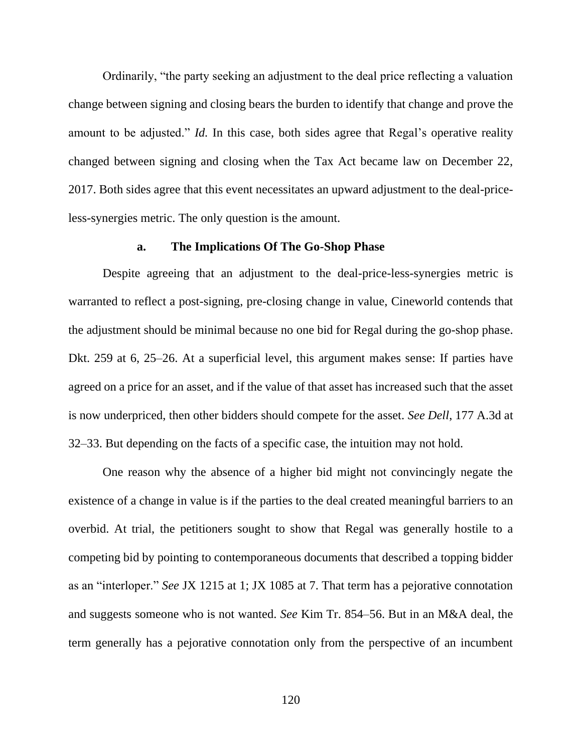Ordinarily, "the party seeking an adjustment to the deal price reflecting a valuation change between signing and closing bears the burden to identify that change and prove the amount to be adjusted." *Id.* In this case, both sides agree that Regal's operative reality changed between signing and closing when the Tax Act became law on December 22, 2017. Both sides agree that this event necessitates an upward adjustment to the deal-price-less-synergies metric. The only question is the amount.

#### a. The Implications Of The Go-Shop Phase

Despite agreeing that an adjustment to the deal-price-less-synergies metric is warranted to reflect a post-signing, pre-closing change in value, Cineworld contends that the adjustment should be minimal because no one bid for Regal during the go-shop phase. Dkt. 259 at 6, 25–26. At a superficial level, this argument makes sense: If parties have agreed on a price for an asset, and if the value of that asset has increased such that the asset is now underpriced, then other bidders should compete for the asset. *See Dell*, 177 A.3d at 32–33. But depending on the facts of a specific case, the intuition may not hold.

One reason why the absence of a higher bid might not convincingly negate the existence of a change in value is if the parties to the deal created meaningful barriers to an overbid. At trial, the petitioners sought to show that Regal was generally hostile to a competing bid by pointing to contemporaneous documents that described a topping bidder as an "interloper." *See* JX 1215 at 1; JX 1085 at 7. That term has a pejorative connotation and suggests someone who is not wanted. *See* Kim Tr. 854–56. But in an M&A deal, the term generally has a pejorative connotation only from the perspective of an incumbent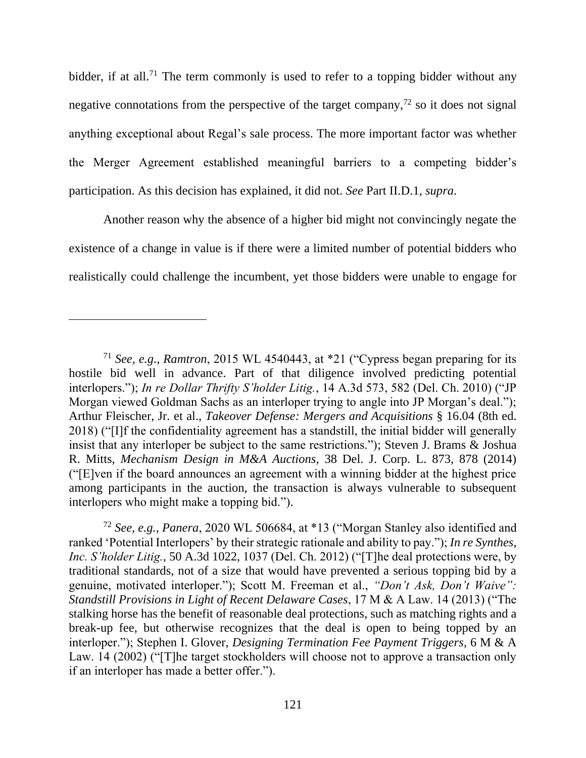bidder, if at all.[71] The term commonly is used to refer to a topping bidder without any negative connotations from the perspective of the target company,[72] so it does not signal anything exceptional about Regal's sale process. The more important factor was whether the Merger Agreement established meaningful barriers to a competing bidder's participation. As this decision has explained, it did not. *See* Part II.D.1, *supra*.

Another reason why the absence of a higher bid might not convincingly negate the existence of a change in value is if there were a limited number of potential bidders who realistically could challenge the incumbent, yet those bidders were unable to engage for

---

[71] *See, e.g.*, *Ramtron*, 2015 WL 4540443, at *21 ("Cypress began preparing for its hostile bid well in advance. Part of that diligence involved predicting potential interlopers."); *In re Dollar Thrifty S'holder Litig.*, 14 A.3d 573, 582 (Del. Ch. 2010) ("JP Morgan viewed Goldman Sachs as an interloper trying to angle into JP Morgan's deal."); Arthur Fleischer, Jr. et al., *Takeover Defense: Mergers and Acquisitions* § 16.04 (8th ed. 2018) ("[I]f the confidentiality agreement has a standstill, the initial bidder will generally insist that any interloper be subject to the same restrictions."); Steven J. Brams & Joshua R. Mitts, *Mechanism Design in M&A Auctions*, 38 Del. J. Corp. L. 873, 878 (2014) ("[E]ven if the board announces an agreement with a winning bidder at the highest price among participants in the auction, the transaction is always vulnerable to subsequent interlopers who might make a topping bid.").

[72] *See, e.g.*, *Panera*, 2020 WL 506684, at *13 ("Morgan Stanley also identified and ranked 'Potential Interlopers' by their strategic rationale and ability to pay."); *In re Synthes, Inc. S'holder Litig.*, 50 A.3d 1022, 1037 (Del. Ch. 2012) ("[T]he deal protections were, by traditional standards, not of a size that would have prevented a serious topping bid by a genuine, motivated interloper."); Scott M. Freeman et al., *"Don't Ask, Don't Waive": Standstill Provisions in Light of Recent Delaware Cases*, 17 M & A Law. 14 (2013) ("The stalking horse has the benefit of reasonable deal protections, such as matching rights and a break-up fee, but otherwise recognizes that the deal is open to being topped by an interloper."); Stephen I. Glover, *Designing Termination Fee Payment Triggers*, 6 M & A Law. 14 (2002) ("[T]he target stockholders will choose not to approve a transaction only if an interloper has made a better offer.").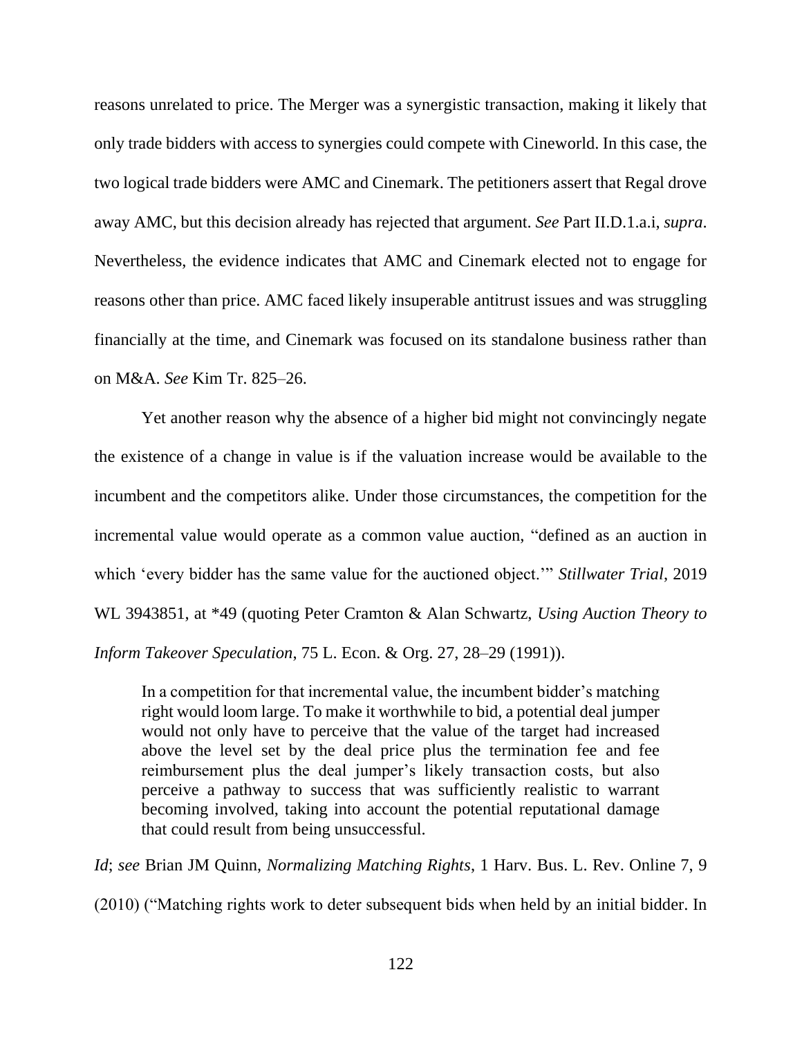reasons unrelated to price. The Merger was a synergistic transaction, making it likely that only trade bidders with access to synergies could compete with Cineworld. In this case, the two logical trade bidders were AMC and Cinemark. The petitioners assert that Regal drove away AMC, but this decision already has rejected that argument. *See* Part II.D.1.a.i, *supra*. Nevertheless, the evidence indicates that AMC and Cinemark elected not to engage for reasons other than price. AMC faced likely insuperable antitrust issues and was struggling financially at the time, and Cinemark was focused on its standalone business rather than on M&A. *See* Kim Tr. 825–26.

Yet another reason why the absence of a higher bid might not convincingly negate the existence of a change in value is if the valuation increase would be available to the incumbent and the competitors alike. Under those circumstances, the competition for the incremental value would operate as a common value auction, "defined as an auction in which 'every bidder has the same value for the auctioned object.'" *Stillwater Trial*, 2019 WL 3943851, at *49 (quoting Peter Cramton & Alan Schwartz, *Using Auction Theory to Inform Takeover Speculation*, 75 L. Econ. & Org. 27, 28–29 (1991)).

> In a competition for that incremental value, the incumbent bidder's matching right would loom large. To make it worthwhile to bid, a potential deal jumper would not only have to perceive that the value of the target had increased above the level set by the deal price plus the termination fee and fee reimbursement plus the deal jumper's likely transaction costs, but also perceive a pathway to success that was sufficiently realistic to warrant becoming involved, taking into account the potential reputational damage that could result from being unsuccessful.

*Id*; *see* Brian JM Quinn, *Normalizing Matching Rights*, 1 Harv. Bus. L. Rev. Online 7, 9 (2010) ("Matching rights work to deter subsequent bids when held by an initial bidder. In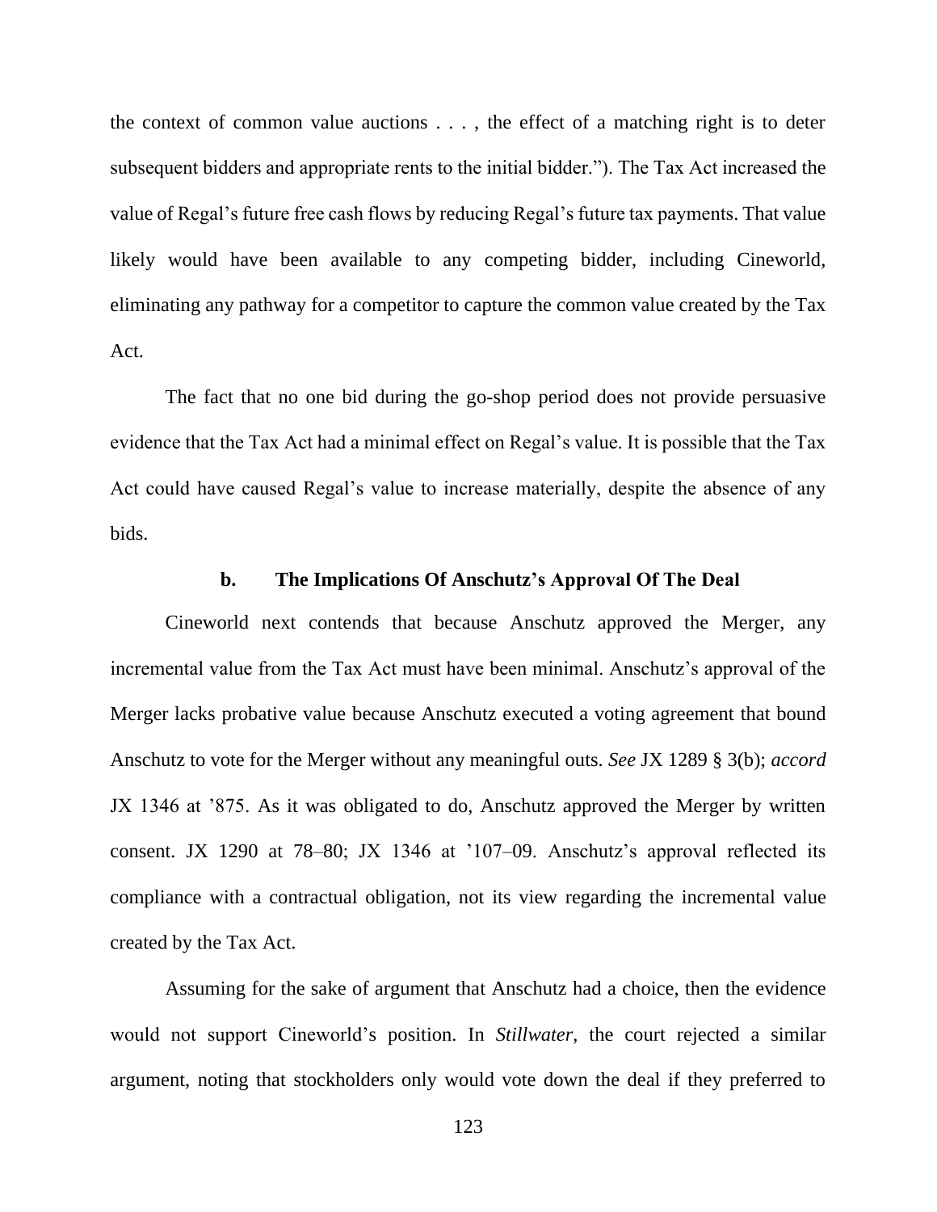the context of common value auctions . . . , the effect of a matching right is to deter subsequent bidders and appropriate rents to the initial bidder.”). The Tax Act increased the value of Regal’s future free cash flows by reducing Regal’s future tax payments. That value likely would have been available to any competing bidder, including Cineworld, eliminating any pathway for a competitor to capture the common value created by the Tax Act.

The fact that no one bid during the go-shop period does not provide persuasive evidence that the Tax Act had a minimal effect on Regal’s value. It is possible that the Tax Act could have caused Regal’s value to increase materially, despite the absence of any bids.

#### b. The Implications Of Anschutz’s Approval Of The Deal

Cineworld next contends that because Anschutz approved the Merger, any incremental value from the Tax Act must have been minimal. Anschutz’s approval of the Merger lacks probative value because Anschutz executed a voting agreement that bound Anschutz to vote for the Merger without any meaningful outs. *See* JX 1289 § 3(b); *accord* JX 1346 at ’875. As it was obligated to do, Anschutz approved the Merger by written consent. JX 1290 at 78–80; JX 1346 at ’107–09. Anschutz’s approval reflected its compliance with a contractual obligation, not its view regarding the incremental value created by the Tax Act.

Assuming for the sake of argument that Anschutz had a choice, then the evidence would not support Cineworld’s position. In *Stillwater*, the court rejected a similar argument, noting that stockholders only would vote down the deal if they preferred to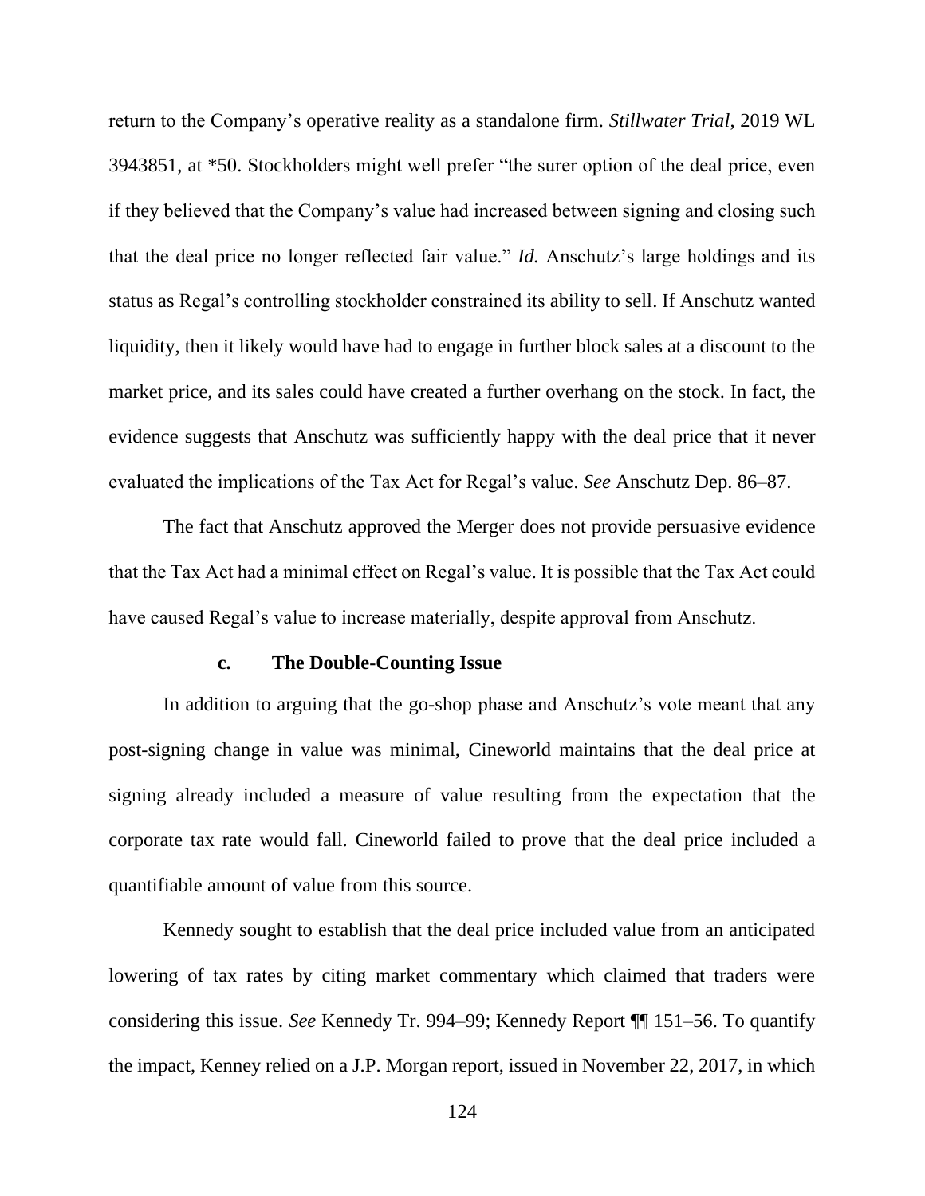return to the Company's operative reality as a standalone firm. *Stillwater Trial*, 2019 WL 3943851, at *50. Stockholders might well prefer "the surer option of the deal price, even if they believed that the Company's value had increased between signing and closing such that the deal price no longer reflected fair value." *Id.* Anschutz's large holdings and its status as Regal's controlling stockholder constrained its ability to sell. If Anschutz wanted liquidity, then it likely would have had to engage in further block sales at a discount to the market price, and its sales could have created a further overhang on the stock. In fact, the evidence suggests that Anschutz was sufficiently happy with the deal price that it never evaluated the implications of the Tax Act for Regal's value. *See* Anschutz Dep. 86–87.

The fact that Anschutz approved the Merger does not provide persuasive evidence that the Tax Act had a minimal effect on Regal's value. It is possible that the Tax Act could have caused Regal's value to increase materially, despite approval from Anschutz.

#### c. The Double-Counting Issue

In addition to arguing that the go-shop phase and Anschutz's vote meant that any post-signing change in value was minimal, Cineworld maintains that the deal price at signing already included a measure of value resulting from the expectation that the corporate tax rate would fall. Cineworld failed to prove that the deal price included a quantifiable amount of value from this source.

Kennedy sought to establish that the deal price included value from an anticipated lowering of tax rates by citing market commentary which claimed that traders were considering this issue. *See* Kennedy Tr. 994–99; Kennedy Report ¶¶ 151–56. To quantify the impact, Kenney relied on a J.P. Morgan report, issued in November 22, 2017, in which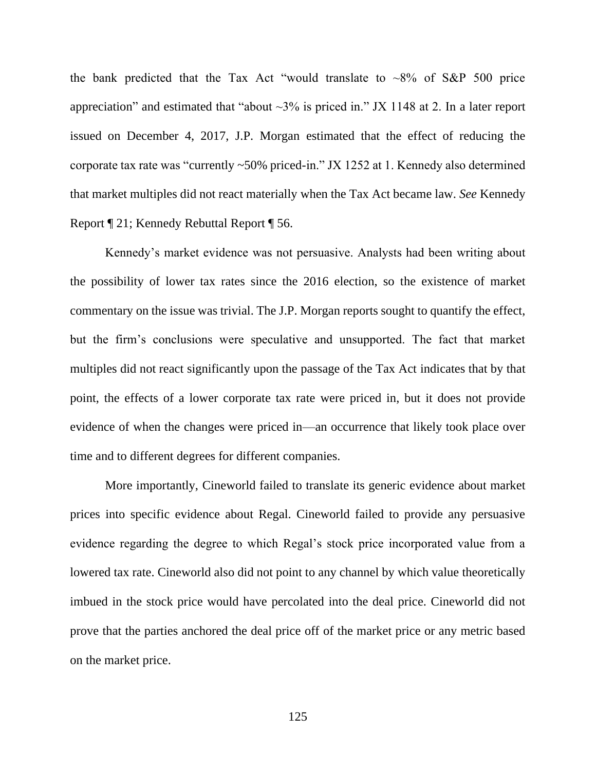the bank predicted that the Tax Act "would translate to ~8% of S&P 500 price appreciation" and estimated that "about ~3% is priced in." JX 1148 at 2. In a later report issued on December 4, 2017, J.P. Morgan estimated that the effect of reducing the corporate tax rate was "currently ~50% priced-in." JX 1252 at 1. Kennedy also determined that market multiples did not react materially when the Tax Act became law. *See* Kennedy Report ¶ 21; Kennedy Rebuttal Report ¶ 56.

Kennedy's market evidence was not persuasive. Analysts had been writing about the possibility of lower tax rates since the 2016 election, so the existence of market commentary on the issue was trivial. The J.P. Morgan reports sought to quantify the effect, but the firm's conclusions were speculative and unsupported. The fact that market multiples did not react significantly upon the passage of the Tax Act indicates that by that point, the effects of a lower corporate tax rate were priced in, but it does not provide evidence of when the changes were priced in—an occurrence that likely took place over time and to different degrees for different companies.

More importantly, Cineworld failed to translate its generic evidence about market prices into specific evidence about Regal. Cineworld failed to provide any persuasive evidence regarding the degree to which Regal's stock price incorporated value from a lowered tax rate. Cineworld also did not point to any channel by which value theoretically imbued in the stock price would have percolated into the deal price. Cineworld did not prove that the parties anchored the deal price off of the market price or any metric based on the market price.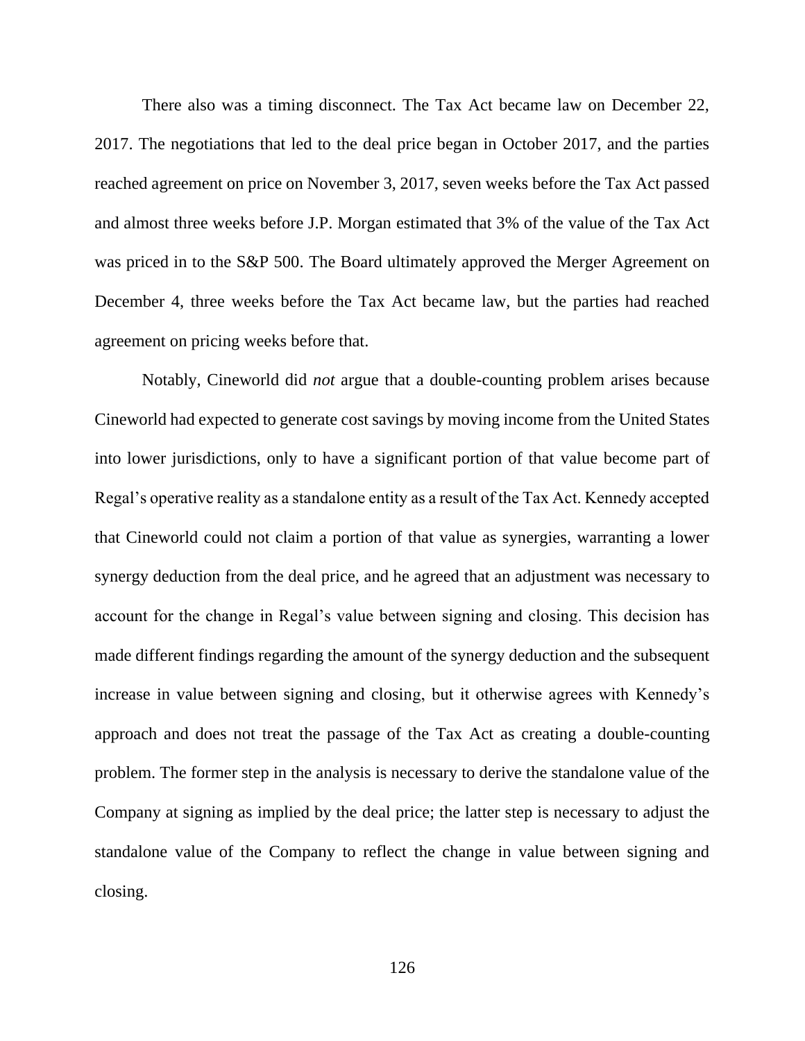There also was a timing disconnect. The Tax Act became law on December 22, 2017. The negotiations that led to the deal price began in October 2017, and the parties reached agreement on price on November 3, 2017, seven weeks before the Tax Act passed and almost three weeks before J.P. Morgan estimated that 3% of the value of the Tax Act was priced in to the S&P 500. The Board ultimately approved the Merger Agreement on December 4, three weeks before the Tax Act became law, but the parties had reached agreement on pricing weeks before that.

Notably, Cineworld did *not* argue that a double-counting problem arises because Cineworld had expected to generate cost savings by moving income from the United States into lower jurisdictions, only to have a significant portion of that value become part of Regal's operative reality as a standalone entity as a result of the Tax Act. Kennedy accepted that Cineworld could not claim a portion of that value as synergies, warranting a lower synergy deduction from the deal price, and he agreed that an adjustment was necessary to account for the change in Regal's value between signing and closing. This decision has made different findings regarding the amount of the synergy deduction and the subsequent increase in value between signing and closing, but it otherwise agrees with Kennedy's approach and does not treat the passage of the Tax Act as creating a double-counting problem. The former step in the analysis is necessary to derive the standalone value of the Company at signing as implied by the deal price; the latter step is necessary to adjust the standalone value of the Company to reflect the change in value between signing and closing.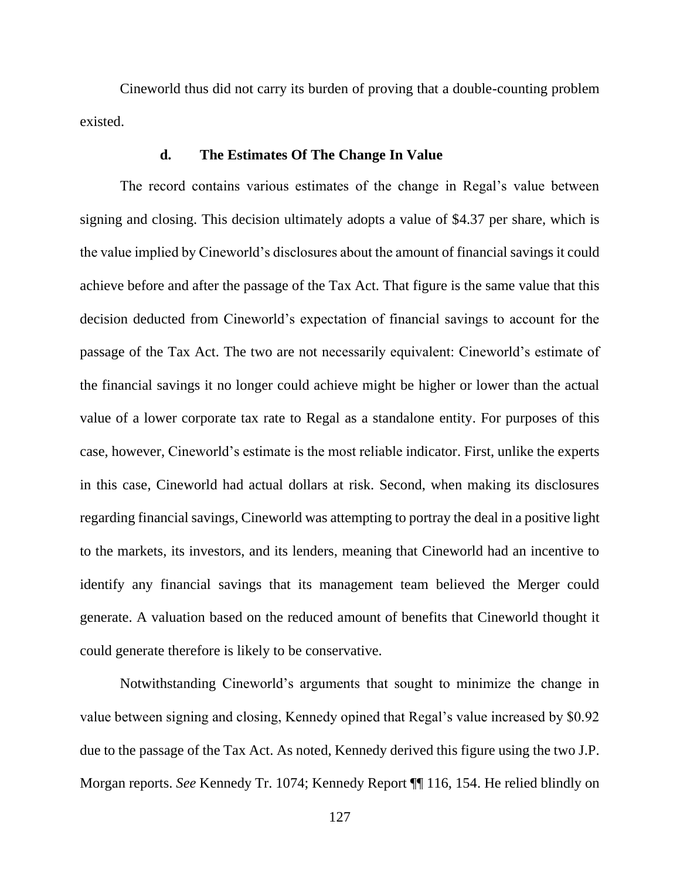Cineworld thus did not carry its burden of proving that a double-counting problem existed.

#### d. The Estimates Of The Change In Value

The record contains various estimates of the change in Regal's value between signing and closing. This decision ultimately adopts a value of $4.37 per share, which is the value implied by Cineworld's disclosures about the amount of financial savings it could achieve before and after the passage of the Tax Act. That figure is the same value that this decision deducted from Cineworld's expectation of financial savings to account for the passage of the Tax Act. The two are not necessarily equivalent: Cineworld's estimate of the financial savings it no longer could achieve might be higher or lower than the actual value of a lower corporate tax rate to Regal as a standalone entity. For purposes of this case, however, Cineworld's estimate is the most reliable indicator. First, unlike the experts in this case, Cineworld had actual dollars at risk. Second, when making its disclosures regarding financial savings, Cineworld was attempting to portray the deal in a positive light to the markets, its investors, and its lenders, meaning that Cineworld had an incentive to identify any financial savings that its management team believed the Merger could generate. A valuation based on the reduced amount of benefits that Cineworld thought it could generate therefore is likely to be conservative.

Notwithstanding Cineworld's arguments that sought to minimize the change in value between signing and closing, Kennedy opined that Regal's value increased by $0.92 due to the passage of the Tax Act. As noted, Kennedy derived this figure using the two J.P. Morgan reports. *See* Kennedy Tr. 1074; Kennedy Report ¶¶ 116, 154. He relied blindly on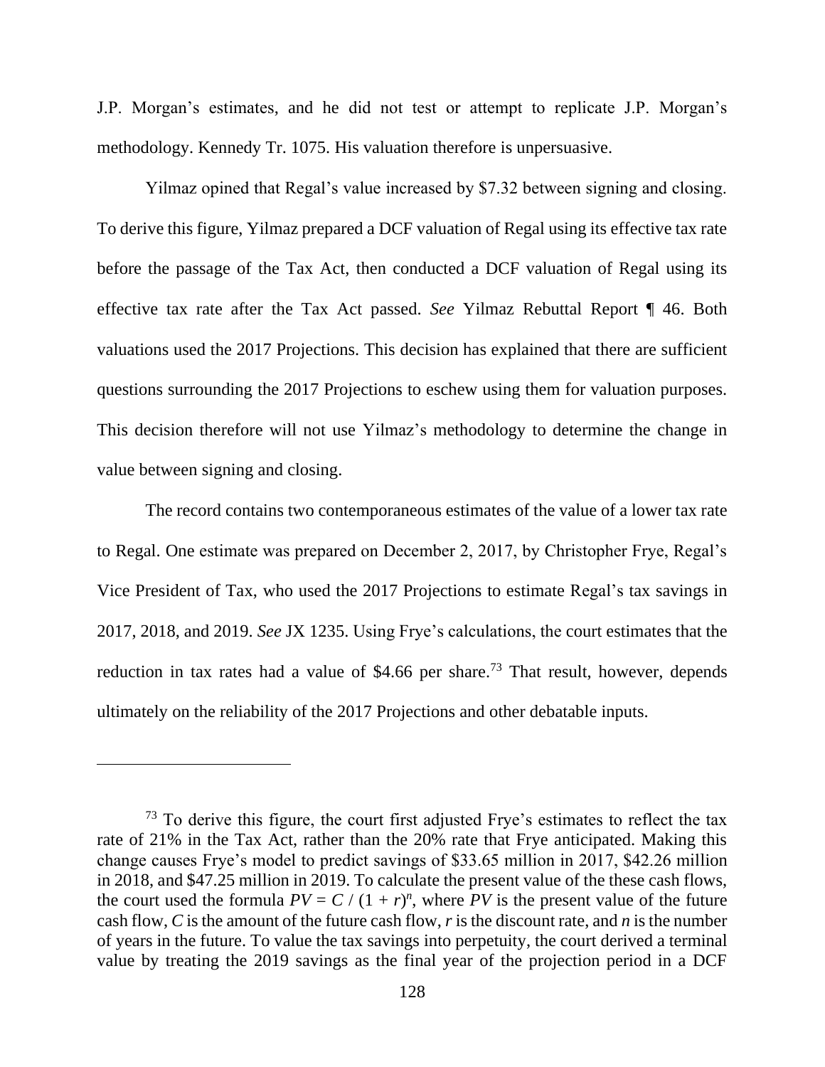J.P. Morgan's estimates, and he did not test or attempt to replicate J.P. Morgan's methodology. Kennedy Tr. 1075. His valuation therefore is unpersuasive.

Yilmaz opined that Regal's value increased by $7.32 between signing and closing. To derive this figure, Yilmaz prepared a DCF valuation of Regal using its effective tax rate before the passage of the Tax Act, then conducted a DCF valuation of Regal using its effective tax rate after the Tax Act passed. *See* Yilmaz Rebuttal Report ¶ 46. Both valuations used the 2017 Projections. This decision has explained that there are sufficient questions surrounding the 2017 Projections to eschew using them for valuation purposes. This decision therefore will not use Yilmaz's methodology to determine the change in value between signing and closing.

The record contains two contemporaneous estimates of the value of a lower tax rate to Regal. One estimate was prepared on December 2, 2017, by Christopher Frye, Regal's Vice President of Tax, who used the 2017 Projections to estimate Regal's tax savings in 2017, 2018, and 2019. *See* JX 1235. Using Frye's calculations, the court estimates that the reduction in tax rates had a value of $4.66 per share.[73] That result, however, depends ultimately on the reliability of the 2017 Projections and other debatable inputs.

---

[73] To derive this figure, the court first adjusted Frye's estimates to reflect the tax rate of 21% in the Tax Act, rather than the 20% rate that Frye anticipated. Making this change causes Frye's model to predict savings of $33.65 million in 2017, $42.26 million in 2018, and $47.25 million in 2019. To calculate the present value of the these cash flows, the court used the formula $PV = C / (1 + r)^n$, where $PV$ is the present value of the future cash flow, $C$ is the amount of the future cash flow, $r$ is the discount rate, and $n$ is the number of years in the future. To value the tax savings into perpetuity, the court derived a terminal value by treating the 2019 savings as the final year of the projection period in a DCF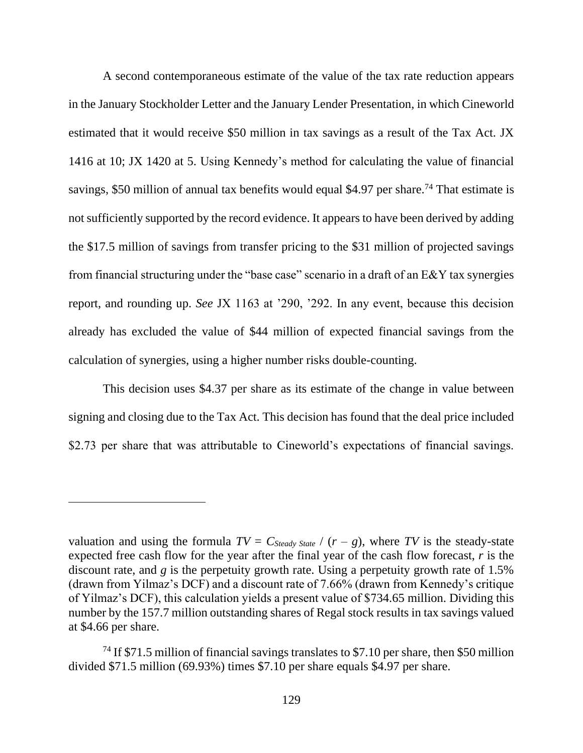A second contemporaneous estimate of the value of the tax rate reduction appears in the January Stockholder Letter and the January Lender Presentation, in which Cineworld estimated that it would receive $50 million in tax savings as a result of the Tax Act. JX 1416 at 10; JX 1420 at 5. Using Kennedy's method for calculating the value of financial savings, $50 million of annual tax benefits would equal $4.97 per share.[74] That estimate is not sufficiently supported by the record evidence. It appears to have been derived by adding the $17.5 million of savings from transfer pricing to the $31 million of projected savings from financial structuring under the "base case" scenario in a draft of an E&Y tax synergies report, and rounding up. *See* JX 1163 at '290, '292. In any event, because this decision already has excluded the value of $44 million of expected financial savings from the calculation of synergies, using a higher number risks double-counting.

This decision uses $4.37 per share as its estimate of the change in value between signing and closing due to the Tax Act. This decision has found that the deal price included $2.73 per share that was attributable to Cineworld's expectations of financial savings.

---

valuation and using the formula $TV = C_{Steady\ State} / (r - g)$, where $TV$ is the steady-state expected free cash flow for the year after the final year of the cash flow forecast, $r$ is the discount rate, and $g$ is the perpetuity growth rate. Using a perpetuity growth rate of 1.5% (drawn from Yilmaz's DCF) and a discount rate of 7.66% (drawn from Kennedy's critique of Yilmaz's DCF), this calculation yields a present value of $734.65 million. Dividing this number by the 157.7 million outstanding shares of Regal stock results in tax savings valued at $4.66 per share.

[74] If $71.5 million of financial savings translates to $7.10 per share, then $50 million divided $71.5 million (69.93%) times $7.10 per share equals $4.97 per share.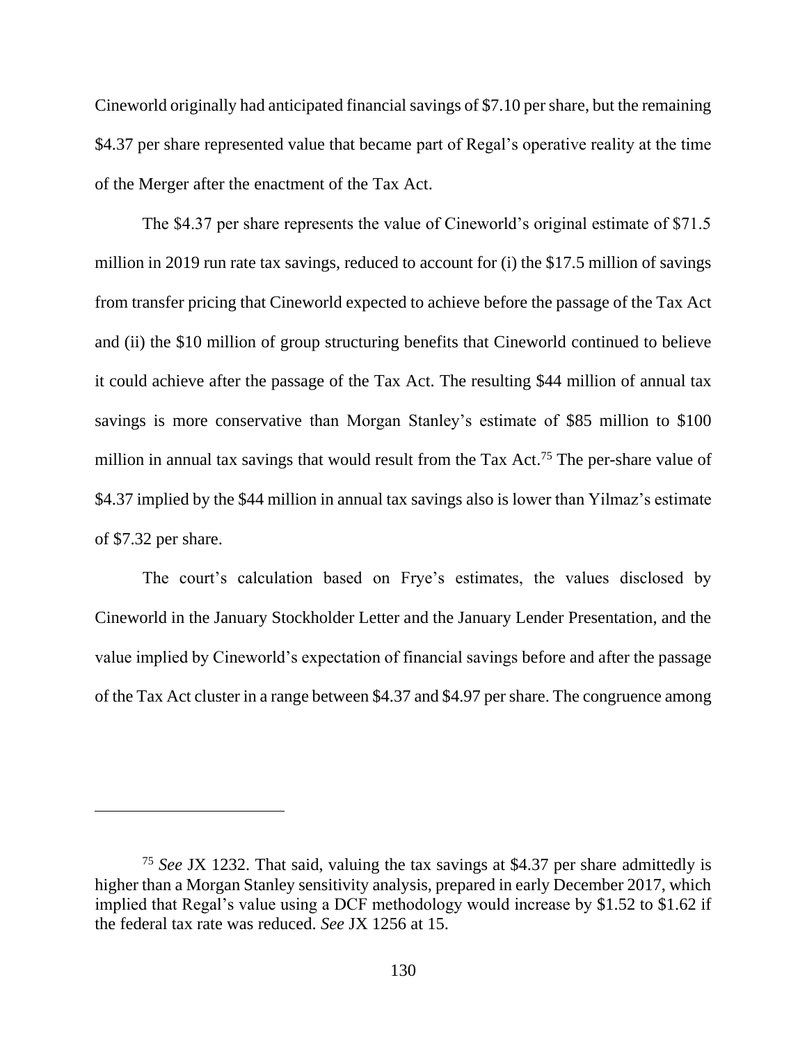Cineworld originally had anticipated financial savings of $7.10 per share, but the remaining $4.37 per share represented value that became part of Regal's operative reality at the time of the Merger after the enactment of the Tax Act.

The $4.37 per share represents the value of Cineworld's original estimate of $71.5 million in 2019 run rate tax savings, reduced to account for (i) the $17.5 million of savings from transfer pricing that Cineworld expected to achieve before the passage of the Tax Act and (ii) the $10 million of group structuring benefits that Cineworld continued to believe it could achieve after the passage of the Tax Act. The resulting $44 million of annual tax savings is more conservative than Morgan Stanley's estimate of $85 million to $100 million in annual tax savings that would result from the Tax Act.[75] The per-share value of $4.37 implied by the $44 million in annual tax savings also is lower than Yilmaz's estimate of $7.32 per share.

The court's calculation based on Frye's estimates, the values disclosed by Cineworld in the January Stockholder Letter and the January Lender Presentation, and the value implied by Cineworld's expectation of financial savings before and after the passage of the Tax Act cluster in a range between $4.37 and $4.97 per share. The congruence among

---

[75] *See* JX 1232. That said, valuing the tax savings at $4.37 per share admittedly is higher than a Morgan Stanley sensitivity analysis, prepared in early December 2017, which implied that Regal's value using a DCF methodology would increase by $1.52 to $1.62 if the federal tax rate was reduced. *See* JX 1256 at 15.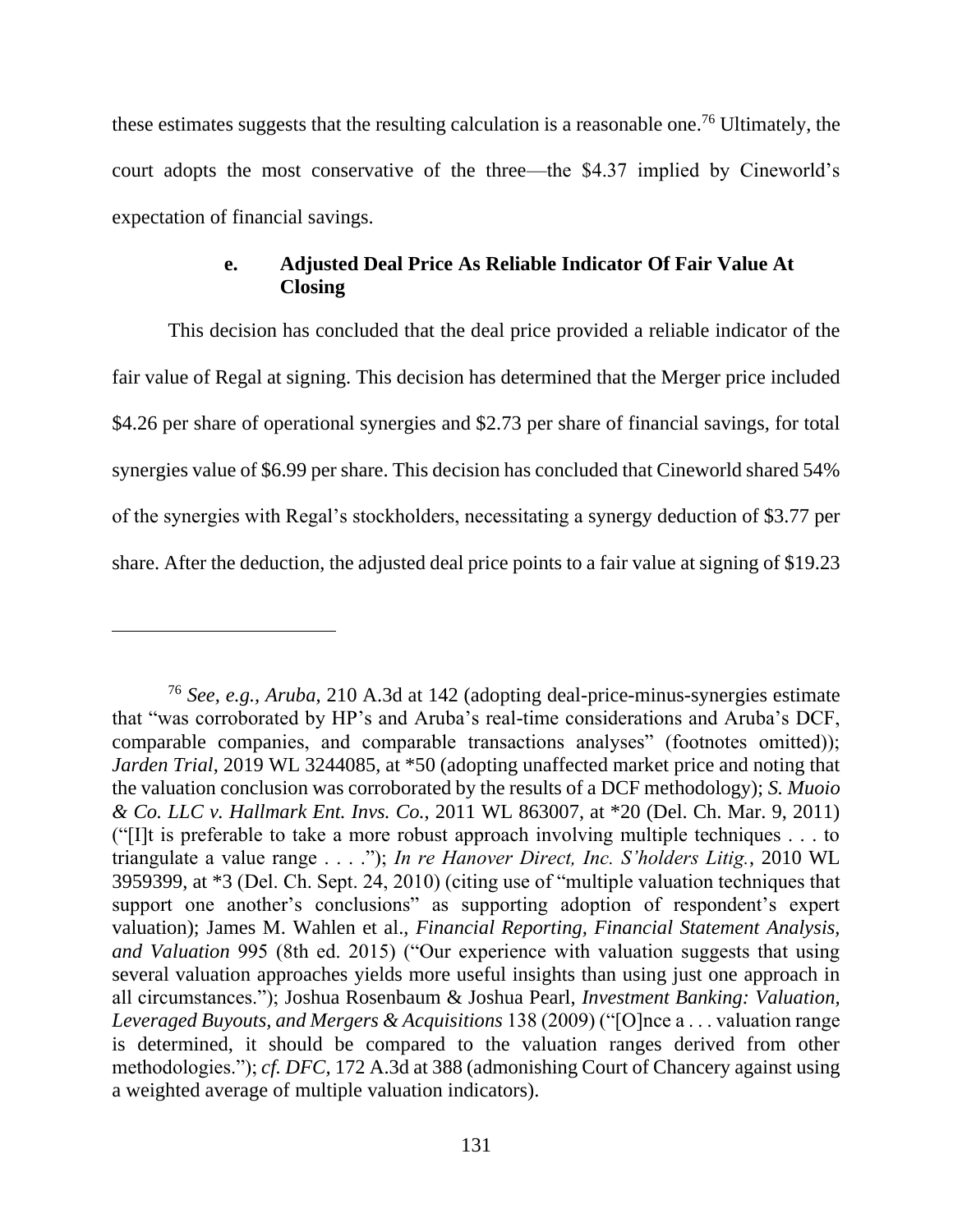these estimates suggests that the resulting calculation is a reasonable one.[76] Ultimately, the court adopts the most conservative of the three—the $4.37 implied by Cineworld's expectation of financial savings.

#### e. Adjusted Deal Price As Reliable Indicator Of Fair Value At Closing

This decision has concluded that the deal price provided a reliable indicator of the fair value of Regal at signing. This decision has determined that the Merger price included $4.26 per share of operational synergies and $2.73 per share of financial savings, for total synergies value of $6.99 per share. This decision has concluded that Cineworld shared 54% of the synergies with Regal's stockholders, necessitating a synergy deduction of $3.77 per share. After the deduction, the adjusted deal price points to a fair value at signing of $19.23

---

[76] *See, e.g.*, *Aruba*, 210 A.3d at 142 (adopting deal-price-minus-synergies estimate that "was corroborated by HP's and Aruba's real-time considerations and Aruba's DCF, comparable companies, and comparable transactions analyses" (footnotes omitted)); *Jarden Trial*, 2019 WL 3244085, at *50 (adopting unaffected market price and noting that the valuation conclusion was corroborated by the results of a DCF methodology); *S. Muoio & Co. LLC v. Hallmark Ent. Invs. Co.*, 2011 WL 863007, at *20 (Del. Ch. Mar. 9, 2011) ("[I]t is preferable to take a more robust approach involving multiple techniques . . . to triangulate a value range . . . ."); *In re Hanover Direct, Inc. S'holders Litig.*, 2010 WL 3959399, at *3 (Del. Ch. Sept. 24, 2010) (citing use of "multiple valuation techniques that support one another's conclusions" as supporting adoption of respondent's expert valuation); James M. Wahlen et al., *Financial Reporting, Financial Statement Analysis, and Valuation* 995 (8th ed. 2015) ("Our experience with valuation suggests that using several valuation approaches yields more useful insights than using just one approach in all circumstances."); Joshua Rosenbaum & Joshua Pearl, *Investment Banking: Valuation, Leveraged Buyouts, and Mergers & Acquisitions* 138 (2009) ("[O]nce a . . . valuation range is determined, it should be compared to the valuation ranges derived from other methodologies."); *cf. DFC*, 172 A.3d at 388 (admonishing Court of Chancery against using a weighted average of multiple valuation indicators).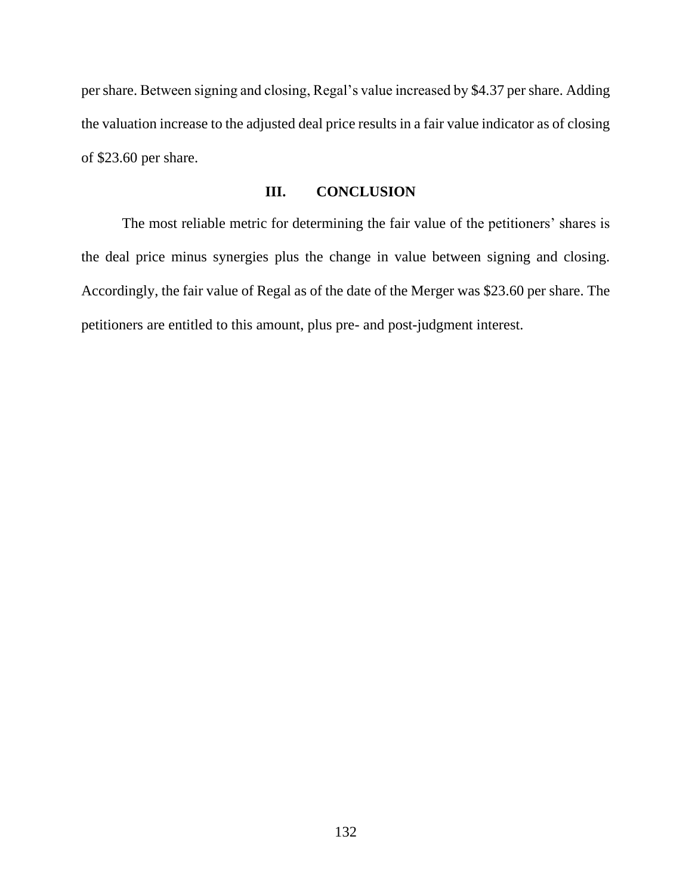per share. Between signing and closing, Regal's value increased by $4.37 per share. Adding the valuation increase to the adjusted deal price results in a fair value indicator as of closing of $23.60 per share.

## III. CONCLUSION

The most reliable metric for determining the fair value of the petitioners' shares is the deal price minus synergies plus the change in value between signing and closing. Accordingly, the fair value of Regal as of the date of the Merger was $23.60 per share. The petitioners are entitled to this amount, plus pre- and post-judgment interest.